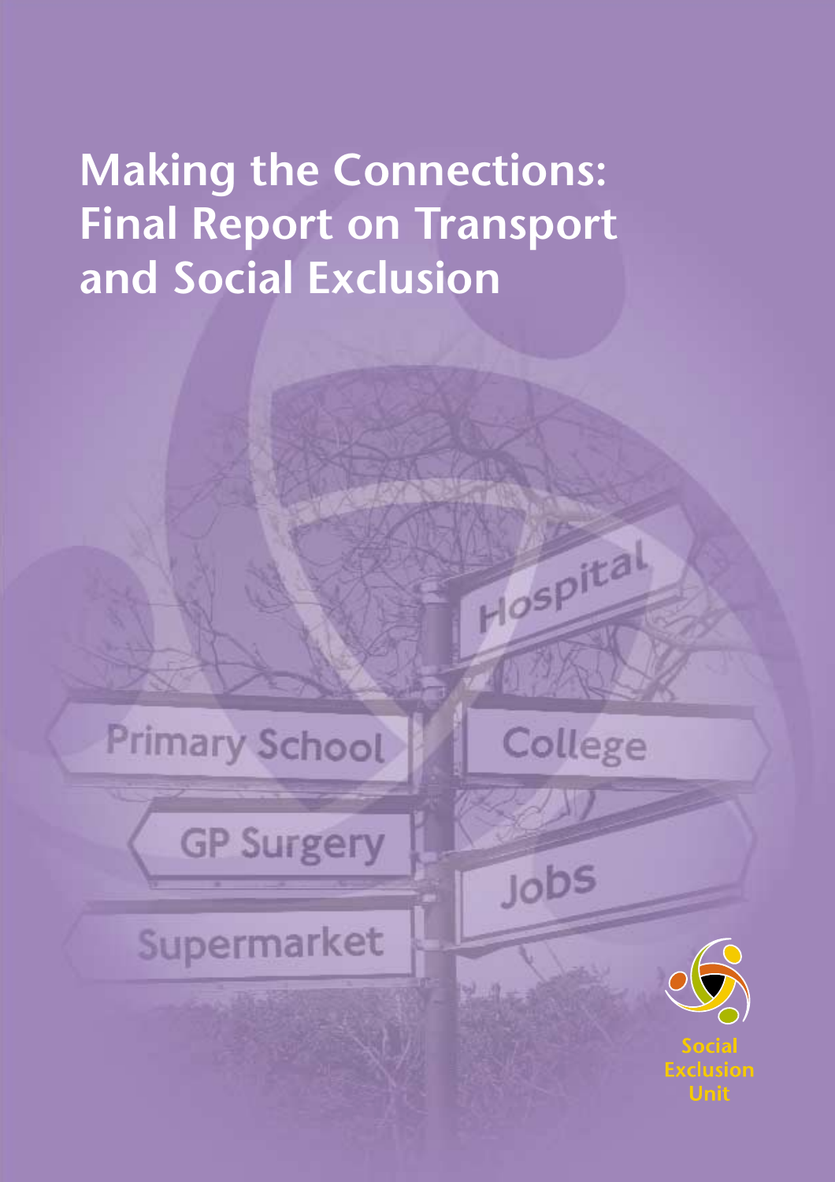# Making the Connections: Final Report on Transport and Social Exclusion

Social Exclusion Unit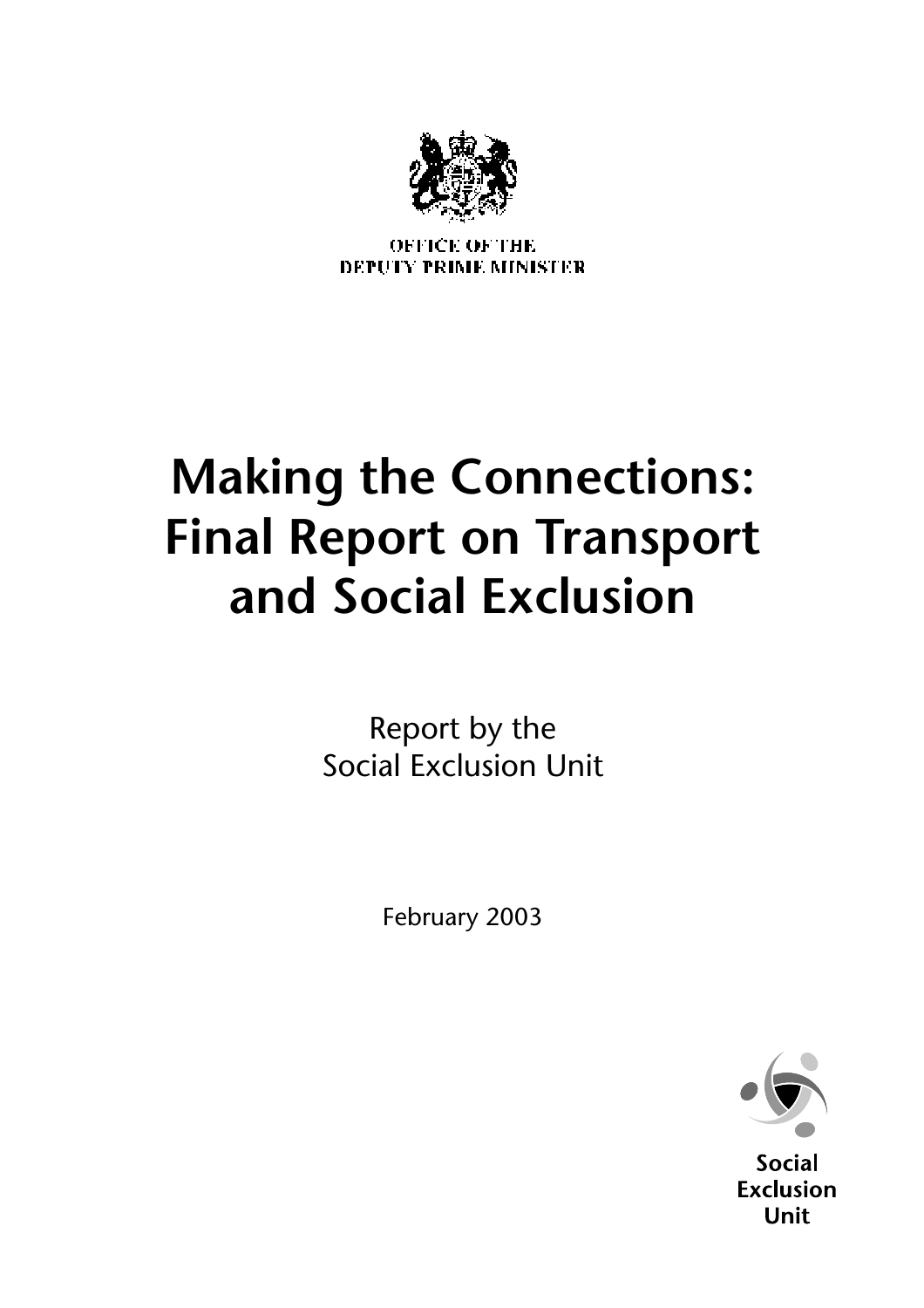OFFICE OF THE
DEPUTY PRIME MINISTER

# Making the Connections: Final Report on Transport and Social Exclusion

Report by the
Social Exclusion Unit

February 2003

**Social Exclusion Unit**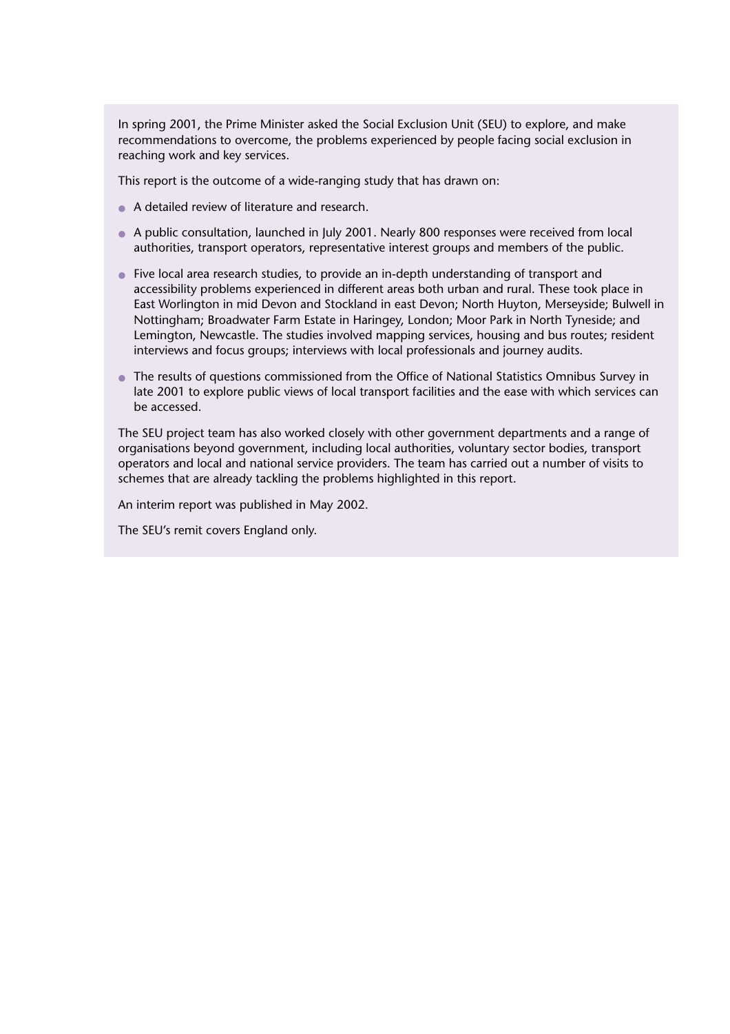In spring 2001, the Prime Minister asked the Social Exclusion Unit (SEU) to explore, and make recommendations to overcome, the problems experienced by people facing social exclusion in reaching work and key services.

This report is the outcome of a wide-ranging study that has drawn on:

- A detailed review of literature and research.
- A public consultation, launched in July 2001. Nearly 800 responses were received from local authorities, transport operators, representative interest groups and members of the public.
- Five local area research studies, to provide an in-depth understanding of transport and accessibility problems experienced in different areas both urban and rural. These took place in East Worlington in mid Devon and Stockland in east Devon; North Huyton, Merseyside; Bulwell in Nottingham; Broadwater Farm Estate in Haringey, London; Moor Park in North Tyneside; and Lemington, Newcastle. The studies involved mapping services, housing and bus routes; resident interviews and focus groups; interviews with local professionals and journey audits.
- The results of questions commissioned from the Office of National Statistics Omnibus Survey in late 2001 to explore public views of local transport facilities and the ease with which services can be accessed.

The SEU project team has also worked closely with other government departments and a range of organisations beyond government, including local authorities, voluntary sector bodies, transport operators and local and national service providers. The team has carried out a number of visits to schemes that are already tackling the problems highlighted in this report.

An interim report was published in May 2002.

The SEU's remit covers England only.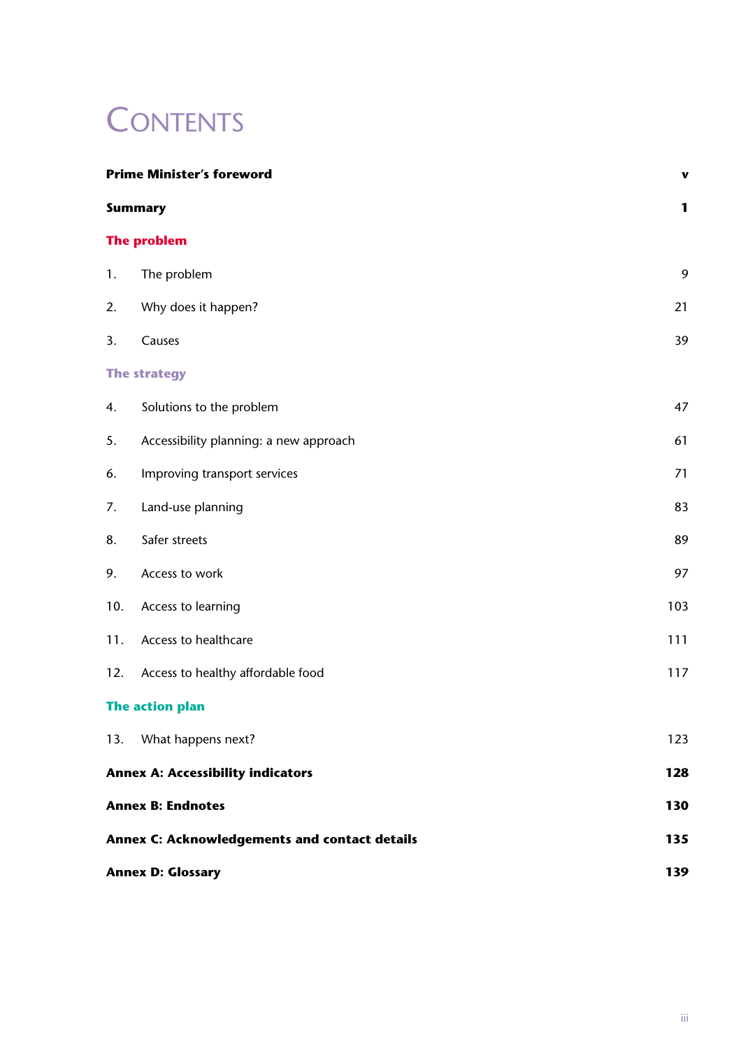# CONTENTS

| | |
|---|---|
| **Prime Minister's foreword** | **v** |
| **Summary** | **1** |
| **The problem** | |
| 1. The problem | 9 |
| 2. Why does it happen? | 21 |
| 3. Causes | 39 |
| **The strategy** | |
| 4. Solutions to the problem | 47 |
| 5. Accessibility planning: a new approach | 61 |
| 6. Improving transport services | 71 |
| 7. Land-use planning | 83 |
| 8. Safer streets | 89 |
| 9. Access to work | 97 |
| 10. Access to learning | 103 |
| 11. Access to healthcare | 111 |
| 12. Access to healthy affordable food | 117 |
| **The action plan** | |
| 13. What happens next? | 123 |
| **Annex A: Accessibility indicators** | **128** |
| **Annex B: Endnotes** | **130** |
| **Annex C: Acknowledgements and contact details** | **135** |
| **Annex D: Glossary** | **139** |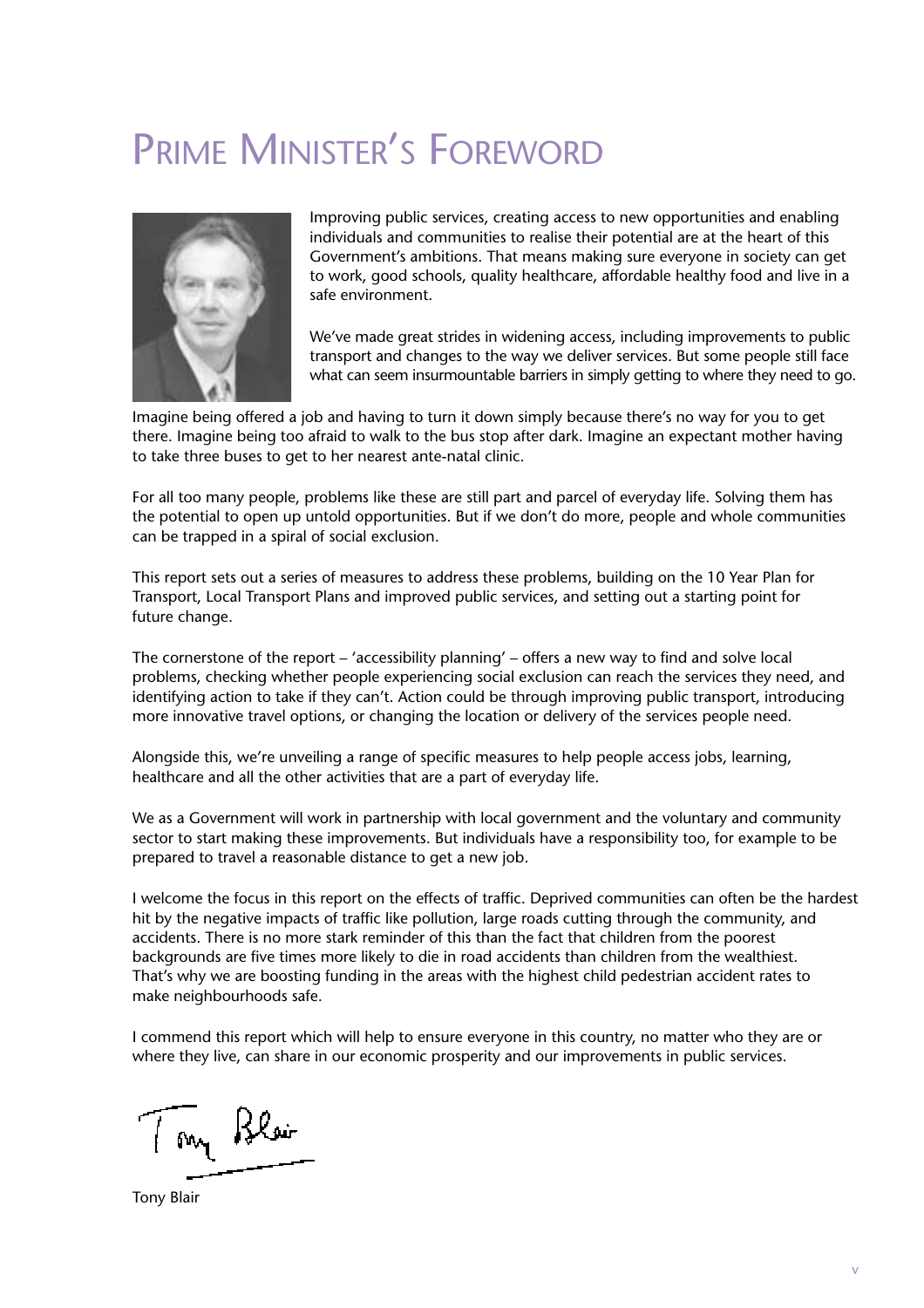# Prime Minister's Foreword

Improving public services, creating access to new opportunities and enabling individuals and communities to realise their potential are at the heart of this Government's ambitions. That means making sure everyone in society can get to work, good schools, quality healthcare, affordable healthy food and live in a safe environment.

We've made great strides in widening access, including improvements to public transport and changes to the way we deliver services. But some people still face what can seem insurmountable barriers in simply getting to where they need to go.

Imagine being offered a job and having to turn it down simply because there's no way for you to get there. Imagine being too afraid to walk to the bus stop after dark. Imagine an expectant mother having to take three buses to get to her nearest ante-natal clinic.

For all too many people, problems like these are still part and parcel of everyday life. Solving them has the potential to open up untold opportunities. But if we don't do more, people and whole communities can be trapped in a spiral of social exclusion.

This report sets out a series of measures to address these problems, building on the 10 Year Plan for Transport, Local Transport Plans and improved public services, and setting out a starting point for future change.

The cornerstone of the report – 'accessibility planning' – offers a new way to find and solve local problems, checking whether people experiencing social exclusion can reach the services they need, and identifying action to take if they can't. Action could be through improving public transport, introducing more innovative travel options, or changing the location or delivery of the services people need.

Alongside this, we're unveiling a range of specific measures to help people access jobs, learning, healthcare and all the other activities that are a part of everyday life.

We as a Government will work in partnership with local government and the voluntary and community sector to start making these improvements. But individuals have a responsibility too, for example to be prepared to travel a reasonable distance to get a new job.

I welcome the focus in this report on the effects of traffic. Deprived communities can often be the hardest hit by the negative impacts of traffic like pollution, large roads cutting through the community, and accidents. There is no more stark reminder of this than the fact that children from the poorest backgrounds are five times more likely to die in road accidents than children from the wealthiest. That's why we are boosting funding in the areas with the highest child pedestrian accident rates to make neighbourhoods safe.

I commend this report which will help to ensure everyone in this country, no matter who they are or where they live, can share in our economic prosperity and our improvements in public services.

Tony Blair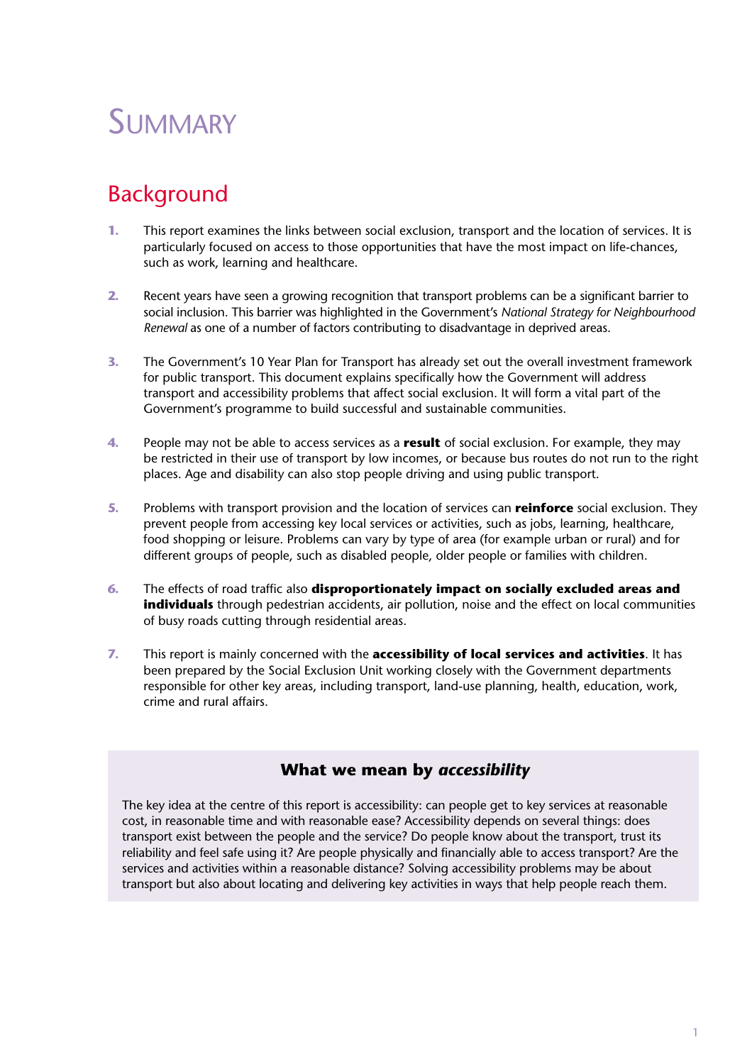# Summary

## Background

1. This report examines the links between social exclusion, transport and the location of services. It is particularly focused on access to those opportunities that have the most impact on life-chances, such as work, learning and healthcare.

2. Recent years have seen a growing recognition that transport problems can be a significant barrier to social inclusion. This barrier was highlighted in the Government's *National Strategy for Neighbourhood Renewal* as one of a number of factors contributing to disadvantage in deprived areas.

3. The Government's 10 Year Plan for Transport has already set out the overall investment framework for public transport. This document explains specifically how the Government will address transport and accessibility problems that affect social exclusion. It will form a vital part of the Government's programme to build successful and sustainable communities.

4. People may not be able to access services as a **result** of social exclusion. For example, they may be restricted in their use of transport by low incomes, or because bus routes do not run to the right places. Age and disability can also stop people driving and using public transport.

5. Problems with transport provision and the location of services can **reinforce** social exclusion. They prevent people from accessing key local services or activities, such as jobs, learning, healthcare, food shopping or leisure. Problems can vary by type of area (for example urban or rural) and for different groups of people, such as disabled people, older people or families with children.

6. The effects of road traffic also **disproportionately impact on socially excluded areas and individuals** through pedestrian accidents, air pollution, noise and the effect on local communities of busy roads cutting through residential areas.

7. This report is mainly concerned with the **accessibility of local services and activities**. It has been prepared by the Social Exclusion Unit working closely with the Government departments responsible for other key areas, including transport, land-use planning, health, education, work, crime and rural affairs.

### What we mean by *accessibility*

The key idea at the centre of this report is accessibility: can people get to key services at reasonable cost, in reasonable time and with reasonable ease? Accessibility depends on several things: does transport exist between the people and the service? Do people know about the transport, trust its reliability and feel safe using it? Are people physically and financially able to access transport? Are the services and activities within a reasonable distance? Solving accessibility problems may be about transport but also about locating and delivering key activities in ways that help people reach them.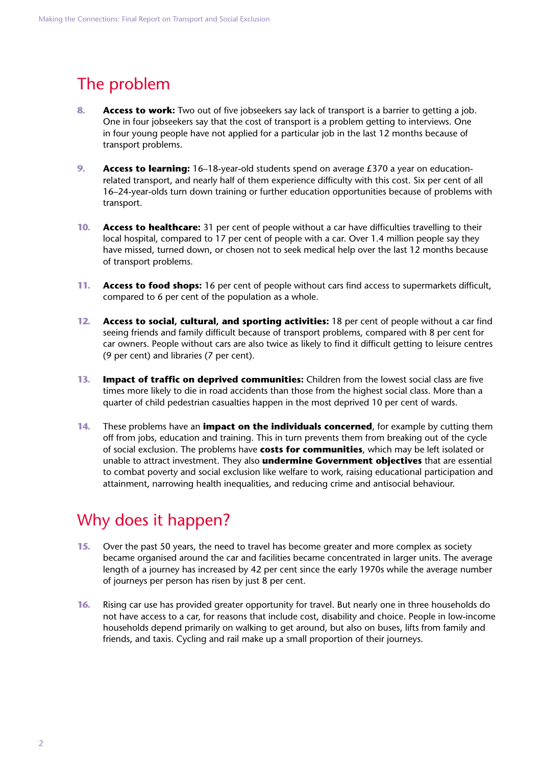## The problem

**8.** **Access to work:** Two out of five jobseekers say lack of transport is a barrier to getting a job. One in four jobseekers say that the cost of transport is a problem getting to interviews. One in four young people have not applied for a particular job in the last 12 months because of transport problems.

**9.** **Access to learning:** 16–18-year-old students spend on average £370 a year on education-related transport, and nearly half of them experience difficulty with this cost. Six per cent of all 16–24-year-olds turn down training or further education opportunities because of problems with transport.

**10.** **Access to healthcare:** 31 per cent of people without a car have difficulties travelling to their local hospital, compared to 17 per cent of people with a car. Over 1.4 million people say they have missed, turned down, or chosen not to seek medical help over the last 12 months because of transport problems.

**11.** **Access to food shops:** 16 per cent of people without cars find access to supermarkets difficult, compared to 6 per cent of the population as a whole.

**12.** **Access to social, cultural, and sporting activities:** 18 per cent of people without a car find seeing friends and family difficult because of transport problems, compared with 8 per cent for car owners. People without cars are also twice as likely to find it difficult getting to leisure centres (9 per cent) and libraries (7 per cent).

**13.** **Impact of traffic on deprived communities:** Children from the lowest social class are five times more likely to die in road accidents than those from the highest social class. More than a quarter of child pedestrian casualties happen in the most deprived 10 per cent of wards.

**14.** These problems have an **impact on the individuals concerned**, for example by cutting them off from jobs, education and training. This in turn prevents them from breaking out of the cycle of social exclusion. The problems have **costs for communities**, which may be left isolated or unable to attract investment. They also **undermine Government objectives** that are essential to combat poverty and social exclusion like welfare to work, raising educational participation and attainment, narrowing health inequalities, and reducing crime and antisocial behaviour.

## Why does it happen?

**15.** Over the past 50 years, the need to travel has become greater and more complex as society became organised around the car and facilities became concentrated in larger units. The average length of a journey has increased by 42 per cent since the early 1970s while the average number of journeys per person has risen by just 8 per cent.

**16.** Rising car use has provided greater opportunity for travel. But nearly one in three households do not have access to a car, for reasons that include cost, disability and choice. People in low-income households depend primarily on walking to get around, but also on buses, lifts from family and friends, and taxis. Cycling and rail make up a small proportion of their journeys.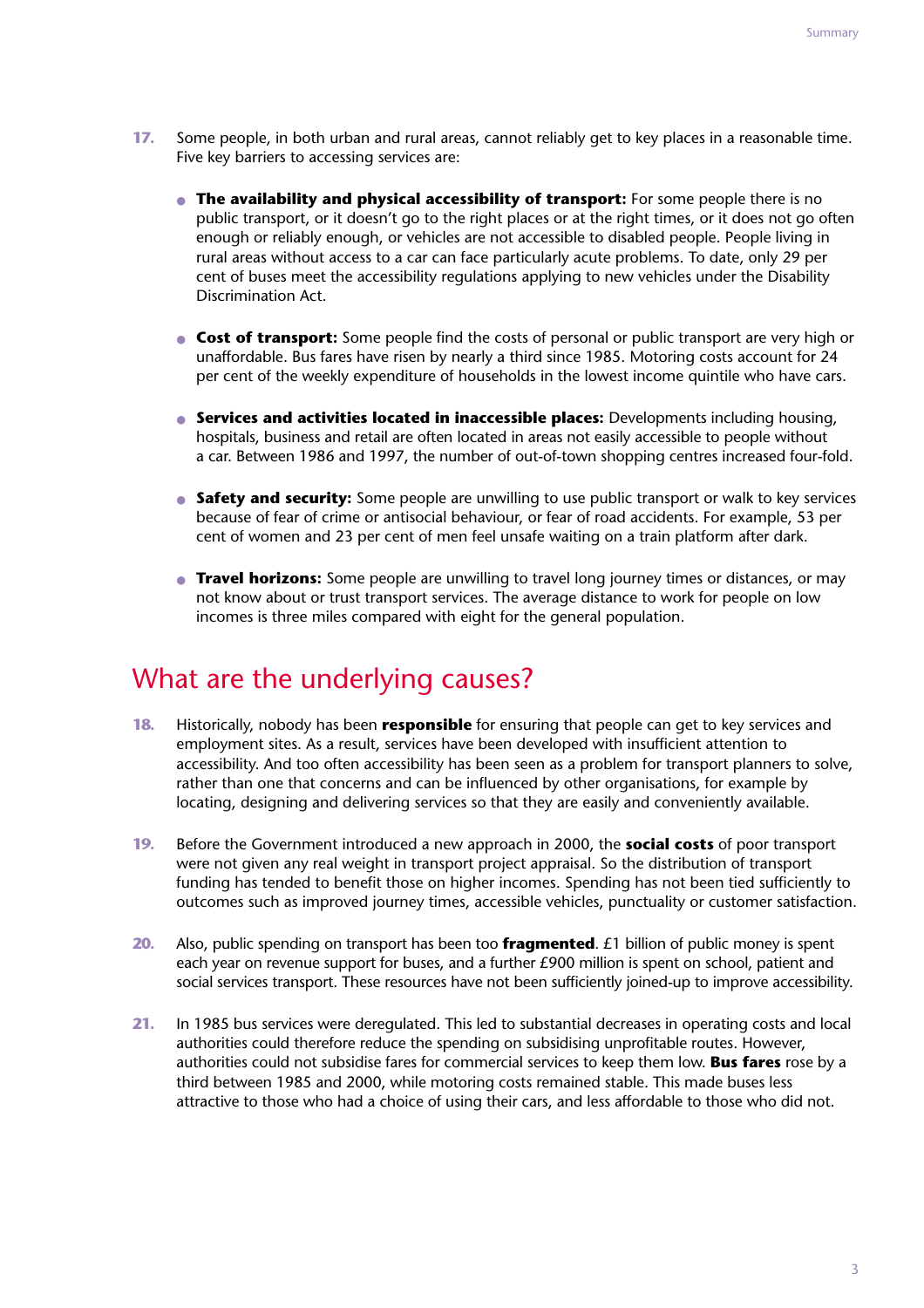17. Some people, in both urban and rural areas, cannot reliably get to key places in a reasonable time. Five key barriers to accessing services are:

- **The availability and physical accessibility of transport:** For some people there is no public transport, or it doesn't go to the right places or at the right times, or it does not go often enough or reliably enough, or vehicles are not accessible to disabled people. People living in rural areas without access to a car can face particularly acute problems. To date, only 29 per cent of buses meet the accessibility regulations applying to new vehicles under the Disability Discrimination Act.

- **Cost of transport:** Some people find the costs of personal or public transport are very high or unaffordable. Bus fares have risen by nearly a third since 1985. Motoring costs account for 24 per cent of the weekly expenditure of households in the lowest income quintile who have cars.

- **Services and activities located in inaccessible places:** Developments including housing, hospitals, business and retail are often located in areas not easily accessible to people without a car. Between 1986 and 1997, the number of out-of-town shopping centres increased four-fold.

- **Safety and security:** Some people are unwilling to use public transport or walk to key services because of fear of crime or antisocial behaviour, or fear of road accidents. For example, 53 per cent of women and 23 per cent of men feel unsafe waiting on a train platform after dark.

- **Travel horizons:** Some people are unwilling to travel long journey times or distances, or may not know about or trust transport services. The average distance to work for people on low incomes is three miles compared with eight for the general population.

## What are the underlying causes?

18. Historically, nobody has been **responsible** for ensuring that people can get to key services and employment sites. As a result, services have been developed with insufficient attention to accessibility. And too often accessibility has been seen as a problem for transport planners to solve, rather than one that concerns and can be influenced by other organisations, for example by locating, designing and delivering services so that they are easily and conveniently available.

19. Before the Government introduced a new approach in 2000, the **social costs** of poor transport were not given any real weight in transport project appraisal. So the distribution of transport funding has tended to benefit those on higher incomes. Spending has not been tied sufficiently to outcomes such as improved journey times, accessible vehicles, punctuality or customer satisfaction.

20. Also, public spending on transport has been too **fragmented**. £1 billion of public money is spent each year on revenue support for buses, and a further £900 million is spent on school, patient and social services transport. These resources have not been sufficiently joined-up to improve accessibility.

21. In 1985 bus services were deregulated. This led to substantial decreases in operating costs and local authorities could therefore reduce the spending on subsidising unprofitable routes. However, authorities could not subsidise fares for commercial services to keep them low. **Bus fares** rose by a third between 1985 and 2000, while motoring costs remained stable. This made buses less attractive to those who had a choice of using their cars, and less affordable to those who did not.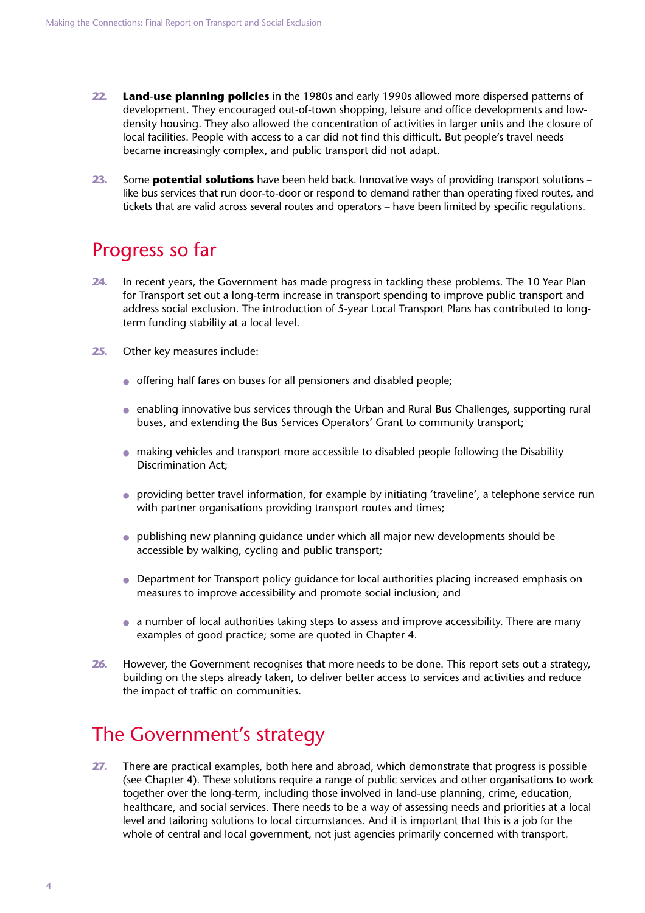22. **Land-use planning policies** in the 1980s and early 1990s allowed more dispersed patterns of development. They encouraged out-of-town shopping, leisure and office developments and low-density housing. They also allowed the concentration of activities in larger units and the closure of local facilities. People with access to a car did not find this difficult. But people's travel needs became increasingly complex, and public transport did not adapt.

23. Some **potential solutions** have been held back. Innovative ways of providing transport solutions – like bus services that run door-to-door or respond to demand rather than operating fixed routes, and tickets that are valid across several routes and operators – have been limited by specific regulations.

## Progress so far

24. In recent years, the Government has made progress in tackling these problems. The 10 Year Plan for Transport set out a long-term increase in transport spending to improve public transport and address social exclusion. The introduction of 5-year Local Transport Plans has contributed to long-term funding stability at a local level.

25. Other key measures include:

- offering half fares on buses for all pensioners and disabled people;
- enabling innovative bus services through the Urban and Rural Bus Challenges, supporting rural buses, and extending the Bus Services Operators' Grant to community transport;
- making vehicles and transport more accessible to disabled people following the Disability Discrimination Act;
- providing better travel information, for example by initiating 'traveline', a telephone service run with partner organisations providing transport routes and times;
- publishing new planning guidance under which all major new developments should be accessible by walking, cycling and public transport;
- Department for Transport policy guidance for local authorities placing increased emphasis on measures to improve accessibility and promote social inclusion; and
- a number of local authorities taking steps to assess and improve accessibility. There are many examples of good practice; some are quoted in Chapter 4.

26. However, the Government recognises that more needs to be done. This report sets out a strategy, building on the steps already taken, to deliver better access to services and activities and reduce the impact of traffic on communities.

## The Government's strategy

27. There are practical examples, both here and abroad, which demonstrate that progress is possible (see Chapter 4). These solutions require a range of public services and other organisations to work together over the long-term, including those involved in land-use planning, crime, education, healthcare, and social services. There needs to be a way of assessing needs and priorities at a local level and tailoring solutions to local circumstances. And it is important that this is a job for the whole of central and local government, not just agencies primarily concerned with transport.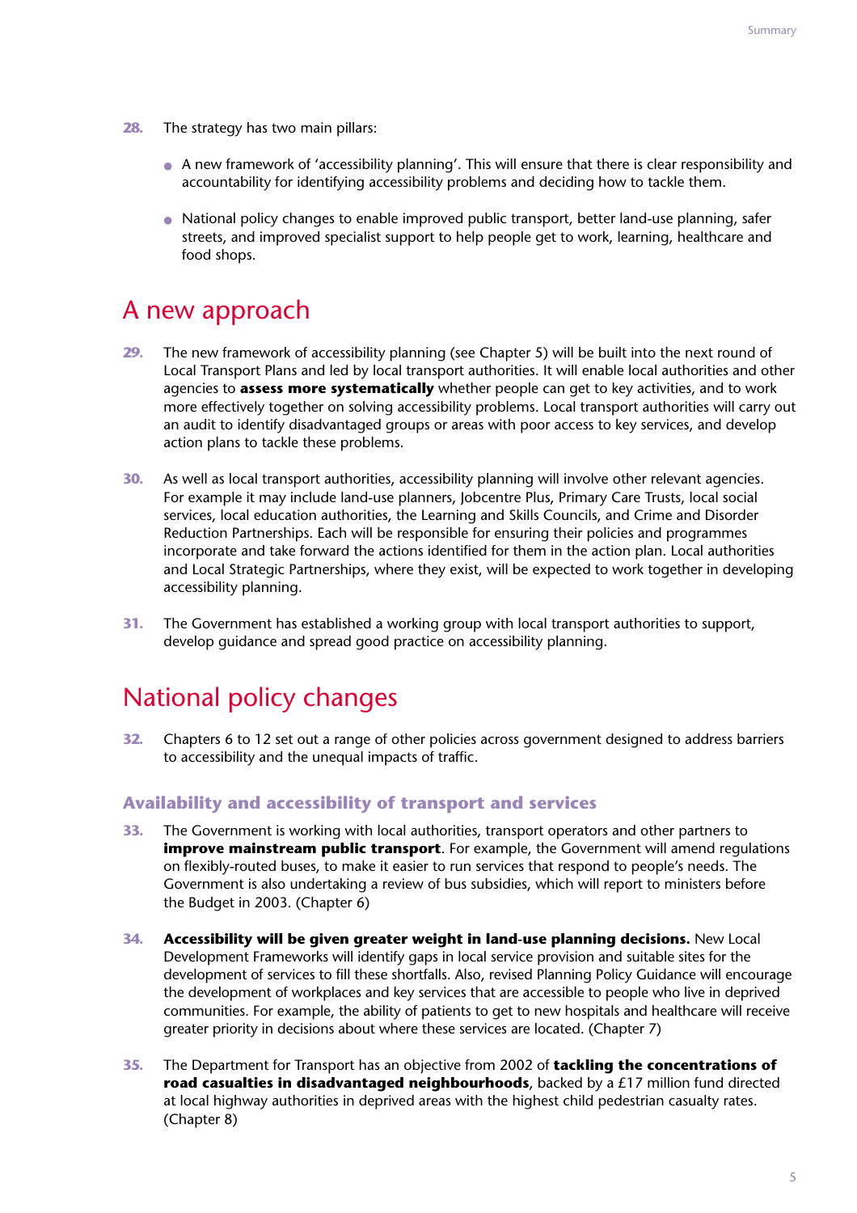28. The strategy has two main pillars:

- A new framework of 'accessibility planning'. This will ensure that there is clear responsibility and accountability for identifying accessibility problems and deciding how to tackle them.
- National policy changes to enable improved public transport, better land-use planning, safer streets, and improved specialist support to help people get to work, learning, healthcare and food shops.

## A new approach

29. The new framework of accessibility planning (see Chapter 5) will be built into the next round of Local Transport Plans and led by local transport authorities. It will enable local authorities and other agencies to **assess more systematically** whether people can get to key activities, and to work more effectively together on solving accessibility problems. Local transport authorities will carry out an audit to identify disadvantaged groups or areas with poor access to key services, and develop action plans to tackle these problems.

30. As well as local transport authorities, accessibility planning will involve other relevant agencies. For example it may include land-use planners, Jobcentre Plus, Primary Care Trusts, local social services, local education authorities, the Learning and Skills Councils, and Crime and Disorder Reduction Partnerships. Each will be responsible for ensuring their policies and programmes incorporate and take forward the actions identified for them in the action plan. Local authorities and Local Strategic Partnerships, where they exist, will be expected to work together in developing accessibility planning.

31. The Government has established a working group with local transport authorities to support, develop guidance and spread good practice on accessibility planning.

## National policy changes

32. Chapters 6 to 12 set out a range of other policies across government designed to address barriers to accessibility and the unequal impacts of traffic.

### Availability and accessibility of transport and services

33. The Government is working with local authorities, transport operators and other partners to **improve mainstream public transport**. For example, the Government will amend regulations on flexibly-routed buses, to make it easier to run services that respond to people's needs. The Government is also undertaking a review of bus subsidies, which will report to ministers before the Budget in 2003. (Chapter 6)

34. **Accessibility will be given greater weight in land-use planning decisions.** New Local Development Frameworks will identify gaps in local service provision and suitable sites for the development of services to fill these shortfalls. Also, revised Planning Policy Guidance will encourage the development of workplaces and key services that are accessible to people who live in deprived communities. For example, the ability of patients to get to new hospitals and healthcare will receive greater priority in decisions about where these services are located. (Chapter 7)

35. The Department for Transport has an objective from 2002 of **tackling the concentrations of road casualties in disadvantaged neighbourhoods**, backed by a £17 million fund directed at local highway authorities in deprived areas with the highest child pedestrian casualty rates. (Chapter 8)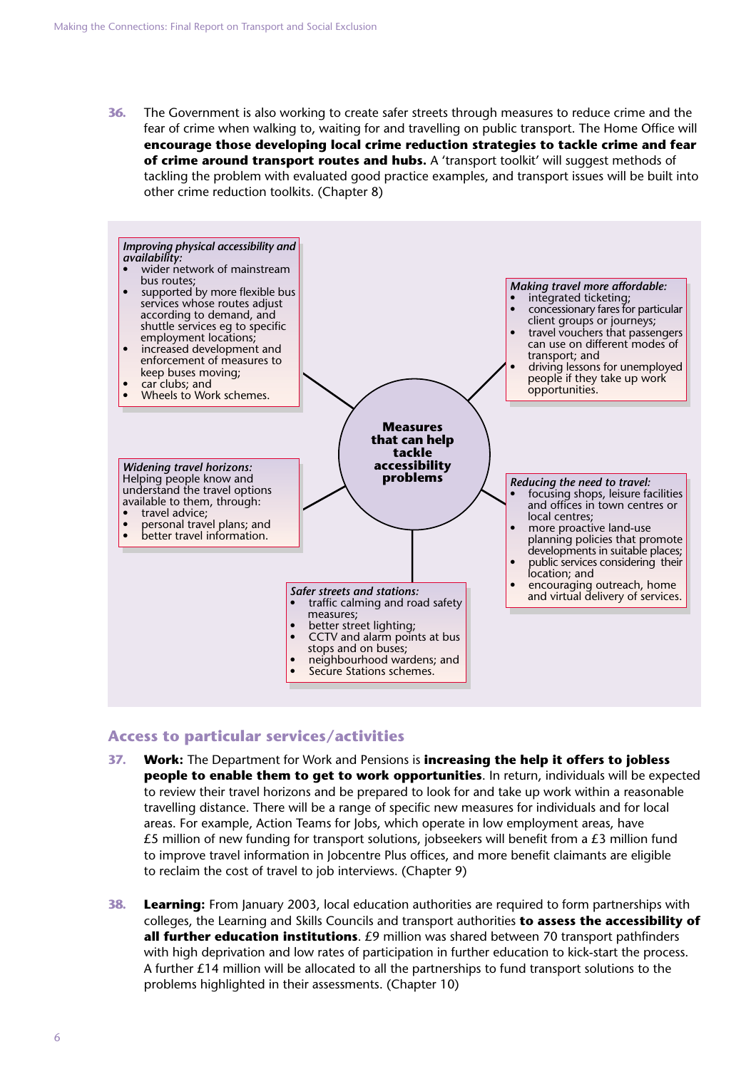**36.** The Government is also working to create safer streets through measures to reduce crime and the fear of crime when walking to, waiting for and travelling on public transport. The Home Office will **encourage those developing local crime reduction strategies to tackle crime and fear of crime around transport routes and hubs.** A 'transport toolkit' will suggest methods of tackling the problem with evaluated good practice examples, and transport issues will be built into other crime reduction toolkits. (Chapter 8)

**Measures that can help tackle accessibility problems**

*Improving physical accessibility and availability:*
- wider network of mainstream bus routes;
- supported by more flexible bus services whose routes adjust according to demand, and shuttle services eg to specific employment locations;
- increased development and enforcement of measures to keep buses moving;
- car clubs; and
- Wheels to Work schemes.

*Making travel more affordable:*
- integrated ticketing;
- concessionary fares for particular client groups or journeys;
- travel vouchers that passengers can use on different modes of transport; and
- driving lessons for unemployed people if they take up work opportunities.

*Widening travel horizons:*
Helping people know and understand the travel options available to them, through:
- travel advice;
- personal travel plans; and
- better travel information.

*Reducing the need to travel:*
- focusing shops, leisure facilities and offices in town centres or local centres;
- more proactive land-use planning policies that promote developments in suitable places;
- public services considering their location; and
- encouraging outreach, home and virtual delivery of services.

*Safer streets and stations:*
- traffic calming and road safety measures;
- better street lighting;
- CCTV and alarm points at bus stops and on buses;
- neighbourhood wardens; and
- Secure Stations schemes.

## Access to particular services/activities

**37.** **Work:** The Department for Work and Pensions is **increasing the help it offers to jobless people to enable them to get to work opportunities**. In return, individuals will be expected to review their travel horizons and be prepared to look for and take up work within a reasonable travelling distance. There will be a range of specific new measures for individuals and for local areas. For example, Action Teams for Jobs, which operate in low employment areas, have £5 million of new funding for transport solutions, jobseekers will benefit from a £3 million fund to improve travel information in Jobcentre Plus offices, and more benefit claimants are eligible to reclaim the cost of travel to job interviews. (Chapter 9)

**38.** **Learning:** From January 2003, local education authorities are required to form partnerships with colleges, the Learning and Skills Councils and transport authorities **to assess the accessibility of all further education institutions**. £9 million was shared between 70 transport pathfinders with high deprivation and low rates of participation in further education to kick-start the process. A further £14 million will be allocated to all the partnerships to fund transport solutions to the problems highlighted in their assessments. (Chapter 10)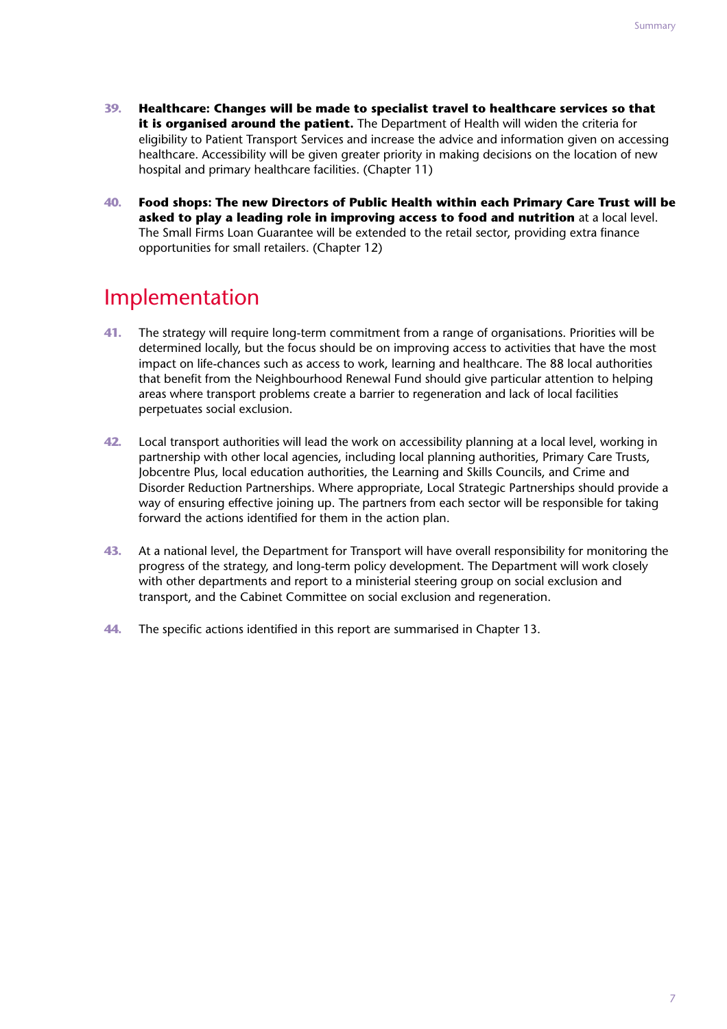39. **Healthcare: Changes will be made to specialist travel to healthcare services so that it is organised around the patient.** The Department of Health will widen the criteria for eligibility to Patient Transport Services and increase the advice and information given on accessing healthcare. Accessibility will be given greater priority in making decisions on the location of new hospital and primary healthcare facilities. (Chapter 11)

40. **Food shops: The new Directors of Public Health within each Primary Care Trust will be asked to play a leading role in improving access to food and nutrition** at a local level. The Small Firms Loan Guarantee will be extended to the retail sector, providing extra finance opportunities for small retailers. (Chapter 12)

## Implementation

41. The strategy will require long-term commitment from a range of organisations. Priorities will be determined locally, but the focus should be on improving access to activities that have the most impact on life-chances such as access to work, learning and healthcare. The 88 local authorities that benefit from the Neighbourhood Renewal Fund should give particular attention to helping areas where transport problems create a barrier to regeneration and lack of local facilities perpetuates social exclusion.

42. Local transport authorities will lead the work on accessibility planning at a local level, working in partnership with other local agencies, including local planning authorities, Primary Care Trusts, Jobcentre Plus, local education authorities, the Learning and Skills Councils, and Crime and Disorder Reduction Partnerships. Where appropriate, Local Strategic Partnerships should provide a way of ensuring effective joining up. The partners from each sector will be responsible for taking forward the actions identified for them in the action plan.

43. At a national level, the Department for Transport will have overall responsibility for monitoring the progress of the strategy, and long-term policy development. The Department will work closely with other departments and report to a ministerial steering group on social exclusion and transport, and the Cabinet Committee on social exclusion and regeneration.

44. The specific actions identified in this report are summarised in Chapter 13.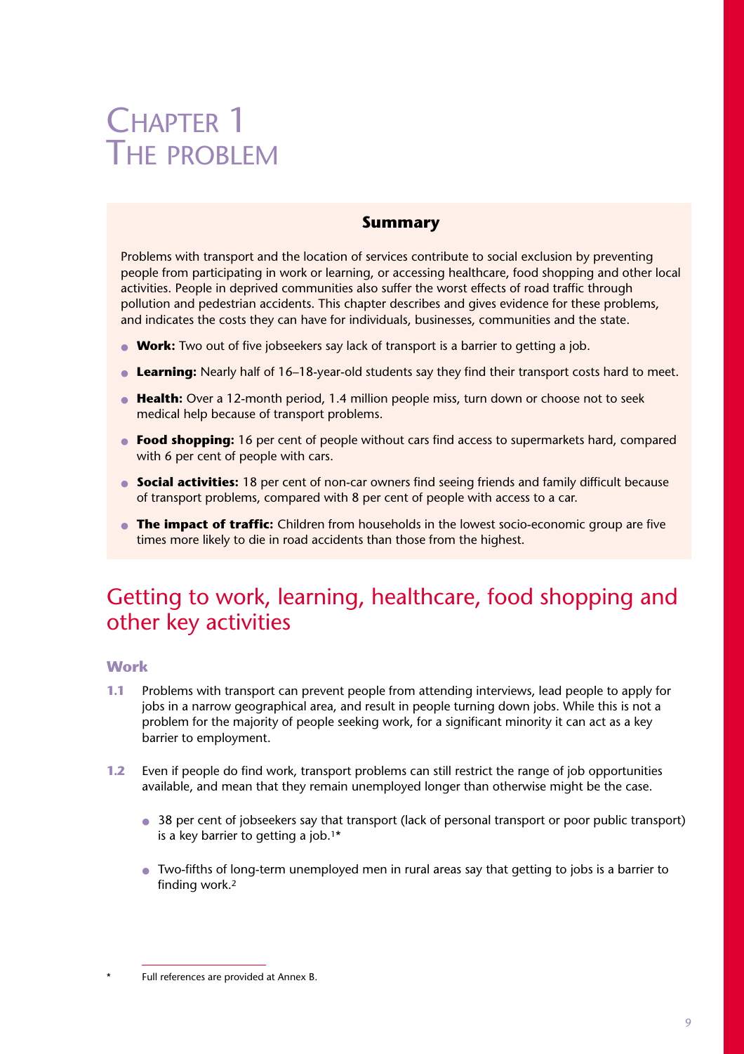# Chapter 1 The problem

**Summary**

Problems with transport and the location of services contribute to social exclusion by preventing people from participating in work or learning, or accessing healthcare, food shopping and other local activities. People in deprived communities also suffer the worst effects of road traffic through pollution and pedestrian accidents. This chapter describes and gives evidence for these problems, and indicates the costs they can have for individuals, businesses, communities and the state.

- **Work:** Two out of five jobseekers say lack of transport is a barrier to getting a job.
- **Learning:** Nearly half of 16–18-year-old students say they find their transport costs hard to meet.
- **Health:** Over a 12-month period, 1.4 million people miss, turn down or choose not to seek medical help because of transport problems.
- **Food shopping:** 16 per cent of people without cars find access to supermarkets hard, compared with 6 per cent of people with cars.
- **Social activities:** 18 per cent of non-car owners find seeing friends and family difficult because of transport problems, compared with 8 per cent of people with access to a car.
- **The impact of traffic:** Children from households in the lowest socio-economic group are five times more likely to die in road accidents than those from the highest.

## Getting to work, learning, healthcare, food shopping and other key activities

### Work

**1.1** Problems with transport can prevent people from attending interviews, lead people to apply for jobs in a narrow geographical area, and result in people turning down jobs. While this is not a problem for the majority of people seeking work, for a significant minority it can act as a key barrier to employment.

**1.2** Even if people do find work, transport problems can still restrict the range of job opportunities available, and mean that they remain unemployed longer than otherwise might be the case.

- 38 per cent of jobseekers say that transport (lack of personal transport or poor public transport) is a key barrier to getting a job.[1]*
- Two-fifths of long-term unemployed men in rural areas say that getting to jobs is a barrier to finding work.[2]

\* Full references are provided at Annex B.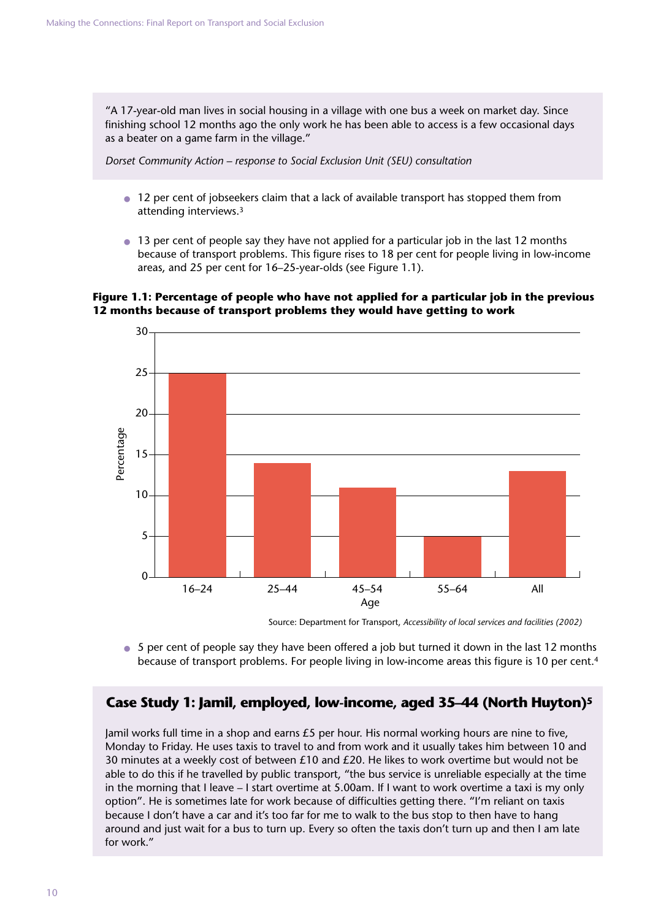> "A 17-year-old man lives in social housing in a village with one bus a week on market day. Since finishing school 12 months ago the only work he has been able to access is a few occasional days as a beater on a game farm in the village."
>
> *Dorset Community Action – response to Social Exclusion Unit (SEU) consultation*

- 12 per cent of jobseekers claim that a lack of available transport has stopped them from attending interviews.[3]

- 13 per cent of people say they have not applied for a particular job in the last 12 months because of transport problems. This figure rises to 18 per cent for people living in low-income areas, and 25 per cent for 16–25-year-olds (see Figure 1.1).

**Figure 1.1: Percentage of people who have not applied for a particular job in the previous 12 months because of transport problems they would have getting to work**

| Age | Percentage |
|---|---|
| 16–24 | 25 |
| 25–44 | 14 |
| 45–54 | 11 |
| 55–64 | 5 |
| All | 13 |

Source: Department for Transport, *Accessibility of local services and facilities (2002)*

- 5 per cent of people say they have been offered a job but turned it down in the last 12 months because of transport problems. For people living in low-income areas this figure is 10 per cent.[4]

## Case Study 1: Jamil, employed, low-income, aged 35–44 (North Huyton)[5]

Jamil works full time in a shop and earns £5 per hour. His normal working hours are nine to five, Monday to Friday. He uses taxis to travel to and from work and it usually takes him between 10 and 30 minutes at a weekly cost of between £10 and £20. He likes to work overtime but would not be able to do this if he travelled by public transport, "the bus service is unreliable especially at the time in the morning that I leave – I start overtime at 5.00am. If I want to work overtime a taxi is my only option". He is sometimes late for work because of difficulties getting there. "I'm reliant on taxis because I don't have a car and it's too far for me to walk to the bus stop to then have to hang around and just wait for a bus to turn up. Every so often the taxis don't turn up and then I am late for work."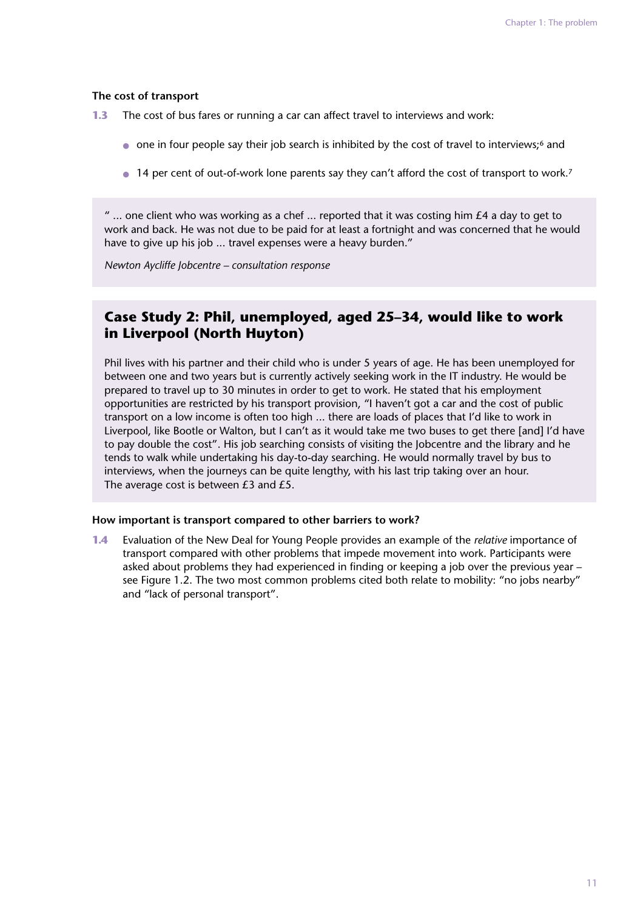### The cost of transport

**1.3** The cost of bus fares or running a car can affect travel to interviews and work:

- one in four people say their job search is inhibited by the cost of travel to interviews;[6] and
- 14 per cent of out-of-work lone parents say they can't afford the cost of transport to work.[7]

> " ... one client who was working as a chef ... reported that it was costing him £4 a day to get to work and back. He was not due to be paid for at least a fortnight and was concerned that he would have to give up his job ... travel expenses were a heavy burden."
>
> *Newton Aycliffe Jobcentre – consultation response*

### Case Study 2: Phil, unemployed, aged 25–34, would like to work in Liverpool (North Huyton)

Phil lives with his partner and their child who is under 5 years of age. He has been unemployed for between one and two years but is currently actively seeking work in the IT industry. He would be prepared to travel up to 30 minutes in order to get to work. He stated that his employment opportunities are restricted by his transport provision, "I haven't got a car and the cost of public transport on a low income is often too high ... there are loads of places that I'd like to work in Liverpool, like Bootle or Walton, but I can't as it would take me two buses to get there [and] I'd have to pay double the cost". His job searching consists of visiting the Jobcentre and the library and he tends to walk while undertaking his day-to-day searching. He would normally travel by bus to interviews, when the journeys can be quite lengthy, with his last trip taking over an hour. The average cost is between £3 and £5.

### How important is transport compared to other barriers to work?

**1.4** Evaluation of the New Deal for Young People provides an example of the *relative* importance of transport compared with other problems that impede movement into work. Participants were asked about problems they had experienced in finding or keeping a job over the previous year – see Figure 1.2. The two most common problems cited both relate to mobility: "no jobs nearby" and "lack of personal transport".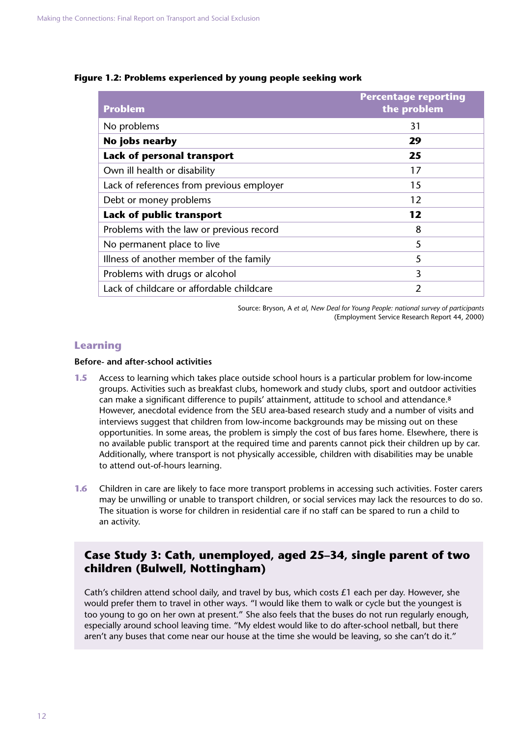**Figure 1.2: Problems experienced by young people seeking work**

| Problem | Percentage reporting the problem |
|---|---|
| No problems | 31 |
| **No jobs nearby** | **29** |
| **Lack of personal transport** | **25** |
| Own ill health or disability | 17 |
| Lack of references from previous employer | 15 |
| Debt or money problems | 12 |
| **Lack of public transport** | **12** |
| Problems with the law or previous record | 8 |
| No permanent place to live | 5 |
| Illness of another member of the family | 5 |
| Problems with drugs or alcohol | 3 |
| Lack of childcare or affordable childcare | 2 |

Source: Bryson, A *et al*, *New Deal for Young People: national survey of participants* (Employment Service Research Report 44, 2000)

## Learning

### Before- and after-school activities

**1.5** Access to learning which takes place outside school hours is a particular problem for low-income groups. Activities such as breakfast clubs, homework and study clubs, sport and outdoor activities can make a significant difference to pupils' attainment, attitude to school and attendance.[8] However, anecdotal evidence from the SEU area-based research study and a number of visits and interviews suggest that children from low-income backgrounds may be missing out on these opportunities. In some areas, the problem is simply the cost of bus fares home. Elsewhere, there is no available public transport at the required time and parents cannot pick their children up by car. Additionally, where transport is not physically accessible, children with disabilities may be unable to attend out-of-hours learning.

**1.6** Children in care are likely to face more transport problems in accessing such activities. Foster carers may be unwilling or unable to transport children, or social services may lack the resources to do so. The situation is worse for children in residential care if no staff can be spared to run a child to an activity.

### Case Study 3: Cath, unemployed, aged 25–34, single parent of two children (Bulwell, Nottingham)

Cath's children attend school daily, and travel by bus, which costs £1 each per day. However, she would prefer them to travel in other ways. "I would like them to walk or cycle but the youngest is too young to go on her own at present." She also feels that the buses do not run regularly enough, especially around school leaving time. "My eldest would like to do after-school netball, but there aren't any buses that come near our house at the time she would be leaving, so she can't do it."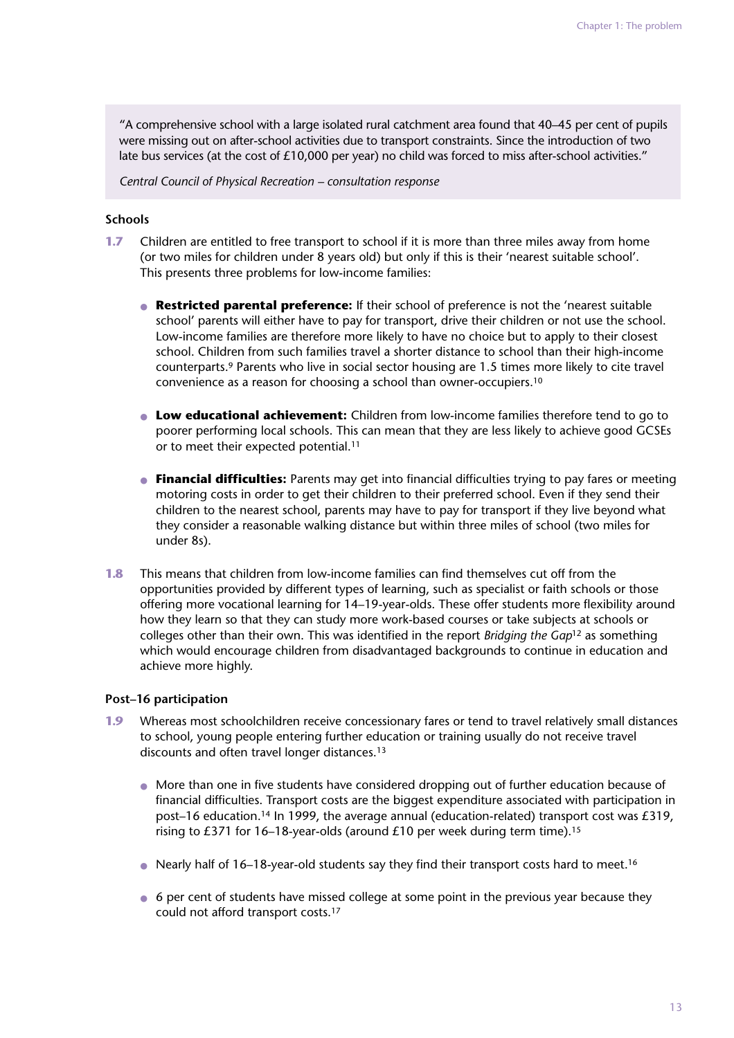> "A comprehensive school with a large isolated rural catchment area found that 40–45 per cent of pupils were missing out on after-school activities due to transport constraints. Since the introduction of two late bus services (at the cost of £10,000 per year) no child was forced to miss after-school activities."
>
> *Central Council of Physical Recreation – consultation response*

### Schools

**1.7** Children are entitled to free transport to school if it is more than three miles away from home (or two miles for children under 8 years old) but only if this is their 'nearest suitable school'. This presents three problems for low-income families:

- **Restricted parental preference:** If their school of preference is not the 'nearest suitable school' parents will either have to pay for transport, drive their children or not use the school. Low-income families are therefore more likely to have no choice but to apply to their closest school. Children from such families travel a shorter distance to school than their high-income counterparts.[9] Parents who live in social sector housing are 1.5 times more likely to cite travel convenience as a reason for choosing a school than owner-occupiers.[10]

- **Low educational achievement:** Children from low-income families therefore tend to go to poorer performing local schools. This can mean that they are less likely to achieve good GCSEs or to meet their expected potential.[11]

- **Financial difficulties:** Parents may get into financial difficulties trying to pay fares or meeting motoring costs in order to get their children to their preferred school. Even if they send their children to the nearest school, parents may have to pay for transport if they live beyond what they consider a reasonable walking distance but within three miles of school (two miles for under 8s).

**1.8** This means that children from low-income families can find themselves cut off from the opportunities provided by different types of learning, such as specialist or faith schools or those offering more vocational learning for 14–19-year-olds. These offer students more flexibility around how they learn so that they can study more work-based courses or take subjects at schools or colleges other than their own. This was identified in the report *Bridging the Gap*[12] as something which would encourage children from disadvantaged backgrounds to continue in education and achieve more highly.

### Post–16 participation

**1.9** Whereas most schoolchildren receive concessionary fares or tend to travel relatively small distances to school, young people entering further education or training usually do not receive travel discounts and often travel longer distances.[13]

- More than one in five students have considered dropping out of further education because of financial difficulties. Transport costs are the biggest expenditure associated with participation in post–16 education.[14] In 1999, the average annual (education-related) transport cost was £319, rising to £371 for 16–18-year-olds (around £10 per week during term time).[15]

- Nearly half of 16–18-year-old students say they find their transport costs hard to meet.[16]

- 6 per cent of students have missed college at some point in the previous year because they could not afford transport costs.[17]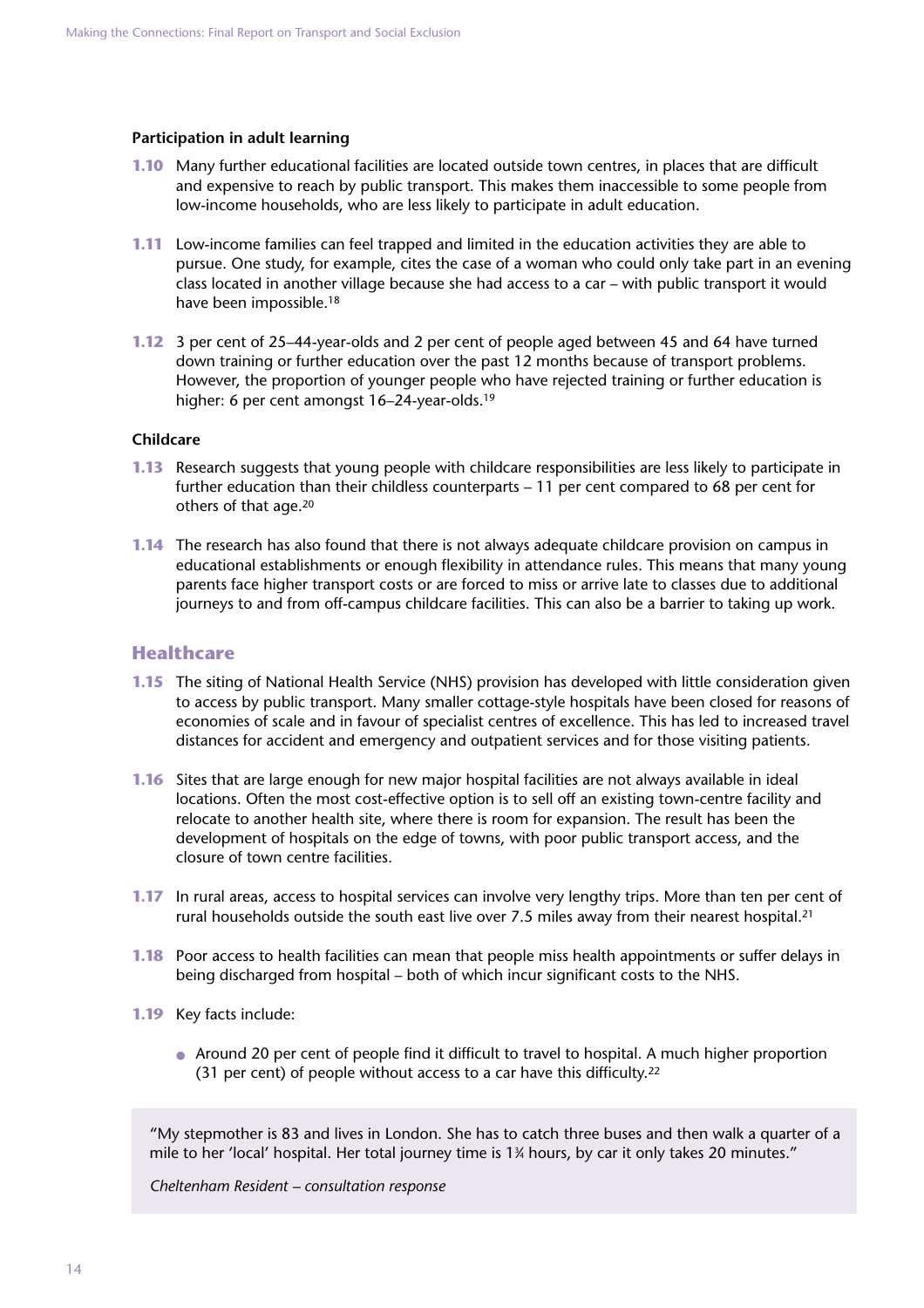**Participation in adult learning**

**1.10** Many further educational facilities are located outside town centres, in places that are difficult and expensive to reach by public transport. This makes them inaccessible to some people from low-income households, who are less likely to participate in adult education.

**1.11** Low-income families can feel trapped and limited in the education activities they are able to pursue. One study, for example, cites the case of a woman who could only take part in an evening class located in another village because she had access to a car – with public transport it would have been impossible.[18]

**1.12** 3 per cent of 25–44-year-olds and 2 per cent of people aged between 45 and 64 have turned down training or further education over the past 12 months because of transport problems. However, the proportion of younger people who have rejected training or further education is higher: 6 per cent amongst 16–24-year-olds.[19]

**Childcare**

**1.13** Research suggests that young people with childcare responsibilities are less likely to participate in further education than their childless counterparts – 11 per cent compared to 68 per cent for others of that age.[20]

**1.14** The research has also found that there is not always adequate childcare provision on campus in educational establishments or enough flexibility in attendance rules. This means that many young parents face higher transport costs or are forced to miss or arrive late to classes due to additional journeys to and from off-campus childcare facilities. This can also be a barrier to taking up work.

## Healthcare

**1.15** The siting of National Health Service (NHS) provision has developed with little consideration given to access by public transport. Many smaller cottage-style hospitals have been closed for reasons of economies of scale and in favour of specialist centres of excellence. This has led to increased travel distances for accident and emergency and outpatient services and for those visiting patients.

**1.16** Sites that are large enough for new major hospital facilities are not always available in ideal locations. Often the most cost-effective option is to sell off an existing town-centre facility and relocate to another health site, where there is room for expansion. The result has been the development of hospitals on the edge of towns, with poor public transport access, and the closure of town centre facilities.

**1.17** In rural areas, access to hospital services can involve very lengthy trips. More than ten per cent of rural households outside the south east live over 7.5 miles away from their nearest hospital.[21]

**1.18** Poor access to health facilities can mean that people miss health appointments or suffer delays in being discharged from hospital – both of which incur significant costs to the NHS.

**1.19** Key facts include:

- Around 20 per cent of people find it difficult to travel to hospital. A much higher proportion (31 per cent) of people without access to a car have this difficulty.[22]

> "My stepmother is 83 and lives in London. She has to catch three buses and then walk a quarter of a mile to her 'local' hospital. Her total journey time is 1¾ hours, by car it only takes 20 minutes."
>
> *Cheltenham Resident – consultation response*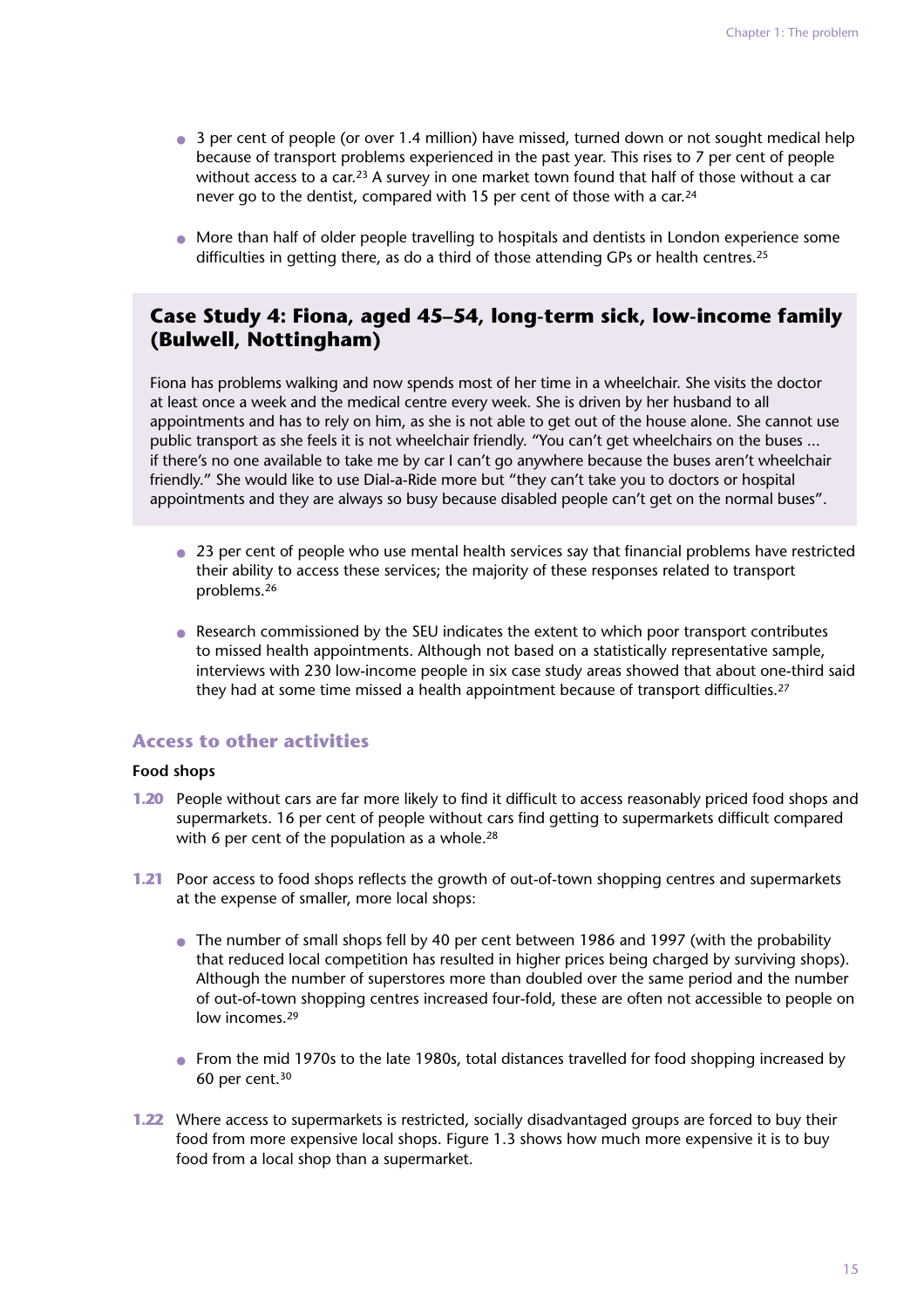- 3 per cent of people (or over 1.4 million) have missed, turned down or not sought medical help because of transport problems experienced in the past year. This rises to 7 per cent of people without access to a car.[23] A survey in one market town found that half of those without a car never go to the dentist, compared with 15 per cent of those with a car.[24]

- More than half of older people travelling to hospitals and dentists in London experience some difficulties in getting there, as do a third of those attending GPs or health centres.[25]

### Case Study 4: Fiona, aged 45–54, long-term sick, low-income family (Bulwell, Nottingham)

Fiona has problems walking and now spends most of her time in a wheelchair. She visits the doctor at least once a week and the medical centre every week. She is driven by her husband to all appointments and has to rely on him, as she is not able to get out of the house alone. She cannot use public transport as she feels it is not wheelchair friendly. "You can't get wheelchairs on the buses ... if there's no one available to take me by car I can't go anywhere because the buses aren't wheelchair friendly." She would like to use Dial-a-Ride more but "they can't take you to doctors or hospital appointments and they are always so busy because disabled people can't get on the normal buses".

- 23 per cent of people who use mental health services say that financial problems have restricted their ability to access these services; the majority of these responses related to transport problems.[26]

- Research commissioned by the SEU indicates the extent to which poor transport contributes to missed health appointments. Although not based on a statistically representative sample, interviews with 230 low-income people in six case study areas showed that about one-third said they had at some time missed a health appointment because of transport difficulties.[27]

## Access to other activities

#### Food shops

**1.20** People without cars are far more likely to find it difficult to access reasonably priced food shops and supermarkets. 16 per cent of people without cars find getting to supermarkets difficult compared with 6 per cent of the population as a whole.[28]

**1.21** Poor access to food shops reflects the growth of out-of-town shopping centres and supermarkets at the expense of smaller, more local shops:

- The number of small shops fell by 40 per cent between 1986 and 1997 (with the probability that reduced local competition has resulted in higher prices being charged by surviving shops). Although the number of superstores more than doubled over the same period and the number of out-of-town shopping centres increased four-fold, these are often not accessible to people on low incomes.[29]

- From the mid 1970s to the late 1980s, total distances travelled for food shopping increased by 60 per cent.[30]

**1.22** Where access to supermarkets is restricted, socially disadvantaged groups are forced to buy their food from more expensive local shops. Figure 1.3 shows how much more expensive it is to buy food from a local shop than a supermarket.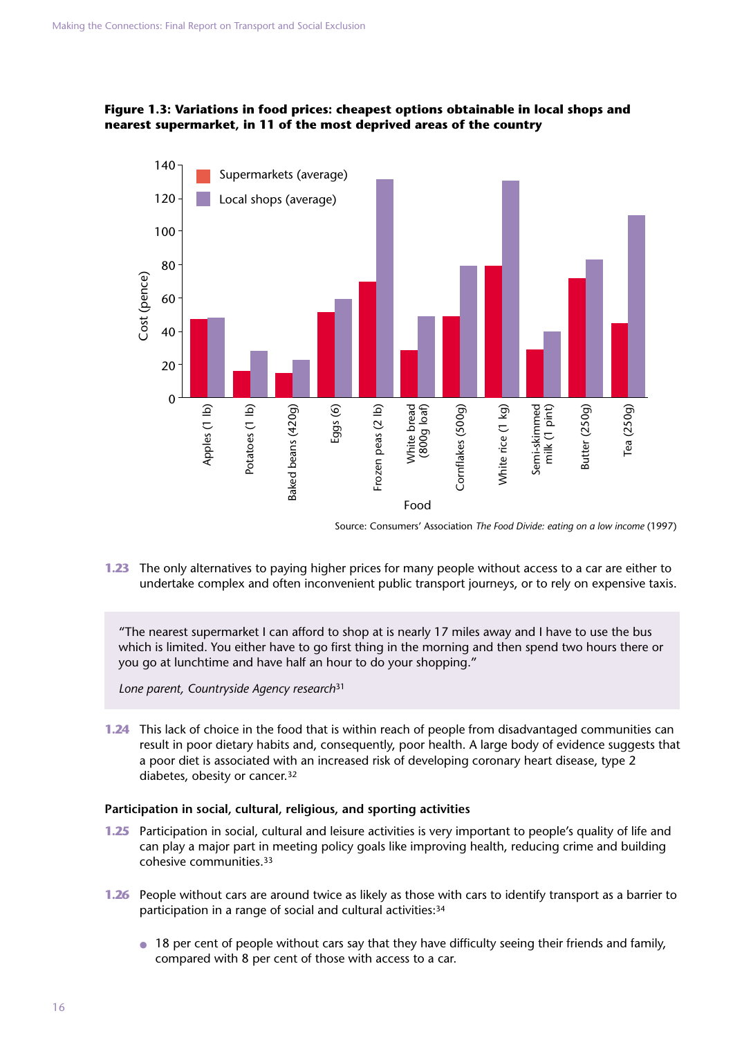**Figure 1.3: Variations in food prices: cheapest options obtainable in local shops and nearest supermarket, in 11 of the most deprived areas of the country**

Source: Consumers' Association *The Food Divide: eating on a low income* (1997)

**1.23** The only alternatives to paying higher prices for many people without access to a car are either to undertake complex and often inconvenient public transport journeys, or to rely on expensive taxis.

> "The nearest supermarket I can afford to shop at is nearly 17 miles away and I have to use the bus which is limited. You either have to go first thing in the morning and then spend two hours there or you go at lunchtime and have half an hour to do your shopping."
>
> *Lone parent, Countryside Agency research*[31]

**1.24** This lack of choice in the food that is within reach of people from disadvantaged communities can result in poor dietary habits and, consequently, poor health. A large body of evidence suggests that a poor diet is associated with an increased risk of developing coronary heart disease, type 2 diabetes, obesity or cancer.[32]

### Participation in social, cultural, religious, and sporting activities

**1.25** Participation in social, cultural and leisure activities is very important to people's quality of life and can play a major part in meeting policy goals like improving health, reducing crime and building cohesive communities.[33]

**1.26** People without cars are around twice as likely as those with cars to identify transport as a barrier to participation in a range of social and cultural activities:[34]

- 18 per cent of people without cars say that they have difficulty seeing their friends and family, compared with 8 per cent of those with access to a car.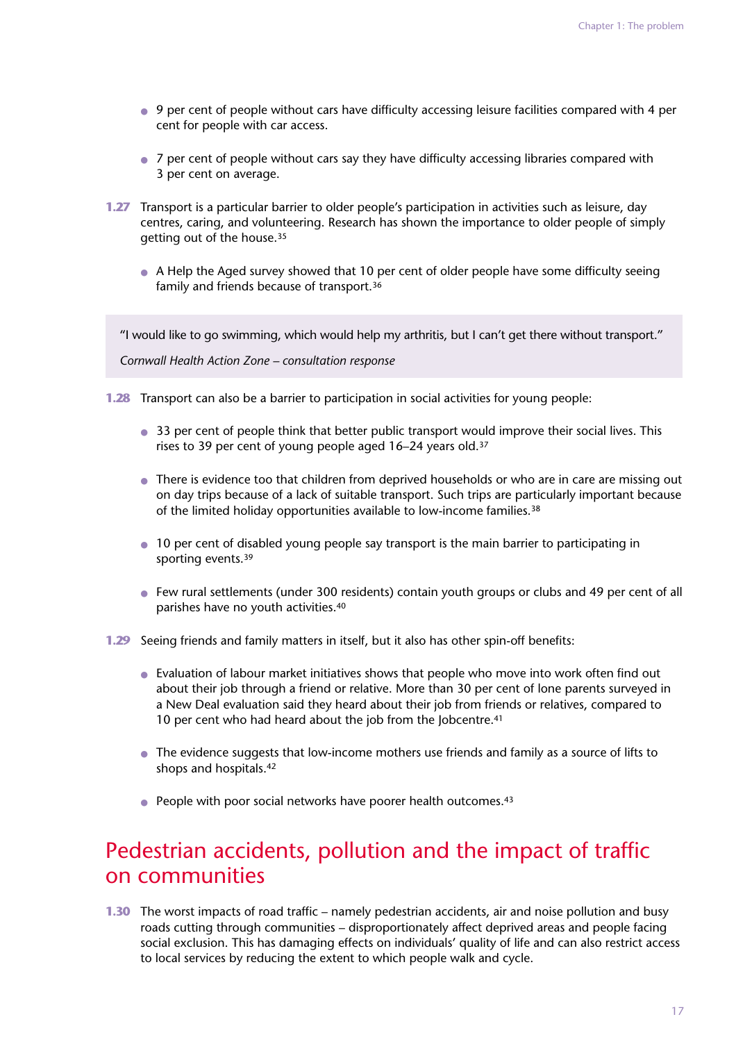- 9 per cent of people without cars have difficulty accessing leisure facilities compared with 4 per cent for people with car access.

- 7 per cent of people without cars say they have difficulty accessing libraries compared with 3 per cent on average.

**1.27** Transport is a particular barrier to older people's participation in activities such as leisure, day centres, caring, and volunteering. Research has shown the importance to older people of simply getting out of the house.[35]

- A Help the Aged survey showed that 10 per cent of older people have some difficulty seeing family and friends because of transport.[36]

> "I would like to go swimming, which would help my arthritis, but I can't get there without transport."
>
> *Cornwall Health Action Zone – consultation response*

**1.28** Transport can also be a barrier to participation in social activities for young people:

- 33 per cent of people think that better public transport would improve their social lives. This rises to 39 per cent of young people aged 16–24 years old.[37]

- There is evidence too that children from deprived households or who are in care are missing out on day trips because of a lack of suitable transport. Such trips are particularly important because of the limited holiday opportunities available to low-income families.[38]

- 10 per cent of disabled young people say transport is the main barrier to participating in sporting events.[39]

- Few rural settlements (under 300 residents) contain youth groups or clubs and 49 per cent of all parishes have no youth activities.[40]

**1.29** Seeing friends and family matters in itself, but it also has other spin-off benefits:

- Evaluation of labour market initiatives shows that people who move into work often find out about their job through a friend or relative. More than 30 per cent of lone parents surveyed in a New Deal evaluation said they heard about their job from friends or relatives, compared to 10 per cent who had heard about the job from the Jobcentre.[41]

- The evidence suggests that low-income mothers use friends and family as a source of lifts to shops and hospitals.[42]

- People with poor social networks have poorer health outcomes.[43]

## Pedestrian accidents, pollution and the impact of traffic on communities

**1.30** The worst impacts of road traffic – namely pedestrian accidents, air and noise pollution and busy roads cutting through communities – disproportionately affect deprived areas and people facing social exclusion. This has damaging effects on individuals' quality of life and can also restrict access to local services by reducing the extent to which people walk and cycle.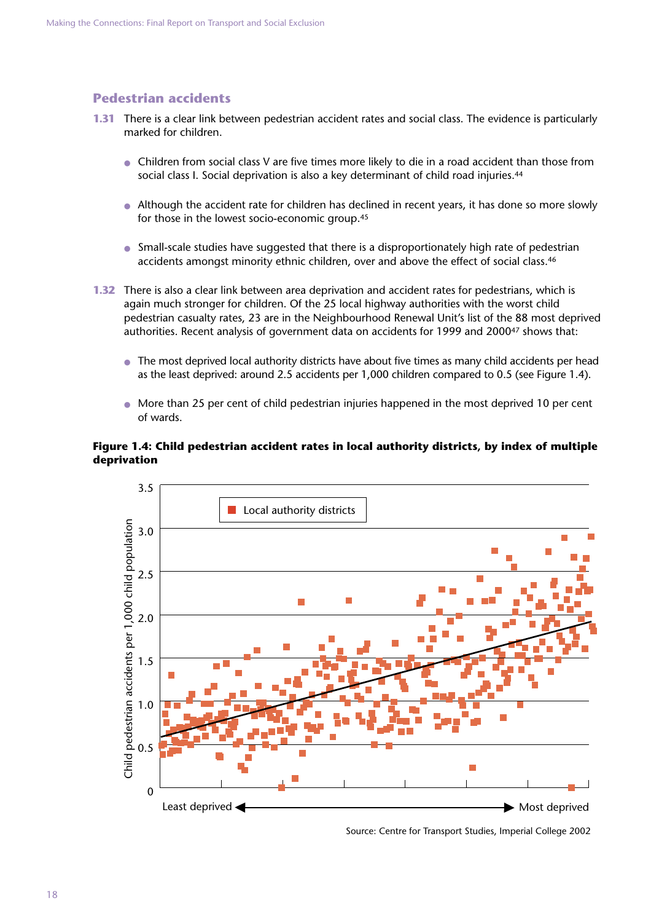## Pedestrian accidents

**1.31** There is a clear link between pedestrian accident rates and social class. The evidence is particularly marked for children.

- Children from social class V are five times more likely to die in a road accident than those from social class I. Social deprivation is also a key determinant of child road injuries.[44]
- Although the accident rate for children has declined in recent years, it has done so more slowly for those in the lowest socio-economic group.[45]
- Small-scale studies have suggested that there is a disproportionately high rate of pedestrian accidents amongst minority ethnic children, over and above the effect of social class.[46]

**1.32** There is also a clear link between area deprivation and accident rates for pedestrians, which is again much stronger for children. Of the 25 local highway authorities with the worst child pedestrian casualty rates, 23 are in the Neighbourhood Renewal Unit's list of the 88 most deprived authorities. Recent analysis of government data on accidents for 1999 and 2000[47] shows that:

- The most deprived local authority districts have about five times as many child accidents per head as the least deprived: around 2.5 accidents per 1,000 children compared to 0.5 (see Figure 1.4).
- More than 25 per cent of child pedestrian injuries happened in the most deprived 10 per cent of wards.

**Figure 1.4: Child pedestrian accident rates in local authority districts, by index of multiple deprivation**

Source: Centre for Transport Studies, Imperial College 2002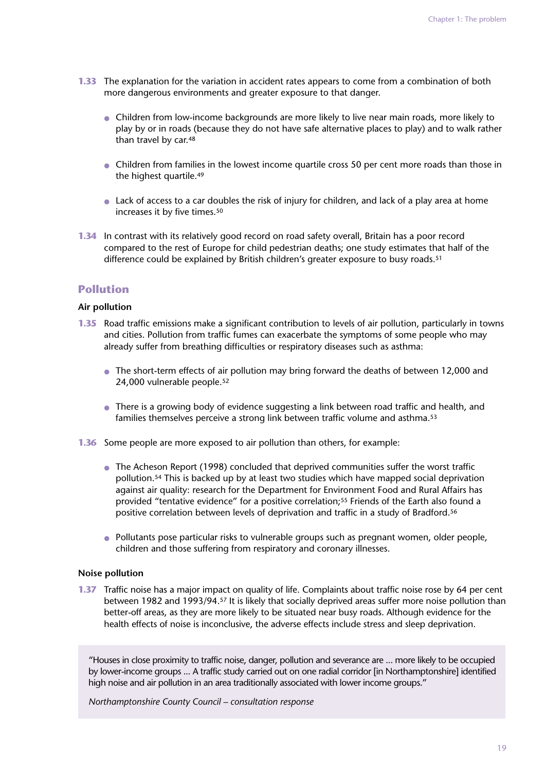**1.33** The explanation for the variation in accident rates appears to come from a combination of both more dangerous environments and greater exposure to that danger.

- Children from low-income backgrounds are more likely to live near main roads, more likely to play by or in roads (because they do not have safe alternative places to play) and to walk rather than travel by car.[48]
- Children from families in the lowest income quartile cross 50 per cent more roads than those in the highest quartile.[49]
- Lack of access to a car doubles the risk of injury for children, and lack of a play area at home increases it by five times.[50]

**1.34** In contrast with its relatively good record on road safety overall, Britain has a poor record compared to the rest of Europe for child pedestrian deaths; one study estimates that half of the difference could be explained by British children's greater exposure to busy roads.[51]

## Pollution

### Air pollution

**1.35** Road traffic emissions make a significant contribution to levels of air pollution, particularly in towns and cities. Pollution from traffic fumes can exacerbate the symptoms of some people who may already suffer from breathing difficulties or respiratory diseases such as asthma:

- The short-term effects of air pollution may bring forward the deaths of between 12,000 and 24,000 vulnerable people.[52]
- There is a growing body of evidence suggesting a link between road traffic and health, and families themselves perceive a strong link between traffic volume and asthma.[53]

**1.36** Some people are more exposed to air pollution than others, for example:

- The Acheson Report (1998) concluded that deprived communities suffer the worst traffic pollution.[54] This is backed up by at least two studies which have mapped social deprivation against air quality: research for the Department for Environment Food and Rural Affairs has provided "tentative evidence" for a positive correlation;[55] Friends of the Earth also found a positive correlation between levels of deprivation and traffic in a study of Bradford.[56]
- Pollutants pose particular risks to vulnerable groups such as pregnant women, older people, children and those suffering from respiratory and coronary illnesses.

### Noise pollution

**1.37** Traffic noise has a major impact on quality of life. Complaints about traffic noise rose by 64 per cent between 1982 and 1993/94.[57] It is likely that socially deprived areas suffer more noise pollution than better-off areas, as they are more likely to be situated near busy roads. Although evidence for the health effects of noise is inconclusive, the adverse effects include stress and sleep deprivation.

> "Houses in close proximity to traffic noise, danger, pollution and severance are ... more likely to be occupied by lower-income groups ... A traffic study carried out on one radial corridor [in Northamptonshire] identified high noise and air pollution in an area traditionally associated with lower income groups."
>
> *Northamptonshire County Council – consultation response*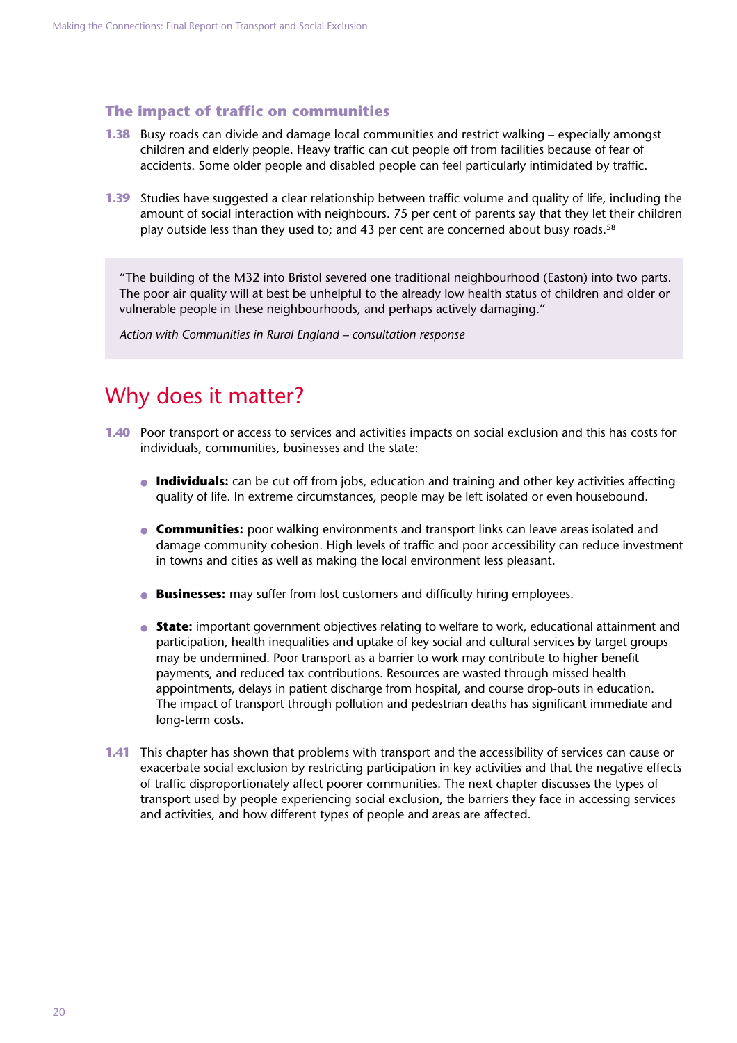### The impact of traffic on communities

**1.38** Busy roads can divide and damage local communities and restrict walking – especially amongst children and elderly people. Heavy traffic can cut people off from facilities because of fear of accidents. Some older people and disabled people can feel particularly intimidated by traffic.

**1.39** Studies have suggested a clear relationship between traffic volume and quality of life, including the amount of social interaction with neighbours. 75 per cent of parents say that they let their children play outside less than they used to; and 43 per cent are concerned about busy roads.[58]

> "The building of the M32 into Bristol severed one traditional neighbourhood (Easton) into two parts. The poor air quality will at best be unhelpful to the already low health status of children and older or vulnerable people in these neighbourhoods, and perhaps actively damaging."
>
> *Action with Communities in Rural England – consultation response*

## Why does it matter?

**1.40** Poor transport or access to services and activities impacts on social exclusion and this has costs for individuals, communities, businesses and the state:

- **Individuals:** can be cut off from jobs, education and training and other key activities affecting quality of life. In extreme circumstances, people may be left isolated or even housebound.
- **Communities:** poor walking environments and transport links can leave areas isolated and damage community cohesion. High levels of traffic and poor accessibility can reduce investment in towns and cities as well as making the local environment less pleasant.
- **Businesses:** may suffer from lost customers and difficulty hiring employees.
- **State:** important government objectives relating to welfare to work, educational attainment and participation, health inequalities and uptake of key social and cultural services by target groups may be undermined. Poor transport as a barrier to work may contribute to higher benefit payments, and reduced tax contributions. Resources are wasted through missed health appointments, delays in patient discharge from hospital, and course drop-outs in education. The impact of transport through pollution and pedestrian deaths has significant immediate and long-term costs.

**1.41** This chapter has shown that problems with transport and the accessibility of services can cause or exacerbate social exclusion by restricting participation in key activities and that the negative effects of traffic disproportionately affect poorer communities. The next chapter discusses the types of transport used by people experiencing social exclusion, the barriers they face in accessing services and activities, and how different types of people and areas are affected.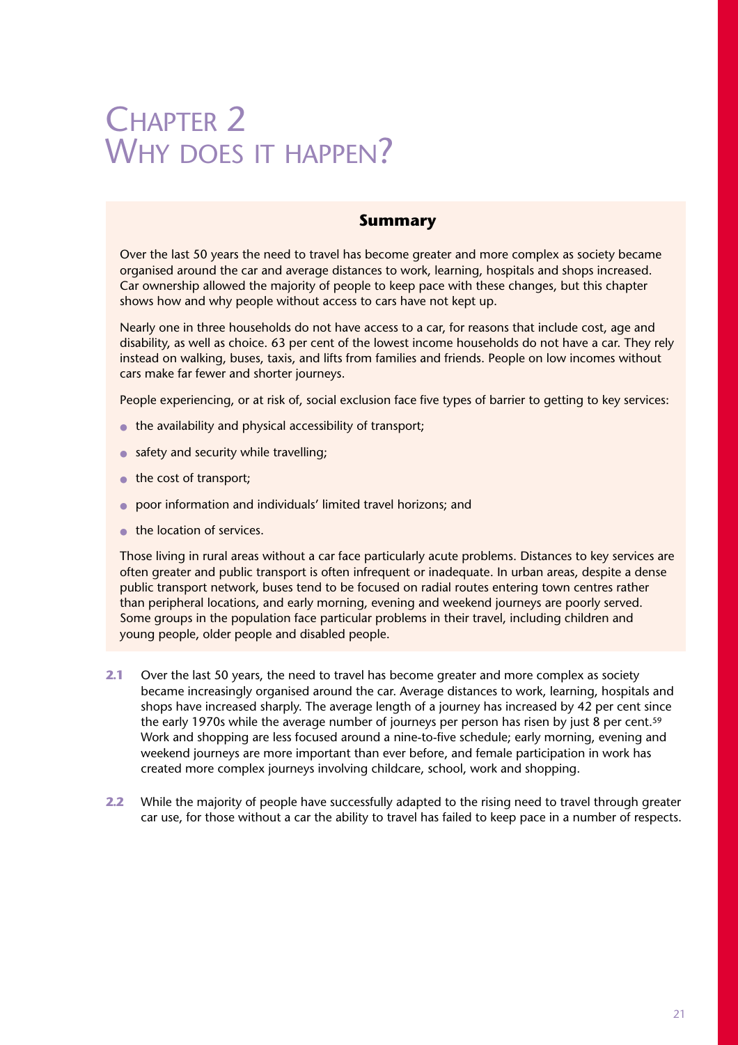# Chapter 2 Why does it happen?

## Summary

Over the last 50 years the need to travel has become greater and more complex as society became organised around the car and average distances to work, learning, hospitals and shops increased. Car ownership allowed the majority of people to keep pace with these changes, but this chapter shows how and why people without access to cars have not kept up.

Nearly one in three households do not have access to a car, for reasons that include cost, age and disability, as well as choice. 63 per cent of the lowest income households do not have a car. They rely instead on walking, buses, taxis, and lifts from families and friends. People on low incomes without cars make far fewer and shorter journeys.

People experiencing, or at risk of, social exclusion face five types of barrier to getting to key services:

- the availability and physical accessibility of transport;
- safety and security while travelling;
- the cost of transport;
- poor information and individuals' limited travel horizons; and
- the location of services.

Those living in rural areas without a car face particularly acute problems. Distances to key services are often greater and public transport is often infrequent or inadequate. In urban areas, despite a dense public transport network, buses tend to be focused on radial routes entering town centres rather than peripheral locations, and early morning, evening and weekend journeys are poorly served. Some groups in the population face particular problems in their travel, including children and young people, older people and disabled people.

**2.1** Over the last 50 years, the need to travel has become greater and more complex as society became increasingly organised around the car. Average distances to work, learning, hospitals and shops have increased sharply. The average length of a journey has increased by 42 per cent since the early 1970s while the average number of journeys per person has risen by just 8 per cent.[59] Work and shopping are less focused around a nine-to-five schedule; early morning, evening and weekend journeys are more important than ever before, and female participation in work has created more complex journeys involving childcare, school, work and shopping.

**2.2** While the majority of people have successfully adapted to the rising need to travel through greater car use, for those without a car the ability to travel has failed to keep pace in a number of respects.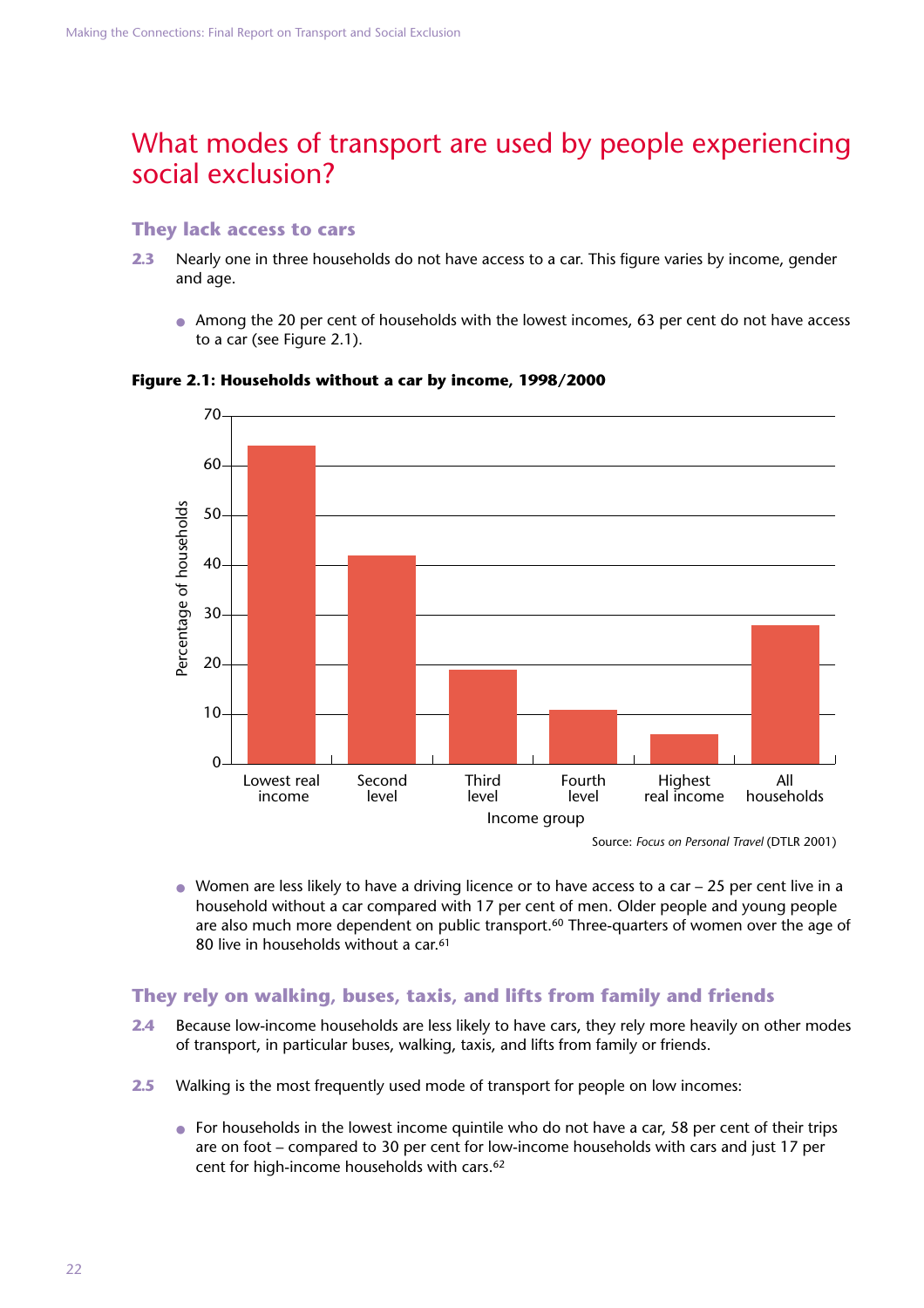# What modes of transport are used by people experiencing social exclusion?

## They lack access to cars

**2.3** Nearly one in three households do not have access to a car. This figure varies by income, gender and age.

- Among the 20 per cent of households with the lowest incomes, 63 per cent do not have access to a car (see Figure 2.1).

**Figure 2.1: Households without a car by income, 1998/2000**

Source: *Focus on Personal Travel* (DTLR 2001)

- Women are less likely to have a driving licence or to have access to a car – 25 per cent live in a household without a car compared with 17 per cent of men. Older people and young people are also much more dependent on public transport.[60] Three-quarters of women over the age of 80 live in households without a car.[61]

## They rely on walking, buses, taxis, and lifts from family and friends

**2.4** Because low-income households are less likely to have cars, they rely more heavily on other modes of transport, in particular buses, walking, taxis, and lifts from family or friends.

**2.5** Walking is the most frequently used mode of transport for people on low incomes:

- For households in the lowest income quintile who do not have a car, 58 per cent of their trips are on foot – compared to 30 per cent for low-income households with cars and just 17 per cent for high-income households with cars.[62]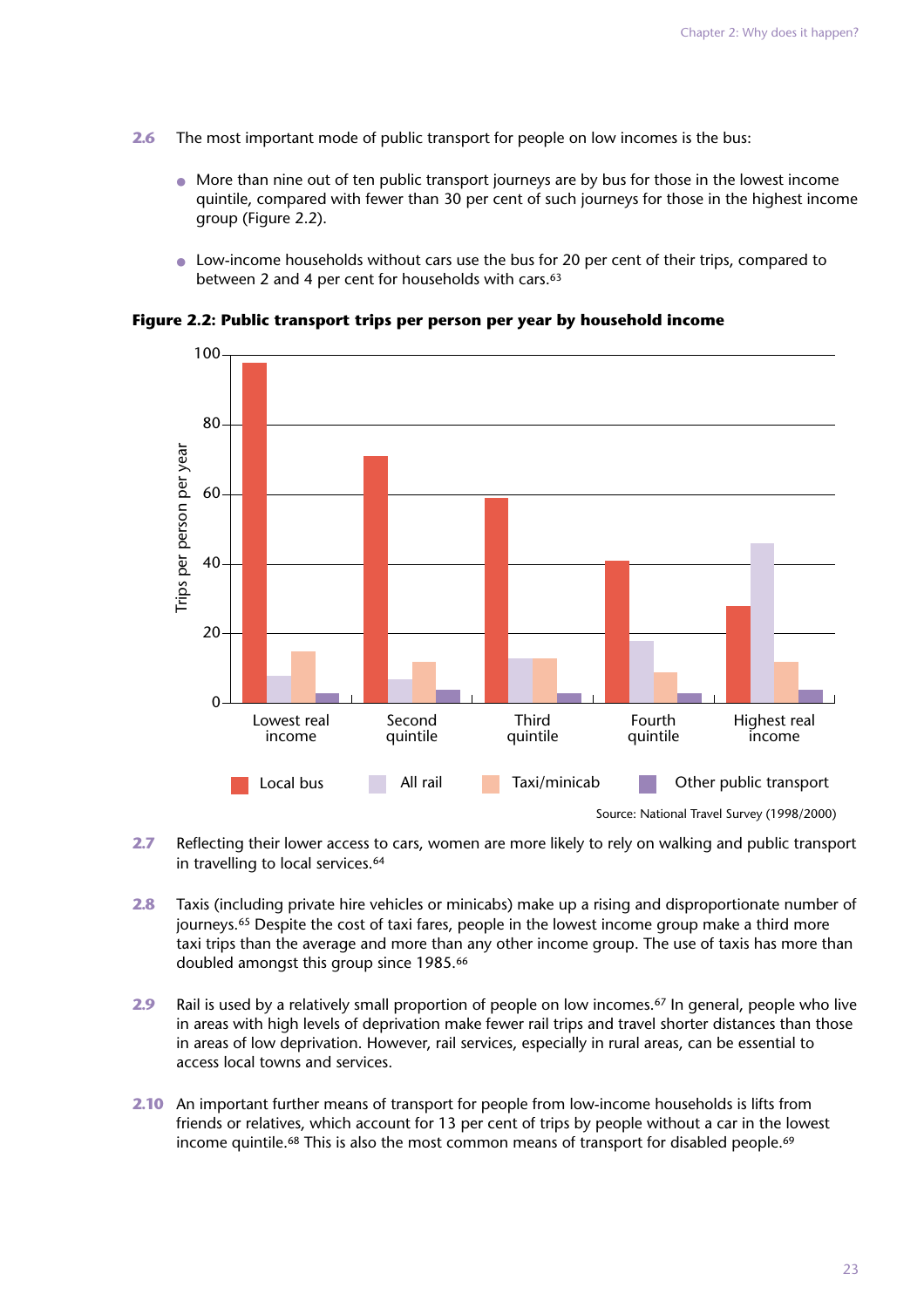**2.6** The most important mode of public transport for people on low incomes is the bus:

- More than nine out of ten public transport journeys are by bus for those in the lowest income quintile, compared with fewer than 30 per cent of such journeys for those in the highest income group (Figure 2.2).
- Low-income households without cars use the bus for 20 per cent of their trips, compared to between 2 and 4 per cent for households with cars.[63]

**Figure 2.2: Public transport trips per person per year by household income**

Source: National Travel Survey (1998/2000)

**2.7** Reflecting their lower access to cars, women are more likely to rely on walking and public transport in travelling to local services.[64]

**2.8** Taxis (including private hire vehicles or minicabs) make up a rising and disproportionate number of journeys.[65] Despite the cost of taxi fares, people in the lowest income group make a third more taxi trips than the average and more than any other income group. The use of taxis has more than doubled amongst this group since 1985.[66]

**2.9** Rail is used by a relatively small proportion of people on low incomes.[67] In general, people who live in areas with high levels of deprivation make fewer rail trips and travel shorter distances than those in areas of low deprivation. However, rail services, especially in rural areas, can be essential to access local towns and services.

**2.10** An important further means of transport for people from low-income households is lifts from friends or relatives, which account for 13 per cent of trips by people without a car in the lowest income quintile.[68] This is also the most common means of transport for disabled people.[69]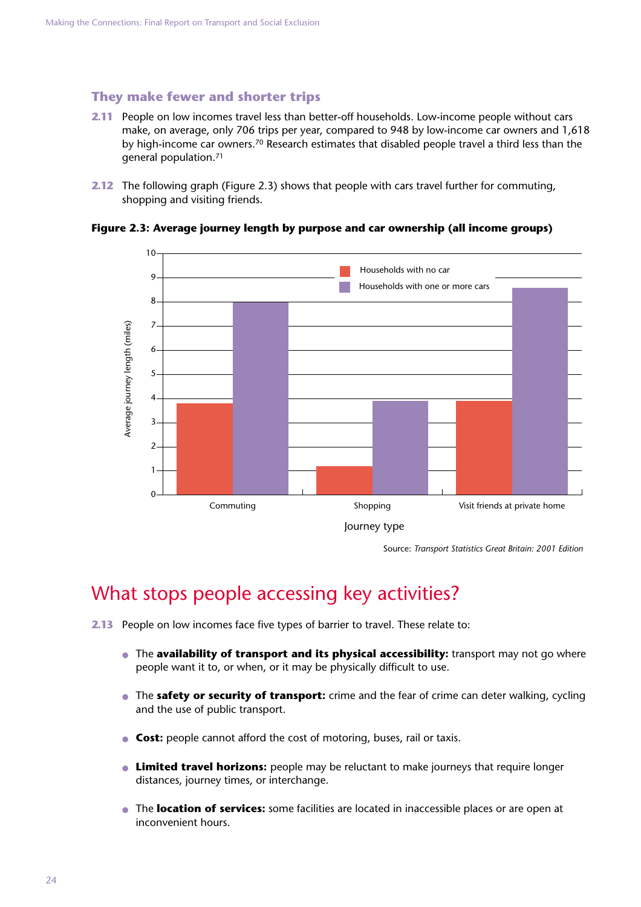### They make fewer and shorter trips

**2.11** People on low incomes travel less than better-off households. Low-income people without cars make, on average, only 706 trips per year, compared to 948 by low-income car owners and 1,618 by high-income car owners.[70] Research estimates that disabled people travel a third less than the general population.[71]

**2.12** The following graph (Figure 2.3) shows that people with cars travel further for commuting, shopping and visiting friends.

**Figure 2.3: Average journey length by purpose and car ownership (all income groups)**

Source: *Transport Statistics Great Britain: 2001 Edition*

## What stops people accessing key activities?

**2.13** People on low incomes face five types of barrier to travel. These relate to:

- The **availability of transport and its physical accessibility:** transport may not go where people want it to, or when, or it may be physically difficult to use.
- The **safety or security of transport:** crime and the fear of crime can deter walking, cycling and the use of public transport.
- **Cost:** people cannot afford the cost of motoring, buses, rail or taxis.
- **Limited travel horizons:** people may be reluctant to make journeys that require longer distances, journey times, or interchange.
- The **location of services:** some facilities are located in inaccessible places or are open at inconvenient hours.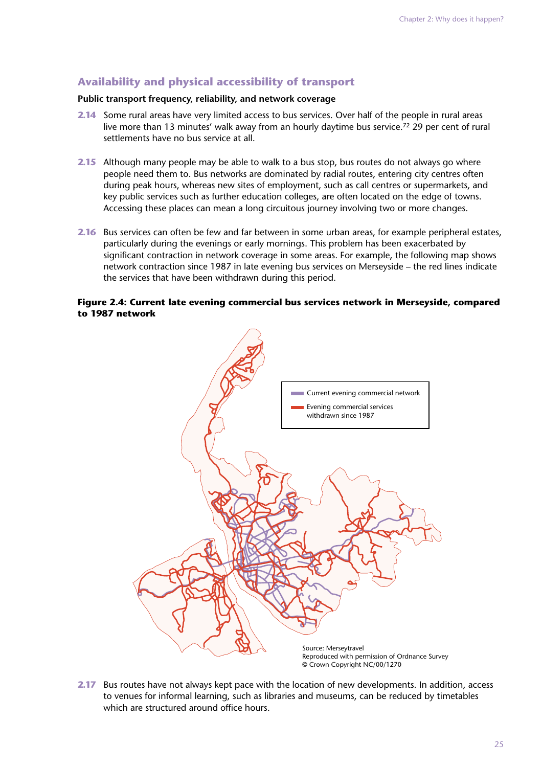## Availability and physical accessibility of transport

### Public transport frequency, reliability, and network coverage

**2.14** Some rural areas have very limited access to bus services. Over half of the people in rural areas live more than 13 minutes' walk away from an hourly daytime bus service.[72] 29 per cent of rural settlements have no bus service at all.

**2.15** Although many people may be able to walk to a bus stop, bus routes do not always go where people need them to. Bus networks are dominated by radial routes, entering city centres often during peak hours, whereas new sites of employment, such as call centres or supermarkets, and key public services such as further education colleges, are often located on the edge of towns. Accessing these places can mean a long circuitous journey involving two or more changes.

**2.16** Bus services can often be few and far between in some urban areas, for example peripheral estates, particularly during the evenings or early mornings. This problem has been exacerbated by significant contraction in network coverage in some areas. For example, the following map shows network contraction since 1987 in late evening bus services on Merseyside – the red lines indicate the services that have been withdrawn during this period.

**Figure 2.4: Current late evening commercial bus services network in Merseyside, compared to 1987 network**

Current evening commercial network

Evening commercial services withdrawn since 1987

Source: Merseytravel
Reproduced with permission of Ordnance Survey
© Crown Copyright NC/00/1270

**2.17** Bus routes have not always kept pace with the location of new developments. In addition, access to venues for informal learning, such as libraries and museums, can be reduced by timetables which are structured around office hours.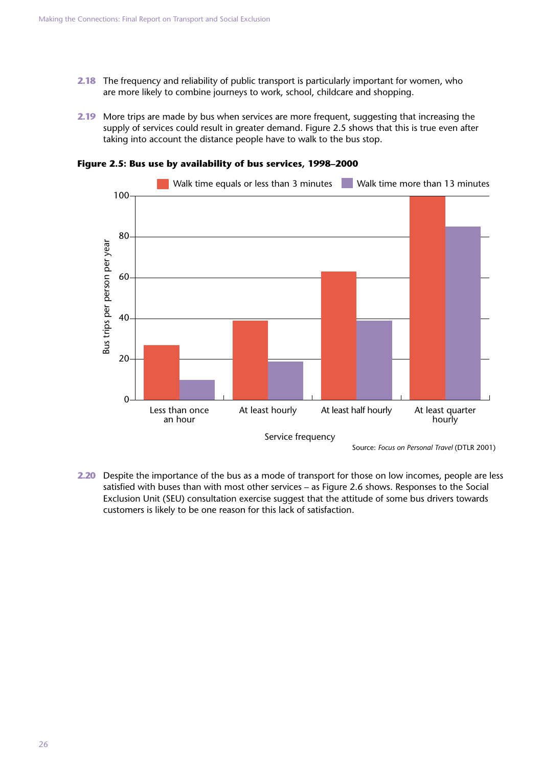**2.18** The frequency and reliability of public transport is particularly important for women, who are more likely to combine journeys to work, school, childcare and shopping.

**2.19** More trips are made by bus when services are more frequent, suggesting that increasing the supply of services could result in greater demand. Figure 2.5 shows that this is true even after taking into account the distance people have to walk to the bus stop.

**Figure 2.5: Bus use by availability of bus services, 1998–2000**

Source: *Focus on Personal Travel* (DTLR 2001)

**2.20** Despite the importance of the bus as a mode of transport for those on low incomes, people are less satisfied with buses than with most other services – as Figure 2.6 shows. Responses to the Social Exclusion Unit (SEU) consultation exercise suggest that the attitude of some bus drivers towards customers is likely to be one reason for this lack of satisfaction.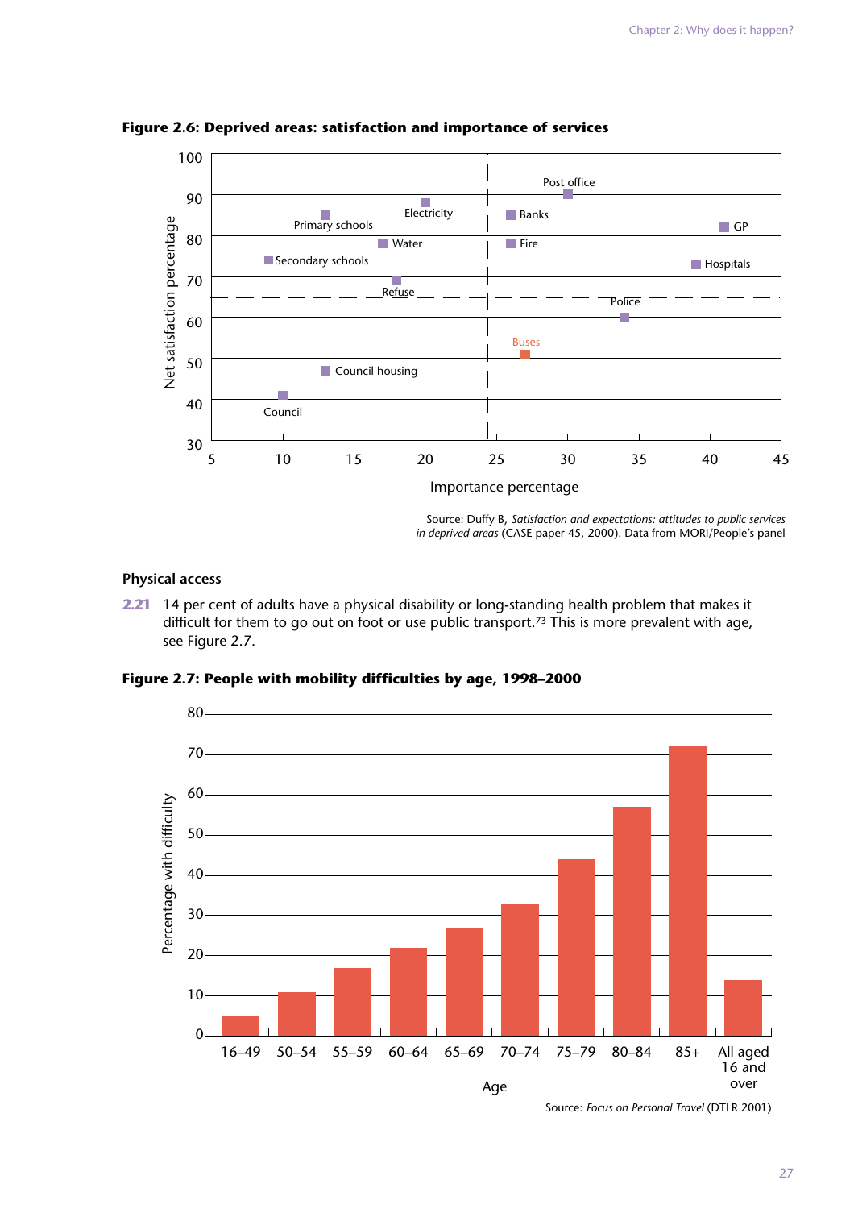**Figure 2.6: Deprived areas: satisfaction and importance of services**

Source: Duffy B, *Satisfaction and expectations: attitudes to public services in deprived areas* (CASE paper 45, 2000). Data from MORI/People's panel

### Physical access

**2.21** 14 per cent of adults have a physical disability or long-standing health problem that makes it difficult for them to go out on foot or use public transport.[73] This is more prevalent with age, see Figure 2.7.

**Figure 2.7: People with mobility difficulties by age, 1998–2000**

Source: *Focus on Personal Travel* (DTLR 2001)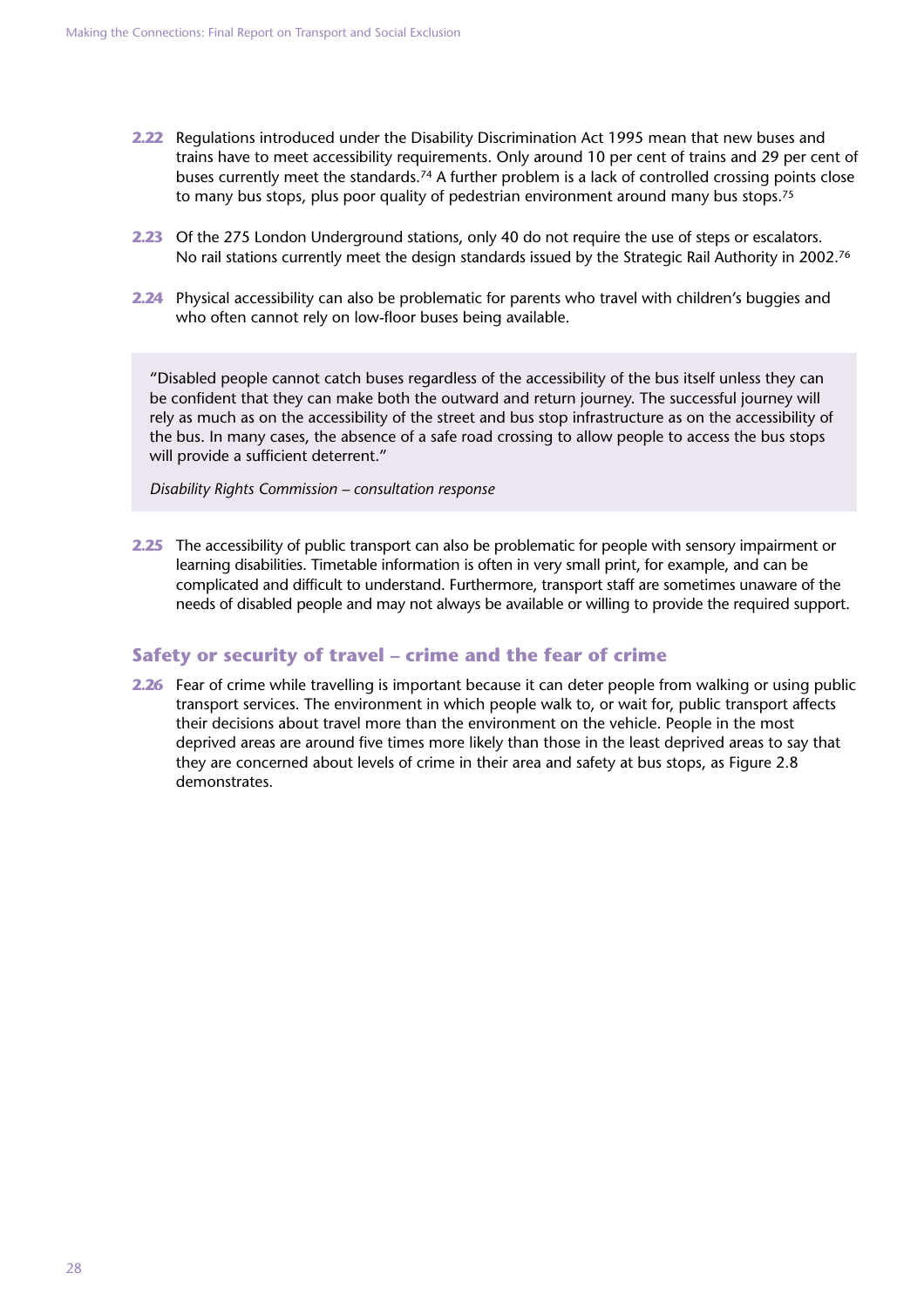**2.22** Regulations introduced under the Disability Discrimination Act 1995 mean that new buses and trains have to meet accessibility requirements. Only around 10 per cent of trains and 29 per cent of buses currently meet the standards.[74] A further problem is a lack of controlled crossing points close to many bus stops, plus poor quality of pedestrian environment around many bus stops.[75]

**2.23** Of the 275 London Underground stations, only 40 do not require the use of steps or escalators. No rail stations currently meet the design standards issued by the Strategic Rail Authority in 2002.[76]

**2.24** Physical accessibility can also be problematic for parents who travel with children's buggies and who often cannot rely on low-floor buses being available.

> "Disabled people cannot catch buses regardless of the accessibility of the bus itself unless they can be confident that they can make both the outward and return journey. The successful journey will rely as much as on the accessibility of the street and bus stop infrastructure as on the accessibility of the bus. In many cases, the absence of a safe road crossing to allow people to access the bus stops will provide a sufficient deterrent."
>
> *Disability Rights Commission – consultation response*

**2.25** The accessibility of public transport can also be problematic for people with sensory impairment or learning disabilities. Timetable information is often in very small print, for example, and can be complicated and difficult to understand. Furthermore, transport staff are sometimes unaware of the needs of disabled people and may not always be available or willing to provide the required support.

## Safety or security of travel – crime and the fear of crime

**2.26** Fear of crime while travelling is important because it can deter people from walking or using public transport services. The environment in which people walk to, or wait for, public transport affects their decisions about travel more than the environment on the vehicle. People in the most deprived areas are around five times more likely than those in the least deprived areas to say that they are concerned about levels of crime in their area and safety at bus stops, as Figure 2.8 demonstrates.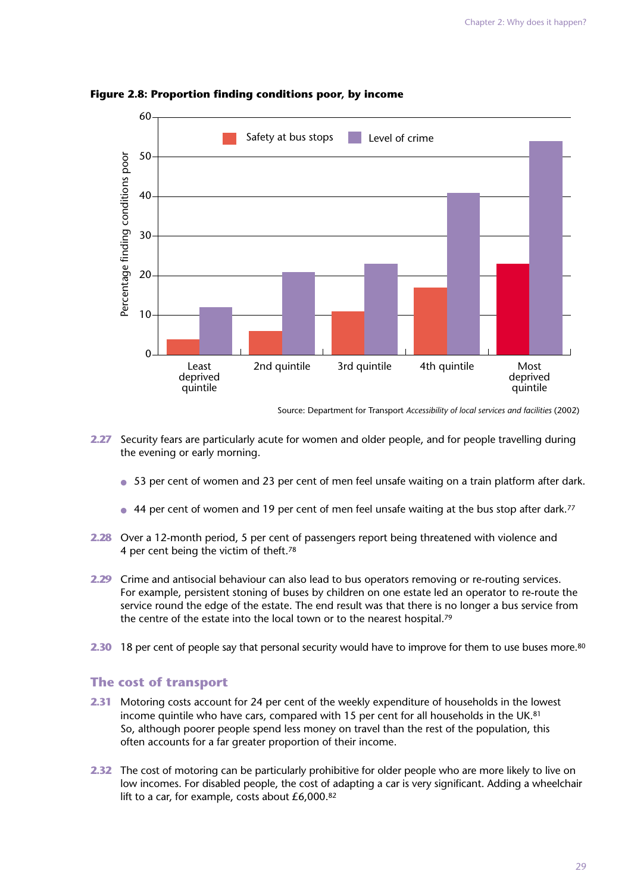**Figure 2.8: Proportion finding conditions poor, by income**

Source: Department for Transport *Accessibility of local services and facilities* (2002)

**2.27** Security fears are particularly acute for women and older people, and for people travelling during the evening or early morning.

- 53 per cent of women and 23 per cent of men feel unsafe waiting on a train platform after dark.
- 44 per cent of women and 19 per cent of men feel unsafe waiting at the bus stop after dark.[77]

**2.28** Over a 12-month period, 5 per cent of passengers report being threatened with violence and 4 per cent being the victim of theft.[78]

**2.29** Crime and antisocial behaviour can also lead to bus operators removing or re-routing services. For example, persistent stoning of buses by children on one estate led an operator to re-route the service round the edge of the estate. The end result was that there is no longer a bus service from the centre of the estate into the local town or to the nearest hospital.[79]

**2.30** 18 per cent of people say that personal security would have to improve for them to use buses more.[80]

## The cost of transport

**2.31** Motoring costs account for 24 per cent of the weekly expenditure of households in the lowest income quintile who have cars, compared with 15 per cent for all households in the UK.[81] So, although poorer people spend less money on travel than the rest of the population, this often accounts for a far greater proportion of their income.

**2.32** The cost of motoring can be particularly prohibitive for older people who are more likely to live on low incomes. For disabled people, the cost of adapting a car is very significant. Adding a wheelchair lift to a car, for example, costs about £6,000.[82]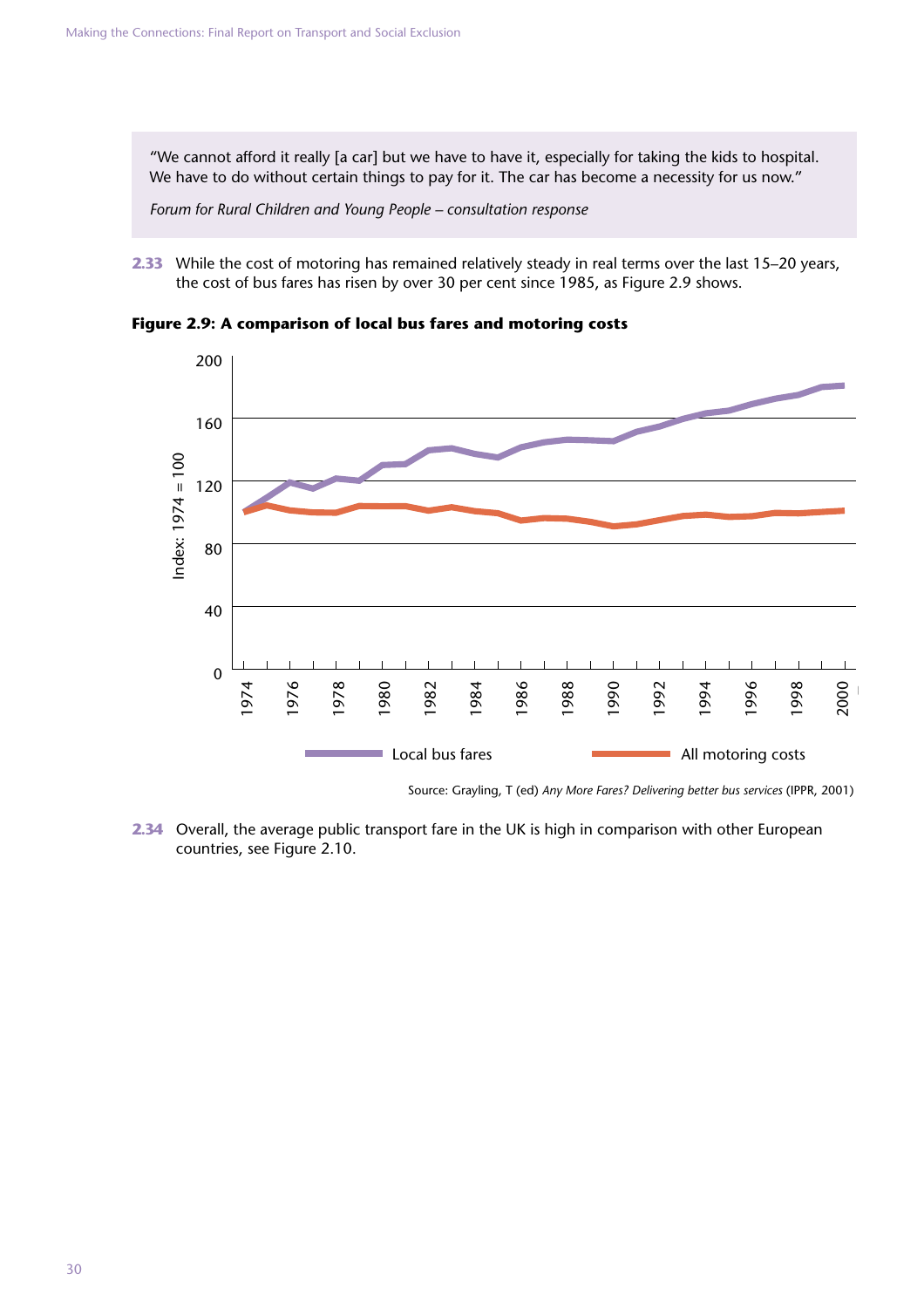> "We cannot afford it really [a car] but we have to have it, especially for taking the kids to hospital. We have to do without certain things to pay for it. The car has become a necessity for us now."
>
> *Forum for Rural Children and Young People – consultation response*

**2.33** While the cost of motoring has remained relatively steady in real terms over the last 15–20 years, the cost of bus fares has risen by over 30 per cent since 1985, as Figure 2.9 shows.

**Figure 2.9: A comparison of local bus fares and motoring costs**

Source: Grayling, T (ed) *Any More Fares? Delivering better bus services* (IPPR, 2001)

**2.34** Overall, the average public transport fare in the UK is high in comparison with other European countries, see Figure 2.10.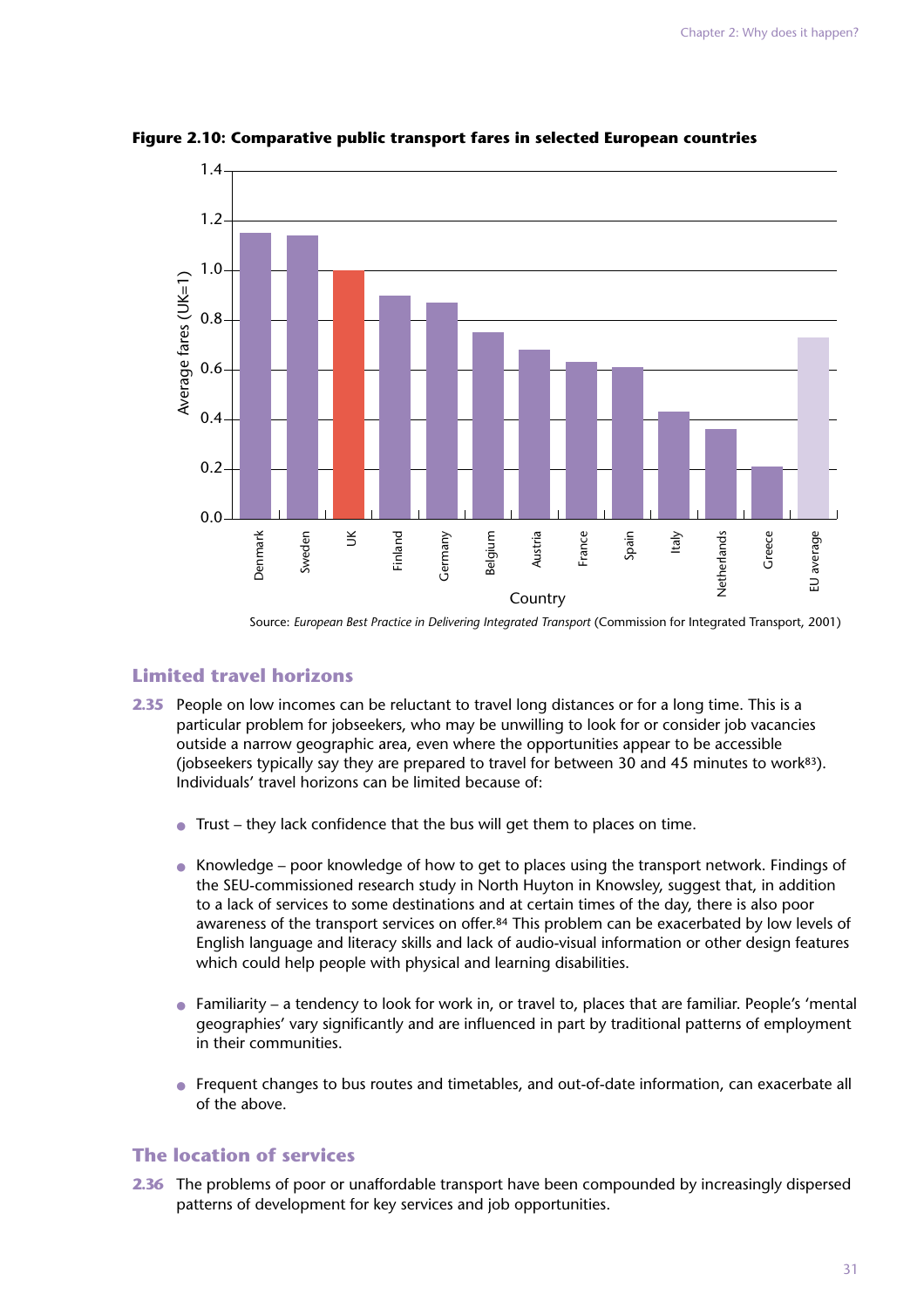**Figure 2.10: Comparative public transport fares in selected European countries**

Source: *European Best Practice in Delivering Integrated Transport* (Commission for Integrated Transport, 2001)

### Limited travel horizons

**2.35** People on low incomes can be reluctant to travel long distances or for a long time. This is a particular problem for jobseekers, who may be unwilling to look for or consider job vacancies outside a narrow geographic area, even where the opportunities appear to be accessible (jobseekers typically say they are prepared to travel for between 30 and 45 minutes to work[83]). Individuals' travel horizons can be limited because of:

- Trust – they lack confidence that the bus will get them to places on time.
- Knowledge – poor knowledge of how to get to places using the transport network. Findings of the SEU-commissioned research study in North Huyton in Knowsley, suggest that, in addition to a lack of services to some destinations and at certain times of the day, there is also poor awareness of the transport services on offer.[84] This problem can be exacerbated by low levels of English language and literacy skills and lack of audio-visual information or other design features which could help people with physical and learning disabilities.
- Familiarity – a tendency to look for work in, or travel to, places that are familiar. People's 'mental geographies' vary significantly and are influenced in part by traditional patterns of employment in their communities.
- Frequent changes to bus routes and timetables, and out-of-date information, can exacerbate all of the above.

### The location of services

**2.36** The problems of poor or unaffordable transport have been compounded by increasingly dispersed patterns of development for key services and job opportunities.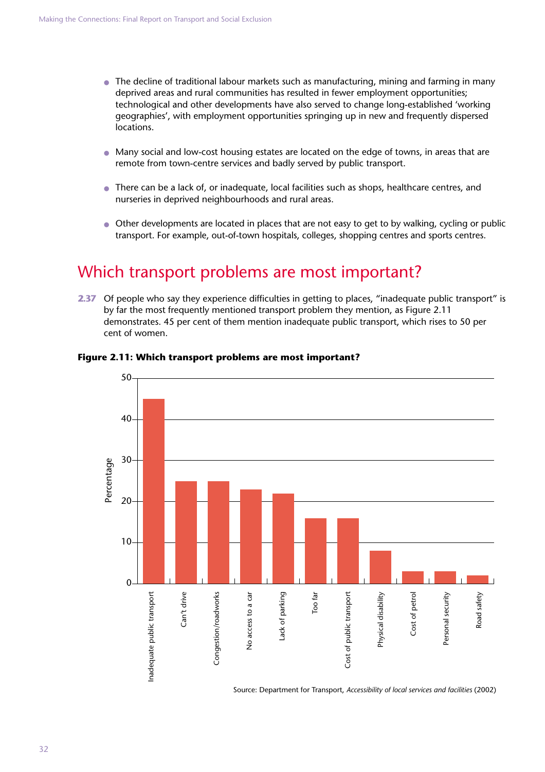- The decline of traditional labour markets such as manufacturing, mining and farming in many deprived areas and rural communities has resulted in fewer employment opportunities; technological and other developments have also served to change long-established 'working geographies', with employment opportunities springing up in new and frequently dispersed locations.

- Many social and low-cost housing estates are located on the edge of towns, in areas that are remote from town-centre services and badly served by public transport.

- There can be a lack of, or inadequate, local facilities such as shops, healthcare centres, and nurseries in deprived neighbourhoods and rural areas.

- Other developments are located in places that are not easy to get to by walking, cycling or public transport. For example, out-of-town hospitals, colleges, shopping centres and sports centres.

## Which transport problems are most important?

**2.37** Of people who say they experience difficulties in getting to places, "inadequate public transport" is by far the most frequently mentioned transport problem they mention, as Figure 2.11 demonstrates. 45 per cent of them mention inadequate public transport, which rises to 50 per cent of women.

**Figure 2.11: Which transport problems are most important?**

| Transport problem | Percentage |
|---|---|
| Inadequate public transport | 45 |
| Can't drive | 25 |
| Congestion/roadworks | 25 |
| No access to a car | 23 |
| Lack of parking | 22 |
| Too far | 16 |
| Cost of public transport | 16 |
| Physical disability | 8 |
| Cost of petrol | 3 |
| Personal security | 3 |
| Road safety | 2 |

Source: Department for Transport, *Accessibility of local services and facilities* (2002)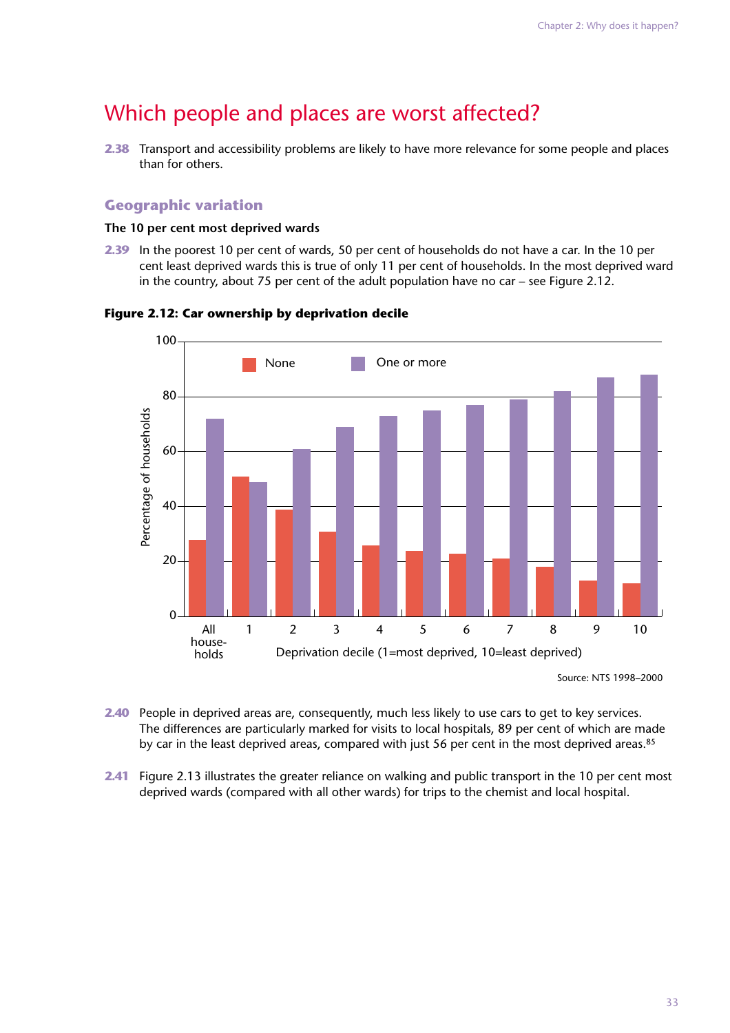# Which people and places are worst affected?

**2.38** Transport and accessibility problems are likely to have more relevance for some people and places than for others.

## Geographic variation

### The 10 per cent most deprived wards

**2.39** In the poorest 10 per cent of wards, 50 per cent of households do not have a car. In the 10 per cent least deprived wards this is true of only 11 per cent of households. In the most deprived ward in the country, about 75 per cent of the adult population have no car – see Figure 2.12.

**Figure 2.12: Car ownership by deprivation decile**

Source: NTS 1998–2000

**2.40** People in deprived areas are, consequently, much less likely to use cars to get to key services. The differences are particularly marked for visits to local hospitals, 89 per cent of which are made by car in the least deprived areas, compared with just 56 per cent in the most deprived areas.[85]

**2.41** Figure 2.13 illustrates the greater reliance on walking and public transport in the 10 per cent most deprived wards (compared with all other wards) for trips to the chemist and local hospital.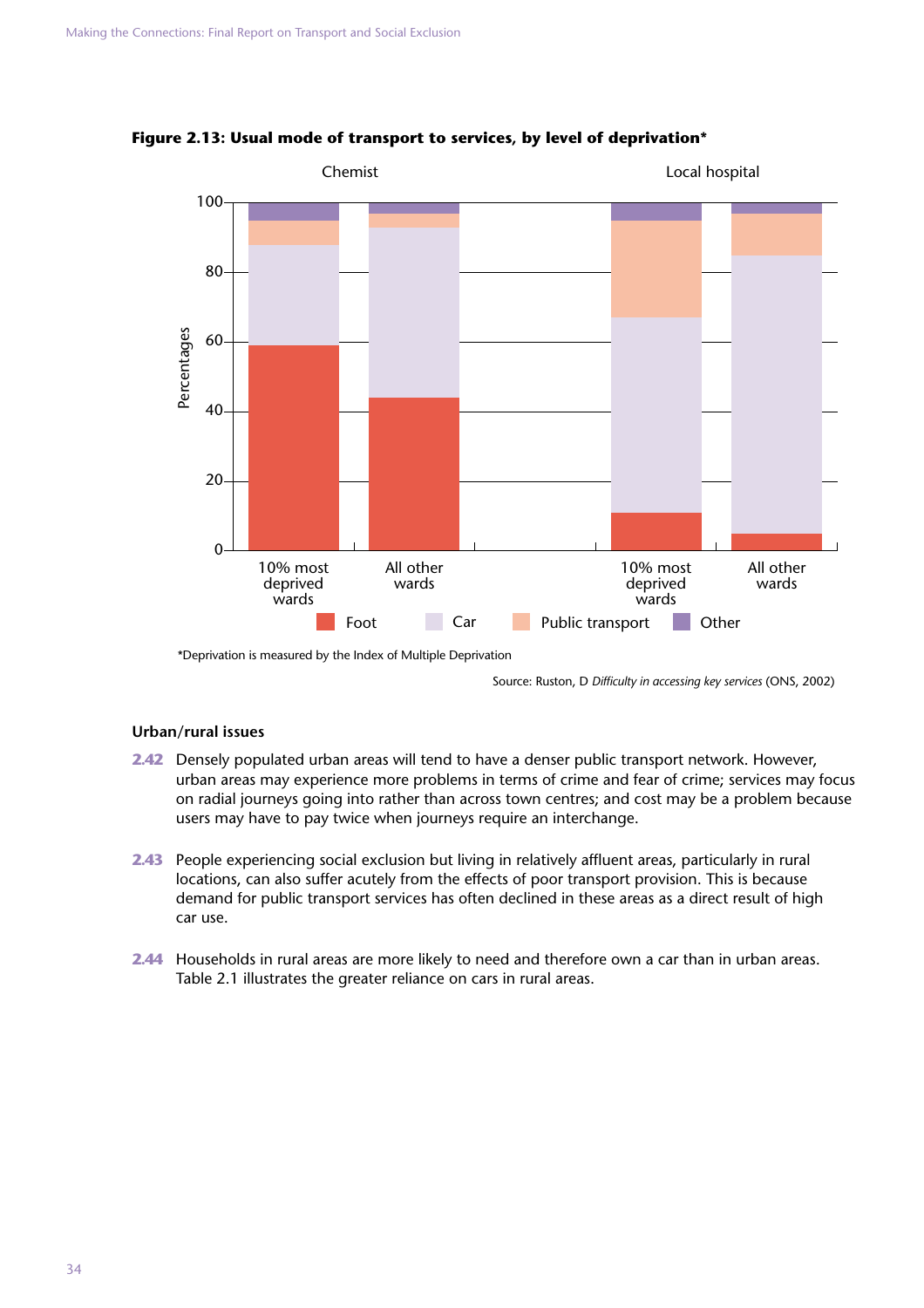**Figure 2.13: Usual mode of transport to services, by level of deprivation***

*Deprivation is measured by the Index of Multiple Deprivation

Source: Ruston, D *Difficulty in accessing key services* (ONS, 2002)

### Urban/rural issues

**2.42** Densely populated urban areas will tend to have a denser public transport network. However, urban areas may experience more problems in terms of crime and fear of crime; services may focus on radial journeys going into rather than across town centres; and cost may be a problem because users may have to pay twice when journeys require an interchange.

**2.43** People experiencing social exclusion but living in relatively affluent areas, particularly in rural locations, can also suffer acutely from the effects of poor transport provision. This is because demand for public transport services has often declined in these areas as a direct result of high car use.

**2.44** Households in rural areas are more likely to need and therefore own a car than in urban areas. Table 2.1 illustrates the greater reliance on cars in rural areas.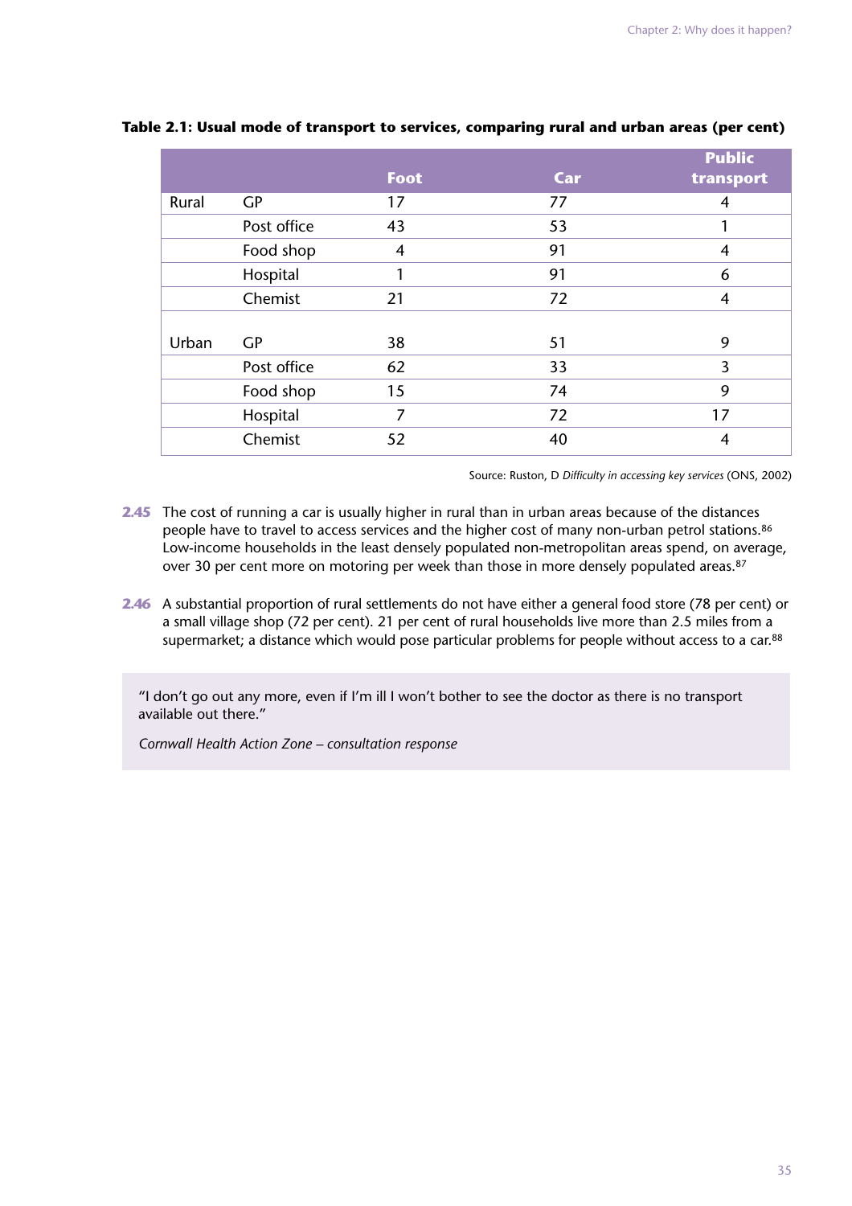**Table 2.1: Usual mode of transport to services, comparing rural and urban areas (per cent)**

| | | Foot | Car | Public transport |
|---|---|---|---|---|
| Rural | GP | 17 | 77 | 4 |
| | Post office | 43 | 53 | 1 |
| | Food shop | 4 | 91 | 4 |
| | Hospital | 1 | 91 | 6 |
| | Chemist | 21 | 72 | 4 |
| Urban | GP | 38 | 51 | 9 |
| | Post office | 62 | 33 | 3 |
| | Food shop | 15 | 74 | 9 |
| | Hospital | 7 | 72 | 17 |
| | Chemist | 52 | 40 | 4 |

Source: Ruston, D *Difficulty in accessing key services* (ONS, 2002)

**2.45** The cost of running a car is usually higher in rural than in urban areas because of the distances people have to travel to access services and the higher cost of many non-urban petrol stations.[86] Low-income households in the least densely populated non-metropolitan areas spend, on average, over 30 per cent more on motoring per week than those in more densely populated areas.[87]

**2.46** A substantial proportion of rural settlements do not have either a general food store (78 per cent) or a small village shop (72 per cent). 21 per cent of rural households live more than 2.5 miles from a supermarket; a distance which would pose particular problems for people without access to a car.[88]

> "I don't go out any more, even if I'm ill I won't bother to see the doctor as there is no transport available out there."
>
> *Cornwall Health Action Zone – consultation response*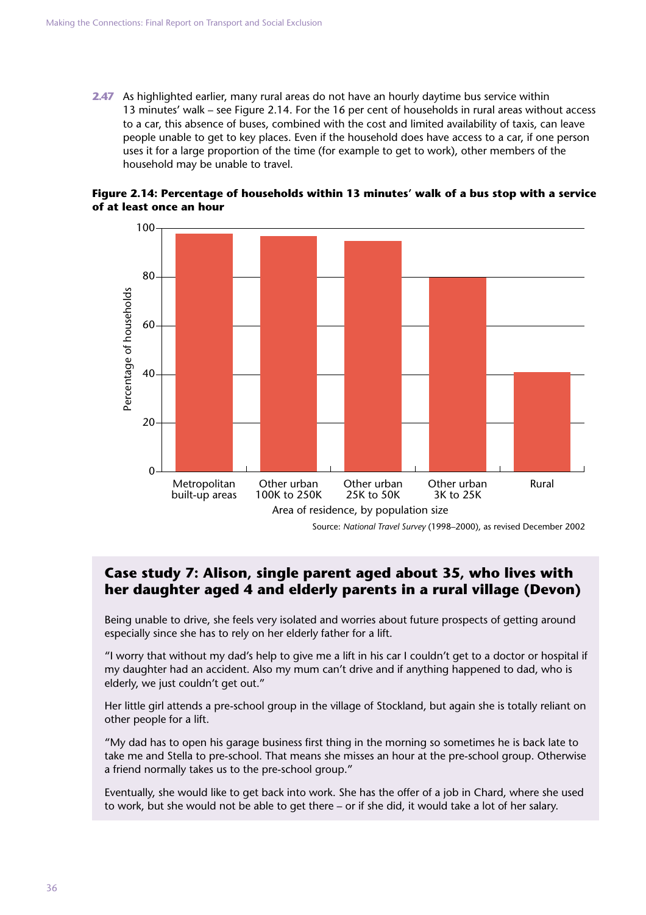**2.47** As highlighted earlier, many rural areas do not have an hourly daytime bus service within 13 minutes' walk – see Figure 2.14. For the 16 per cent of households in rural areas without access to a car, this absence of buses, combined with the cost and limited availability of taxis, can leave people unable to get to key places. Even if the household does have access to a car, if one person uses it for a large proportion of the time (for example to get to work), other members of the household may be unable to travel.

**Figure 2.14: Percentage of households within 13 minutes' walk of a bus stop with a service of at least once an hour**

Source: *National Travel Survey* (1998–2000), as revised December 2002

## Case study 7: Alison, single parent aged about 35, who lives with her daughter aged 4 and elderly parents in a rural village (Devon)

Being unable to drive, she feels very isolated and worries about future prospects of getting around especially since she has to rely on her elderly father for a lift.

"I worry that without my dad's help to give me a lift in his car I couldn't get to a doctor or hospital if my daughter had an accident. Also my mum can't drive and if anything happened to dad, who is elderly, we just couldn't get out."

Her little girl attends a pre-school group in the village of Stockland, but again she is totally reliant on other people for a lift.

"My dad has to open his garage business first thing in the morning so sometimes he is back late to take me and Stella to pre-school. That means she misses an hour at the pre-school group. Otherwise a friend normally takes us to the pre-school group."

Eventually, she would like to get back into work. She has the offer of a job in Chard, where she used to work, but she would not be able to get there – or if she did, it would take a lot of her salary.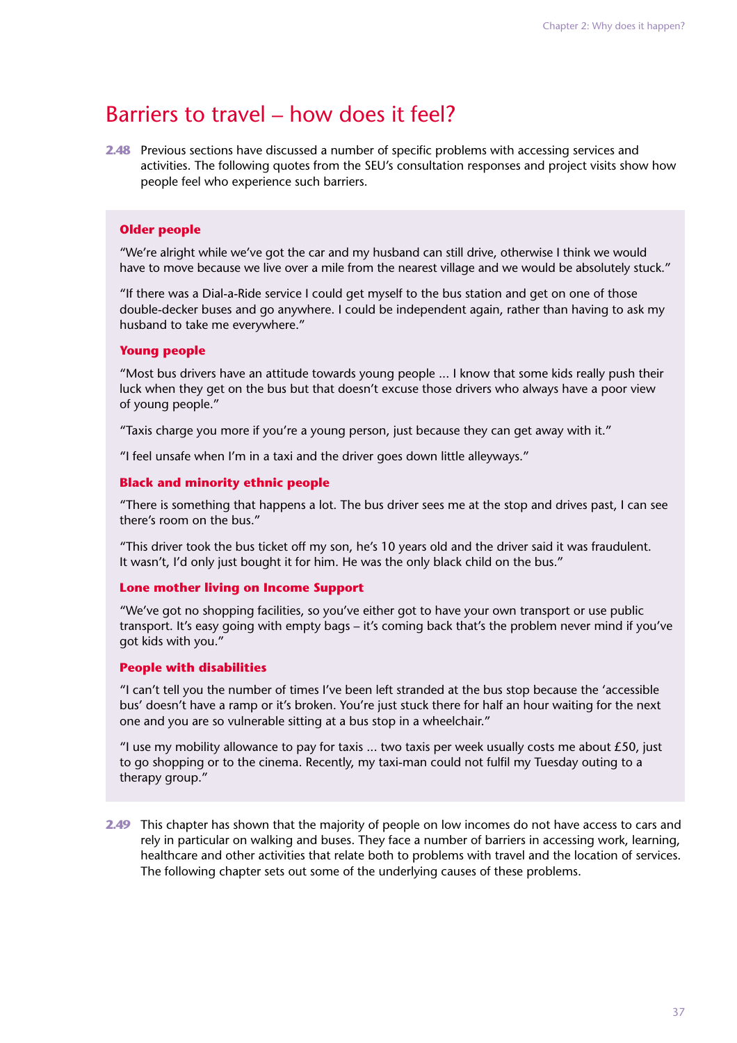## Barriers to travel – how does it feel?

**2.48** Previous sections have discussed a number of specific problems with accessing services and activities. The following quotes from the SEU's consultation responses and project visits show how people feel who experience such barriers.

### Older people

"We're alright while we've got the car and my husband can still drive, otherwise I think we would have to move because we live over a mile from the nearest village and we would be absolutely stuck."

"If there was a Dial-a-Ride service I could get myself to the bus station and get on one of those double-decker buses and go anywhere. I could be independent again, rather than having to ask my husband to take me everywhere."

### Young people

"Most bus drivers have an attitude towards young people ... I know that some kids really push their luck when they get on the bus but that doesn't excuse those drivers who always have a poor view of young people."

"Taxis charge you more if you're a young person, just because they can get away with it."

"I feel unsafe when I'm in a taxi and the driver goes down little alleyways."

### Black and minority ethnic people

"There is something that happens a lot. The bus driver sees me at the stop and drives past, I can see there's room on the bus."

"This driver took the bus ticket off my son, he's 10 years old and the driver said it was fraudulent. It wasn't, I'd only just bought it for him. He was the only black child on the bus."

### Lone mother living on Income Support

"We've got no shopping facilities, so you've either got to have your own transport or use public transport. It's easy going with empty bags – it's coming back that's the problem never mind if you've got kids with you."

### People with disabilities

"I can't tell you the number of times I've been left stranded at the bus stop because the 'accessible bus' doesn't have a ramp or it's broken. You're just stuck there for half an hour waiting for the next one and you are so vulnerable sitting at a bus stop in a wheelchair."

"I use my mobility allowance to pay for taxis ... two taxis per week usually costs me about £50, just to go shopping or to the cinema. Recently, my taxi-man could not fulfil my Tuesday outing to a therapy group."

**2.49** This chapter has shown that the majority of people on low incomes do not have access to cars and rely in particular on walking and buses. They face a number of barriers in accessing work, learning, healthcare and other activities that relate both to problems with travel and the location of services. The following chapter sets out some of the underlying causes of these problems.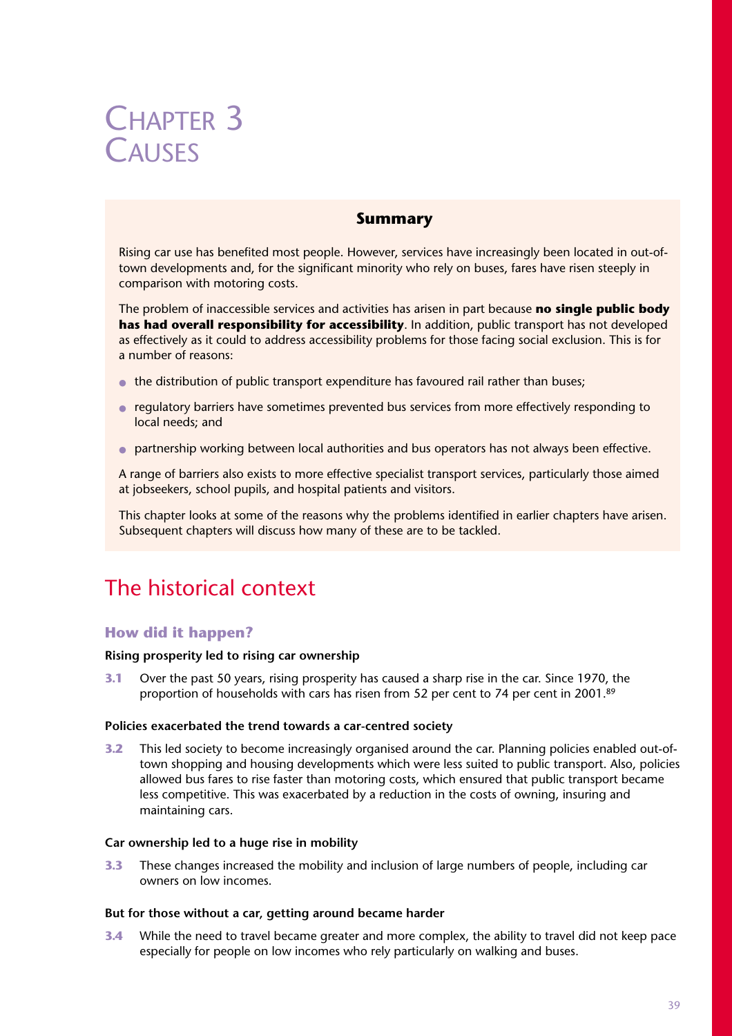# Chapter 3 Causes

## Summary

Rising car use has benefited most people. However, services have increasingly been located in out-of-town developments and, for the significant minority who rely on buses, fares have risen steeply in comparison with motoring costs.

The problem of inaccessible services and activities has arisen in part because **no single public body has had overall responsibility for accessibility**. In addition, public transport has not developed as effectively as it could to address accessibility problems for those facing social exclusion. This is for a number of reasons:

- the distribution of public transport expenditure has favoured rail rather than buses;
- regulatory barriers have sometimes prevented bus services from more effectively responding to local needs; and
- partnership working between local authorities and bus operators has not always been effective.

A range of barriers also exists to more effective specialist transport services, particularly those aimed at jobseekers, school pupils, and hospital patients and visitors.

This chapter looks at some of the reasons why the problems identified in earlier chapters have arisen. Subsequent chapters will discuss how many of these are to be tackled.

## The historical context

### How did it happen?

**Rising prosperity led to rising car ownership**

**3.1** Over the past 50 years, rising prosperity has caused a sharp rise in the car. Since 1970, the proportion of households with cars has risen from 52 per cent to 74 per cent in 2001.[89]

**Policies exacerbated the trend towards a car-centred society**

**3.2** This led society to become increasingly organised around the car. Planning policies enabled out-of-town shopping and housing developments which were less suited to public transport. Also, policies allowed bus fares to rise faster than motoring costs, which ensured that public transport became less competitive. This was exacerbated by a reduction in the costs of owning, insuring and maintaining cars.

**Car ownership led to a huge rise in mobility**

**3.3** These changes increased the mobility and inclusion of large numbers of people, including car owners on low incomes.

**But for those without a car, getting around became harder**

**3.4** While the need to travel became greater and more complex, the ability to travel did not keep pace especially for people on low incomes who rely particularly on walking and buses.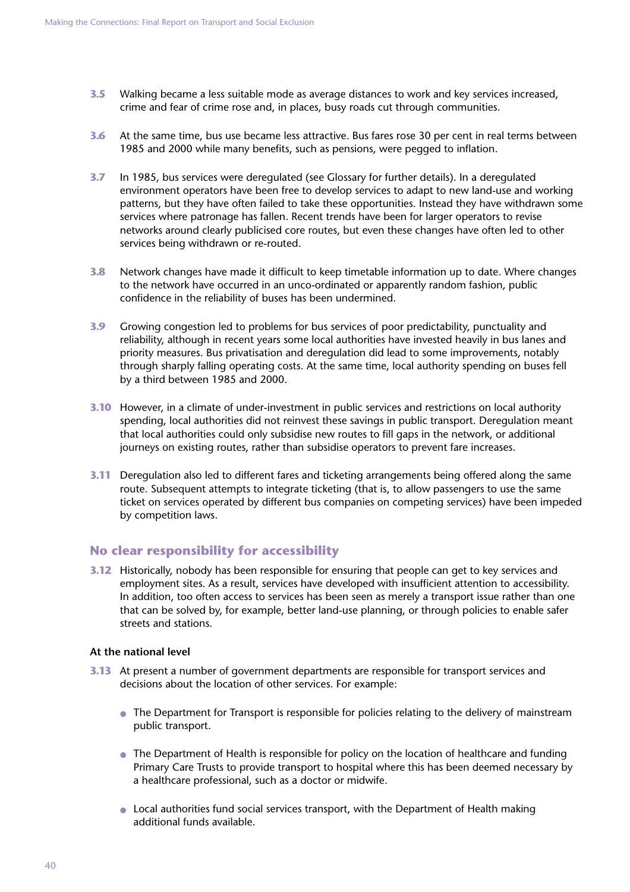**3.5** Walking became a less suitable mode as average distances to work and key services increased, crime and fear of crime rose and, in places, busy roads cut through communities.

**3.6** At the same time, bus use became less attractive. Bus fares rose 30 per cent in real terms between 1985 and 2000 while many benefits, such as pensions, were pegged to inflation.

**3.7** In 1985, bus services were deregulated (see Glossary for further details). In a deregulated environment operators have been free to develop services to adapt to new land-use and working patterns, but they have often failed to take these opportunities. Instead they have withdrawn some services where patronage has fallen. Recent trends have been for larger operators to revise networks around clearly publicised core routes, but even these changes have often led to other services being withdrawn or re-routed.

**3.8** Network changes have made it difficult to keep timetable information up to date. Where changes to the network have occurred in an unco-ordinated or apparently random fashion, public confidence in the reliability of buses has been undermined.

**3.9** Growing congestion led to problems for bus services of poor predictability, punctuality and reliability, although in recent years some local authorities have invested heavily in bus lanes and priority measures. Bus privatisation and deregulation did lead to some improvements, notably through sharply falling operating costs. At the same time, local authority spending on buses fell by a third between 1985 and 2000.

**3.10** However, in a climate of under-investment in public services and restrictions on local authority spending, local authorities did not reinvest these savings in public transport. Deregulation meant that local authorities could only subsidise new routes to fill gaps in the network, or additional journeys on existing routes, rather than subsidise operators to prevent fare increases.

**3.11** Deregulation also led to different fares and ticketing arrangements being offered along the same route. Subsequent attempts to integrate ticketing (that is, to allow passengers to use the same ticket on services operated by different bus companies on competing services) have been impeded by competition laws.

## No clear responsibility for accessibility

**3.12** Historically, nobody has been responsible for ensuring that people can get to key services and employment sites. As a result, services have developed with insufficient attention to accessibility. In addition, too often access to services has been seen as merely a transport issue rather than one that can be solved by, for example, better land-use planning, or through policies to enable safer streets and stations.

### At the national level

**3.13** At present a number of government departments are responsible for transport services and decisions about the location of other services. For example:

- The Department for Transport is responsible for policies relating to the delivery of mainstream public transport.
- The Department of Health is responsible for policy on the location of healthcare and funding Primary Care Trusts to provide transport to hospital where this has been deemed necessary by a healthcare professional, such as a doctor or midwife.
- Local authorities fund social services transport, with the Department of Health making additional funds available.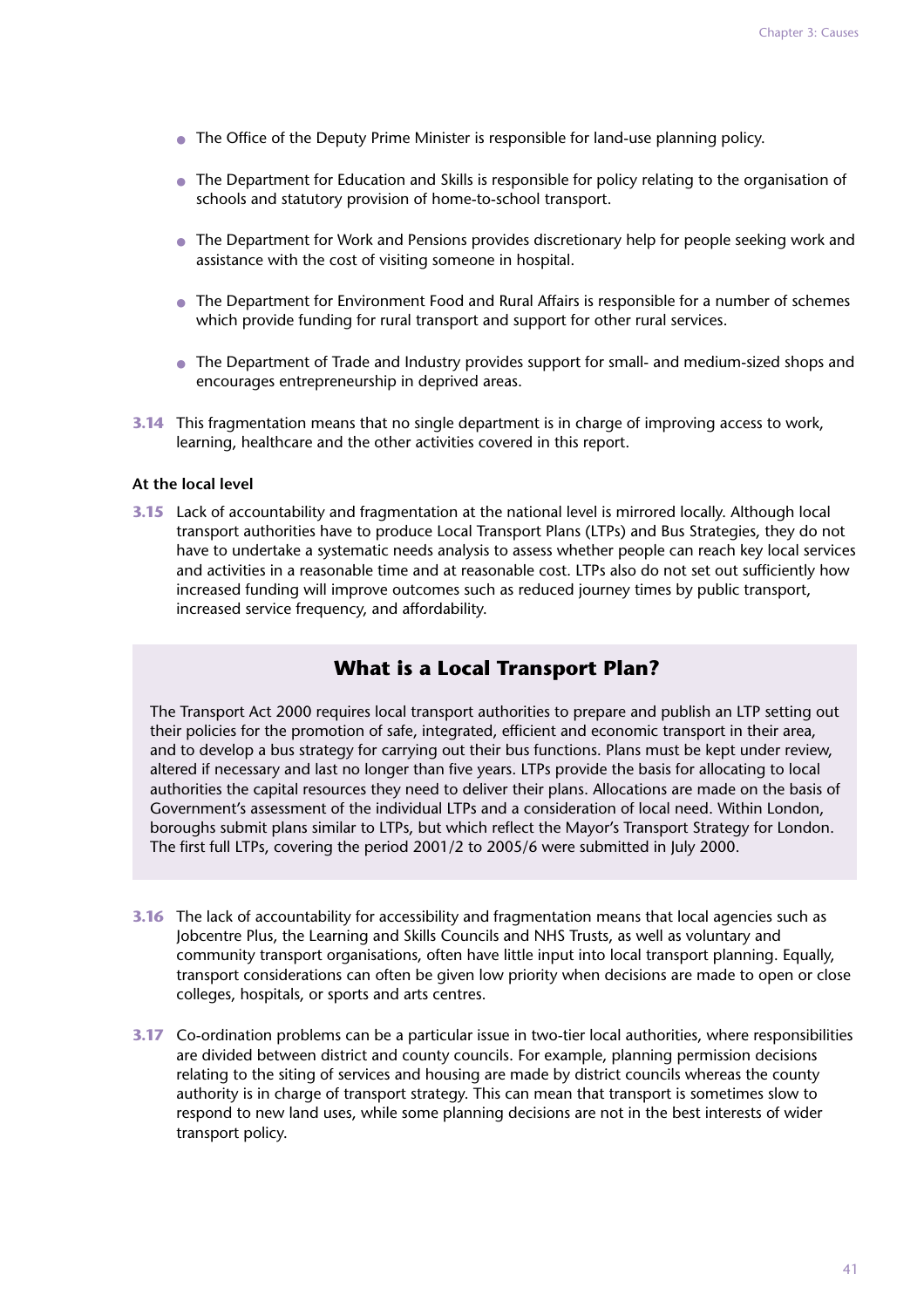- The Office of the Deputy Prime Minister is responsible for land-use planning policy.
- The Department for Education and Skills is responsible for policy relating to the organisation of schools and statutory provision of home-to-school transport.
- The Department for Work and Pensions provides discretionary help for people seeking work and assistance with the cost of visiting someone in hospital.
- The Department for Environment Food and Rural Affairs is responsible for a number of schemes which provide funding for rural transport and support for other rural services.
- The Department of Trade and Industry provides support for small- and medium-sized shops and encourages entrepreneurship in deprived areas.

**3.14** This fragmentation means that no single department is in charge of improving access to work, learning, healthcare and the other activities covered in this report.

#### At the local level

**3.15** Lack of accountability and fragmentation at the national level is mirrored locally. Although local transport authorities have to produce Local Transport Plans (LTPs) and Bus Strategies, they do not have to undertake a systematic needs analysis to assess whether people can reach key local services and activities in a reasonable time and at reasonable cost. LTPs also do not set out sufficiently how increased funding will improve outcomes such as reduced journey times by public transport, increased service frequency, and affordability.

### What is a Local Transport Plan?

The Transport Act 2000 requires local transport authorities to prepare and publish an LTP setting out their policies for the promotion of safe, integrated, efficient and economic transport in their area, and to develop a bus strategy for carrying out their bus functions. Plans must be kept under review, altered if necessary and last no longer than five years. LTPs provide the basis for allocating to local authorities the capital resources they need to deliver their plans. Allocations are made on the basis of Government's assessment of the individual LTPs and a consideration of local need. Within London, boroughs submit plans similar to LTPs, but which reflect the Mayor's Transport Strategy for London. The first full LTPs, covering the period 2001/2 to 2005/6 were submitted in July 2000.

**3.16** The lack of accountability for accessibility and fragmentation means that local agencies such as Jobcentre Plus, the Learning and Skills Councils and NHS Trusts, as well as voluntary and community transport organisations, often have little input into local transport planning. Equally, transport considerations can often be given low priority when decisions are made to open or close colleges, hospitals, or sports and arts centres.

**3.17** Co-ordination problems can be a particular issue in two-tier local authorities, where responsibilities are divided between district and county councils. For example, planning permission decisions relating to the siting of services and housing are made by district councils whereas the county authority is in charge of transport strategy. This can mean that transport is sometimes slow to respond to new land uses, while some planning decisions are not in the best interests of wider transport policy.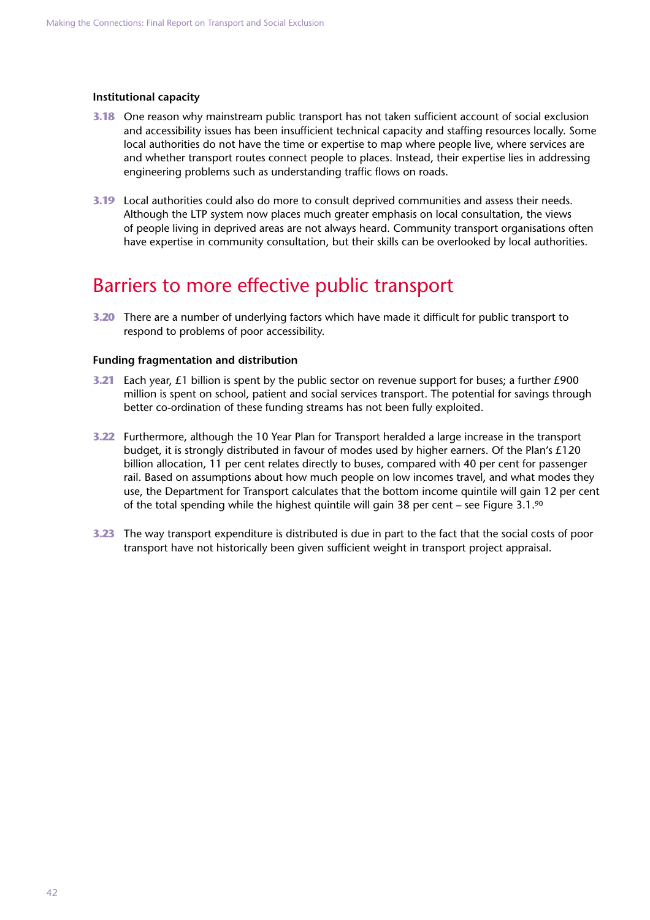### Institutional capacity

**3.18** One reason why mainstream public transport has not taken sufficient account of social exclusion and accessibility issues has been insufficient technical capacity and staffing resources locally. Some local authorities do not have the time or expertise to map where people live, where services are and whether transport routes connect people to places. Instead, their expertise lies in addressing engineering problems such as understanding traffic flows on roads.

**3.19** Local authorities could also do more to consult deprived communities and assess their needs. Although the LTP system now places much greater emphasis on local consultation, the views of people living in deprived areas are not always heard. Community transport organisations often have expertise in community consultation, but their skills can be overlooked by local authorities.

## Barriers to more effective public transport

**3.20** There are a number of underlying factors which have made it difficult for public transport to respond to problems of poor accessibility.

### Funding fragmentation and distribution

**3.21** Each year, £1 billion is spent by the public sector on revenue support for buses; a further £900 million is spent on school, patient and social services transport. The potential for savings through better co-ordination of these funding streams has not been fully exploited.

**3.22** Furthermore, although the 10 Year Plan for Transport heralded a large increase in the transport budget, it is strongly distributed in favour of modes used by higher earners. Of the Plan's £120 billion allocation, 11 per cent relates directly to buses, compared with 40 per cent for passenger rail. Based on assumptions about how much people on low incomes travel, and what modes they use, the Department for Transport calculates that the bottom income quintile will gain 12 per cent of the total spending while the highest quintile will gain 38 per cent – see Figure 3.1.[90]

**3.23** The way transport expenditure is distributed is due in part to the fact that the social costs of poor transport have not historically been given sufficient weight in transport project appraisal.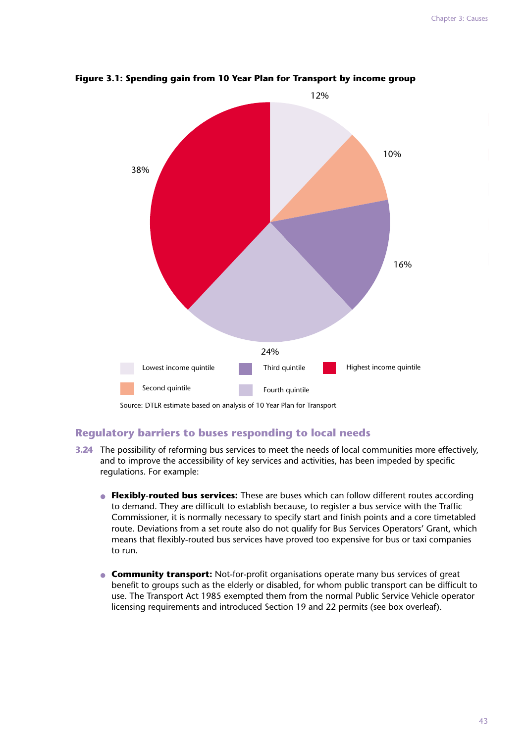**Figure 3.1: Spending gain from 10 Year Plan for Transport by income group**

| Income group | Share |
|---|---|
| Lowest income quintile | 12% |
| Second quintile | 10% |
| Third quintile | 16% |
| Fourth quintile | 24% |
| Highest income quintile | 38% |

Source: DTLR estimate based on analysis of 10 Year Plan for Transport

## Regulatory barriers to buses responding to local needs

**3.24** The possibility of reforming bus services to meet the needs of local communities more effectively, and to improve the accessibility of key services and activities, has been impeded by specific regulations. For example:

- **Flexibly-routed bus services:** These are buses which can follow different routes according to demand. They are difficult to establish because, to register a bus service with the Traffic Commissioner, it is normally necessary to specify start and finish points and a core timetabled route. Deviations from a set route also do not qualify for Bus Services Operators' Grant, which means that flexibly-routed bus services have proved too expensive for bus or taxi companies to run.

- **Community transport:** Not-for-profit organisations operate many bus services of great benefit to groups such as the elderly or disabled, for whom public transport can be difficult to use. The Transport Act 1985 exempted them from the normal Public Service Vehicle operator licensing requirements and introduced Section 19 and 22 permits (see box overleaf).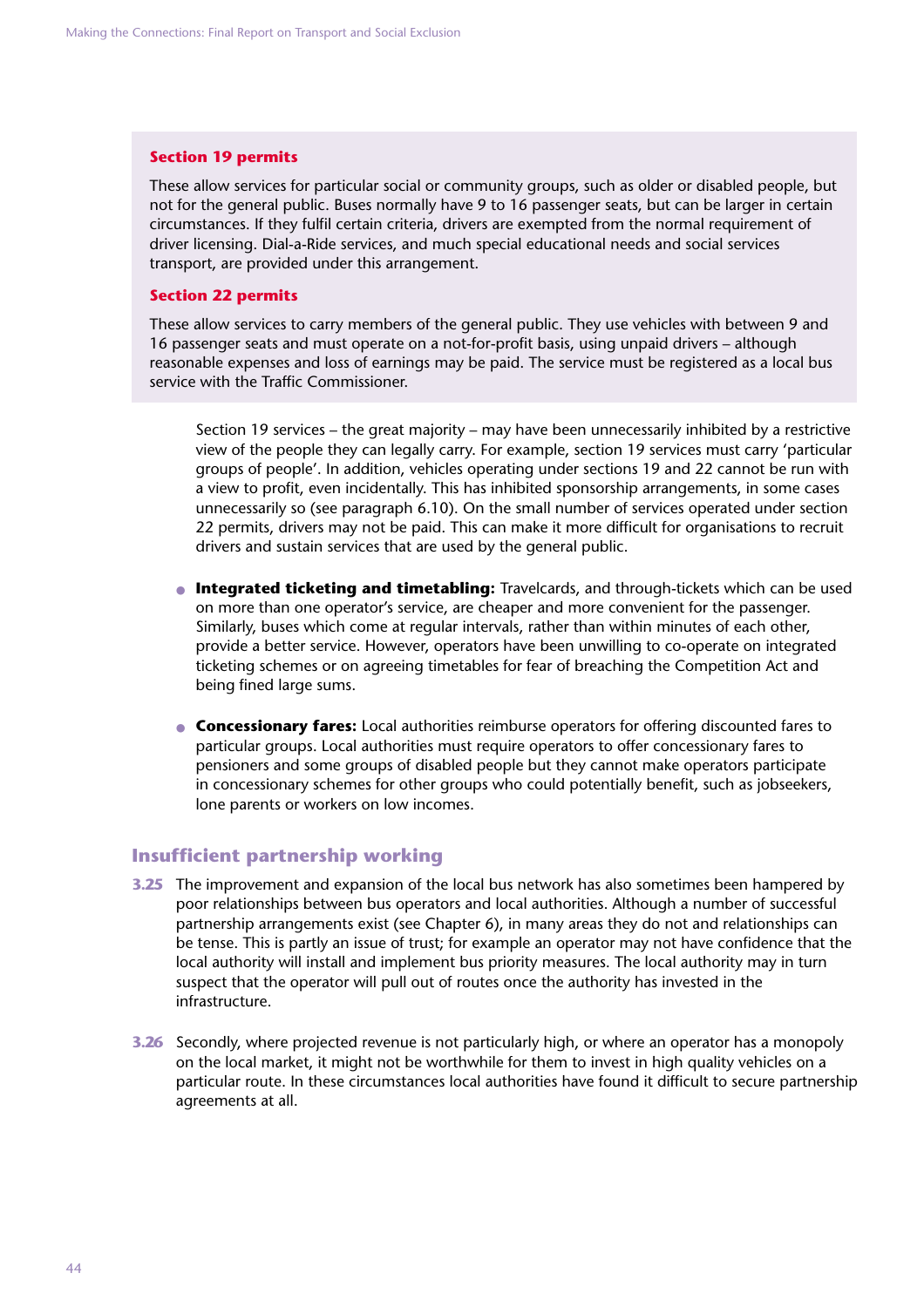**Section 19 permits**

These allow services for particular social or community groups, such as older or disabled people, but not for the general public. Buses normally have 9 to 16 passenger seats, but can be larger in certain circumstances. If they fulfil certain criteria, drivers are exempted from the normal requirement of driver licensing. Dial-a-Ride services, and much special educational needs and social services transport, are provided under this arrangement.

**Section 22 permits**

These allow services to carry members of the general public. They use vehicles with between 9 and 16 passenger seats and must operate on a not-for-profit basis, using unpaid drivers – although reasonable expenses and loss of earnings may be paid. The service must be registered as a local bus service with the Traffic Commissioner.

Section 19 services – the great majority – may have been unnecessarily inhibited by a restrictive view of the people they can legally carry. For example, section 19 services must carry 'particular groups of people'. In addition, vehicles operating under sections 19 and 22 cannot be run with a view to profit, even incidentally. This has inhibited sponsorship arrangements, in some cases unnecessarily so (see paragraph 6.10). On the small number of services operated under section 22 permits, drivers may not be paid. This can make it more difficult for organisations to recruit drivers and sustain services that are used by the general public.

- **Integrated ticketing and timetabling:** Travelcards, and through-tickets which can be used on more than one operator's service, are cheaper and more convenient for the passenger. Similarly, buses which come at regular intervals, rather than within minutes of each other, provide a better service. However, operators have been unwilling to co-operate on integrated ticketing schemes or on agreeing timetables for fear of breaching the Competition Act and being fined large sums.

- **Concessionary fares:** Local authorities reimburse operators for offering discounted fares to particular groups. Local authorities must require operators to offer concessionary fares to pensioners and some groups of disabled people but they cannot make operators participate in concessionary schemes for other groups who could potentially benefit, such as jobseekers, lone parents or workers on low incomes.

## Insufficient partnership working

**3.25** The improvement and expansion of the local bus network has also sometimes been hampered by poor relationships between bus operators and local authorities. Although a number of successful partnership arrangements exist (see Chapter 6), in many areas they do not and relationships can be tense. This is partly an issue of trust; for example an operator may not have confidence that the local authority will install and implement bus priority measures. The local authority may in turn suspect that the operator will pull out of routes once the authority has invested in the infrastructure.

**3.26** Secondly, where projected revenue is not particularly high, or where an operator has a monopoly on the local market, it might not be worthwhile for them to invest in high quality vehicles on a particular route. In these circumstances local authorities have found it difficult to secure partnership agreements at all.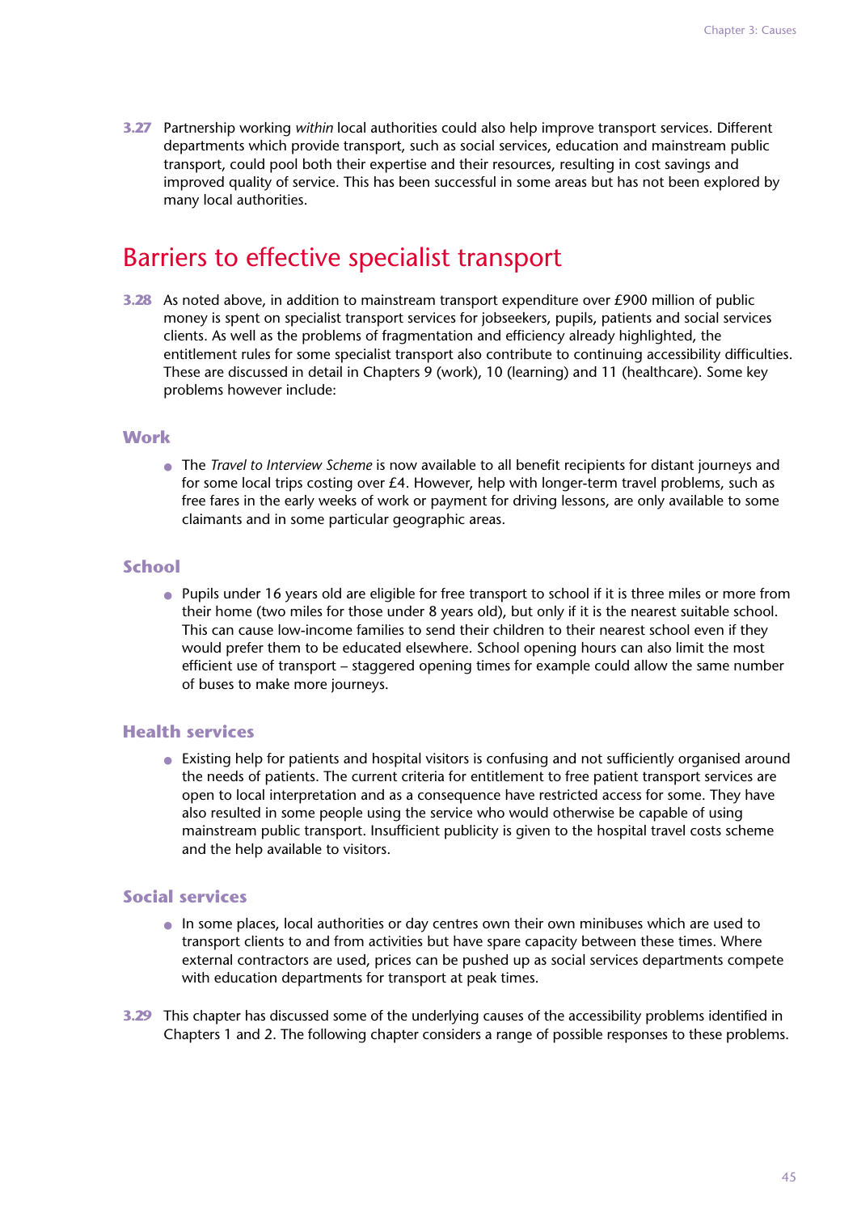**3.27** Partnership working *within* local authorities could also help improve transport services. Different departments which provide transport, such as social services, education and mainstream public transport, could pool both their expertise and their resources, resulting in cost savings and improved quality of service. This has been successful in some areas but has not been explored by many local authorities.

## Barriers to effective specialist transport

**3.28** As noted above, in addition to mainstream transport expenditure over £900 million of public money is spent on specialist transport services for jobseekers, pupils, patients and social services clients. As well as the problems of fragmentation and efficiency already highlighted, the entitlement rules for some specialist transport also contribute to continuing accessibility difficulties. These are discussed in detail in Chapters 9 (work), 10 (learning) and 11 (healthcare). Some key problems however include:

### Work

- The *Travel to Interview Scheme* is now available to all benefit recipients for distant journeys and for some local trips costing over £4. However, help with longer-term travel problems, such as free fares in the early weeks of work or payment for driving lessons, are only available to some claimants and in some particular geographic areas.

### School

- Pupils under 16 years old are eligible for free transport to school if it is three miles or more from their home (two miles for those under 8 years old), but only if it is the nearest suitable school. This can cause low-income families to send their children to their nearest school even if they would prefer them to be educated elsewhere. School opening hours can also limit the most efficient use of transport – staggered opening times for example could allow the same number of buses to make more journeys.

### Health services

- Existing help for patients and hospital visitors is confusing and not sufficiently organised around the needs of patients. The current criteria for entitlement to free patient transport services are open to local interpretation and as a consequence have restricted access for some. They have also resulted in some people using the service who would otherwise be capable of using mainstream public transport. Insufficient publicity is given to the hospital travel costs scheme and the help available to visitors.

### Social services

- In some places, local authorities or day centres own their own minibuses which are used to transport clients to and from activities but have spare capacity between these times. Where external contractors are used, prices can be pushed up as social services departments compete with education departments for transport at peak times.

**3.29** This chapter has discussed some of the underlying causes of the accessibility problems identified in Chapters 1 and 2. The following chapter considers a range of possible responses to these problems.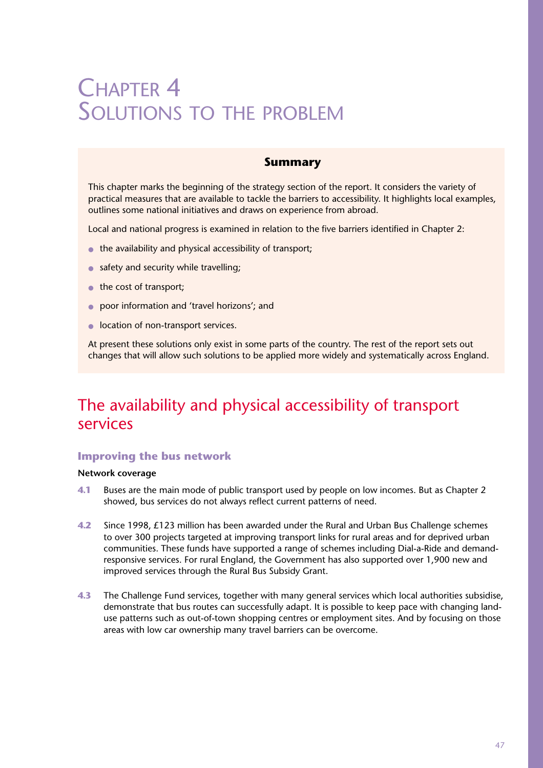# Chapter 4
# Solutions to the problem

**Summary**

This chapter marks the beginning of the strategy section of the report. It considers the variety of practical measures that are available to tackle the barriers to accessibility. It highlights local examples, outlines some national initiatives and draws on experience from abroad.

Local and national progress is examined in relation to the five barriers identified in Chapter 2:

- the availability and physical accessibility of transport;
- safety and security while travelling;
- the cost of transport;
- poor information and 'travel horizons'; and
- location of non-transport services.

At present these solutions only exist in some parts of the country. The rest of the report sets out changes that will allow such solutions to be applied more widely and systematically across England.

## The availability and physical accessibility of transport services

### Improving the bus network

**Network coverage**

**4.1** Buses are the main mode of public transport used by people on low incomes. But as Chapter 2 showed, bus services do not always reflect current patterns of need.

**4.2** Since 1998, £123 million has been awarded under the Rural and Urban Bus Challenge schemes to over 300 projects targeted at improving transport links for rural areas and for deprived urban communities. These funds have supported a range of schemes including Dial-a-Ride and demand-responsive services. For rural England, the Government has also supported over 1,900 new and improved services through the Rural Bus Subsidy Grant.

**4.3** The Challenge Fund services, together with many general services which local authorities subsidise, demonstrate that bus routes can successfully adapt. It is possible to keep pace with changing land-use patterns such as out-of-town shopping centres or employment sites. And by focusing on those areas with low car ownership many travel barriers can be overcome.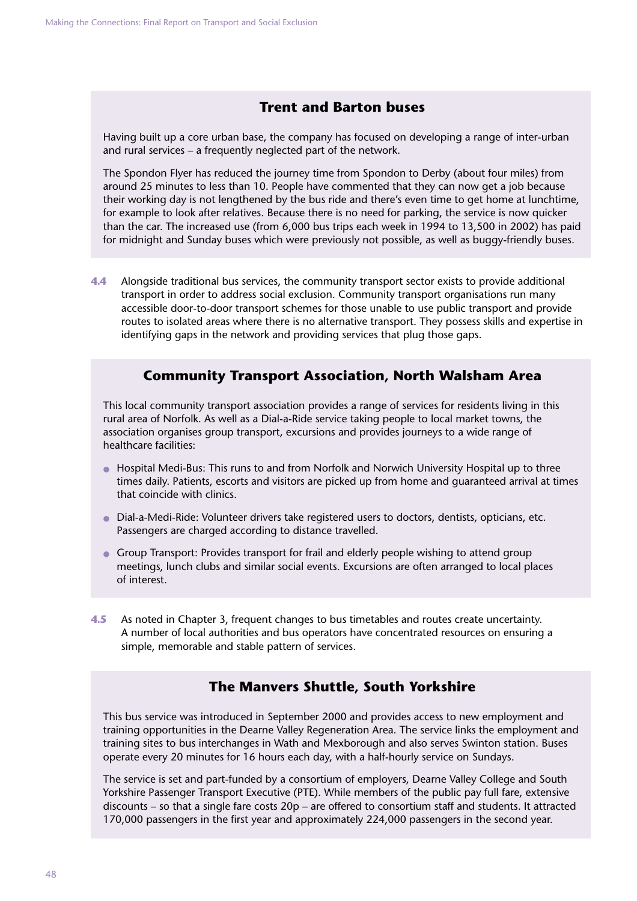### Trent and Barton buses

Having built up a core urban base, the company has focused on developing a range of inter-urban and rural services – a frequently neglected part of the network.

The Spondon Flyer has reduced the journey time from Spondon to Derby (about four miles) from around 25 minutes to less than 10. People have commented that they can now get a job because their working day is not lengthened by the bus ride and there's even time to get home at lunchtime, for example to look after relatives. Because there is no need for parking, the service is now quicker than the car. The increased use (from 6,000 bus trips each week in 1994 to 13,500 in 2002) has paid for midnight and Sunday buses which were previously not possible, as well as buggy-friendly buses.

**4.4** Alongside traditional bus services, the community transport sector exists to provide additional transport in order to address social exclusion. Community transport organisations run many accessible door-to-door transport schemes for those unable to use public transport and provide routes to isolated areas where there is no alternative transport. They possess skills and expertise in identifying gaps in the network and providing services that plug those gaps.

### Community Transport Association, North Walsham Area

This local community transport association provides a range of services for residents living in this rural area of Norfolk. As well as a Dial-a-Ride service taking people to local market towns, the association organises group transport, excursions and provides journeys to a wide range of healthcare facilities:

- Hospital Medi-Bus: This runs to and from Norfolk and Norwich University Hospital up to three times daily. Patients, escorts and visitors are picked up from home and guaranteed arrival at times that coincide with clinics.
- Dial-a-Medi-Ride: Volunteer drivers take registered users to doctors, dentists, opticians, etc. Passengers are charged according to distance travelled.
- Group Transport: Provides transport for frail and elderly people wishing to attend group meetings, lunch clubs and similar social events. Excursions are often arranged to local places of interest.

**4.5** As noted in Chapter 3, frequent changes to bus timetables and routes create uncertainty. A number of local authorities and bus operators have concentrated resources on ensuring a simple, memorable and stable pattern of services.

### The Manvers Shuttle, South Yorkshire

This bus service was introduced in September 2000 and provides access to new employment and training opportunities in the Dearne Valley Regeneration Area. The service links the employment and training sites to bus interchanges in Wath and Mexborough and also serves Swinton station. Buses operate every 20 minutes for 16 hours each day, with a half-hourly service on Sundays.

The service is set and part-funded by a consortium of employers, Dearne Valley College and South Yorkshire Passenger Transport Executive (PTE). While members of the public pay full fare, extensive discounts – so that a single fare costs 20p – are offered to consortium staff and students. It attracted 170,000 passengers in the first year and approximately 224,000 passengers in the second year.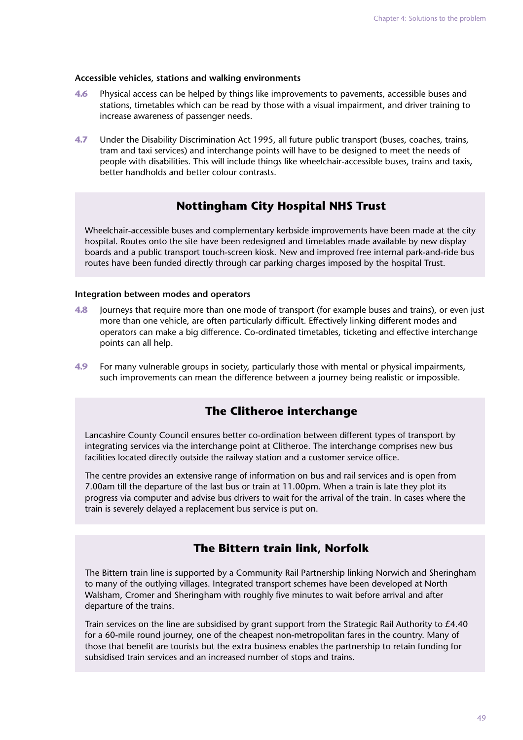**Accessible vehicles, stations and walking environments**

**4.6** Physical access can be helped by things like improvements to pavements, accessible buses and stations, timetables which can be read by those with a visual impairment, and driver training to increase awareness of passenger needs.

**4.7** Under the Disability Discrimination Act 1995, all future public transport (buses, coaches, trains, tram and taxi services) and interchange points will have to be designed to meet the needs of people with disabilities. This will include things like wheelchair-accessible buses, trains and taxis, better handholds and better colour contrasts.

### Nottingham City Hospital NHS Trust

Wheelchair-accessible buses and complementary kerbside improvements have been made at the city hospital. Routes onto the site have been redesigned and timetables made available by new display boards and a public transport touch-screen kiosk. New and improved free internal park-and-ride bus routes have been funded directly through car parking charges imposed by the hospital Trust.

**Integration between modes and operators**

**4.8** Journeys that require more than one mode of transport (for example buses and trains), or even just more than one vehicle, are often particularly difficult. Effectively linking different modes and operators can make a big difference. Co-ordinated timetables, ticketing and effective interchange points can all help.

**4.9** For many vulnerable groups in society, particularly those with mental or physical impairments, such improvements can mean the difference between a journey being realistic or impossible.

### The Clitheroe interchange

Lancashire County Council ensures better co-ordination between different types of transport by integrating services via the interchange point at Clitheroe. The interchange comprises new bus facilities located directly outside the railway station and a customer service office.

The centre provides an extensive range of information on bus and rail services and is open from 7.00am till the departure of the last bus or train at 11.00pm. When a train is late they plot its progress via computer and advise bus drivers to wait for the arrival of the train. In cases where the train is severely delayed a replacement bus service is put on.

### The Bittern train link, Norfolk

The Bittern train line is supported by a Community Rail Partnership linking Norwich and Sheringham to many of the outlying villages. Integrated transport schemes have been developed at North Walsham, Cromer and Sheringham with roughly five minutes to wait before arrival and after departure of the trains.

Train services on the line are subsidised by grant support from the Strategic Rail Authority to £4.40 for a 60-mile round journey, one of the cheapest non-metropolitan fares in the country. Many of those that benefit are tourists but the extra business enables the partnership to retain funding for subsidised train services and an increased number of stops and trains.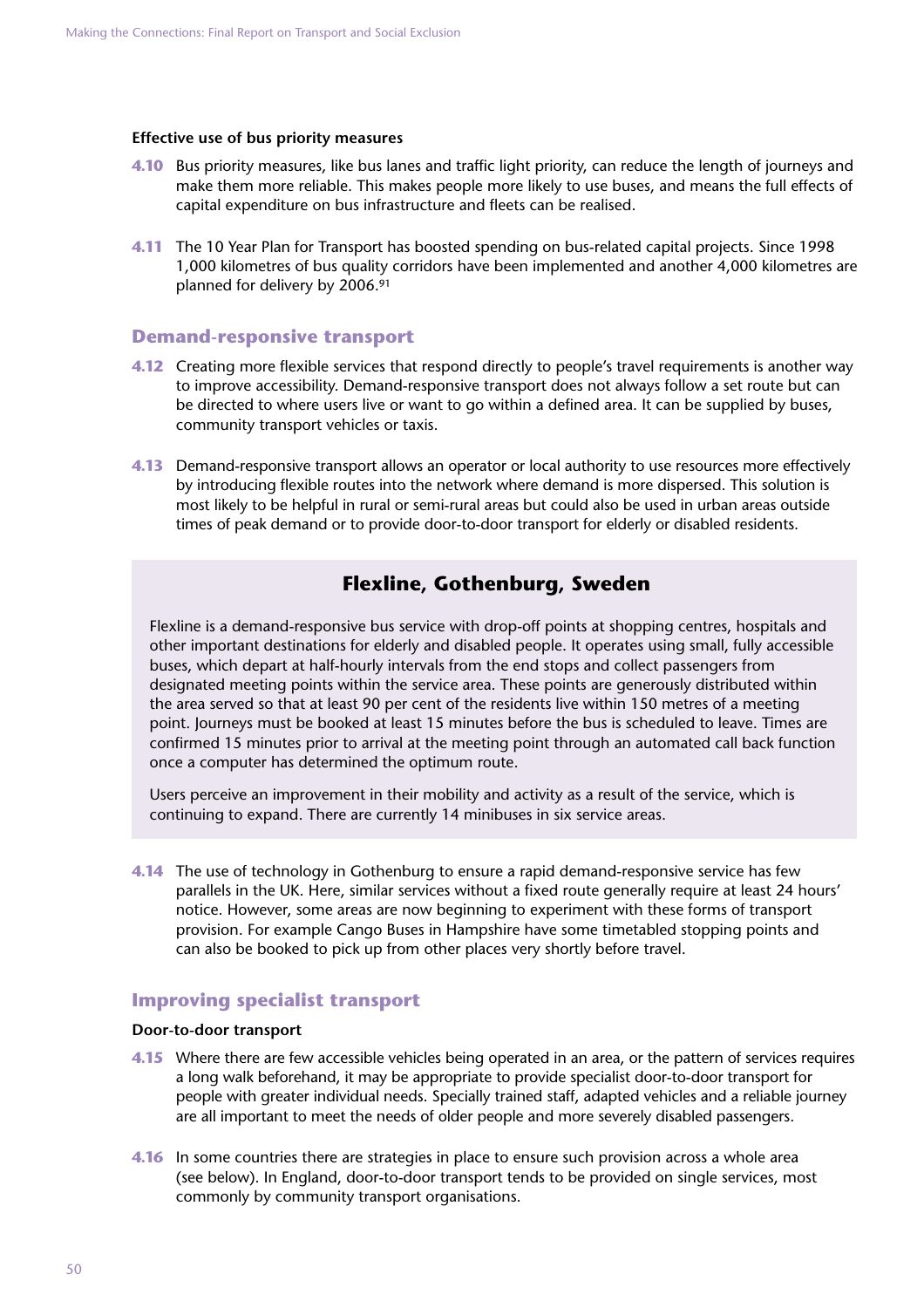### Effective use of bus priority measures

**4.10** Bus priority measures, like bus lanes and traffic light priority, can reduce the length of journeys and make them more reliable. This makes people more likely to use buses, and means the full effects of capital expenditure on bus infrastructure and fleets can be realised.

**4.11** The 10 Year Plan for Transport has boosted spending on bus-related capital projects. Since 1998 1,000 kilometres of bus quality corridors have been implemented and another 4,000 kilometres are planned for delivery by 2006.[91]

## Demand-responsive transport

**4.12** Creating more flexible services that respond directly to people's travel requirements is another way to improve accessibility. Demand-responsive transport does not always follow a set route but can be directed to where users live or want to go within a defined area. It can be supplied by buses, community transport vehicles or taxis.

**4.13** Demand-responsive transport allows an operator or local authority to use resources more effectively by introducing flexible routes into the network where demand is more dispersed. This solution is most likely to be helpful in rural or semi-rural areas but could also be used in urban areas outside times of peak demand or to provide door-to-door transport for elderly or disabled residents.

### Flexline, Gothenburg, Sweden

Flexline is a demand-responsive bus service with drop-off points at shopping centres, hospitals and other important destinations for elderly and disabled people. It operates using small, fully accessible buses, which depart at half-hourly intervals from the end stops and collect passengers from designated meeting points within the service area. These points are generously distributed within the area served so that at least 90 per cent of the residents live within 150 metres of a meeting point. Journeys must be booked at least 15 minutes before the bus is scheduled to leave. Times are confirmed 15 minutes prior to arrival at the meeting point through an automated call back function once a computer has determined the optimum route.

Users perceive an improvement in their mobility and activity as a result of the service, which is continuing to expand. There are currently 14 minibuses in six service areas.

**4.14** The use of technology in Gothenburg to ensure a rapid demand-responsive service has few parallels in the UK. Here, similar services without a fixed route generally require at least 24 hours' notice. However, some areas are now beginning to experiment with these forms of transport provision. For example Cango Buses in Hampshire have some timetabled stopping points and can also be booked to pick up from other places very shortly before travel.

## Improving specialist transport

### Door-to-door transport

**4.15** Where there are few accessible vehicles being operated in an area, or the pattern of services requires a long walk beforehand, it may be appropriate to provide specialist door-to-door transport for people with greater individual needs. Specially trained staff, adapted vehicles and a reliable journey are all important to meet the needs of older people and more severely disabled passengers.

**4.16** In some countries there are strategies in place to ensure such provision across a whole area (see below). In England, door-to-door transport tends to be provided on single services, most commonly by community transport organisations.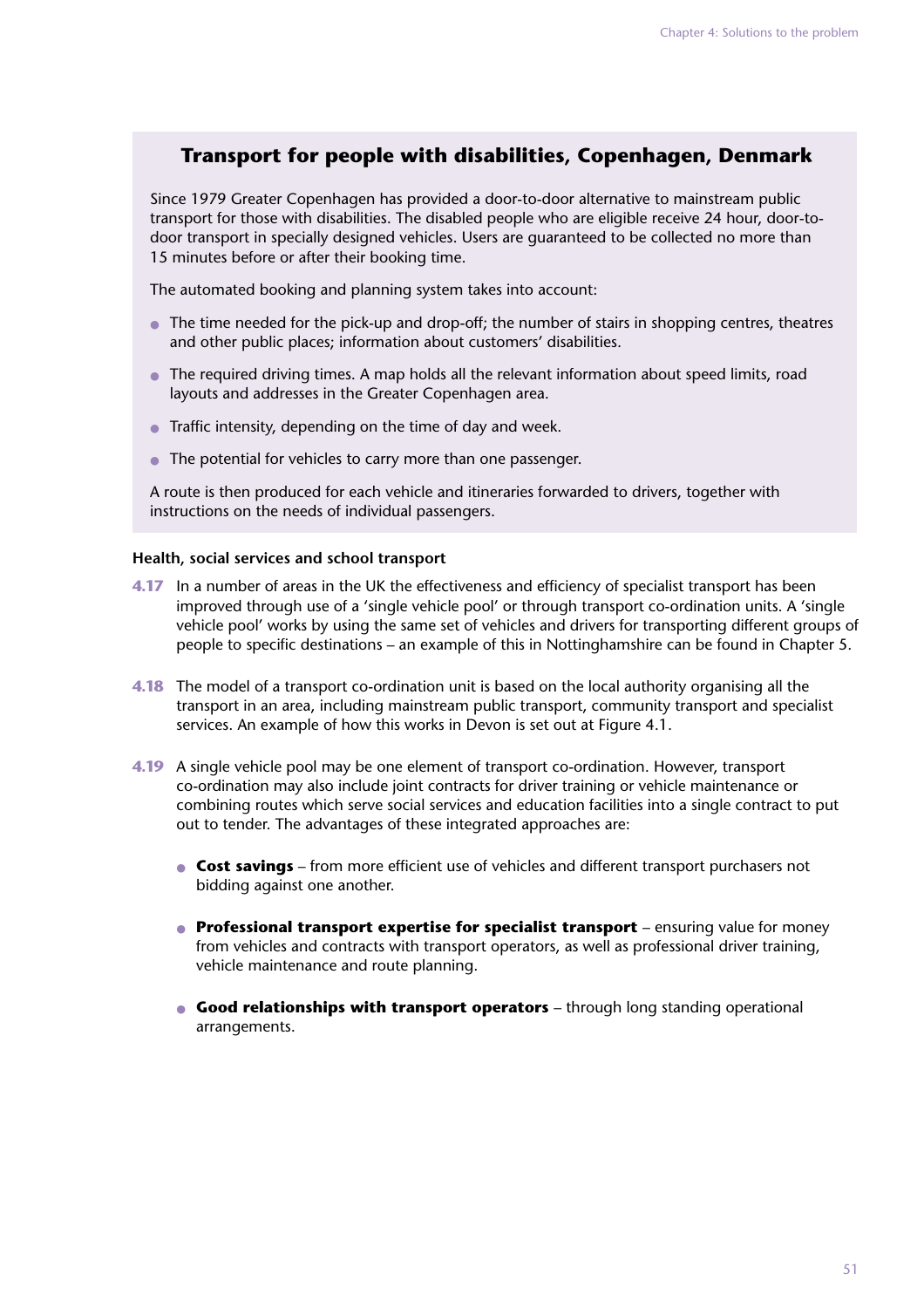## Transport for people with disabilities, Copenhagen, Denmark

Since 1979 Greater Copenhagen has provided a door-to-door alternative to mainstream public transport for those with disabilities. The disabled people who are eligible receive 24 hour, door-to-door transport in specially designed vehicles. Users are guaranteed to be collected no more than 15 minutes before or after their booking time.

The automated booking and planning system takes into account:

- The time needed for the pick-up and drop-off; the number of stairs in shopping centres, theatres and other public places; information about customers' disabilities.
- The required driving times. A map holds all the relevant information about speed limits, road layouts and addresses in the Greater Copenhagen area.
- Traffic intensity, depending on the time of day and week.
- The potential for vehicles to carry more than one passenger.

A route is then produced for each vehicle and itineraries forwarded to drivers, together with instructions on the needs of individual passengers.

### Health, social services and school transport

**4.17** In a number of areas in the UK the effectiveness and efficiency of specialist transport has been improved through use of a 'single vehicle pool' or through transport co-ordination units. A 'single vehicle pool' works by using the same set of vehicles and drivers for transporting different groups of people to specific destinations – an example of this in Nottinghamshire can be found in Chapter 5.

**4.18** The model of a transport co-ordination unit is based on the local authority organising all the transport in an area, including mainstream public transport, community transport and specialist services. An example of how this works in Devon is set out at Figure 4.1.

**4.19** A single vehicle pool may be one element of transport co-ordination. However, transport co-ordination may also include joint contracts for driver training or vehicle maintenance or combining routes which serve social services and education facilities into a single contract to put out to tender. The advantages of these integrated approaches are:

- **Cost savings** – from more efficient use of vehicles and different transport purchasers not bidding against one another.
- **Professional transport expertise for specialist transport** – ensuring value for money from vehicles and contracts with transport operators, as well as professional driver training, vehicle maintenance and route planning.
- **Good relationships with transport operators** – through long standing operational arrangements.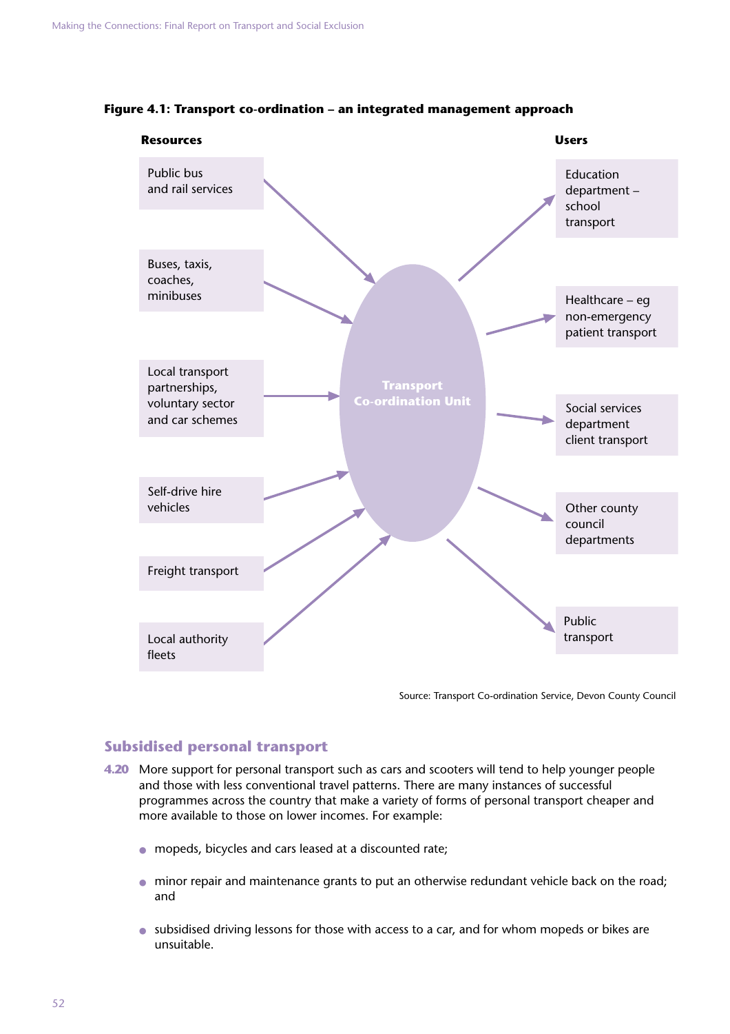**Figure 4.1: Transport co-ordination – an integrated management approach**

| Resources | | Users |
|---|---|---|
| Public bus and rail services | Transport Co-ordination Unit | Education department – school transport |
| Buses, taxis, coaches, minibuses | | Healthcare – eg non-emergency patient transport |
| Local transport partnerships, voluntary sector and car schemes | | Social services department client transport |
| Self-drive hire vehicles | | Other county council departments |
| Freight transport | | Public transport |
| Local authority fleets | | |

Source: Transport Co-ordination Service, Devon County Council

## Subsidised personal transport

**4.20** More support for personal transport such as cars and scooters will tend to help younger people and those with less conventional travel patterns. There are many instances of successful programmes across the country that make a variety of forms of personal transport cheaper and more available to those on lower incomes. For example:

- mopeds, bicycles and cars leased at a discounted rate;
- minor repair and maintenance grants to put an otherwise redundant vehicle back on the road; and
- subsidised driving lessons for those with access to a car, and for whom mopeds or bikes are unsuitable.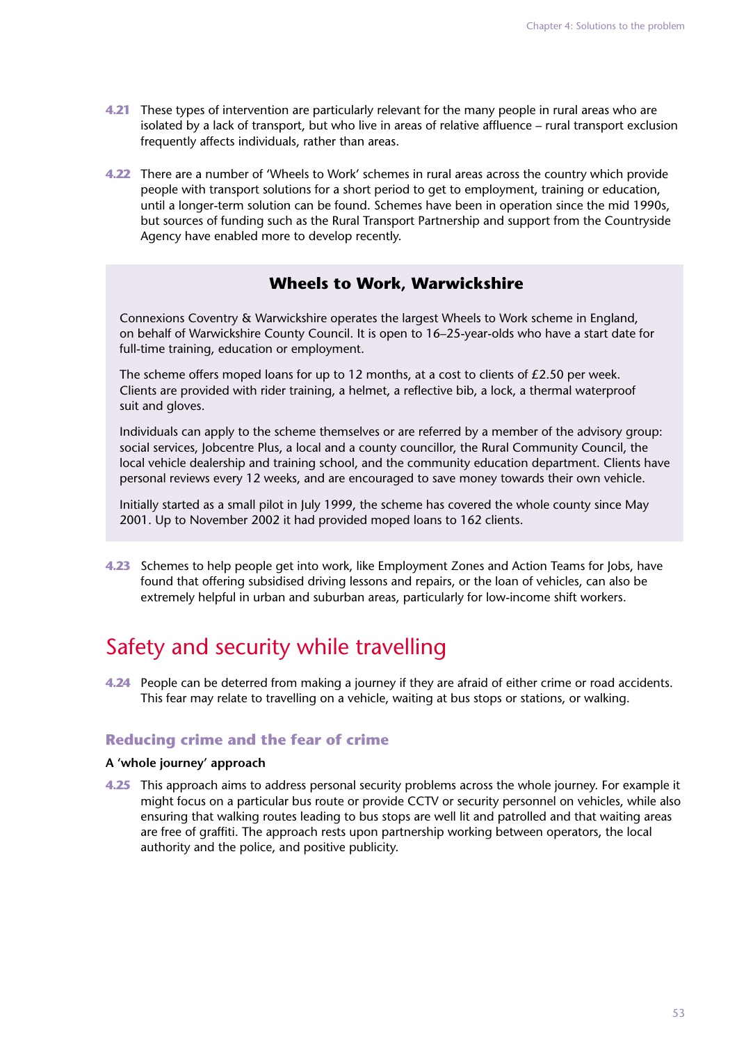**4.21** These types of intervention are particularly relevant for the many people in rural areas who are isolated by a lack of transport, but who live in areas of relative affluence – rural transport exclusion frequently affects individuals, rather than areas.

**4.22** There are a number of 'Wheels to Work' schemes in rural areas across the country which provide people with transport solutions for a short period to get to employment, training or education, until a longer-term solution can be found. Schemes have been in operation since the mid 1990s, but sources of funding such as the Rural Transport Partnership and support from the Countryside Agency have enabled more to develop recently.

> **Wheels to Work, Warwickshire**
>
> Connexions Coventry & Warwickshire operates the largest Wheels to Work scheme in England, on behalf of Warwickshire County Council. It is open to 16–25-year-olds who have a start date for full-time training, education or employment.
>
> The scheme offers moped loans for up to 12 months, at a cost to clients of £2.50 per week. Clients are provided with rider training, a helmet, a reflective bib, a lock, a thermal waterproof suit and gloves.
>
> Individuals can apply to the scheme themselves or are referred by a member of the advisory group: social services, Jobcentre Plus, a local and a county councillor, the Rural Community Council, the local vehicle dealership and training school, and the community education department. Clients have personal reviews every 12 weeks, and are encouraged to save money towards their own vehicle.
>
> Initially started as a small pilot in July 1999, the scheme has covered the whole county since May 2001. Up to November 2002 it had provided moped loans to 162 clients.

**4.23** Schemes to help people get into work, like Employment Zones and Action Teams for Jobs, have found that offering subsidised driving lessons and repairs, or the loan of vehicles, can also be extremely helpful in urban and suburban areas, particularly for low-income shift workers.

## Safety and security while travelling

**4.24** People can be deterred from making a journey if they are afraid of either crime or road accidents. This fear may relate to travelling on a vehicle, waiting at bus stops or stations, or walking.

### Reducing crime and the fear of crime

**A 'whole journey' approach**

**4.25** This approach aims to address personal security problems across the whole journey. For example it might focus on a particular bus route or provide CCTV or security personnel on vehicles, while also ensuring that walking routes leading to bus stops are well lit and patrolled and that waiting areas are free of graffiti. The approach rests upon partnership working between operators, the local authority and the police, and positive publicity.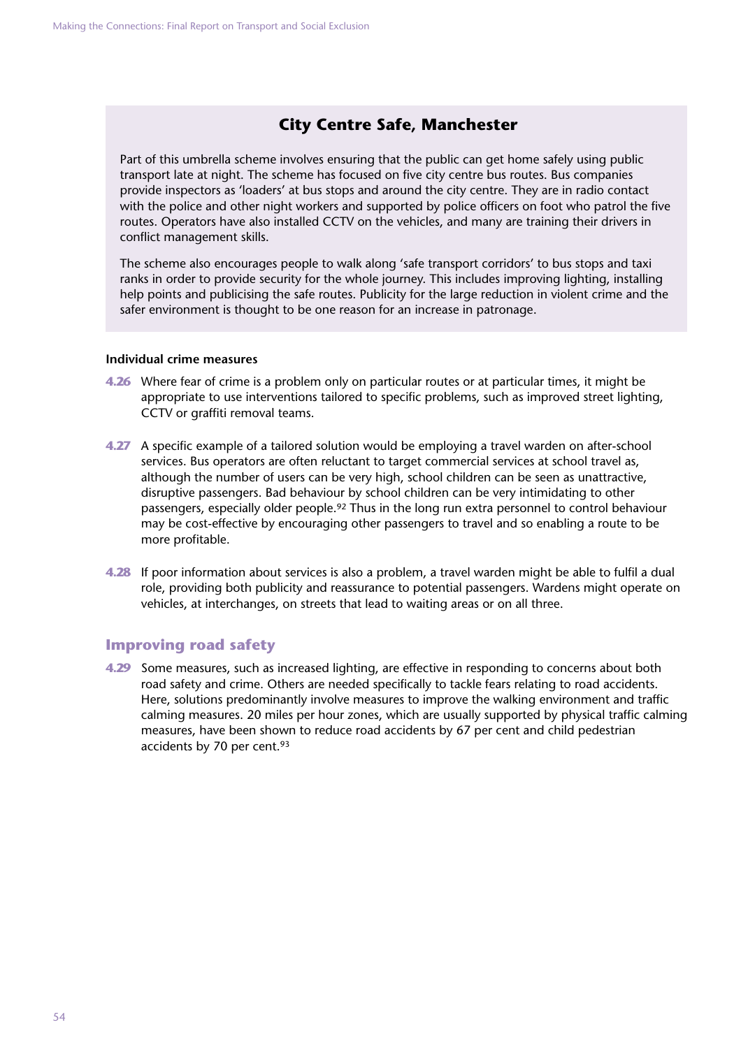### City Centre Safe, Manchester

Part of this umbrella scheme involves ensuring that the public can get home safely using public transport late at night. The scheme has focused on five city centre bus routes. Bus companies provide inspectors as 'loaders' at bus stops and around the city centre. They are in radio contact with the police and other night workers and supported by police officers on foot who patrol the five routes. Operators have also installed CCTV on the vehicles, and many are training their drivers in conflict management skills.

The scheme also encourages people to walk along 'safe transport corridors' to bus stops and taxi ranks in order to provide security for the whole journey. This includes improving lighting, installing help points and publicising the safe routes. Publicity for the large reduction in violent crime and the safer environment is thought to be one reason for an increase in patronage.

**Individual crime measures**

**4.26** Where fear of crime is a problem only on particular routes or at particular times, it might be appropriate to use interventions tailored to specific problems, such as improved street lighting, CCTV or graffiti removal teams.

**4.27** A specific example of a tailored solution would be employing a travel warden on after-school services. Bus operators are often reluctant to target commercial services at school travel as, although the number of users can be very high, school children can be seen as unattractive, disruptive passengers. Bad behaviour by school children can be very intimidating to other passengers, especially older people.[92] Thus in the long run extra personnel to control behaviour may be cost-effective by encouraging other passengers to travel and so enabling a route to be more profitable.

**4.28** If poor information about services is also a problem, a travel warden might be able to fulfil a dual role, providing both publicity and reassurance to potential passengers. Wardens might operate on vehicles, at interchanges, on streets that lead to waiting areas or on all three.

## Improving road safety

**4.29** Some measures, such as increased lighting, are effective in responding to concerns about both road safety and crime. Others are needed specifically to tackle fears relating to road accidents. Here, solutions predominantly involve measures to improve the walking environment and traffic calming measures. 20 miles per hour zones, which are usually supported by physical traffic calming measures, have been shown to reduce road accidents by 67 per cent and child pedestrian accidents by 70 per cent.[93]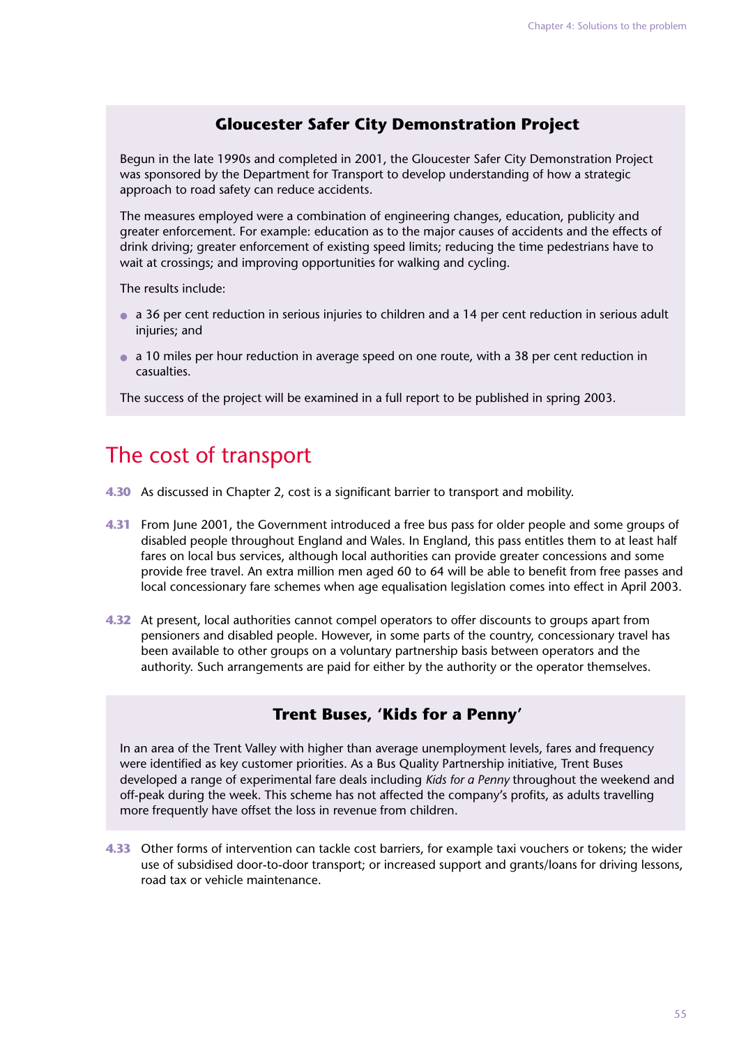### Gloucester Safer City Demonstration Project

Begun in the late 1990s and completed in 2001, the Gloucester Safer City Demonstration Project was sponsored by the Department for Transport to develop understanding of how a strategic approach to road safety can reduce accidents.

The measures employed were a combination of engineering changes, education, publicity and greater enforcement. For example: education as to the major causes of accidents and the effects of drink driving; greater enforcement of existing speed limits; reducing the time pedestrians have to wait at crossings; and improving opportunities for walking and cycling.

The results include:

- a 36 per cent reduction in serious injuries to children and a 14 per cent reduction in serious adult injuries; and
- a 10 miles per hour reduction in average speed on one route, with a 38 per cent reduction in casualties.

The success of the project will be examined in a full report to be published in spring 2003.

## The cost of transport

**4.30** As discussed in Chapter 2, cost is a significant barrier to transport and mobility.

**4.31** From June 2001, the Government introduced a free bus pass for older people and some groups of disabled people throughout England and Wales. In England, this pass entitles them to at least half fares on local bus services, although local authorities can provide greater concessions and some provide free travel. An extra million men aged 60 to 64 will be able to benefit from free passes and local concessionary fare schemes when age equalisation legislation comes into effect in April 2003.

**4.32** At present, local authorities cannot compel operators to offer discounts to groups apart from pensioners and disabled people. However, in some parts of the country, concessionary travel has been available to other groups on a voluntary partnership basis between operators and the authority. Such arrangements are paid for either by the authority or the operator themselves.

### Trent Buses, 'Kids for a Penny'

In an area of the Trent Valley with higher than average unemployment levels, fares and frequency were identified as key customer priorities. As a Bus Quality Partnership initiative, Trent Buses developed a range of experimental fare deals including *Kids for a Penny* throughout the weekend and off-peak during the week. This scheme has not affected the company's profits, as adults travelling more frequently have offset the loss in revenue from children.

**4.33** Other forms of intervention can tackle cost barriers, for example taxi vouchers or tokens; the wider use of subsidised door-to-door transport; or increased support and grants/loans for driving lessons, road tax or vehicle maintenance.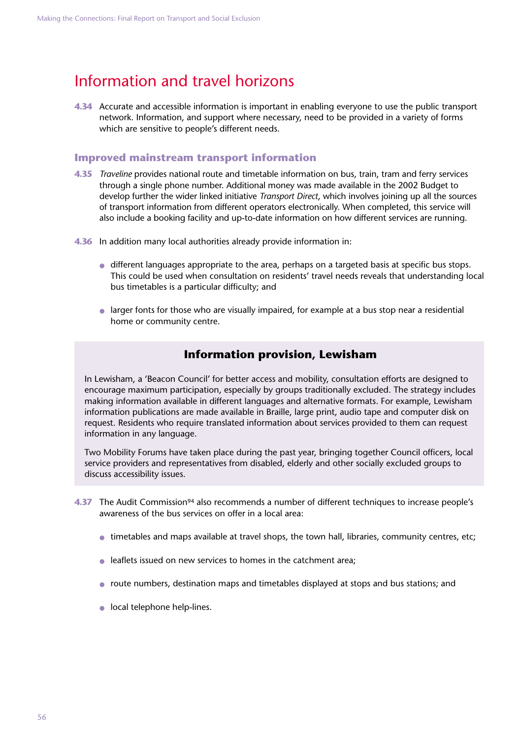## Information and travel horizons

**4.34** Accurate and accessible information is important in enabling everyone to use the public transport network. Information, and support where necessary, need to be provided in a variety of forms which are sensitive to people's different needs.

### Improved mainstream transport information

**4.35** *Traveline* provides national route and timetable information on bus, train, tram and ferry services through a single phone number. Additional money was made available in the 2002 Budget to develop further the wider linked initiative *Transport Direct*, which involves joining up all the sources of transport information from different operators electronically. When completed, this service will also include a booking facility and up-to-date information on how different services are running.

**4.36** In addition many local authorities already provide information in:

- different languages appropriate to the area, perhaps on a targeted basis at specific bus stops. This could be used when consultation on residents' travel needs reveals that understanding local bus timetables is a particular difficulty; and
- larger fonts for those who are visually impaired, for example at a bus stop near a residential home or community centre.

#### Information provision, Lewisham

In Lewisham, a 'Beacon Council' for better access and mobility, consultation efforts are designed to encourage maximum participation, especially by groups traditionally excluded. The strategy includes making information available in different languages and alternative formats. For example, Lewisham information publications are made available in Braille, large print, audio tape and computer disk on request. Residents who require translated information about services provided to them can request information in any language.

Two Mobility Forums have taken place during the past year, bringing together Council officers, local service providers and representatives from disabled, elderly and other socially excluded groups to discuss accessibility issues.

**4.37** The Audit Commission[94] also recommends a number of different techniques to increase people's awareness of the bus services on offer in a local area:

- timetables and maps available at travel shops, the town hall, libraries, community centres, etc;
- leaflets issued on new services to homes in the catchment area;
- route numbers, destination maps and timetables displayed at stops and bus stations; and
- local telephone help-lines.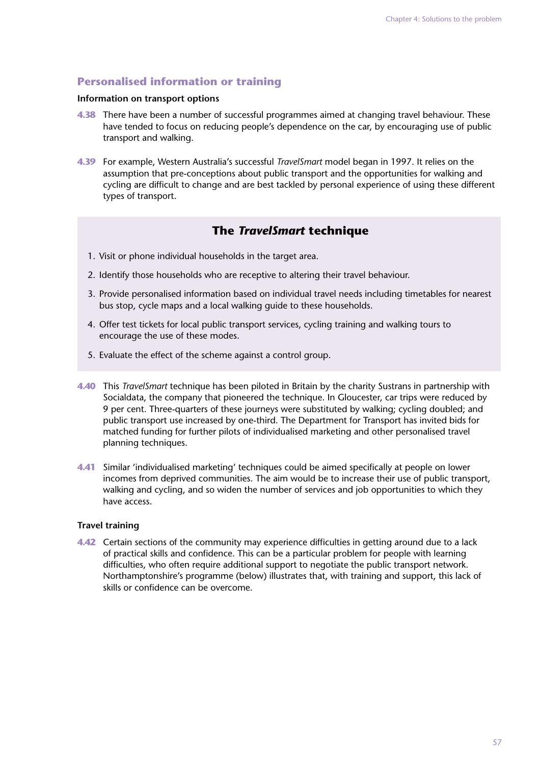## Personalised information or training

### Information on transport options

**4.38** There have been a number of successful programmes aimed at changing travel behaviour. These have tended to focus on reducing people's dependence on the car, by encouraging use of public transport and walking.

**4.39** For example, Western Australia's successful *TravelSmart* model began in 1997. It relies on the assumption that pre-conceptions about public transport and the opportunities for walking and cycling are difficult to change and are best tackled by personal experience of using these different types of transport.

### The *TravelSmart* technique

1. Visit or phone individual households in the target area.
2. Identify those households who are receptive to altering their travel behaviour.
3. Provide personalised information based on individual travel needs including timetables for nearest bus stop, cycle maps and a local walking guide to these households.
4. Offer test tickets for local public transport services, cycling training and walking tours to encourage the use of these modes.
5. Evaluate the effect of the scheme against a control group.

**4.40** This *TravelSmart* technique has been piloted in Britain by the charity Sustrans in partnership with Socialdata, the company that pioneered the technique. In Gloucester, car trips were reduced by 9 per cent. Three-quarters of these journeys were substituted by walking; cycling doubled; and public transport use increased by one-third. The Department for Transport has invited bids for matched funding for further pilots of individualised marketing and other personalised travel planning techniques.

**4.41** Similar 'individualised marketing' techniques could be aimed specifically at people on lower incomes from deprived communities. The aim would be to increase their use of public transport, walking and cycling, and so widen the number of services and job opportunities to which they have access.

### Travel training

**4.42** Certain sections of the community may experience difficulties in getting around due to a lack of practical skills and confidence. This can be a particular problem for people with learning difficulties, who often require additional support to negotiate the public transport network. Northamptonshire's programme (below) illustrates that, with training and support, this lack of skills or confidence can be overcome.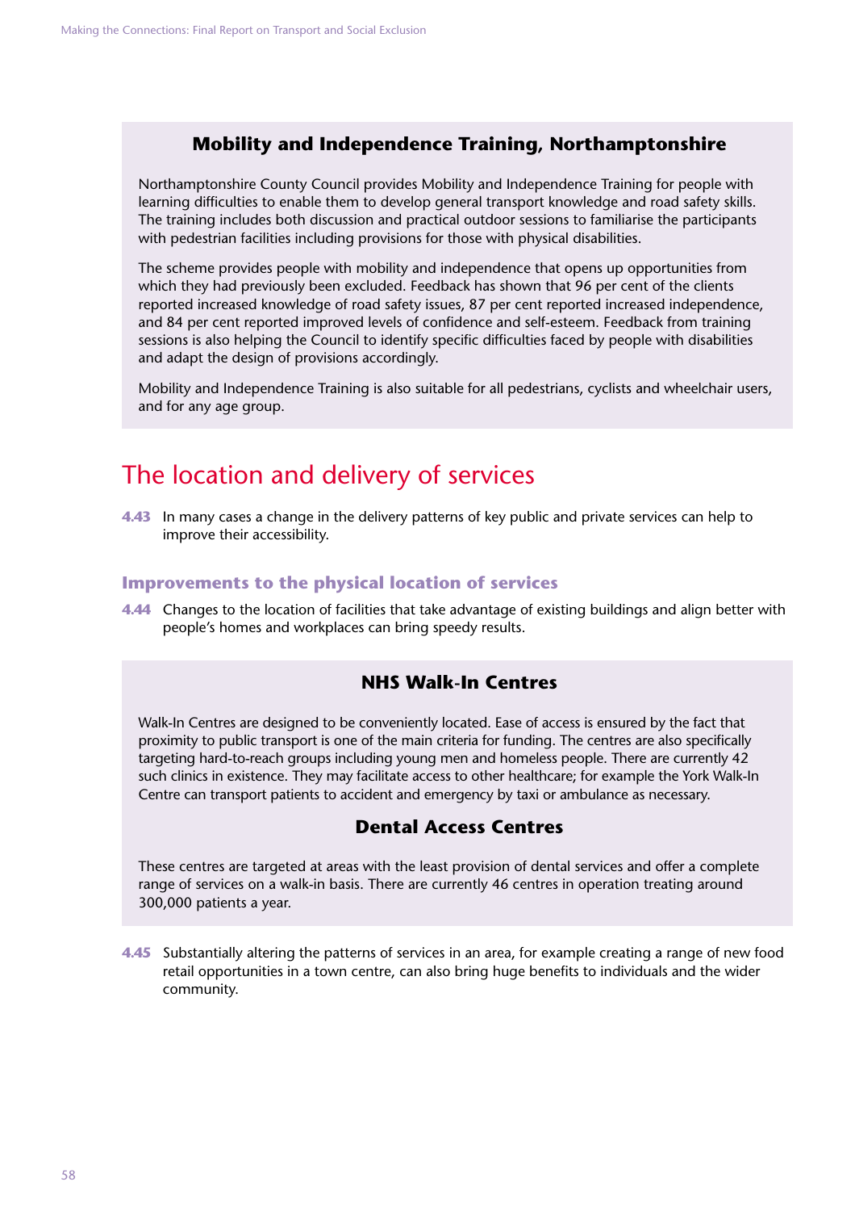### Mobility and Independence Training, Northamptonshire

Northamptonshire County Council provides Mobility and Independence Training for people with learning difficulties to enable them to develop general transport knowledge and road safety skills. The training includes both discussion and practical outdoor sessions to familiarise the participants with pedestrian facilities including provisions for those with physical disabilities.

The scheme provides people with mobility and independence that opens up opportunities from which they had previously been excluded. Feedback has shown that 96 per cent of the clients reported increased knowledge of road safety issues, 87 per cent reported increased independence, and 84 per cent reported improved levels of confidence and self-esteem. Feedback from training sessions is also helping the Council to identify specific difficulties faced by people with disabilities and adapt the design of provisions accordingly.

Mobility and Independence Training is also suitable for all pedestrians, cyclists and wheelchair users, and for any age group.

## The location and delivery of services

**4.43** In many cases a change in the delivery patterns of key public and private services can help to improve their accessibility.

### Improvements to the physical location of services

**4.44** Changes to the location of facilities that take advantage of existing buildings and align better with people's homes and workplaces can bring speedy results.

### NHS Walk-In Centres

Walk-In Centres are designed to be conveniently located. Ease of access is ensured by the fact that proximity to public transport is one of the main criteria for funding. The centres are also specifically targeting hard-to-reach groups including young men and homeless people. There are currently 42 such clinics in existence. They may facilitate access to other healthcare; for example the York Walk-In Centre can transport patients to accident and emergency by taxi or ambulance as necessary.

### Dental Access Centres

These centres are targeted at areas with the least provision of dental services and offer a complete range of services on a walk-in basis. There are currently 46 centres in operation treating around 300,000 patients a year.

**4.45** Substantially altering the patterns of services in an area, for example creating a range of new food retail opportunities in a town centre, can also bring huge benefits to individuals and the wider community.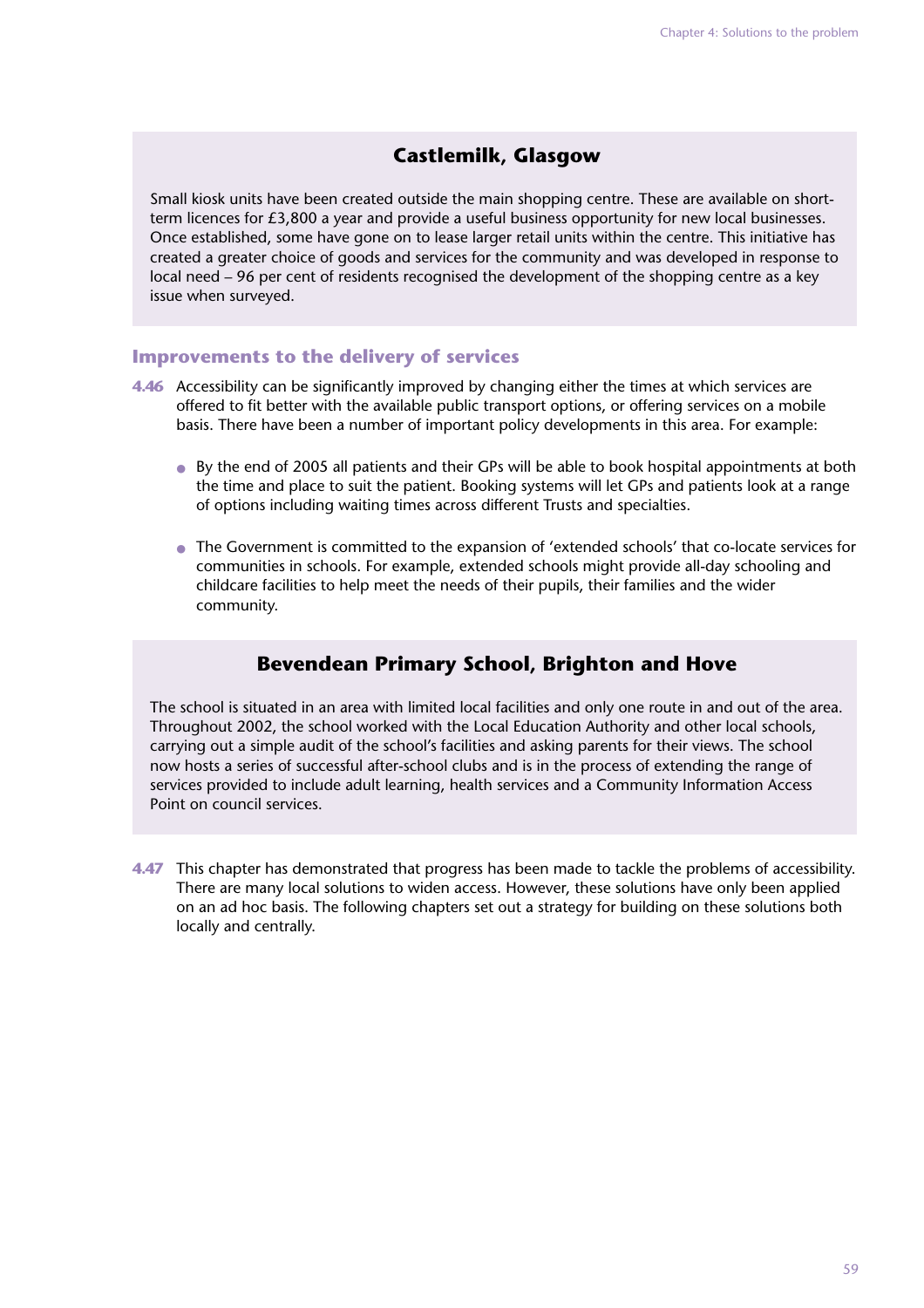### Castlemilk, Glasgow

Small kiosk units have been created outside the main shopping centre. These are available on short-term licences for £3,800 a year and provide a useful business opportunity for new local businesses. Once established, some have gone on to lease larger retail units within the centre. This initiative has created a greater choice of goods and services for the community and was developed in response to local need – 96 per cent of residents recognised the development of the shopping centre as a key issue when surveyed.

## Improvements to the delivery of services

**4.46** Accessibility can be significantly improved by changing either the times at which services are offered to fit better with the available public transport options, or offering services on a mobile basis. There have been a number of important policy developments in this area. For example:

- By the end of 2005 all patients and their GPs will be able to book hospital appointments at both the time and place to suit the patient. Booking systems will let GPs and patients look at a range of options including waiting times across different Trusts and specialties.

- The Government is committed to the expansion of 'extended schools' that co-locate services for communities in schools. For example, extended schools might provide all-day schooling and childcare facilities to help meet the needs of their pupils, their families and the wider community.

### Bevendean Primary School, Brighton and Hove

The school is situated in an area with limited local facilities and only one route in and out of the area. Throughout 2002, the school worked with the Local Education Authority and other local schools, carrying out a simple audit of the school's facilities and asking parents for their views. The school now hosts a series of successful after-school clubs and is in the process of extending the range of services provided to include adult learning, health services and a Community Information Access Point on council services.

**4.47** This chapter has demonstrated that progress has been made to tackle the problems of accessibility. There are many local solutions to widen access. However, these solutions have only been applied on an ad hoc basis. The following chapters set out a strategy for building on these solutions both locally and centrally.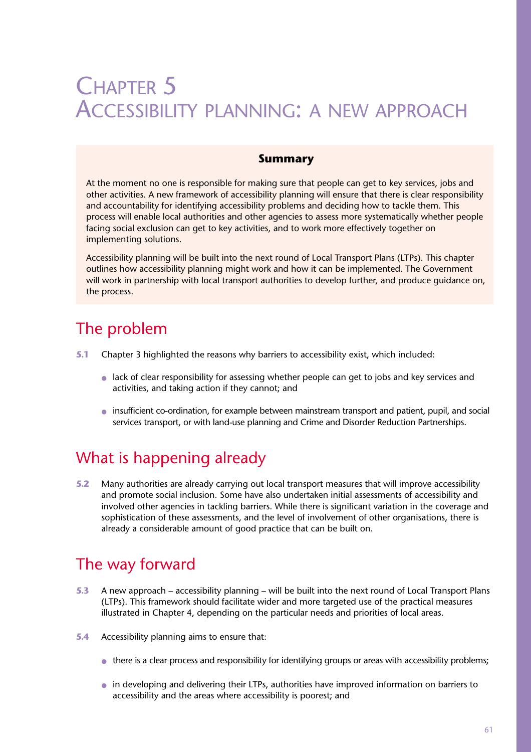# Chapter 5
# Accessibility planning: a new approach

**Summary**

At the moment no one is responsible for making sure that people can get to key services, jobs and other activities. A new framework of accessibility planning will ensure that there is clear responsibility and accountability for identifying accessibility problems and deciding how to tackle them. This process will enable local authorities and other agencies to assess more systematically whether people facing social exclusion can get to key activities, and to work more effectively together on implementing solutions.

Accessibility planning will be built into the next round of Local Transport Plans (LTPs). This chapter outlines how accessibility planning might work and how it can be implemented. The Government will work in partnership with local transport authorities to develop further, and produce guidance on, the process.

## The problem

**5.1** Chapter 3 highlighted the reasons why barriers to accessibility exist, which included:

- lack of clear responsibility for assessing whether people can get to jobs and key services and activities, and taking action if they cannot; and
- insufficient co-ordination, for example between mainstream transport and patient, pupil, and social services transport, or with land-use planning and Crime and Disorder Reduction Partnerships.

## What is happening already

**5.2** Many authorities are already carrying out local transport measures that will improve accessibility and promote social inclusion. Some have also undertaken initial assessments of accessibility and involved other agencies in tackling barriers. While there is significant variation in the coverage and sophistication of these assessments, and the level of involvement of other organisations, there is already a considerable amount of good practice that can be built on.

## The way forward

**5.3** A new approach – accessibility planning – will be built into the next round of Local Transport Plans (LTPs). This framework should facilitate wider and more targeted use of the practical measures illustrated in Chapter 4, depending on the particular needs and priorities of local areas.

**5.4** Accessibility planning aims to ensure that:

- there is a clear process and responsibility for identifying groups or areas with accessibility problems;
- in developing and delivering their LTPs, authorities have improved information on barriers to accessibility and the areas where accessibility is poorest; and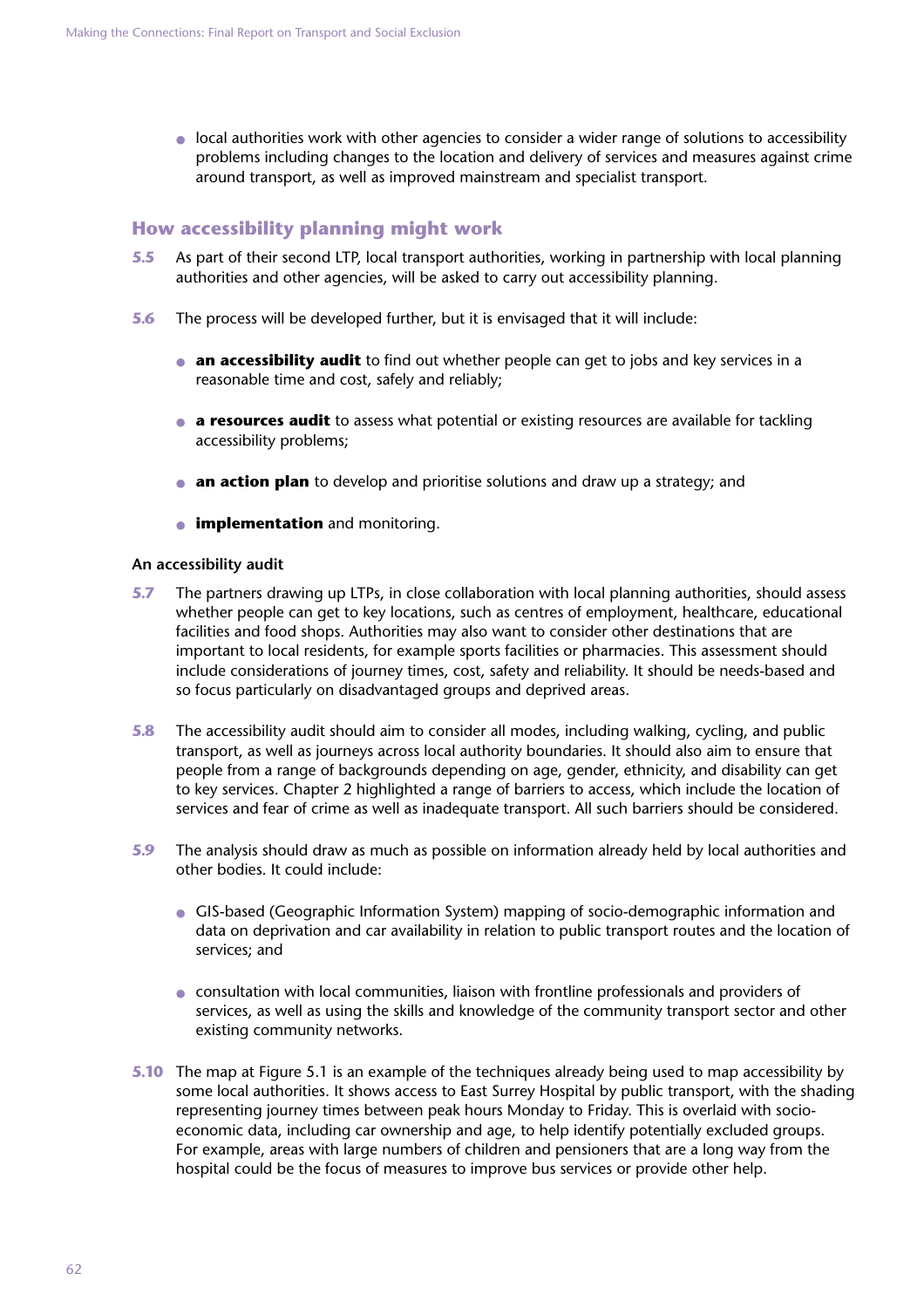- local authorities work with other agencies to consider a wider range of solutions to accessibility problems including changes to the location and delivery of services and measures against crime around transport, as well as improved mainstream and specialist transport.

## How accessibility planning might work

**5.5** As part of their second LTP, local transport authorities, working in partnership with local planning authorities and other agencies, will be asked to carry out accessibility planning.

**5.6** The process will be developed further, but it is envisaged that it will include:

- **an accessibility audit** to find out whether people can get to jobs and key services in a reasonable time and cost, safely and reliably;
- **a resources audit** to assess what potential or existing resources are available for tackling accessibility problems;
- **an action plan** to develop and prioritise solutions and draw up a strategy; and
- **implementation** and monitoring.

### An accessibility audit

**5.7** The partners drawing up LTPs, in close collaboration with local planning authorities, should assess whether people can get to key locations, such as centres of employment, healthcare, educational facilities and food shops. Authorities may also want to consider other destinations that are important to local residents, for example sports facilities or pharmacies. This assessment should include considerations of journey times, cost, safety and reliability. It should be needs-based and so focus particularly on disadvantaged groups and deprived areas.

**5.8** The accessibility audit should aim to consider all modes, including walking, cycling, and public transport, as well as journeys across local authority boundaries. It should also aim to ensure that people from a range of backgrounds depending on age, gender, ethnicity, and disability can get to key services. Chapter 2 highlighted a range of barriers to access, which include the location of services and fear of crime as well as inadequate transport. All such barriers should be considered.

**5.9** The analysis should draw as much as possible on information already held by local authorities and other bodies. It could include:

- GIS-based (Geographic Information System) mapping of socio-demographic information and data on deprivation and car availability in relation to public transport routes and the location of services; and
- consultation with local communities, liaison with frontline professionals and providers of services, as well as using the skills and knowledge of the community transport sector and other existing community networks.

**5.10** The map at Figure 5.1 is an example of the techniques already being used to map accessibility by some local authorities. It shows access to East Surrey Hospital by public transport, with the shading representing journey times between peak hours Monday to Friday. This is overlaid with socio-economic data, including car ownership and age, to help identify potentially excluded groups. For example, areas with large numbers of children and pensioners that are a long way from the hospital could be the focus of measures to improve bus services or provide other help.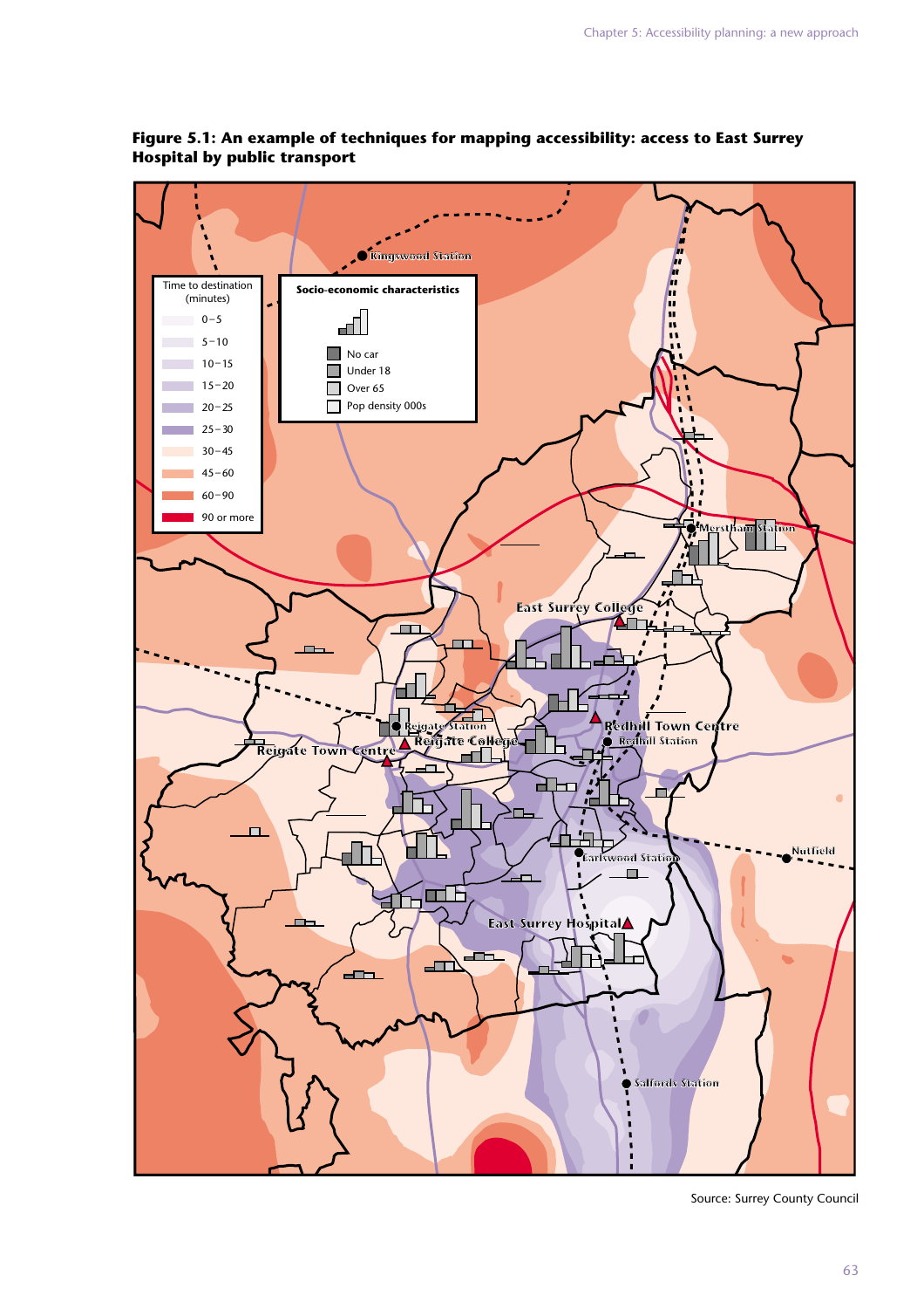**Figure 5.1: An example of techniques for mapping accessibility: access to East Surrey Hospital by public transport**

| Time to destination (minutes) |
|---|
| 0–5 |
| 5–10 |
| 10–15 |
| 15–20 |
| 20–25 |
| 25–30 |
| 30–45 |
| 45–60 |
| 60–90 |
| 90 or more |

| Socio-economic characteristics |
|---|
| No car |
| Under 18 |
| Over 65 |
| Pop density 000s |

Kingswood Station, Merstham Station, East Surrey College, Reigate Station, Redhill Town Centre, Reigate College, Redhill Station, Reigate Town Centre, Earlswood Station, Nutfield, East Surrey Hospital, Salfords Station

Source: Surrey County Council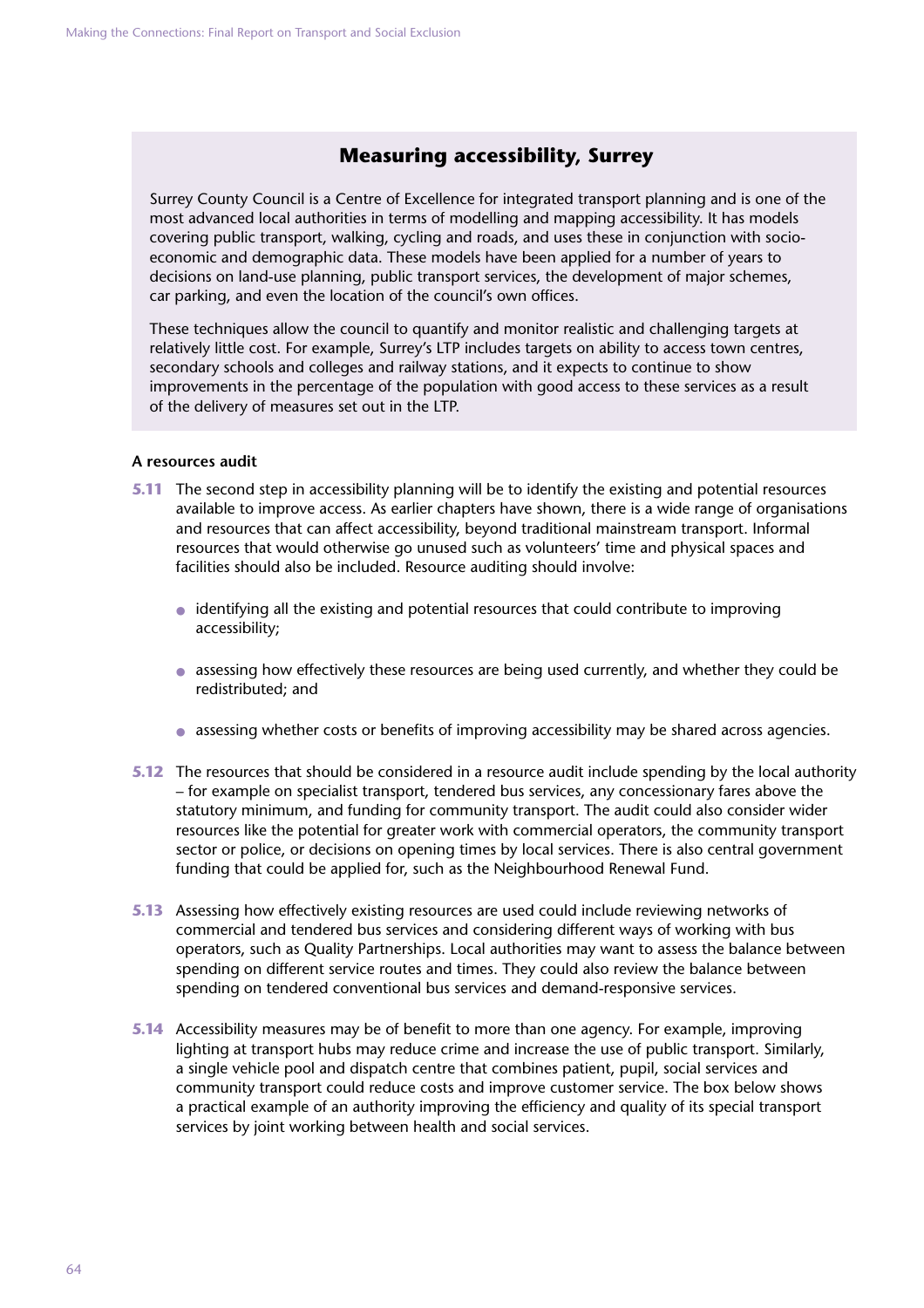## Measuring accessibility, Surrey

Surrey County Council is a Centre of Excellence for integrated transport planning and is one of the most advanced local authorities in terms of modelling and mapping accessibility. It has models covering public transport, walking, cycling and roads, and uses these in conjunction with socio-economic and demographic data. These models have been applied for a number of years to decisions on land-use planning, public transport services, the development of major schemes, car parking, and even the location of the council's own offices.

These techniques allow the council to quantify and monitor realistic and challenging targets at relatively little cost. For example, Surrey's LTP includes targets on ability to access town centres, secondary schools and colleges and railway stations, and it expects to continue to show improvements in the percentage of the population with good access to these services as a result of the delivery of measures set out in the LTP.

### A resources audit

**5.11** The second step in accessibility planning will be to identify the existing and potential resources available to improve access. As earlier chapters have shown, there is a wide range of organisations and resources that can affect accessibility, beyond traditional mainstream transport. Informal resources that would otherwise go unused such as volunteers' time and physical spaces and facilities should also be included. Resource auditing should involve:

- identifying all the existing and potential resources that could contribute to improving accessibility;
- assessing how effectively these resources are being used currently, and whether they could be redistributed; and
- assessing whether costs or benefits of improving accessibility may be shared across agencies.

**5.12** The resources that should be considered in a resource audit include spending by the local authority – for example on specialist transport, tendered bus services, any concessionary fares above the statutory minimum, and funding for community transport. The audit could also consider wider resources like the potential for greater work with commercial operators, the community transport sector or police, or decisions on opening times by local services. There is also central government funding that could be applied for, such as the Neighbourhood Renewal Fund.

**5.13** Assessing how effectively existing resources are used could include reviewing networks of commercial and tendered bus services and considering different ways of working with bus operators, such as Quality Partnerships. Local authorities may want to assess the balance between spending on different service routes and times. They could also review the balance between spending on tendered conventional bus services and demand-responsive services.

**5.14** Accessibility measures may be of benefit to more than one agency. For example, improving lighting at transport hubs may reduce crime and increase the use of public transport. Similarly, a single vehicle pool and dispatch centre that combines patient, pupil, social services and community transport could reduce costs and improve customer service. The box below shows a practical example of an authority improving the efficiency and quality of its special transport services by joint working between health and social services.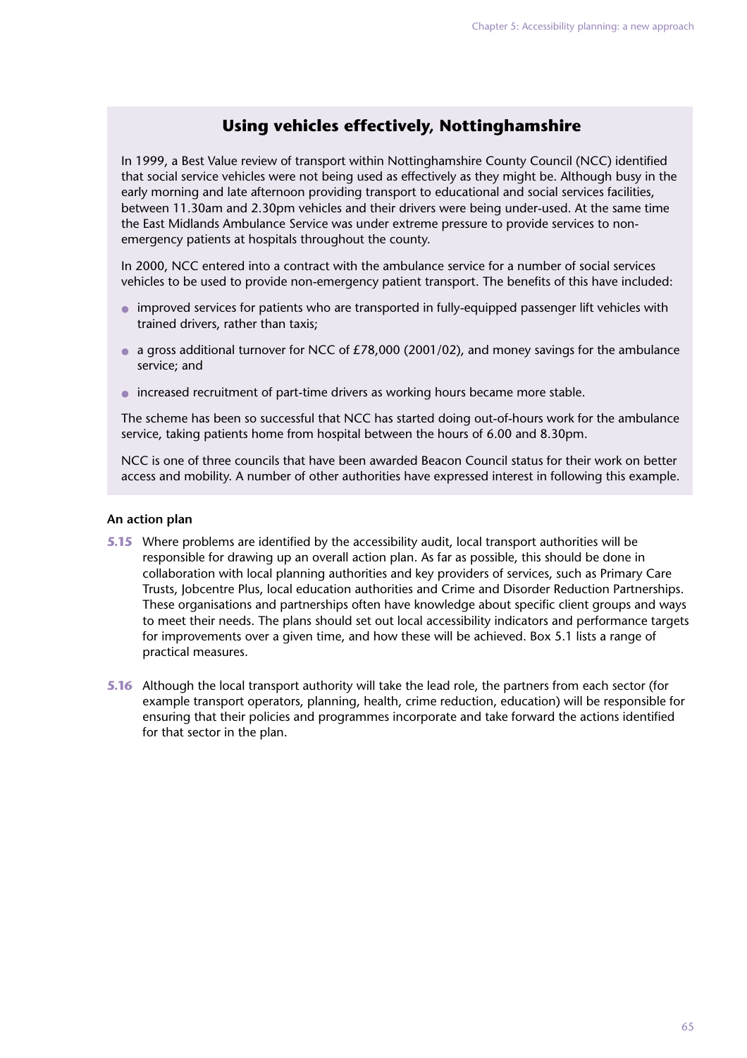### Using vehicles effectively, Nottinghamshire

In 1999, a Best Value review of transport within Nottinghamshire County Council (NCC) identified that social service vehicles were not being used as effectively as they might be. Although busy in the early morning and late afternoon providing transport to educational and social services facilities, between 11.30am and 2.30pm vehicles and their drivers were being under-used. At the same time the East Midlands Ambulance Service was under extreme pressure to provide services to non-emergency patients at hospitals throughout the county.

In 2000, NCC entered into a contract with the ambulance service for a number of social services vehicles to be used to provide non-emergency patient transport. The benefits of this have included:

- improved services for patients who are transported in fully-equipped passenger lift vehicles with trained drivers, rather than taxis;
- a gross additional turnover for NCC of £78,000 (2001/02), and money savings for the ambulance service; and
- increased recruitment of part-time drivers as working hours became more stable.

The scheme has been so successful that NCC has started doing out-of-hours work for the ambulance service, taking patients home from hospital between the hours of 6.00 and 8.30pm.

NCC is one of three councils that have been awarded Beacon Council status for their work on better access and mobility. A number of other authorities have expressed interest in following this example.

**An action plan**

**5.15** Where problems are identified by the accessibility audit, local transport authorities will be responsible for drawing up an overall action plan. As far as possible, this should be done in collaboration with local planning authorities and key providers of services, such as Primary Care Trusts, Jobcentre Plus, local education authorities and Crime and Disorder Reduction Partnerships. These organisations and partnerships often have knowledge about specific client groups and ways to meet their needs. The plans should set out local accessibility indicators and performance targets for improvements over a given time, and how these will be achieved. Box 5.1 lists a range of practical measures.

**5.16** Although the local transport authority will take the lead role, the partners from each sector (for example transport operators, planning, health, crime reduction, education) will be responsible for ensuring that their policies and programmes incorporate and take forward the actions identified for that sector in the plan.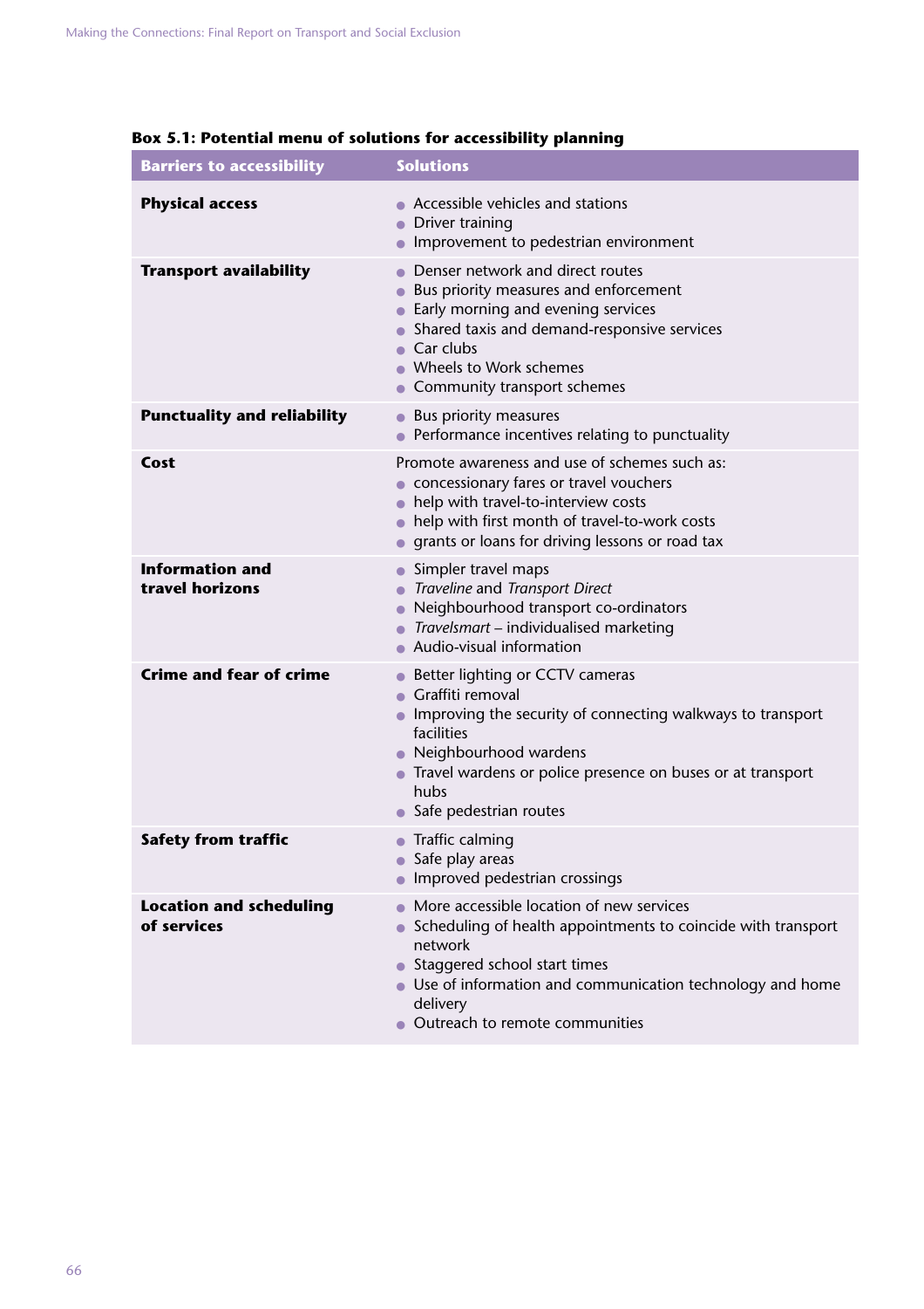**Box 5.1: Potential menu of solutions for accessibility planning**

| Barriers to accessibility | Solutions |
| --- | --- |
| **Physical access** | • Accessible vehicles and stations<br>• Driver training<br>• Improvement to pedestrian environment |
| **Transport availability** | • Denser network and direct routes<br>• Bus priority measures and enforcement<br>• Early morning and evening services<br>• Shared taxis and demand-responsive services<br>• Car clubs<br>• Wheels to Work schemes<br>• Community transport schemes |
| **Punctuality and reliability** | • Bus priority measures<br>• Performance incentives relating to punctuality |
| **Cost** | Promote awareness and use of schemes such as:<br>• concessionary fares or travel vouchers<br>• help with travel-to-interview costs<br>• help with first month of travel-to-work costs<br>• grants or loans for driving lessons or road tax |
| **Information and travel horizons** | • Simpler travel maps<br>• *Traveline* and *Transport Direct*<br>• Neighbourhood transport co-ordinators<br>• *Travelsmart* – individualised marketing<br>• Audio-visual information |
| **Crime and fear of crime** | • Better lighting or CCTV cameras<br>• Graffiti removal<br>• Improving the security of connecting walkways to transport facilities<br>• Neighbourhood wardens<br>• Travel wardens or police presence on buses or at transport hubs<br>• Safe pedestrian routes |
| **Safety from traffic** | • Traffic calming<br>• Safe play areas<br>• Improved pedestrian crossings |
| **Location and scheduling of services** | • More accessible location of new services<br>• Scheduling of health appointments to coincide with transport network<br>• Staggered school start times<br>• Use of information and communication technology and home delivery<br>• Outreach to remote communities |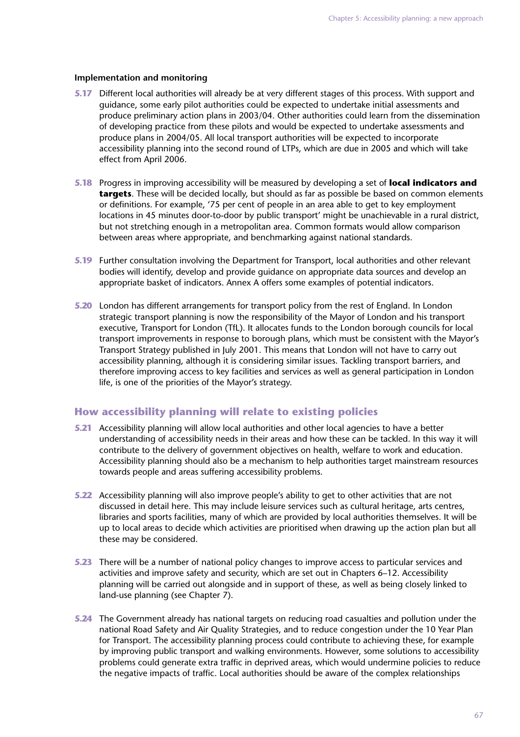**Implementation and monitoring**

**5.17** Different local authorities will already be at very different stages of this process. With support and guidance, some early pilot authorities could be expected to undertake initial assessments and produce preliminary action plans in 2003/04. Other authorities could learn from the dissemination of developing practice from these pilots and would be expected to undertake assessments and produce plans in 2004/05. All local transport authorities will be expected to incorporate accessibility planning into the second round of LTPs, which are due in 2005 and which will take effect from April 2006.

**5.18** Progress in improving accessibility will be measured by developing a set of **local indicators and targets**. These will be decided locally, but should as far as possible be based on common elements or definitions. For example, '75 per cent of people in an area able to get to key employment locations in 45 minutes door-to-door by public transport' might be unachievable in a rural district, but not stretching enough in a metropolitan area. Common formats would allow comparison between areas where appropriate, and benchmarking against national standards.

**5.19** Further consultation involving the Department for Transport, local authorities and other relevant bodies will identify, develop and provide guidance on appropriate data sources and develop an appropriate basket of indicators. Annex A offers some examples of potential indicators.

**5.20** London has different arrangements for transport policy from the rest of England. In London strategic transport planning is now the responsibility of the Mayor of London and his transport executive, Transport for London (TfL). It allocates funds to the London borough councils for local transport improvements in response to borough plans, which must be consistent with the Mayor's Transport Strategy published in July 2001. This means that London will not have to carry out accessibility planning, although it is considering similar issues. Tackling transport barriers, and therefore improving access to key facilities and services as well as general participation in London life, is one of the priorities of the Mayor's strategy.

## How accessibility planning will relate to existing policies

**5.21** Accessibility planning will allow local authorities and other local agencies to have a better understanding of accessibility needs in their areas and how these can be tackled. In this way it will contribute to the delivery of government objectives on health, welfare to work and education. Accessibility planning should also be a mechanism to help authorities target mainstream resources towards people and areas suffering accessibility problems.

**5.22** Accessibility planning will also improve people's ability to get to other activities that are not discussed in detail here. This may include leisure services such as cultural heritage, arts centres, libraries and sports facilities, many of which are provided by local authorities themselves. It will be up to local areas to decide which activities are prioritised when drawing up the action plan but all these may be considered.

**5.23** There will be a number of national policy changes to improve access to particular services and activities and improve safety and security, which are set out in Chapters 6–12. Accessibility planning will be carried out alongside and in support of these, as well as being closely linked to land-use planning (see Chapter 7).

**5.24** The Government already has national targets on reducing road casualties and pollution under the national Road Safety and Air Quality Strategies, and to reduce congestion under the 10 Year Plan for Transport. The accessibility planning process could contribute to achieving these, for example by improving public transport and walking environments. However, some solutions to accessibility problems could generate extra traffic in deprived areas, which would undermine policies to reduce the negative impacts of traffic. Local authorities should be aware of the complex relationships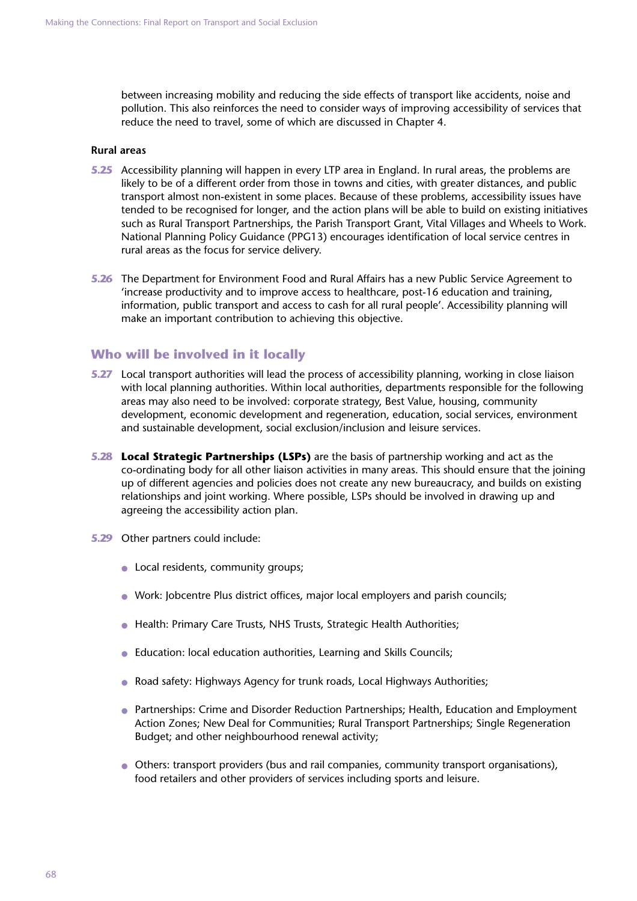between increasing mobility and reducing the side effects of transport like accidents, noise and pollution. This also reinforces the need to consider ways of improving accessibility of services that reduce the need to travel, some of which are discussed in Chapter 4.

**Rural areas**

**5.25** Accessibility planning will happen in every LTP area in England. In rural areas, the problems are likely to be of a different order from those in towns and cities, with greater distances, and public transport almost non-existent in some places. Because of these problems, accessibility issues have tended to be recognised for longer, and the action plans will be able to build on existing initiatives such as Rural Transport Partnerships, the Parish Transport Grant, Vital Villages and Wheels to Work. National Planning Policy Guidance (PPG13) encourages identification of local service centres in rural areas as the focus for service delivery.

**5.26** The Department for Environment Food and Rural Affairs has a new Public Service Agreement to 'increase productivity and to improve access to healthcare, post-16 education and training, information, public transport and access to cash for all rural people'. Accessibility planning will make an important contribution to achieving this objective.

## Who will be involved in it locally

**5.27** Local transport authorities will lead the process of accessibility planning, working in close liaison with local planning authorities. Within local authorities, departments responsible for the following areas may also need to be involved: corporate strategy, Best Value, housing, community development, economic development and regeneration, education, social services, environment and sustainable development, social exclusion/inclusion and leisure services.

**5.28** **Local Strategic Partnerships (LSPs)** are the basis of partnership working and act as the co-ordinating body for all other liaison activities in many areas. This should ensure that the joining up of different agencies and policies does not create any new bureaucracy, and builds on existing relationships and joint working. Where possible, LSPs should be involved in drawing up and agreeing the accessibility action plan.

**5.29** Other partners could include:

- Local residents, community groups;
- Work: Jobcentre Plus district offices, major local employers and parish councils;
- Health: Primary Care Trusts, NHS Trusts, Strategic Health Authorities;
- Education: local education authorities, Learning and Skills Councils;
- Road safety: Highways Agency for trunk roads, Local Highways Authorities;
- Partnerships: Crime and Disorder Reduction Partnerships; Health, Education and Employment Action Zones; New Deal for Communities; Rural Transport Partnerships; Single Regeneration Budget; and other neighbourhood renewal activity;
- Others: transport providers (bus and rail companies, community transport organisations), food retailers and other providers of services including sports and leisure.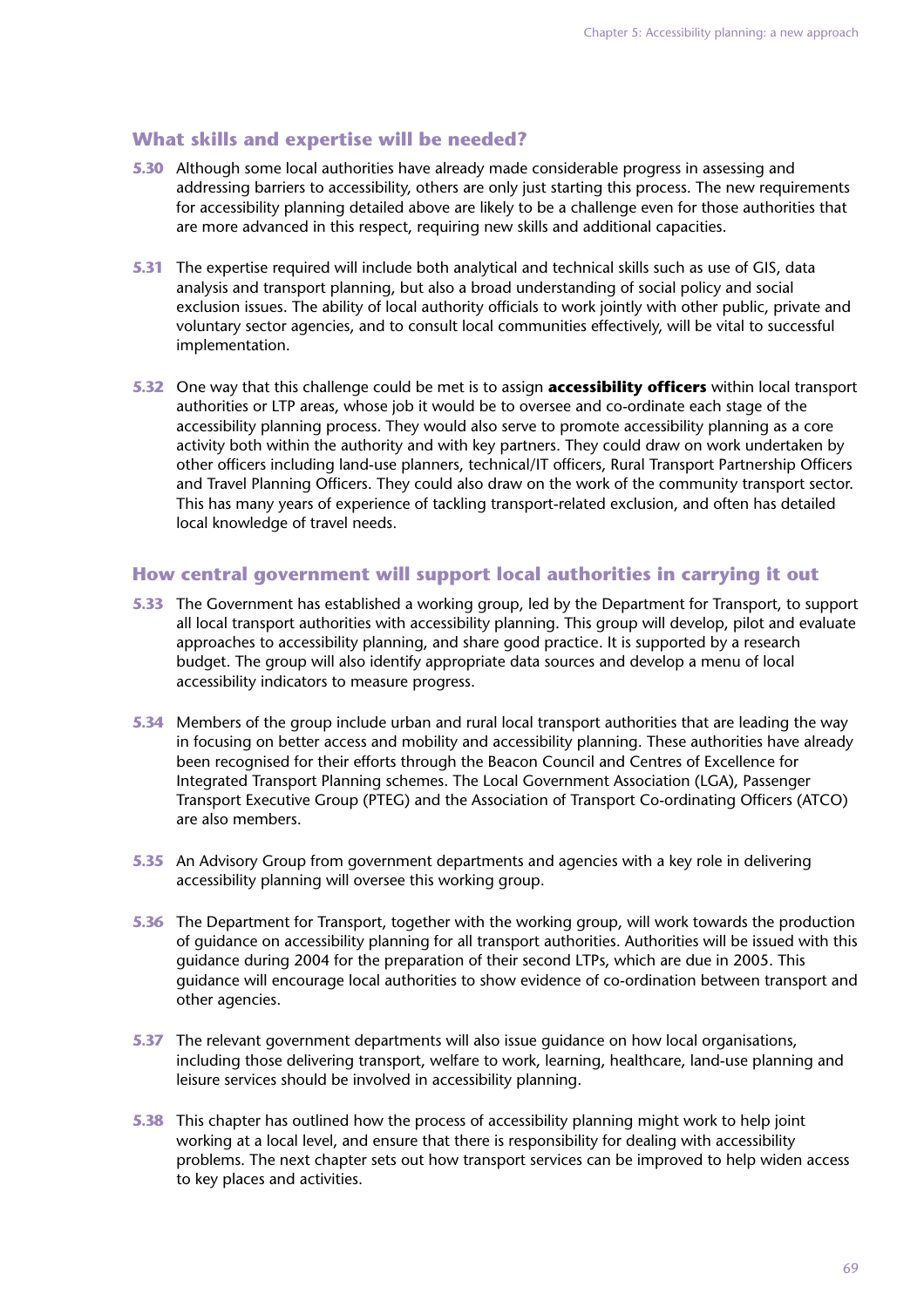## What skills and expertise will be needed?

**5.30** Although some local authorities have already made considerable progress in assessing and addressing barriers to accessibility, others are only just starting this process. The new requirements for accessibility planning detailed above are likely to be a challenge even for those authorities that are more advanced in this respect, requiring new skills and additional capacities.

**5.31** The expertise required will include both analytical and technical skills such as use of GIS, data analysis and transport planning, but also a broad understanding of social policy and social exclusion issues. The ability of local authority officials to work jointly with other public, private and voluntary sector agencies, and to consult local communities effectively, will be vital to successful implementation.

**5.32** One way that this challenge could be met is to assign **accessibility officers** within local transport authorities or LTP areas, whose job it would be to oversee and co-ordinate each stage of the accessibility planning process. They would also serve to promote accessibility planning as a core activity both within the authority and with key partners. They could draw on work undertaken by other officers including land-use planners, technical/IT officers, Rural Transport Partnership Officers and Travel Planning Officers. They could also draw on the work of the community transport sector. This has many years of experience of tackling transport-related exclusion, and often has detailed local knowledge of travel needs.

## How central government will support local authorities in carrying it out

**5.33** The Government has established a working group, led by the Department for Transport, to support all local transport authorities with accessibility planning. This group will develop, pilot and evaluate approaches to accessibility planning, and share good practice. It is supported by a research budget. The group will also identify appropriate data sources and develop a menu of local accessibility indicators to measure progress.

**5.34** Members of the group include urban and rural local transport authorities that are leading the way in focusing on better access and mobility and accessibility planning. These authorities have already been recognised for their efforts through the Beacon Council and Centres of Excellence for Integrated Transport Planning schemes. The Local Government Association (LGA), Passenger Transport Executive Group (PTEG) and the Association of Transport Co-ordinating Officers (ATCO) are also members.

**5.35** An Advisory Group from government departments and agencies with a key role in delivering accessibility planning will oversee this working group.

**5.36** The Department for Transport, together with the working group, will work towards the production of guidance on accessibility planning for all transport authorities. Authorities will be issued with this guidance during 2004 for the preparation of their second LTPs, which are due in 2005. This guidance will encourage local authorities to show evidence of co-ordination between transport and other agencies.

**5.37** The relevant government departments will also issue guidance on how local organisations, including those delivering transport, welfare to work, learning, healthcare, land-use planning and leisure services should be involved in accessibility planning.

**5.38** This chapter has outlined how the process of accessibility planning might work to help joint working at a local level, and ensure that there is responsibility for dealing with accessibility problems. The next chapter sets out how transport services can be improved to help widen access to key places and activities.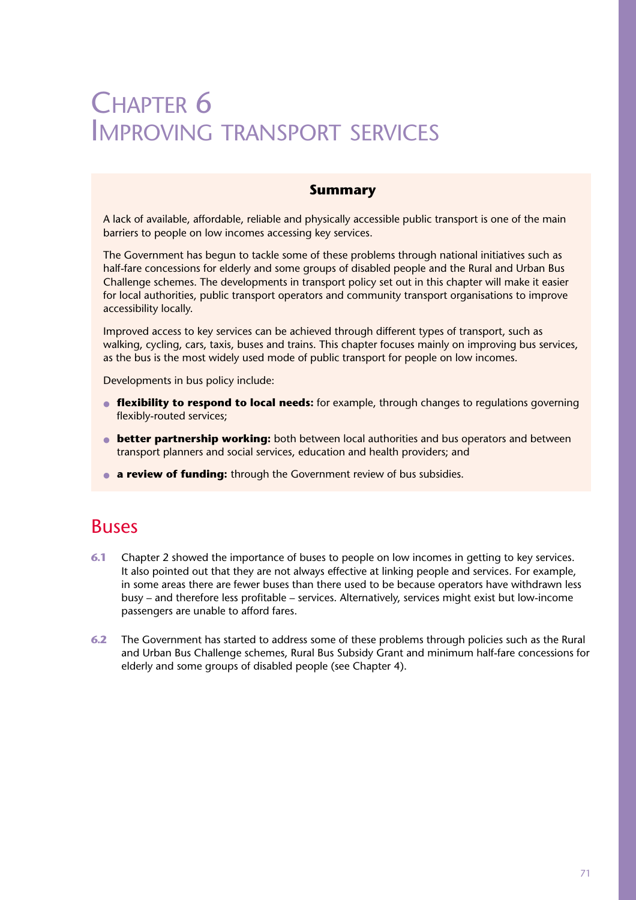# Chapter 6
# Improving transport services

### Summary

A lack of available, affordable, reliable and physically accessible public transport is one of the main barriers to people on low incomes accessing key services.

The Government has begun to tackle some of these problems through national initiatives such as half-fare concessions for elderly and some groups of disabled people and the Rural and Urban Bus Challenge schemes. The developments in transport policy set out in this chapter will make it easier for local authorities, public transport operators and community transport organisations to improve accessibility locally.

Improved access to key services can be achieved through different types of transport, such as walking, cycling, cars, taxis, buses and trains. This chapter focuses mainly on improving bus services, as the bus is the most widely used mode of public transport for people on low incomes.

Developments in bus policy include:

- **flexibility to respond to local needs:** for example, through changes to regulations governing flexibly-routed services;
- **better partnership working:** both between local authorities and bus operators and between transport planners and social services, education and health providers; and
- **a review of funding:** through the Government review of bus subsidies.

## Buses

**6.1** Chapter 2 showed the importance of buses to people on low incomes in getting to key services. It also pointed out that they are not always effective at linking people and services. For example, in some areas there are fewer buses than there used to be because operators have withdrawn less busy – and therefore less profitable – services. Alternatively, services might exist but low-income passengers are unable to afford fares.

**6.2** The Government has started to address some of these problems through policies such as the Rural and Urban Bus Challenge schemes, Rural Bus Subsidy Grant and minimum half-fare concessions for elderly and some groups of disabled people (see Chapter 4).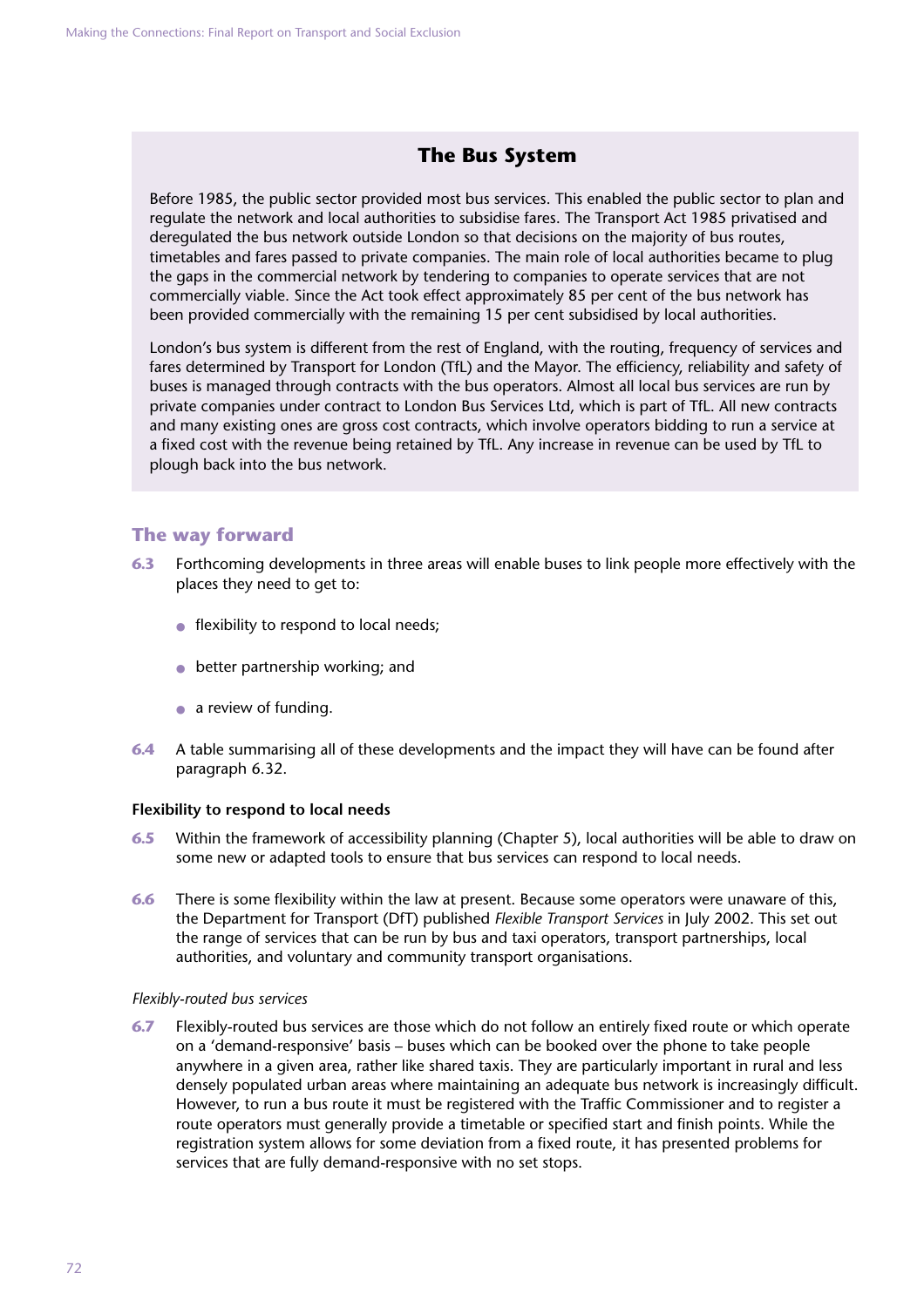## The Bus System

Before 1985, the public sector provided most bus services. This enabled the public sector to plan and regulate the network and local authorities to subsidise fares. The Transport Act 1985 privatised and deregulated the bus network outside London so that decisions on the majority of bus routes, timetables and fares passed to private companies. The main role of local authorities became to plug the gaps in the commercial network by tendering to companies to operate services that are not commercially viable. Since the Act took effect approximately 85 per cent of the bus network has been provided commercially with the remaining 15 per cent subsidised by local authorities.

London's bus system is different from the rest of England, with the routing, frequency of services and fares determined by Transport for London (TfL) and the Mayor. The efficiency, reliability and safety of buses is managed through contracts with the bus operators. Almost all local bus services are run by private companies under contract to London Bus Services Ltd, which is part of TfL. All new contracts and many existing ones are gross cost contracts, which involve operators bidding to run a service at a fixed cost with the revenue being retained by TfL. Any increase in revenue can be used by TfL to plough back into the bus network.

## The way forward

**6.3** Forthcoming developments in three areas will enable buses to link people more effectively with the places they need to get to:

- flexibility to respond to local needs;
- better partnership working; and
- a review of funding.

**6.4** A table summarising all of these developments and the impact they will have can be found after paragraph 6.32.

### Flexibility to respond to local needs

**6.5** Within the framework of accessibility planning (Chapter 5), local authorities will be able to draw on some new or adapted tools to ensure that bus services can respond to local needs.

**6.6** There is some flexibility within the law at present. Because some operators were unaware of this, the Department for Transport (DfT) published *Flexible Transport Services* in July 2002. This set out the range of services that can be run by bus and taxi operators, transport partnerships, local authorities, and voluntary and community transport organisations.

*Flexibly-routed bus services*

**6.7** Flexibly-routed bus services are those which do not follow an entirely fixed route or which operate on a 'demand-responsive' basis – buses which can be booked over the phone to take people anywhere in a given area, rather like shared taxis. They are particularly important in rural and less densely populated urban areas where maintaining an adequate bus network is increasingly difficult. However, to run a bus route it must be registered with the Traffic Commissioner and to register a route operators must generally provide a timetable or specified start and finish points. While the registration system allows for some deviation from a fixed route, it has presented problems for services that are fully demand-responsive with no set stops.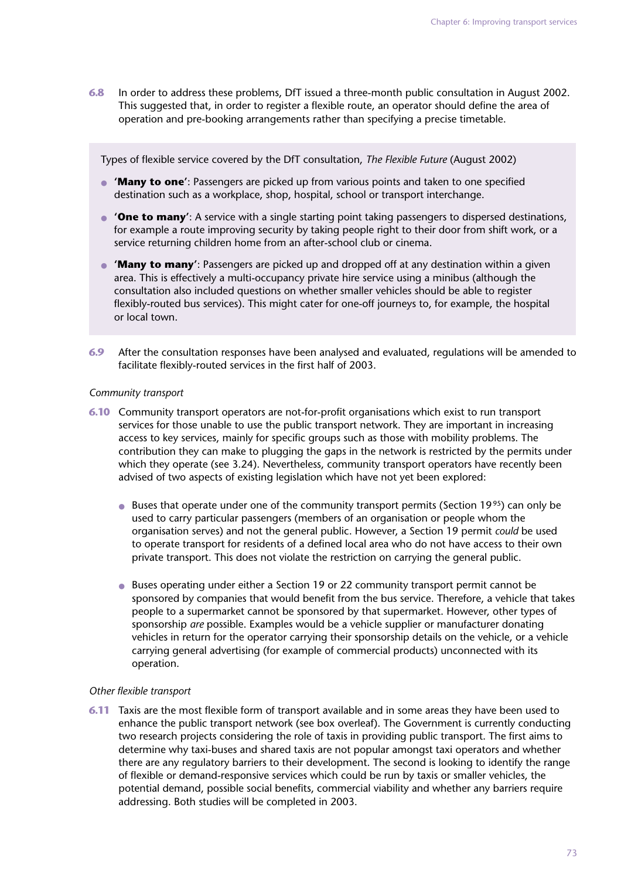**6.8** In order to address these problems, DfT issued a three-month public consultation in August 2002. This suggested that, in order to register a flexible route, an operator should define the area of operation and pre-booking arrangements rather than specifying a precise timetable.

> Types of flexible service covered by the DfT consultation, *The Flexible Future* (August 2002)
>
> - **'Many to one'**: Passengers are picked up from various points and taken to one specified destination such as a workplace, shop, hospital, school or transport interchange.
> - **'One to many'**: A service with a single starting point taking passengers to dispersed destinations, for example a route improving security by taking people right to their door from shift work, or a service returning children home from an after-school club or cinema.
> - **'Many to many'**: Passengers are picked up and dropped off at any destination within a given area. This is effectively a multi-occupancy private hire service using a minibus (although the consultation also included questions on whether smaller vehicles should be able to register flexibly-routed bus services). This might cater for one-off journeys to, for example, the hospital or local town.

**6.9** After the consultation responses have been analysed and evaluated, regulations will be amended to facilitate flexibly-routed services in the first half of 2003.

*Community transport*

**6.10** Community transport operators are not-for-profit organisations which exist to run transport services for those unable to use the public transport network. They are important in increasing access to key services, mainly for specific groups such as those with mobility problems. The contribution they can make to plugging the gaps in the network is restricted by the permits under which they operate (see 3.24). Nevertheless, community transport operators have recently been advised of two aspects of existing legislation which have not yet been explored:

- Buses that operate under one of the community transport permits (Section 19[95]) can only be used to carry particular passengers (members of an organisation or people whom the organisation serves) and not the general public. However, a Section 19 permit *could* be used to operate transport for residents of a defined local area who do not have access to their own private transport. This does not violate the restriction on carrying the general public.

- Buses operating under either a Section 19 or 22 community transport permit cannot be sponsored by companies that would benefit from the bus service. Therefore, a vehicle that takes people to a supermarket cannot be sponsored by that supermarket. However, other types of sponsorship *are* possible. Examples would be a vehicle supplier or manufacturer donating vehicles in return for the operator carrying their sponsorship details on the vehicle, or a vehicle carrying general advertising (for example of commercial products) unconnected with its operation.

*Other flexible transport*

**6.11** Taxis are the most flexible form of transport available and in some areas they have been used to enhance the public transport network (see box overleaf). The Government is currently conducting two research projects considering the role of taxis in providing public transport. The first aims to determine why taxi-buses and shared taxis are not popular amongst taxi operators and whether there are any regulatory barriers to their development. The second is looking to identify the range of flexible or demand-responsive services which could be run by taxis or smaller vehicles, the potential demand, possible social benefits, commercial viability and whether any barriers require addressing. Both studies will be completed in 2003.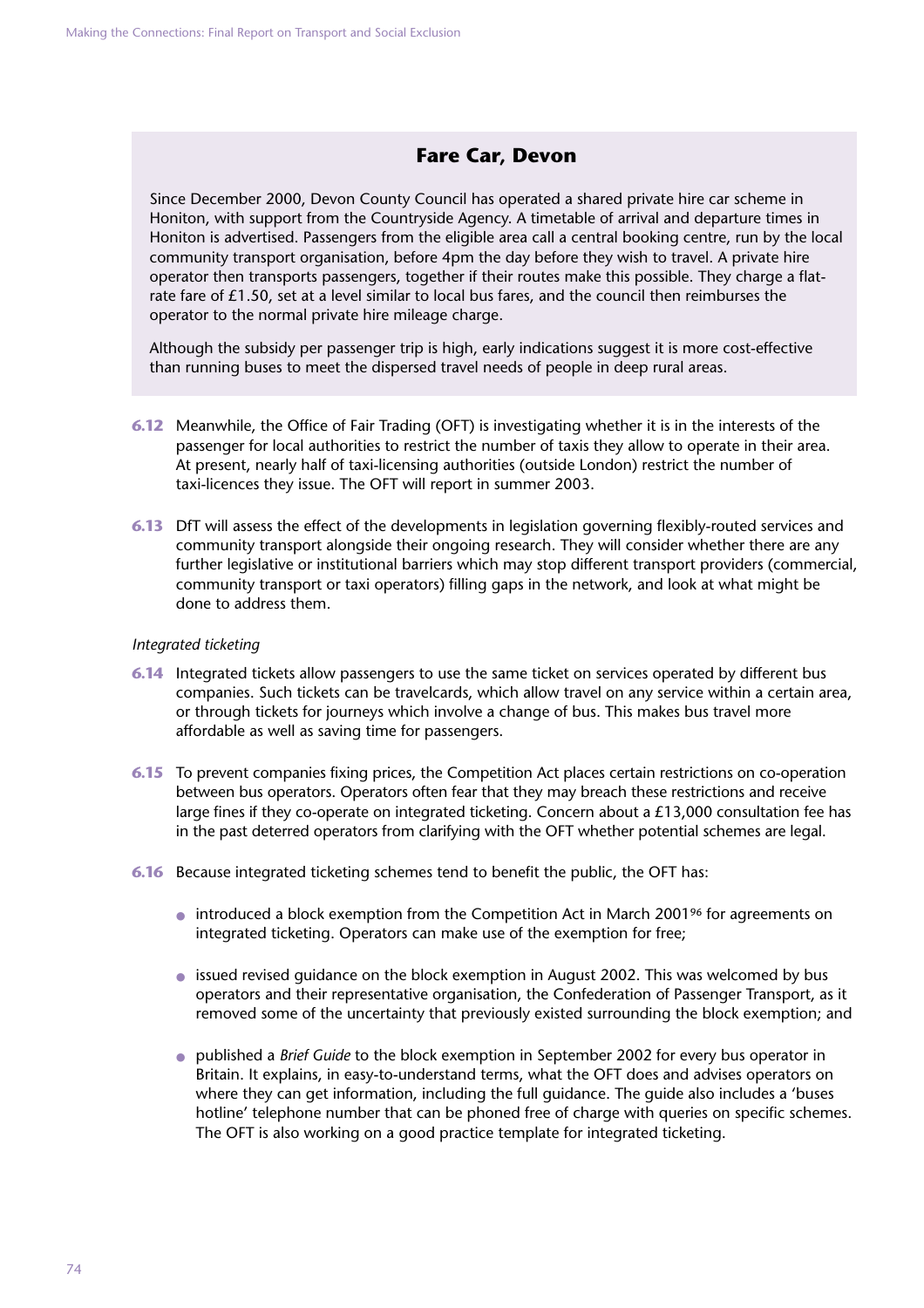## Fare Car, Devon

Since December 2000, Devon County Council has operated a shared private hire car scheme in Honiton, with support from the Countryside Agency. A timetable of arrival and departure times in Honiton is advertised. Passengers from the eligible area call a central booking centre, run by the local community transport organisation, before 4pm the day before they wish to travel. A private hire operator then transports passengers, together if their routes make this possible. They charge a flat-rate fare of £1.50, set at a level similar to local bus fares, and the council then reimburses the operator to the normal private hire mileage charge.

Although the subsidy per passenger trip is high, early indications suggest it is more cost-effective than running buses to meet the dispersed travel needs of people in deep rural areas.

**6.12** Meanwhile, the Office of Fair Trading (OFT) is investigating whether it is in the interests of the passenger for local authorities to restrict the number of taxis they allow to operate in their area. At present, nearly half of taxi-licensing authorities (outside London) restrict the number of taxi-licences they issue. The OFT will report in summer 2003.

**6.13** DfT will assess the effect of the developments in legislation governing flexibly-routed services and community transport alongside their ongoing research. They will consider whether there are any further legislative or institutional barriers which may stop different transport providers (commercial, community transport or taxi operators) filling gaps in the network, and look at what might be done to address them.

*Integrated ticketing*

**6.14** Integrated tickets allow passengers to use the same ticket on services operated by different bus companies. Such tickets can be travelcards, which allow travel on any service within a certain area, or through tickets for journeys which involve a change of bus. This makes bus travel more affordable as well as saving time for passengers.

**6.15** To prevent companies fixing prices, the Competition Act places certain restrictions on co-operation between bus operators. Operators often fear that they may breach these restrictions and receive large fines if they co-operate on integrated ticketing. Concern about a £13,000 consultation fee has in the past deterred operators from clarifying with the OFT whether potential schemes are legal.

**6.16** Because integrated ticketing schemes tend to benefit the public, the OFT has:

- introduced a block exemption from the Competition Act in March 2001[96] for agreements on integrated ticketing. Operators can make use of the exemption for free;
- issued revised guidance on the block exemption in August 2002. This was welcomed by bus operators and their representative organisation, the Confederation of Passenger Transport, as it removed some of the uncertainty that previously existed surrounding the block exemption; and
- published a *Brief Guide* to the block exemption in September 2002 for every bus operator in Britain. It explains, in easy-to-understand terms, what the OFT does and advises operators on where they can get information, including the full guidance. The guide also includes a 'buses hotline' telephone number that can be phoned free of charge with queries on specific schemes. The OFT is also working on a good practice template for integrated ticketing.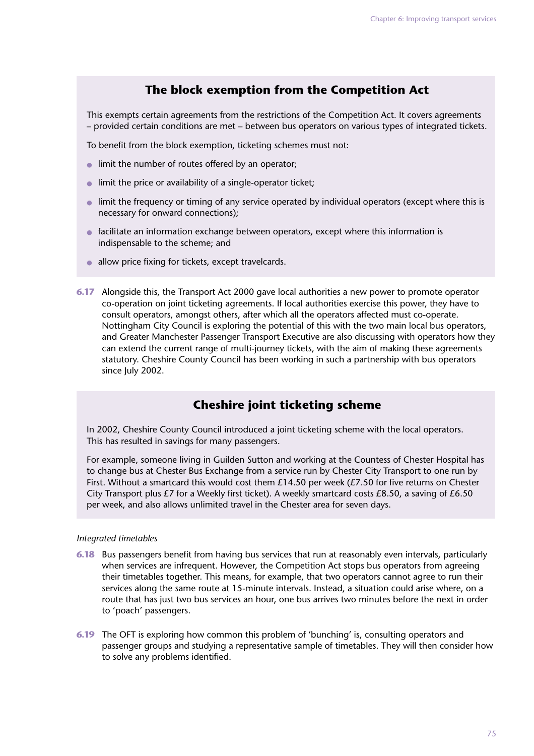### The block exemption from the Competition Act

This exempts certain agreements from the restrictions of the Competition Act. It covers agreements – provided certain conditions are met – between bus operators on various types of integrated tickets.

To benefit from the block exemption, ticketing schemes must not:

- limit the number of routes offered by an operator;
- limit the price or availability of a single-operator ticket;
- limit the frequency or timing of any service operated by individual operators (except where this is necessary for onward connections);
- facilitate an information exchange between operators, except where this information is indispensable to the scheme; and
- allow price fixing for tickets, except travelcards.

**6.17** Alongside this, the Transport Act 2000 gave local authorities a new power to promote operator co-operation on joint ticketing agreements. If local authorities exercise this power, they have to consult operators, amongst others, after which all the operators affected must co-operate. Nottingham City Council is exploring the potential of this with the two main local bus operators, and Greater Manchester Passenger Transport Executive are also discussing with operators how they can extend the current range of multi-journey tickets, with the aim of making these agreements statutory. Cheshire County Council has been working in such a partnership with bus operators since July 2002.

### Cheshire joint ticketing scheme

In 2002, Cheshire County Council introduced a joint ticketing scheme with the local operators. This has resulted in savings for many passengers.

For example, someone living in Guilden Sutton and working at the Countess of Chester Hospital has to change bus at Chester Bus Exchange from a service run by Chester City Transport to one run by First. Without a smartcard this would cost them £14.50 per week (£7.50 for five returns on Chester City Transport plus £7 for a Weekly first ticket). A weekly smartcard costs £8.50, a saving of £6.50 per week, and also allows unlimited travel in the Chester area for seven days.

*Integrated timetables*

**6.18** Bus passengers benefit from having bus services that run at reasonably even intervals, particularly when services are infrequent. However, the Competition Act stops bus operators from agreeing their timetables together. This means, for example, that two operators cannot agree to run their services along the same route at 15-minute intervals. Instead, a situation could arise where, on a route that has just two bus services an hour, one bus arrives two minutes before the next in order to 'poach' passengers.

**6.19** The OFT is exploring how common this problem of 'bunching' is, consulting operators and passenger groups and studying a representative sample of timetables. They will then consider how to solve any problems identified.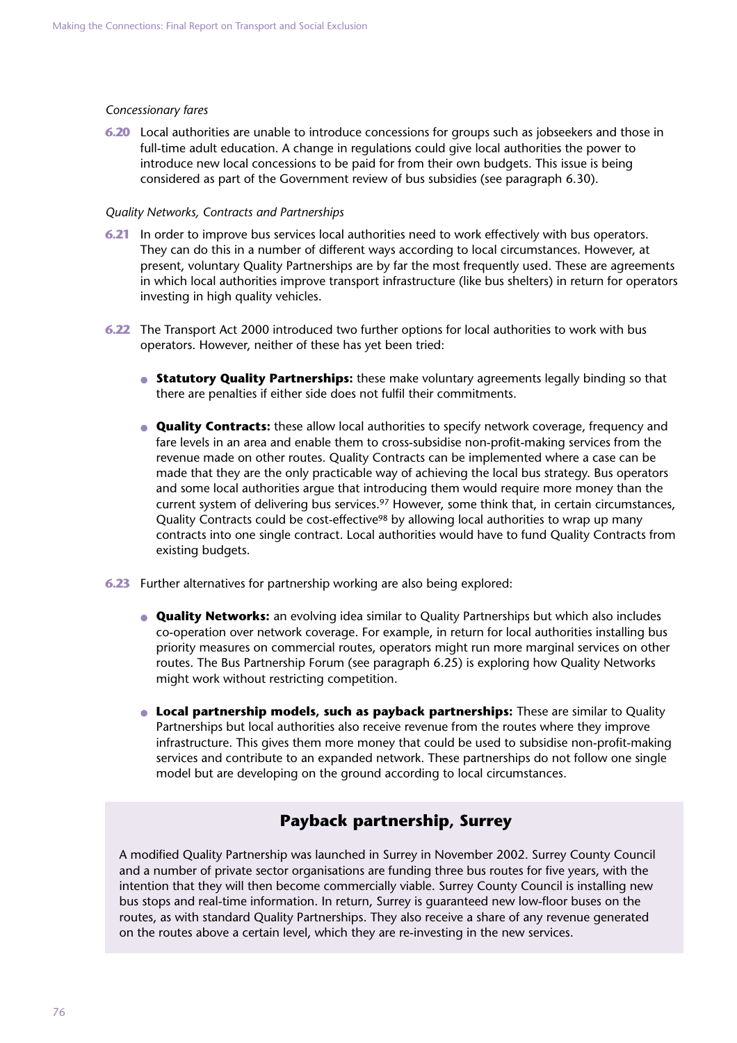*Concessionary fares*

**6.20** Local authorities are unable to introduce concessions for groups such as jobseekers and those in full-time adult education. A change in regulations could give local authorities the power to introduce new local concessions to be paid for from their own budgets. This issue is being considered as part of the Government review of bus subsidies (see paragraph 6.30).

*Quality Networks, Contracts and Partnerships*

**6.21** In order to improve bus services local authorities need to work effectively with bus operators. They can do this in a number of different ways according to local circumstances. However, at present, voluntary Quality Partnerships are by far the most frequently used. These are agreements in which local authorities improve transport infrastructure (like bus shelters) in return for operators investing in high quality vehicles.

**6.22** The Transport Act 2000 introduced two further options for local authorities to work with bus operators. However, neither of these has yet been tried:

- **Statutory Quality Partnerships:** these make voluntary agreements legally binding so that there are penalties if either side does not fulfil their commitments.

- **Quality Contracts:** these allow local authorities to specify network coverage, frequency and fare levels in an area and enable them to cross-subsidise non-profit-making services from the revenue made on other routes. Quality Contracts can be implemented where a case can be made that they are the only practicable way of achieving the local bus strategy. Bus operators and some local authorities argue that introducing them would require more money than the current system of delivering bus services.[97] However, some think that, in certain circumstances, Quality Contracts could be cost-effective[98] by allowing local authorities to wrap up many contracts into one single contract. Local authorities would have to fund Quality Contracts from existing budgets.

**6.23** Further alternatives for partnership working are also being explored:

- **Quality Networks:** an evolving idea similar to Quality Partnerships but which also includes co-operation over network coverage. For example, in return for local authorities installing bus priority measures on commercial routes, operators might run more marginal services on other routes. The Bus Partnership Forum (see paragraph 6.25) is exploring how Quality Networks might work without restricting competition.

- **Local partnership models, such as payback partnerships:** These are similar to Quality Partnerships but local authorities also receive revenue from the routes where they improve infrastructure. This gives them more money that could be used to subsidise non-profit-making services and contribute to an expanded network. These partnerships do not follow one single model but are developing on the ground according to local circumstances.

## Payback partnership, Surrey

A modified Quality Partnership was launched in Surrey in November 2002. Surrey County Council and a number of private sector organisations are funding three bus routes for five years, with the intention that they will then become commercially viable. Surrey County Council is installing new bus stops and real-time information. In return, Surrey is guaranteed new low-floor buses on the routes, as with standard Quality Partnerships. They also receive a share of any revenue generated on the routes above a certain level, which they are re-investing in the new services.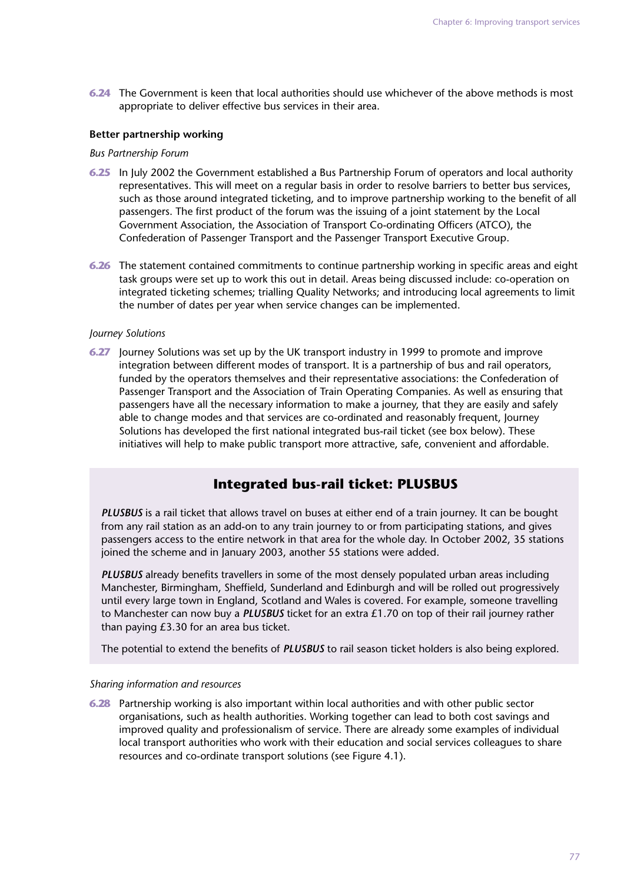**6.24** The Government is keen that local authorities should use whichever of the above methods is most appropriate to deliver effective bus services in their area.

### Better partnership working

*Bus Partnership Forum*

**6.25** In July 2002 the Government established a Bus Partnership Forum of operators and local authority representatives. This will meet on a regular basis in order to resolve barriers to better bus services, such as those around integrated ticketing, and to improve partnership working to the benefit of all passengers. The first product of the forum was the issuing of a joint statement by the Local Government Association, the Association of Transport Co-ordinating Officers (ATCO), the Confederation of Passenger Transport and the Passenger Transport Executive Group.

**6.26** The statement contained commitments to continue partnership working in specific areas and eight task groups were set up to work this out in detail. Areas being discussed include: co-operation on integrated ticketing schemes; trialling Quality Networks; and introducing local agreements to limit the number of dates per year when service changes can be implemented.

*Journey Solutions*

**6.27** Journey Solutions was set up by the UK transport industry in 1999 to promote and improve integration between different modes of transport. It is a partnership of bus and rail operators, funded by the operators themselves and their representative associations: the Confederation of Passenger Transport and the Association of Train Operating Companies. As well as ensuring that passengers have all the necessary information to make a journey, that they are easily and safely able to change modes and that services are co-ordinated and reasonably frequent, Journey Solutions has developed the first national integrated bus-rail ticket (see box below). These initiatives will help to make public transport more attractive, safe, convenient and affordable.

## Integrated bus-rail ticket: PLUSBUS

***PLUSBUS*** is a rail ticket that allows travel on buses at either end of a train journey. It can be bought from any rail station as an add-on to any train journey to or from participating stations, and gives passengers access to the entire network in that area for the whole day. In October 2002, 35 stations joined the scheme and in January 2003, another 55 stations were added.

***PLUSBUS*** already benefits travellers in some of the most densely populated urban areas including Manchester, Birmingham, Sheffield, Sunderland and Edinburgh and will be rolled out progressively until every large town in England, Scotland and Wales is covered. For example, someone travelling to Manchester can now buy a ***PLUSBUS*** ticket for an extra £1.70 on top of their rail journey rather than paying £3.30 for an area bus ticket.

The potential to extend the benefits of ***PLUSBUS*** to rail season ticket holders is also being explored.

*Sharing information and resources*

**6.28** Partnership working is also important within local authorities and with other public sector organisations, such as health authorities. Working together can lead to both cost savings and improved quality and professionalism of service. There are already some examples of individual local transport authorities who work with their education and social services colleagues to share resources and co-ordinate transport solutions (see Figure 4.1).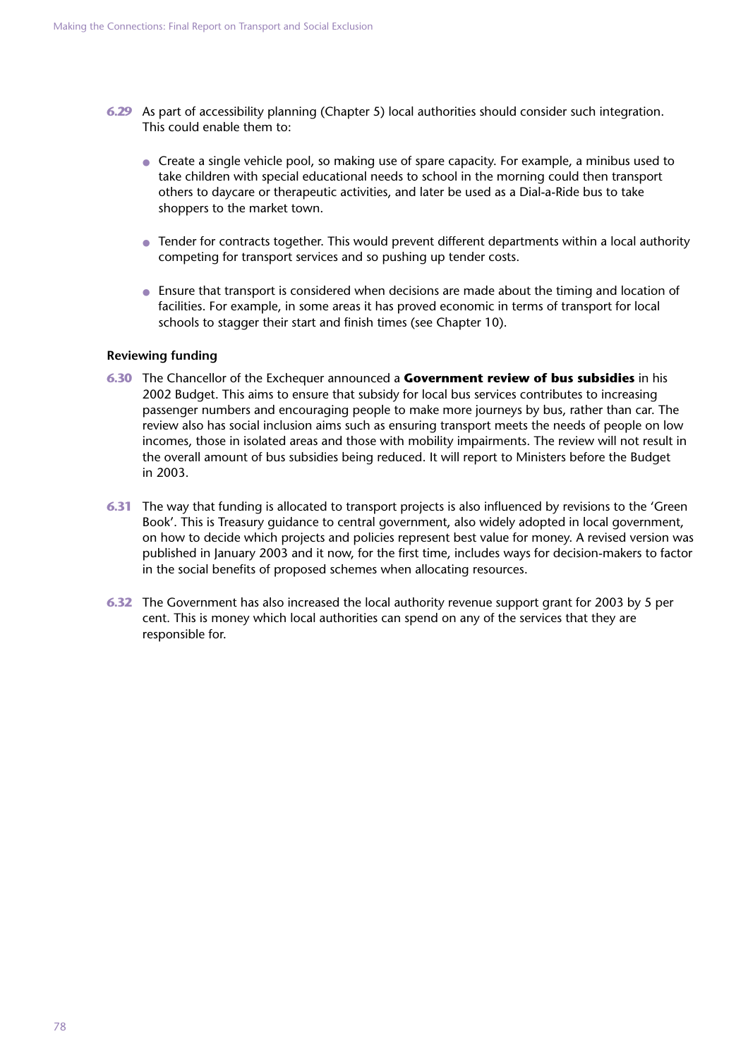**6.29** As part of accessibility planning (Chapter 5) local authorities should consider such integration. This could enable them to:

- Create a single vehicle pool, so making use of spare capacity. For example, a minibus used to take children with special educational needs to school in the morning could then transport others to daycare or therapeutic activities, and later be used as a Dial-a-Ride bus to take shoppers to the market town.
- Tender for contracts together. This would prevent different departments within a local authority competing for transport services and so pushing up tender costs.
- Ensure that transport is considered when decisions are made about the timing and location of facilities. For example, in some areas it has proved economic in terms of transport for local schools to stagger their start and finish times (see Chapter 10).

### Reviewing funding

**6.30** The Chancellor of the Exchequer announced a **Government review of bus subsidies** in his 2002 Budget. This aims to ensure that subsidy for local bus services contributes to increasing passenger numbers and encouraging people to make more journeys by bus, rather than car. The review also has social inclusion aims such as ensuring transport meets the needs of people on low incomes, those in isolated areas and those with mobility impairments. The review will not result in the overall amount of bus subsidies being reduced. It will report to Ministers before the Budget in 2003.

**6.31** The way that funding is allocated to transport projects is also influenced by revisions to the 'Green Book'. This is Treasury guidance to central government, also widely adopted in local government, on how to decide which projects and policies represent best value for money. A revised version was published in January 2003 and it now, for the first time, includes ways for decision-makers to factor in the social benefits of proposed schemes when allocating resources.

**6.32** The Government has also increased the local authority revenue support grant for 2003 by 5 per cent. This is money which local authorities can spend on any of the services that they are responsible for.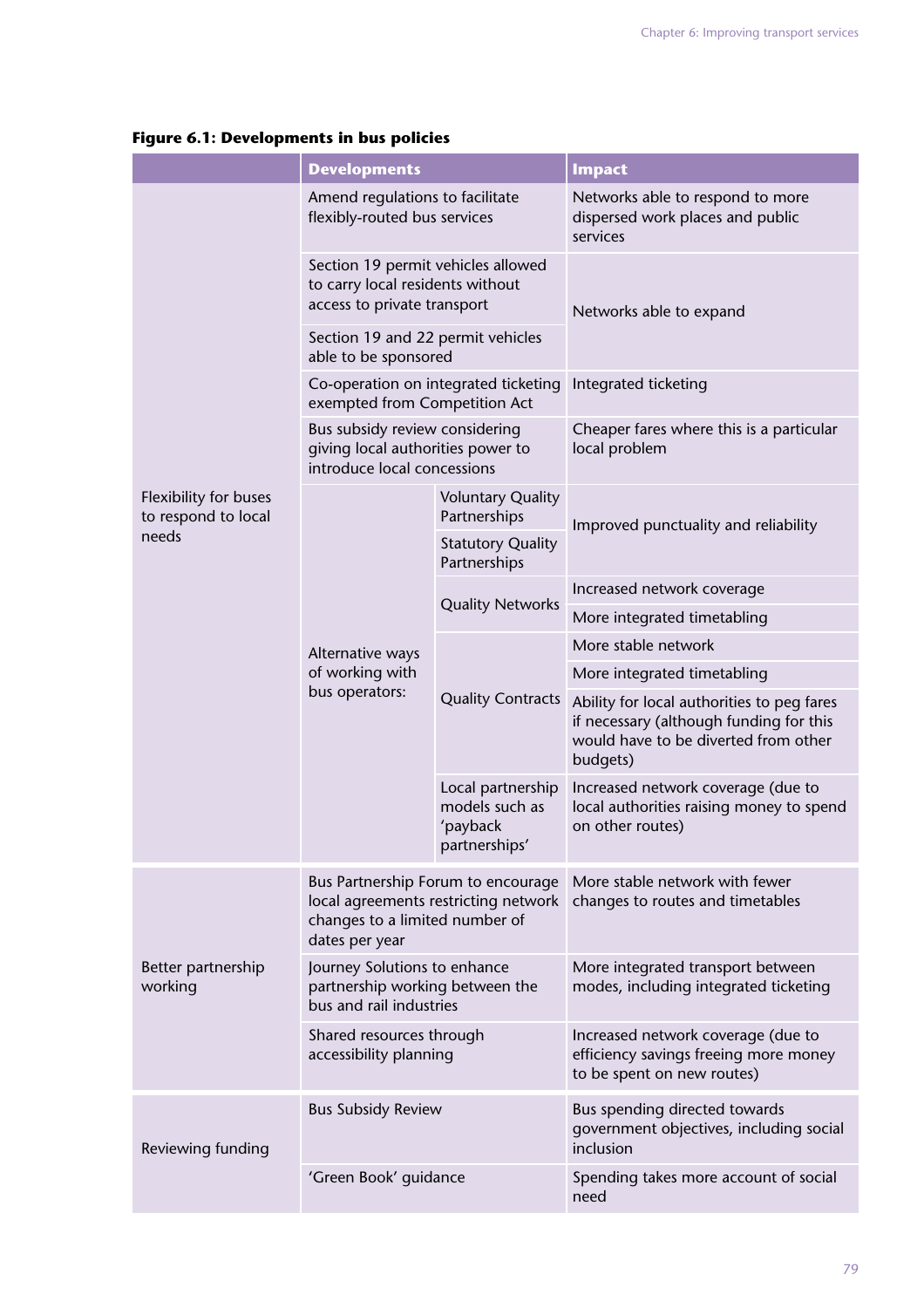**Figure 6.1: Developments in bus policies**

| | Developments | | Impact |
|---|---|---|---|
| Flexibility for buses to respond to local needs | Amend regulations to facilitate flexibly-routed bus services | | Networks able to respond to more dispersed work places and public services |
| | Section 19 permit vehicles allowed to carry local residents without access to private transport | | Networks able to expand |
| | Section 19 and 22 permit vehicles able to be sponsored | | |
| | Co-operation on integrated ticketing exempted from Competition Act | | Integrated ticketing |
| | Bus subsidy review considering giving local authorities power to introduce local concessions | | Cheaper fares where this is a particular local problem |
| | Alternative ways of working with bus operators: | Voluntary Quality Partnerships | Improved punctuality and reliability |
| | | Statutory Quality Partnerships | |
| | | Quality Networks | Increased network coverage |
| | | | More integrated timetabling |
| | | Quality Contracts | More stable network |
| | | | More integrated timetabling |
| | | | Ability for local authorities to peg fares if necessary (although funding for this would have to be diverted from other budgets) |
| | | Local partnership models such as 'payback partnerships' | Increased network coverage (due to local authorities raising money to spend on other routes) |
| Better partnership working | Bus Partnership Forum to encourage local agreements restricting network changes to a limited number of dates per year | | More stable network with fewer changes to routes and timetables |
| | Journey Solutions to enhance partnership working between the bus and rail industries | | More integrated transport between modes, including integrated ticketing |
| | Shared resources through accessibility planning | | Increased network coverage (due to efficiency savings freeing more money to be spent on new routes) |
| Reviewing funding | Bus Subsidy Review | | Bus spending directed towards government objectives, including social inclusion |
| | 'Green Book' guidance | | Spending takes more account of social need |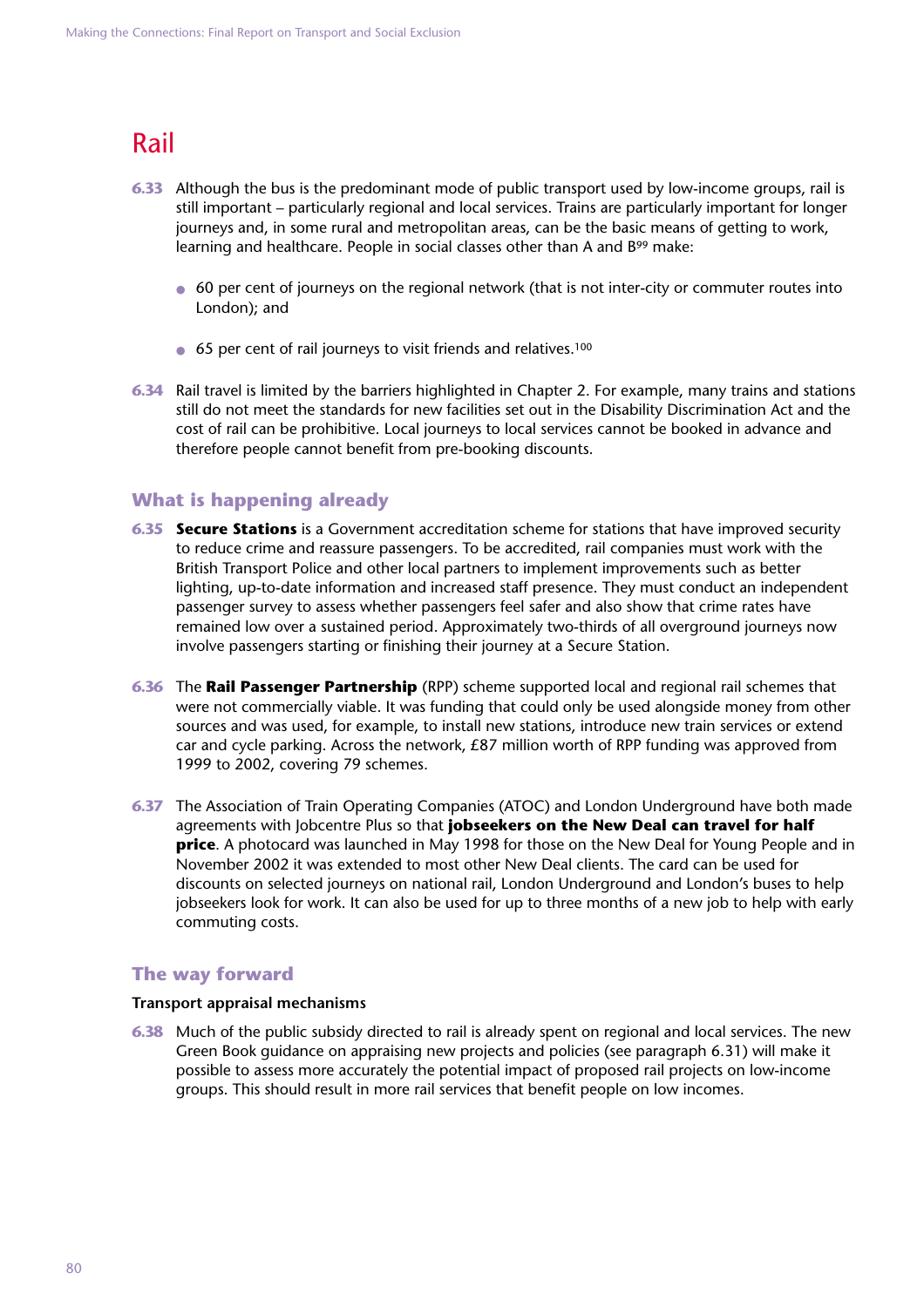# Rail

**6.33** Although the bus is the predominant mode of public transport used by low-income groups, rail is still important – particularly regional and local services. Trains are particularly important for longer journeys and, in some rural and metropolitan areas, can be the basic means of getting to work, learning and healthcare. People in social classes other than A and B[99] make:

- 60 per cent of journeys on the regional network (that is not inter-city or commuter routes into London); and
- 65 per cent of rail journeys to visit friends and relatives.[100]

**6.34** Rail travel is limited by the barriers highlighted in Chapter 2. For example, many trains and stations still do not meet the standards for new facilities set out in the Disability Discrimination Act and the cost of rail can be prohibitive. Local journeys to local services cannot be booked in advance and therefore people cannot benefit from pre-booking discounts.

## What is happening already

**6.35** **Secure Stations** is a Government accreditation scheme for stations that have improved security to reduce crime and reassure passengers. To be accredited, rail companies must work with the British Transport Police and other local partners to implement improvements such as better lighting, up-to-date information and increased staff presence. They must conduct an independent passenger survey to assess whether passengers feel safer and also show that crime rates have remained low over a sustained period. Approximately two-thirds of all overground journeys now involve passengers starting or finishing their journey at a Secure Station.

**6.36** The **Rail Passenger Partnership** (RPP) scheme supported local and regional rail schemes that were not commercially viable. It was funding that could only be used alongside money from other sources and was used, for example, to install new stations, introduce new train services or extend car and cycle parking. Across the network, £87 million worth of RPP funding was approved from 1999 to 2002, covering 79 schemes.

**6.37** The Association of Train Operating Companies (ATOC) and London Underground have both made agreements with Jobcentre Plus so that **jobseekers on the New Deal can travel for half price**. A photocard was launched in May 1998 for those on the New Deal for Young People and in November 2002 it was extended to most other New Deal clients. The card can be used for discounts on selected journeys on national rail, London Underground and London's buses to help jobseekers look for work. It can also be used for up to three months of a new job to help with early commuting costs.

## The way forward

### Transport appraisal mechanisms

**6.38** Much of the public subsidy directed to rail is already spent on regional and local services. The new Green Book guidance on appraising new projects and policies (see paragraph 6.31) will make it possible to assess more accurately the potential impact of proposed rail projects on low-income groups. This should result in more rail services that benefit people on low incomes.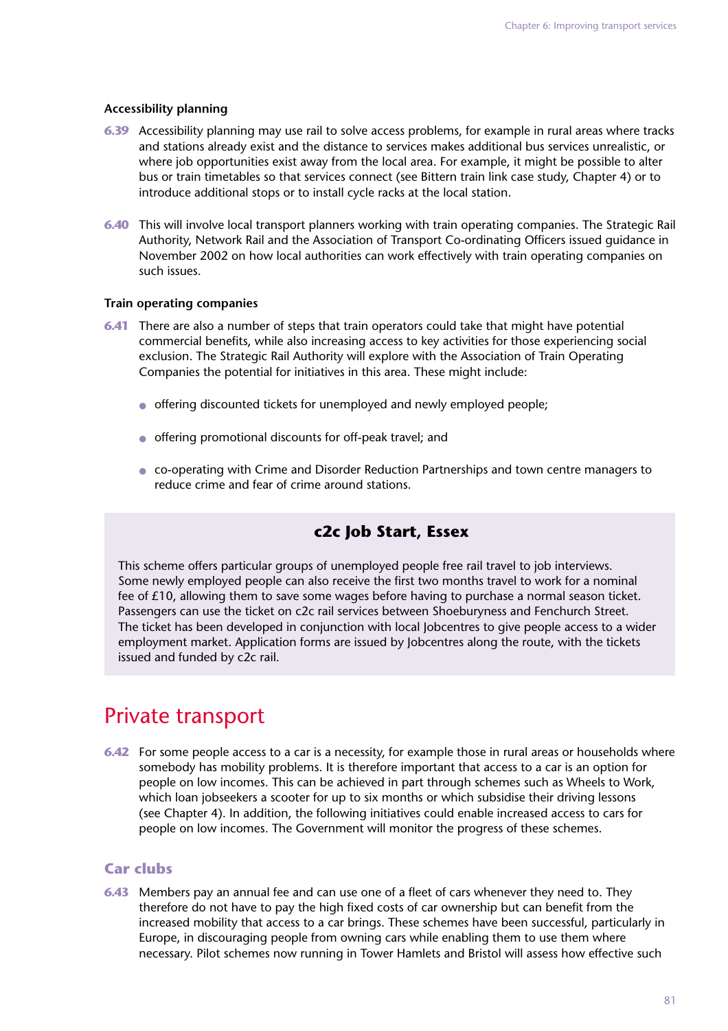### Accessibility planning

**6.39** Accessibility planning may use rail to solve access problems, for example in rural areas where tracks and stations already exist and the distance to services makes additional bus services unrealistic, or where job opportunities exist away from the local area. For example, it might be possible to alter bus or train timetables so that services connect (see Bittern train link case study, Chapter 4) or to introduce additional stops or to install cycle racks at the local station.

**6.40** This will involve local transport planners working with train operating companies. The Strategic Rail Authority, Network Rail and the Association of Transport Co-ordinating Officers issued guidance in November 2002 on how local authorities can work effectively with train operating companies on such issues.

### Train operating companies

**6.41** There are also a number of steps that train operators could take that might have potential commercial benefits, while also increasing access to key activities for those experiencing social exclusion. The Strategic Rail Authority will explore with the Association of Train Operating Companies the potential for initiatives in this area. These might include:

- offering discounted tickets for unemployed and newly employed people;
- offering promotional discounts for off-peak travel; and
- co-operating with Crime and Disorder Reduction Partnerships and town centre managers to reduce crime and fear of crime around stations.

> **c2c Job Start, Essex**
>
> This scheme offers particular groups of unemployed people free rail travel to job interviews. Some newly employed people can also receive the first two months travel to work for a nominal fee of £10, allowing them to save some wages before having to purchase a normal season ticket. Passengers can use the ticket on c2c rail services between Shoeburyness and Fenchurch Street. The ticket has been developed in conjunction with local Jobcentres to give people access to a wider employment market. Application forms are issued by Jobcentres along the route, with the tickets issued and funded by c2c rail.

## Private transport

**6.42** For some people access to a car is a necessity, for example those in rural areas or households where somebody has mobility problems. It is therefore important that access to a car is an option for people on low incomes. This can be achieved in part through schemes such as Wheels to Work, which loan jobseekers a scooter for up to six months or which subsidise their driving lessons (see Chapter 4). In addition, the following initiatives could enable increased access to cars for people on low incomes. The Government will monitor the progress of these schemes.

### Car clubs

**6.43** Members pay an annual fee and can use one of a fleet of cars whenever they need to. They therefore do not have to pay the high fixed costs of car ownership but can benefit from the increased mobility that access to a car brings. These schemes have been successful, particularly in Europe, in discouraging people from owning cars while enabling them to use them where necessary. Pilot schemes now running in Tower Hamlets and Bristol will assess how effective such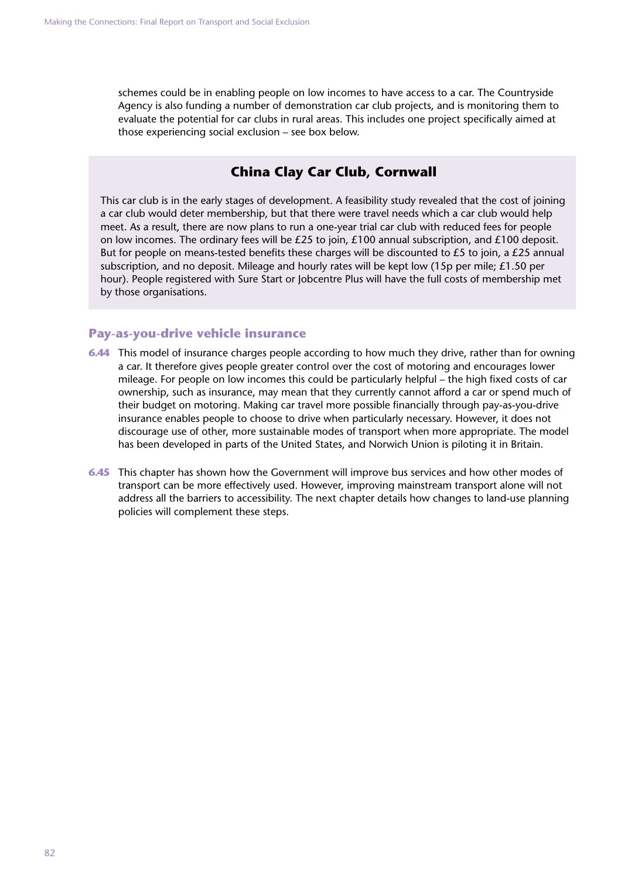schemes could be in enabling people on low incomes to have access to a car. The Countryside Agency is also funding a number of demonstration car club projects, and is monitoring them to evaluate the potential for car clubs in rural areas. This includes one project specifically aimed at those experiencing social exclusion – see box below.

### China Clay Car Club, Cornwall

This car club is in the early stages of development. A feasibility study revealed that the cost of joining a car club would deter membership, but that there were travel needs which a car club would help meet. As a result, there are now plans to run a one-year trial car club with reduced fees for people on low incomes. The ordinary fees will be £25 to join, £100 annual subscription, and £100 deposit. But for people on means-tested benefits these charges will be discounted to £5 to join, a £25 annual subscription, and no deposit. Mileage and hourly rates will be kept low (15p per mile; £1.50 per hour). People registered with Sure Start or Jobcentre Plus will have the full costs of membership met by those organisations.

### Pay-as-you-drive vehicle insurance

**6.44** This model of insurance charges people according to how much they drive, rather than for owning a car. It therefore gives people greater control over the cost of motoring and encourages lower mileage. For people on low incomes this could be particularly helpful – the high fixed costs of car ownership, such as insurance, may mean that they currently cannot afford a car or spend much of their budget on motoring. Making car travel more possible financially through pay-as-you-drive insurance enables people to choose to drive when particularly necessary. However, it does not discourage use of other, more sustainable modes of transport when more appropriate. The model has been developed in parts of the United States, and Norwich Union is piloting it in Britain.

**6.45** This chapter has shown how the Government will improve bus services and how other modes of transport can be more effectively used. However, improving mainstream transport alone will not address all the barriers to accessibility. The next chapter details how changes to land-use planning policies will complement these steps.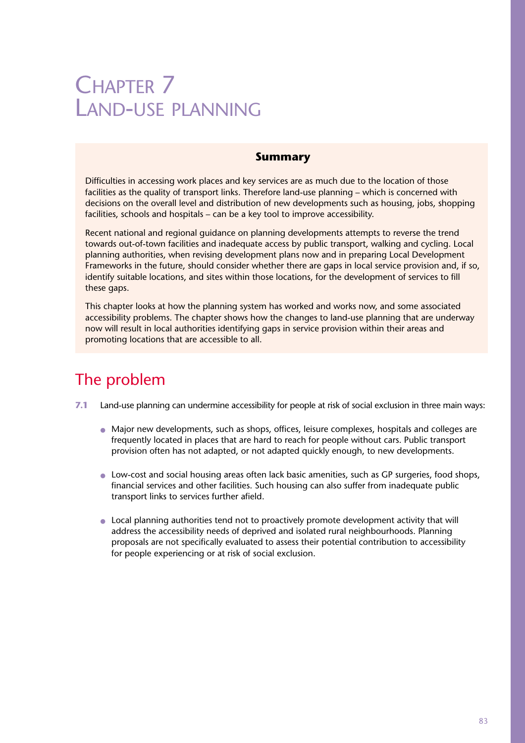# Chapter 7 Land-use planning

**Summary**

Difficulties in accessing work places and key services are as much due to the location of those facilities as the quality of transport links. Therefore land-use planning – which is concerned with decisions on the overall level and distribution of new developments such as housing, jobs, shopping facilities, schools and hospitals – can be a key tool to improve accessibility.

Recent national and regional guidance on planning developments attempts to reverse the trend towards out-of-town facilities and inadequate access by public transport, walking and cycling. Local planning authorities, when revising development plans now and in preparing Local Development Frameworks in the future, should consider whether there are gaps in local service provision and, if so, identify suitable locations, and sites within those locations, for the development of services to fill these gaps.

This chapter looks at how the planning system has worked and works now, and some associated accessibility problems. The chapter shows how the changes to land-use planning that are underway now will result in local authorities identifying gaps in service provision within their areas and promoting locations that are accessible to all.

## The problem

**7.1** Land-use planning can undermine accessibility for people at risk of social exclusion in three main ways:

- Major new developments, such as shops, offices, leisure complexes, hospitals and colleges are frequently located in places that are hard to reach for people without cars. Public transport provision often has not adapted, or not adapted quickly enough, to new developments.
- Low-cost and social housing areas often lack basic amenities, such as GP surgeries, food shops, financial services and other facilities. Such housing can also suffer from inadequate public transport links to services further afield.
- Local planning authorities tend not to proactively promote development activity that will address the accessibility needs of deprived and isolated rural neighbourhoods. Planning proposals are not specifically evaluated to assess their potential contribution to accessibility for people experiencing or at risk of social exclusion.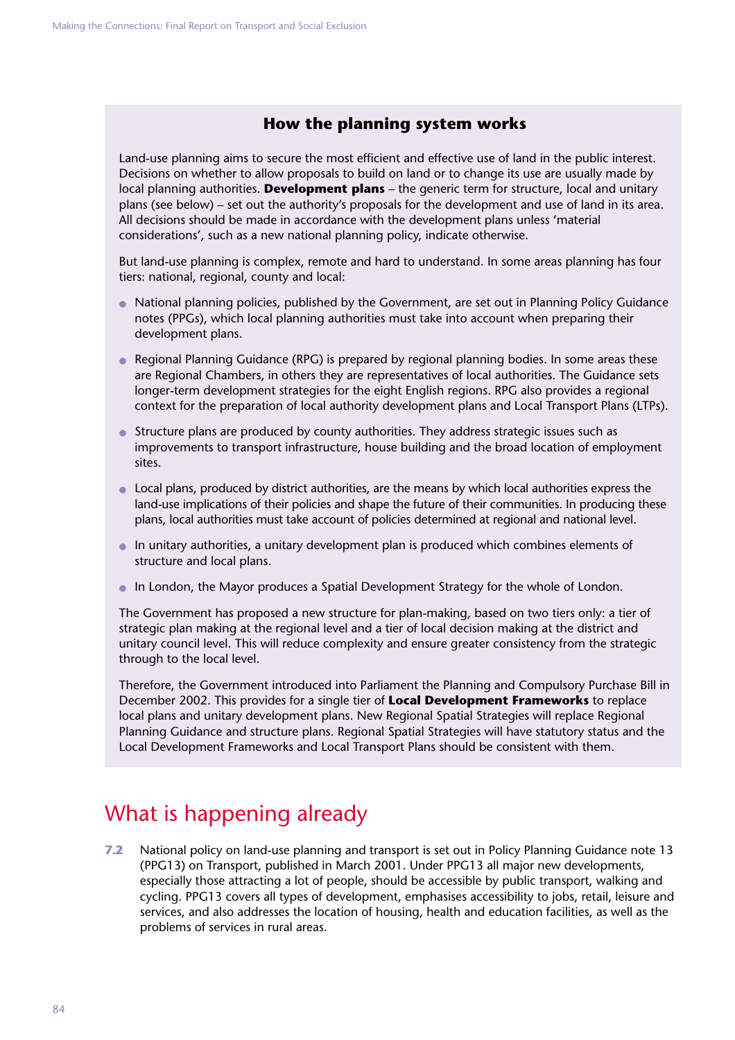### How the planning system works

Land-use planning aims to secure the most efficient and effective use of land in the public interest. Decisions on whether to allow proposals to build on land or to change its use are usually made by local planning authorities. **Development plans** – the generic term for structure, local and unitary plans (see below) – set out the authority's proposals for the development and use of land in its area. All decisions should be made in accordance with the development plans unless 'material considerations', such as a new national planning policy, indicate otherwise.

But land-use planning is complex, remote and hard to understand. In some areas planning has four tiers: national, regional, county and local:

- National planning policies, published by the Government, are set out in Planning Policy Guidance notes (PPGs), which local planning authorities must take into account when preparing their development plans.
- Regional Planning Guidance (RPG) is prepared by regional planning bodies. In some areas these are Regional Chambers, in others they are representatives of local authorities. The Guidance sets longer-term development strategies for the eight English regions. RPG also provides a regional context for the preparation of local authority development plans and Local Transport Plans (LTPs).
- Structure plans are produced by county authorities. They address strategic issues such as improvements to transport infrastructure, house building and the broad location of employment sites.
- Local plans, produced by district authorities, are the means by which local authorities express the land-use implications of their policies and shape the future of their communities. In producing these plans, local authorities must take account of policies determined at regional and national level.
- In unitary authorities, a unitary development plan is produced which combines elements of structure and local plans.
- In London, the Mayor produces a Spatial Development Strategy for the whole of London.

The Government has proposed a new structure for plan-making, based on two tiers only: a tier of strategic plan making at the regional level and a tier of local decision making at the district and unitary council level. This will reduce complexity and ensure greater consistency from the strategic through to the local level.

Therefore, the Government introduced into Parliament the Planning and Compulsory Purchase Bill in December 2002. This provides for a single tier of **Local Development Frameworks** to replace local plans and unitary development plans. New Regional Spatial Strategies will replace Regional Planning Guidance and structure plans. Regional Spatial Strategies will have statutory status and the Local Development Frameworks and Local Transport Plans should be consistent with them.

## What is happening already

**7.2** National policy on land-use planning and transport is set out in Policy Planning Guidance note 13 (PPG13) on Transport, published in March 2001. Under PPG13 all major new developments, especially those attracting a lot of people, should be accessible by public transport, walking and cycling. PPG13 covers all types of development, emphasises accessibility to jobs, retail, leisure and services, and also addresses the location of housing, health and education facilities, as well as the problems of services in rural areas.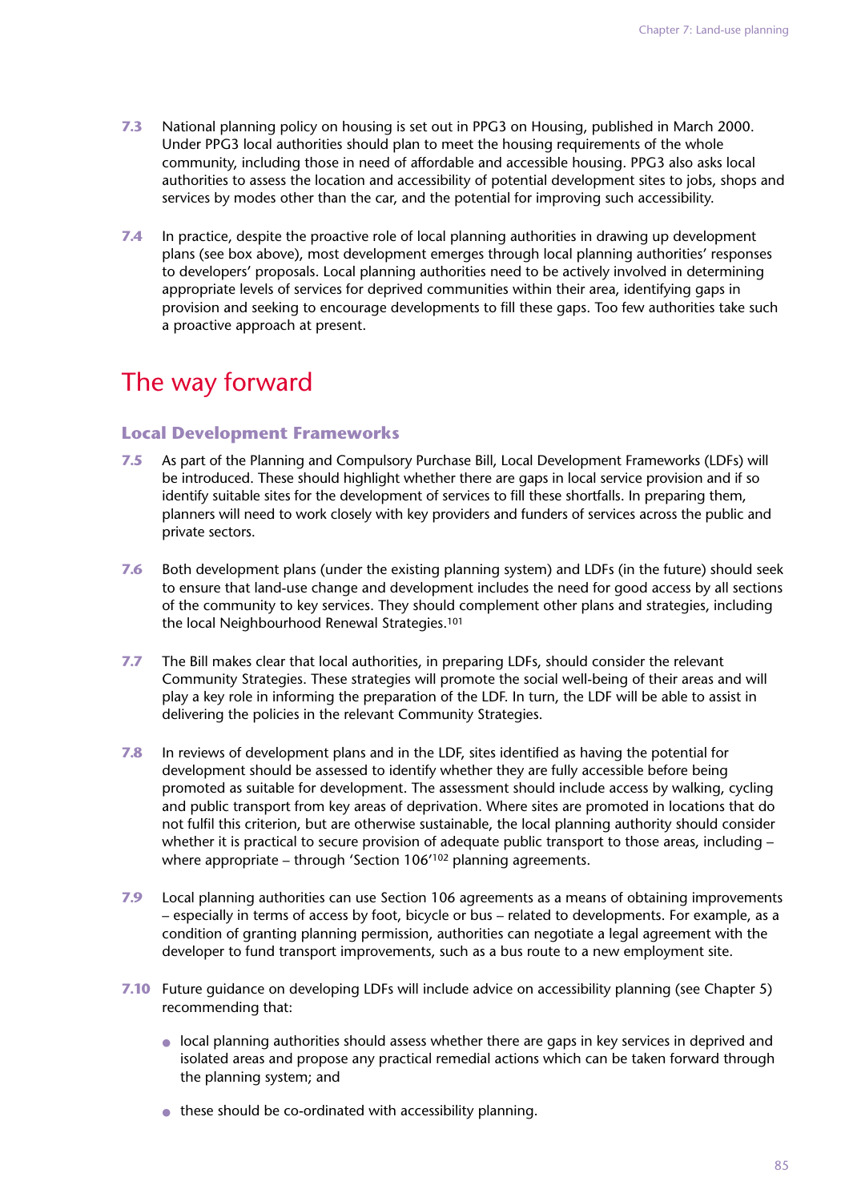**7.3** National planning policy on housing is set out in PPG3 on Housing, published in March 2000. Under PPG3 local authorities should plan to meet the housing requirements of the whole community, including those in need of affordable and accessible housing. PPG3 also asks local authorities to assess the location and accessibility of potential development sites to jobs, shops and services by modes other than the car, and the potential for improving such accessibility.

**7.4** In practice, despite the proactive role of local planning authorities in drawing up development plans (see box above), most development emerges through local planning authorities' responses to developers' proposals. Local planning authorities need to be actively involved in determining appropriate levels of services for deprived communities within their area, identifying gaps in provision and seeking to encourage developments to fill these gaps. Too few authorities take such a proactive approach at present.

## The way forward

### Local Development Frameworks

**7.5** As part of the Planning and Compulsory Purchase Bill, Local Development Frameworks (LDFs) will be introduced. These should highlight whether there are gaps in local service provision and if so identify suitable sites for the development of services to fill these shortfalls. In preparing them, planners will need to work closely with key providers and funders of services across the public and private sectors.

**7.6** Both development plans (under the existing planning system) and LDFs (in the future) should seek to ensure that land-use change and development includes the need for good access by all sections of the community to key services. They should complement other plans and strategies, including the local Neighbourhood Renewal Strategies.[101]

**7.7** The Bill makes clear that local authorities, in preparing LDFs, should consider the relevant Community Strategies. These strategies will promote the social well-being of their areas and will play a key role in informing the preparation of the LDF. In turn, the LDF will be able to assist in delivering the policies in the relevant Community Strategies.

**7.8** In reviews of development plans and in the LDF, sites identified as having the potential for development should be assessed to identify whether they are fully accessible before being promoted as suitable for development. The assessment should include access by walking, cycling and public transport from key areas of deprivation. Where sites are promoted in locations that do not fulfil this criterion, but are otherwise sustainable, the local planning authority should consider whether it is practical to secure provision of adequate public transport to those areas, including – where appropriate – through 'Section 106'[102] planning agreements.

**7.9** Local planning authorities can use Section 106 agreements as a means of obtaining improvements – especially in terms of access by foot, bicycle or bus – related to developments. For example, as a condition of granting planning permission, authorities can negotiate a legal agreement with the developer to fund transport improvements, such as a bus route to a new employment site.

**7.10** Future guidance on developing LDFs will include advice on accessibility planning (see Chapter 5) recommending that:

- local planning authorities should assess whether there are gaps in key services in deprived and isolated areas and propose any practical remedial actions which can be taken forward through the planning system; and
- these should be co-ordinated with accessibility planning.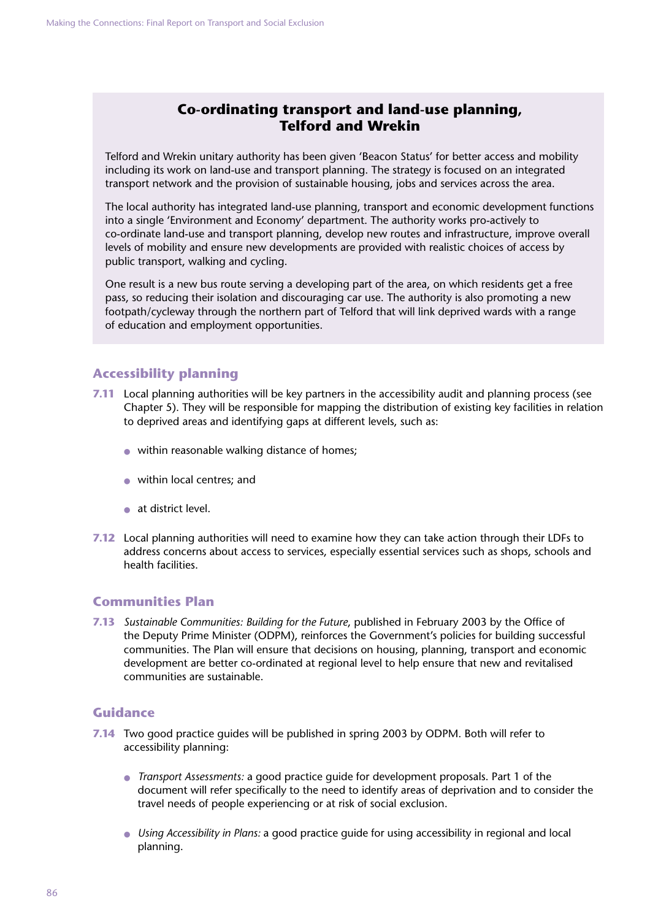### Co-ordinating transport and land-use planning, Telford and Wrekin

Telford and Wrekin unitary authority has been given 'Beacon Status' for better access and mobility including its work on land-use and transport planning. The strategy is focused on an integrated transport network and the provision of sustainable housing, jobs and services across the area.

The local authority has integrated land-use planning, transport and economic development functions into a single 'Environment and Economy' department. The authority works pro-actively to co-ordinate land-use and transport planning, develop new routes and infrastructure, improve overall levels of mobility and ensure new developments are provided with realistic choices of access by public transport, walking and cycling.

One result is a new bus route serving a developing part of the area, on which residents get a free pass, so reducing their isolation and discouraging car use. The authority is also promoting a new footpath/cycleway through the northern part of Telford that will link deprived wards with a range of education and employment opportunities.

## Accessibility planning

**7.11** Local planning authorities will be key partners in the accessibility audit and planning process (see Chapter 5). They will be responsible for mapping the distribution of existing key facilities in relation to deprived areas and identifying gaps at different levels, such as:

- within reasonable walking distance of homes;
- within local centres; and
- at district level.

**7.12** Local planning authorities will need to examine how they can take action through their LDFs to address concerns about access to services, especially essential services such as shops, schools and health facilities.

## Communities Plan

**7.13** *Sustainable Communities: Building for the Future*, published in February 2003 by the Office of the Deputy Prime Minister (ODPM), reinforces the Government's policies for building successful communities. The Plan will ensure that decisions on housing, planning, transport and economic development are better co-ordinated at regional level to help ensure that new and revitalised communities are sustainable.

## Guidance

**7.14** Two good practice guides will be published in spring 2003 by ODPM. Both will refer to accessibility planning:

- *Transport Assessments:* a good practice guide for development proposals. Part 1 of the document will refer specifically to the need to identify areas of deprivation and to consider the travel needs of people experiencing or at risk of social exclusion.
- *Using Accessibility in Plans:* a good practice guide for using accessibility in regional and local planning.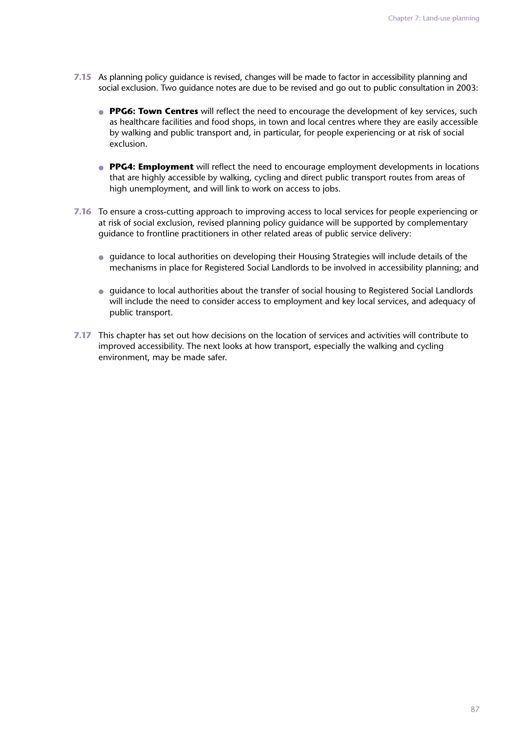**7.15** As planning policy guidance is revised, changes will be made to factor in accessibility planning and social exclusion. Two guidance notes are due to be revised and go out to public consultation in 2003:

- **PPG6: Town Centres** will reflect the need to encourage the development of key services, such as healthcare facilities and food shops, in town and local centres where they are easily accessible by walking and public transport and, in particular, for people experiencing or at risk of social exclusion.

- **PPG4: Employment** will reflect the need to encourage employment developments in locations that are highly accessible by walking, cycling and direct public transport routes from areas of high unemployment, and will link to work on access to jobs.

**7.16** To ensure a cross-cutting approach to improving access to local services for people experiencing or at risk of social exclusion, revised planning policy guidance will be supported by complementary guidance to frontline practitioners in other related areas of public service delivery:

- guidance to local authorities on developing their Housing Strategies will include details of the mechanisms in place for Registered Social Landlords to be involved in accessibility planning; and

- guidance to local authorities about the transfer of social housing to Registered Social Landlords will include the need to consider access to employment and key local services, and adequacy of public transport.

**7.17** This chapter has set out how decisions on the location of services and activities will contribute to improved accessibility. The next looks at how transport, especially the walking and cycling environment, may be made safer.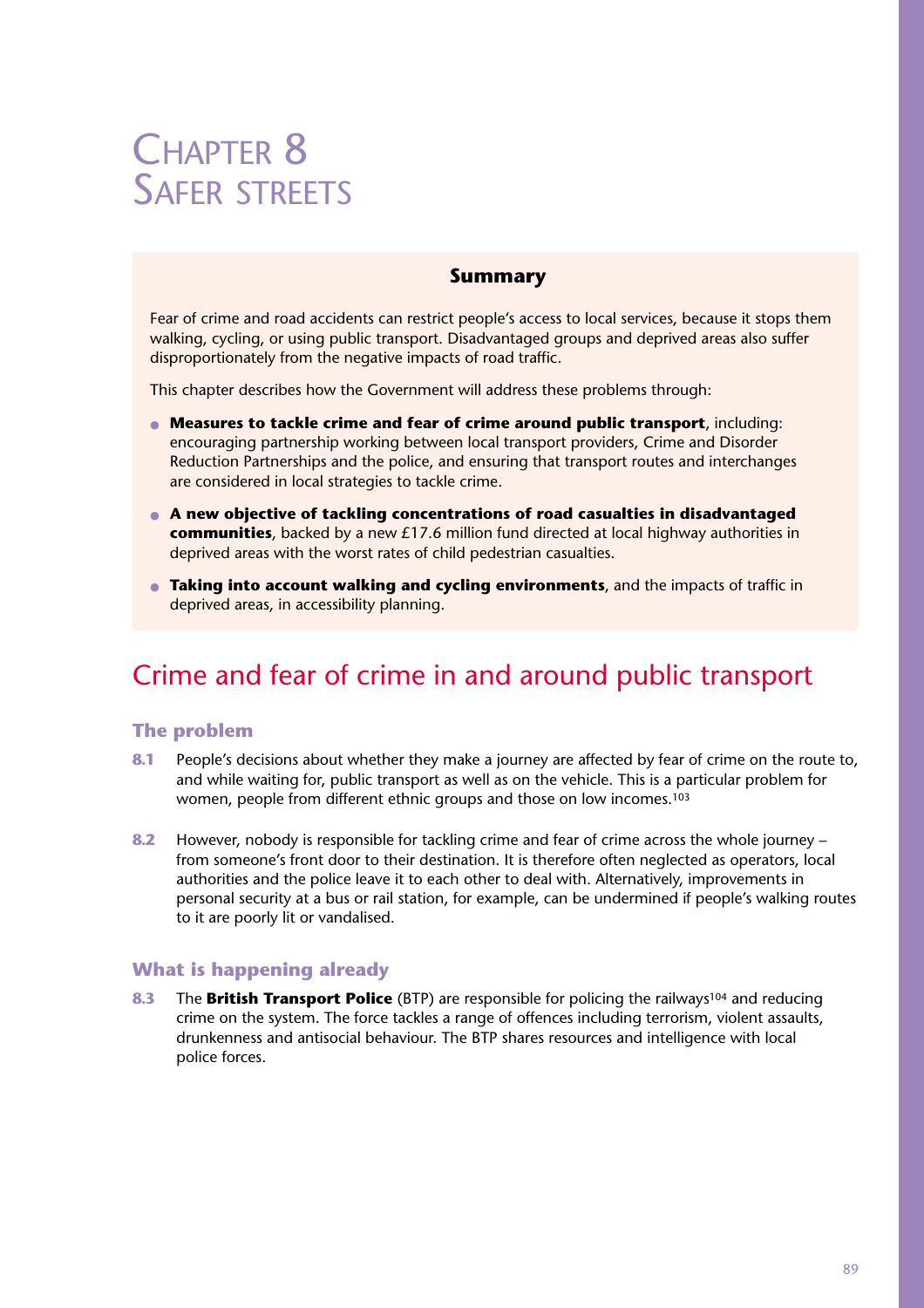# Chapter 8 Safer streets

**Summary**

Fear of crime and road accidents can restrict people's access to local services, because it stops them walking, cycling, or using public transport. Disadvantaged groups and deprived areas also suffer disproportionately from the negative impacts of road traffic.

This chapter describes how the Government will address these problems through:

- **Measures to tackle crime and fear of crime around public transport**, including: encouraging partnership working between local transport providers, Crime and Disorder Reduction Partnerships and the police, and ensuring that transport routes and interchanges are considered in local strategies to tackle crime.
- **A new objective of tackling concentrations of road casualties in disadvantaged communities**, backed by a new £17.6 million fund directed at local highway authorities in deprived areas with the worst rates of child pedestrian casualties.
- **Taking into account walking and cycling environments**, and the impacts of traffic in deprived areas, in accessibility planning.

## Crime and fear of crime in and around public transport

### The problem

**8.1** People's decisions about whether they make a journey are affected by fear of crime on the route to, and while waiting for, public transport as well as on the vehicle. This is a particular problem for women, people from different ethnic groups and those on low incomes.[103]

**8.2** However, nobody is responsible for tackling crime and fear of crime across the whole journey – from someone's front door to their destination. It is therefore often neglected as operators, local authorities and the police leave it to each other to deal with. Alternatively, improvements in personal security at a bus or rail station, for example, can be undermined if people's walking routes to it are poorly lit or vandalised.

### What is happening already

**8.3** The **British Transport Police** (BTP) are responsible for policing the railways[104] and reducing crime on the system. The force tackles a range of offences including terrorism, violent assaults, drunkenness and antisocial behaviour. The BTP shares resources and intelligence with local police forces.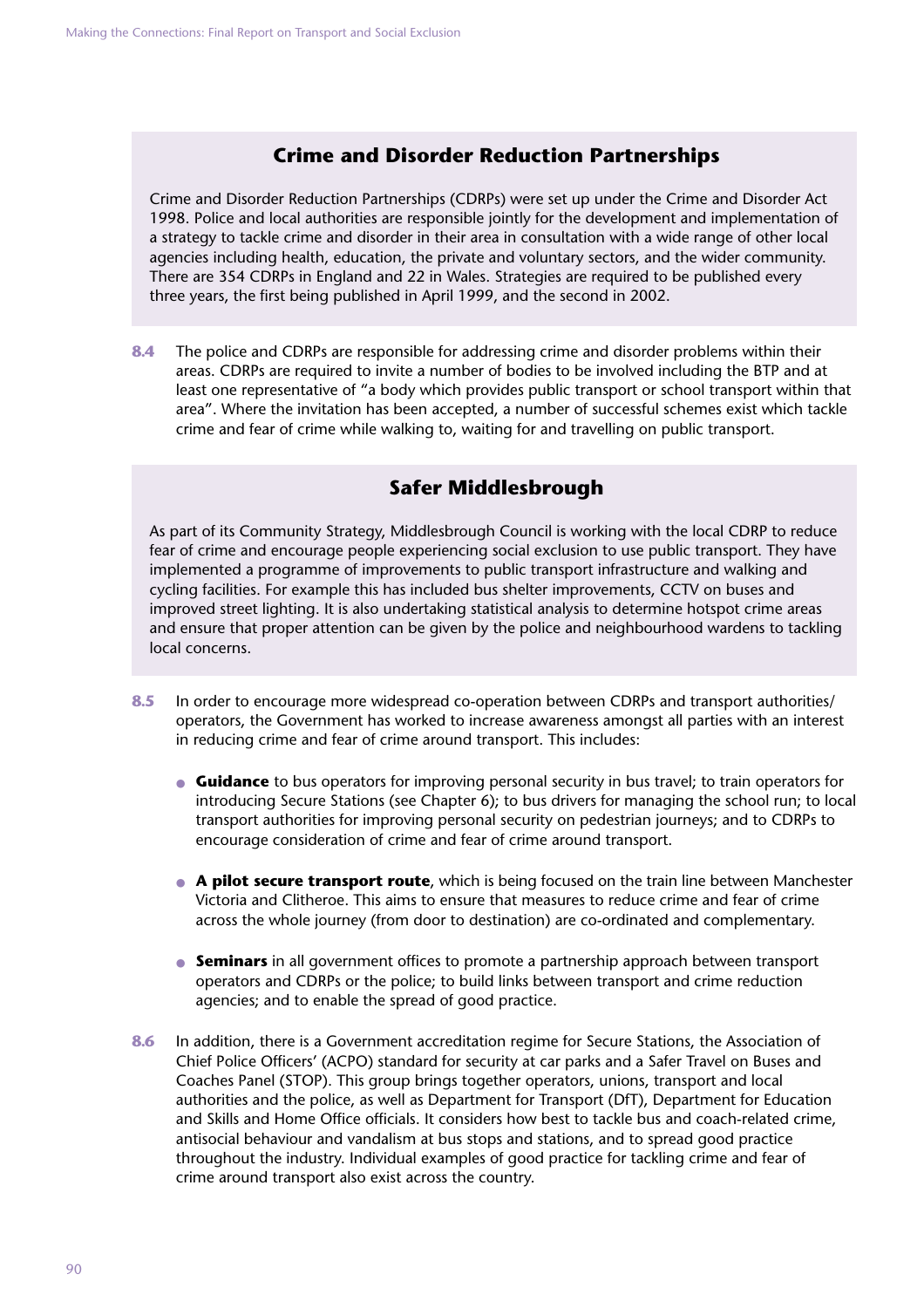### Crime and Disorder Reduction Partnerships

Crime and Disorder Reduction Partnerships (CDRPs) were set up under the Crime and Disorder Act 1998. Police and local authorities are responsible jointly for the development and implementation of a strategy to tackle crime and disorder in their area in consultation with a wide range of other local agencies including health, education, the private and voluntary sectors, and the wider community. There are 354 CDRPs in England and 22 in Wales. Strategies are required to be published every three years, the first being published in April 1999, and the second in 2002.

**8.4** The police and CDRPs are responsible for addressing crime and disorder problems within their areas. CDRPs are required to invite a number of bodies to be involved including the BTP and at least one representative of "a body which provides public transport or school transport within that area". Where the invitation has been accepted, a number of successful schemes exist which tackle crime and fear of crime while walking to, waiting for and travelling on public transport.

### Safer Middlesbrough

As part of its Community Strategy, Middlesbrough Council is working with the local CDRP to reduce fear of crime and encourage people experiencing social exclusion to use public transport. They have implemented a programme of improvements to public transport infrastructure and walking and cycling facilities. For example this has included bus shelter improvements, CCTV on buses and improved street lighting. It is also undertaking statistical analysis to determine hotspot crime areas and ensure that proper attention can be given by the police and neighbourhood wardens to tackling local concerns.

**8.5** In order to encourage more widespread co-operation between CDRPs and transport authorities/ operators, the Government has worked to increase awareness amongst all parties with an interest in reducing crime and fear of crime around transport. This includes:

- **Guidance** to bus operators for improving personal security in bus travel; to train operators for introducing Secure Stations (see Chapter 6); to bus drivers for managing the school run; to local transport authorities for improving personal security on pedestrian journeys; and to CDRPs to encourage consideration of crime and fear of crime around transport.
- **A pilot secure transport route**, which is being focused on the train line between Manchester Victoria and Clitheroe. This aims to ensure that measures to reduce crime and fear of crime across the whole journey (from door to destination) are co-ordinated and complementary.
- **Seminars** in all government offices to promote a partnership approach between transport operators and CDRPs or the police; to build links between transport and crime reduction agencies; and to enable the spread of good practice.

**8.6** In addition, there is a Government accreditation regime for Secure Stations, the Association of Chief Police Officers' (ACPO) standard for security at car parks and a Safer Travel on Buses and Coaches Panel (STOP). This group brings together operators, unions, transport and local authorities and the police, as well as Department for Transport (DfT), Department for Education and Skills and Home Office officials. It considers how best to tackle bus and coach-related crime, antisocial behaviour and vandalism at bus stops and stations, and to spread good practice throughout the industry. Individual examples of good practice for tackling crime and fear of crime around transport also exist across the country.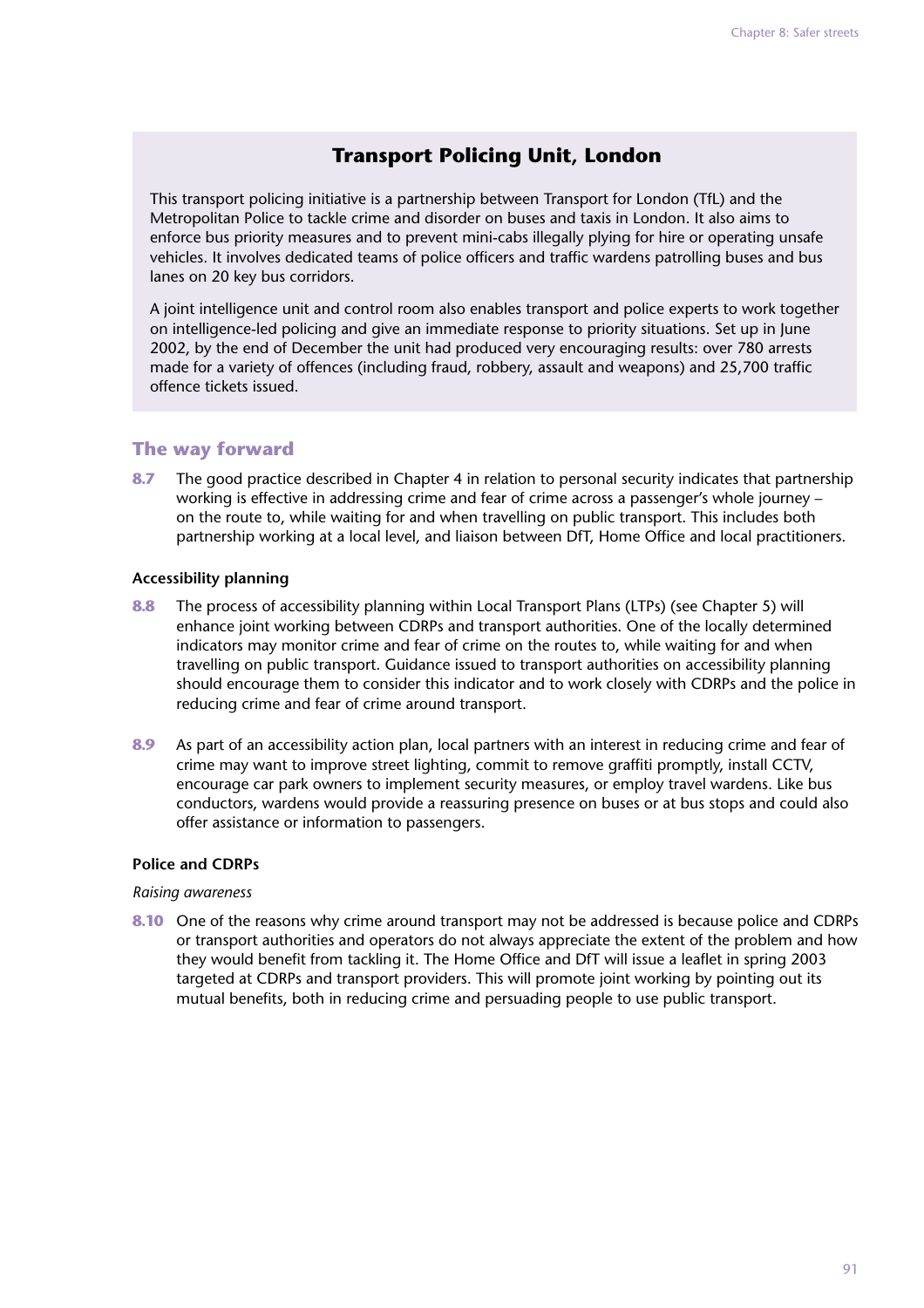## Transport Policing Unit, London

This transport policing initiative is a partnership between Transport for London (TfL) and the Metropolitan Police to tackle crime and disorder on buses and taxis in London. It also aims to enforce bus priority measures and to prevent mini-cabs illegally plying for hire or operating unsafe vehicles. It involves dedicated teams of police officers and traffic wardens patrolling buses and bus lanes on 20 key bus corridors.

A joint intelligence unit and control room also enables transport and police experts to work together on intelligence-led policing and give an immediate response to priority situations. Set up in June 2002, by the end of December the unit had produced very encouraging results: over 780 arrests made for a variety of offences (including fraud, robbery, assault and weapons) and 25,700 traffic offence tickets issued.

## The way forward

**8.7** The good practice described in Chapter 4 in relation to personal security indicates that partnership working is effective in addressing crime and fear of crime across a passenger's whole journey – on the route to, while waiting for and when travelling on public transport. This includes both partnership working at a local level, and liaison between DfT, Home Office and local practitioners.

### Accessibility planning

**8.8** The process of accessibility planning within Local Transport Plans (LTPs) (see Chapter 5) will enhance joint working between CDRPs and transport authorities. One of the locally determined indicators may monitor crime and fear of crime on the routes to, while waiting for and when travelling on public transport. Guidance issued to transport authorities on accessibility planning should encourage them to consider this indicator and to work closely with CDRPs and the police in reducing crime and fear of crime around transport.

**8.9** As part of an accessibility action plan, local partners with an interest in reducing crime and fear of crime may want to improve street lighting, commit to remove graffiti promptly, install CCTV, encourage car park owners to implement security measures, or employ travel wardens. Like bus conductors, wardens would provide a reassuring presence on buses or at bus stops and could also offer assistance or information to passengers.

### Police and CDRPs

*Raising awareness*

**8.10** One of the reasons why crime around transport may not be addressed is because police and CDRPs or transport authorities and operators do not always appreciate the extent of the problem and how they would benefit from tackling it. The Home Office and DfT will issue a leaflet in spring 2003 targeted at CDRPs and transport providers. This will promote joint working by pointing out its mutual benefits, both in reducing crime and persuading people to use public transport.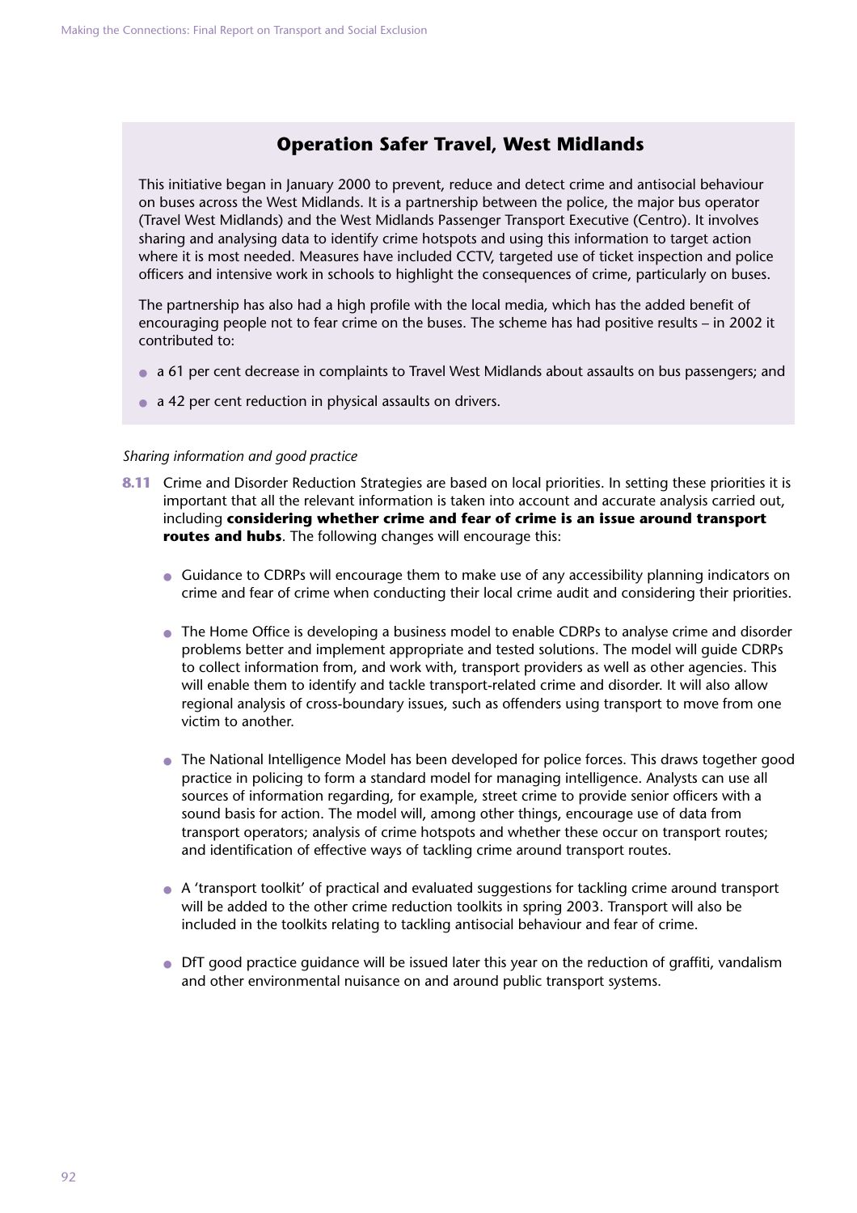### Operation Safer Travel, West Midlands

This initiative began in January 2000 to prevent, reduce and detect crime and antisocial behaviour on buses across the West Midlands. It is a partnership between the police, the major bus operator (Travel West Midlands) and the West Midlands Passenger Transport Executive (Centro). It involves sharing and analysing data to identify crime hotspots and using this information to target action where it is most needed. Measures have included CCTV, targeted use of ticket inspection and police officers and intensive work in schools to highlight the consequences of crime, particularly on buses.

The partnership has also had a high profile with the local media, which has the added benefit of encouraging people not to fear crime on the buses. The scheme has had positive results – in 2002 it contributed to:

- a 61 per cent decrease in complaints to Travel West Midlands about assaults on bus passengers; and
- a 42 per cent reduction in physical assaults on drivers.

*Sharing information and good practice*

**8.11** Crime and Disorder Reduction Strategies are based on local priorities. In setting these priorities it is important that all the relevant information is taken into account and accurate analysis carried out, including **considering whether crime and fear of crime is an issue around transport routes and hubs**. The following changes will encourage this:

- Guidance to CDRPs will encourage them to make use of any accessibility planning indicators on crime and fear of crime when conducting their local crime audit and considering their priorities.
- The Home Office is developing a business model to enable CDRPs to analyse crime and disorder problems better and implement appropriate and tested solutions. The model will guide CDRPs to collect information from, and work with, transport providers as well as other agencies. This will enable them to identify and tackle transport-related crime and disorder. It will also allow regional analysis of cross-boundary issues, such as offenders using transport to move from one victim to another.
- The National Intelligence Model has been developed for police forces. This draws together good practice in policing to form a standard model for managing intelligence. Analysts can use all sources of information regarding, for example, street crime to provide senior officers with a sound basis for action. The model will, among other things, encourage use of data from transport operators; analysis of crime hotspots and whether these occur on transport routes; and identification of effective ways of tackling crime around transport routes.
- A 'transport toolkit' of practical and evaluated suggestions for tackling crime around transport will be added to the other crime reduction toolkits in spring 2003. Transport will also be included in the toolkits relating to tackling antisocial behaviour and fear of crime.
- DfT good practice guidance will be issued later this year on the reduction of graffiti, vandalism and other environmental nuisance on and around public transport systems.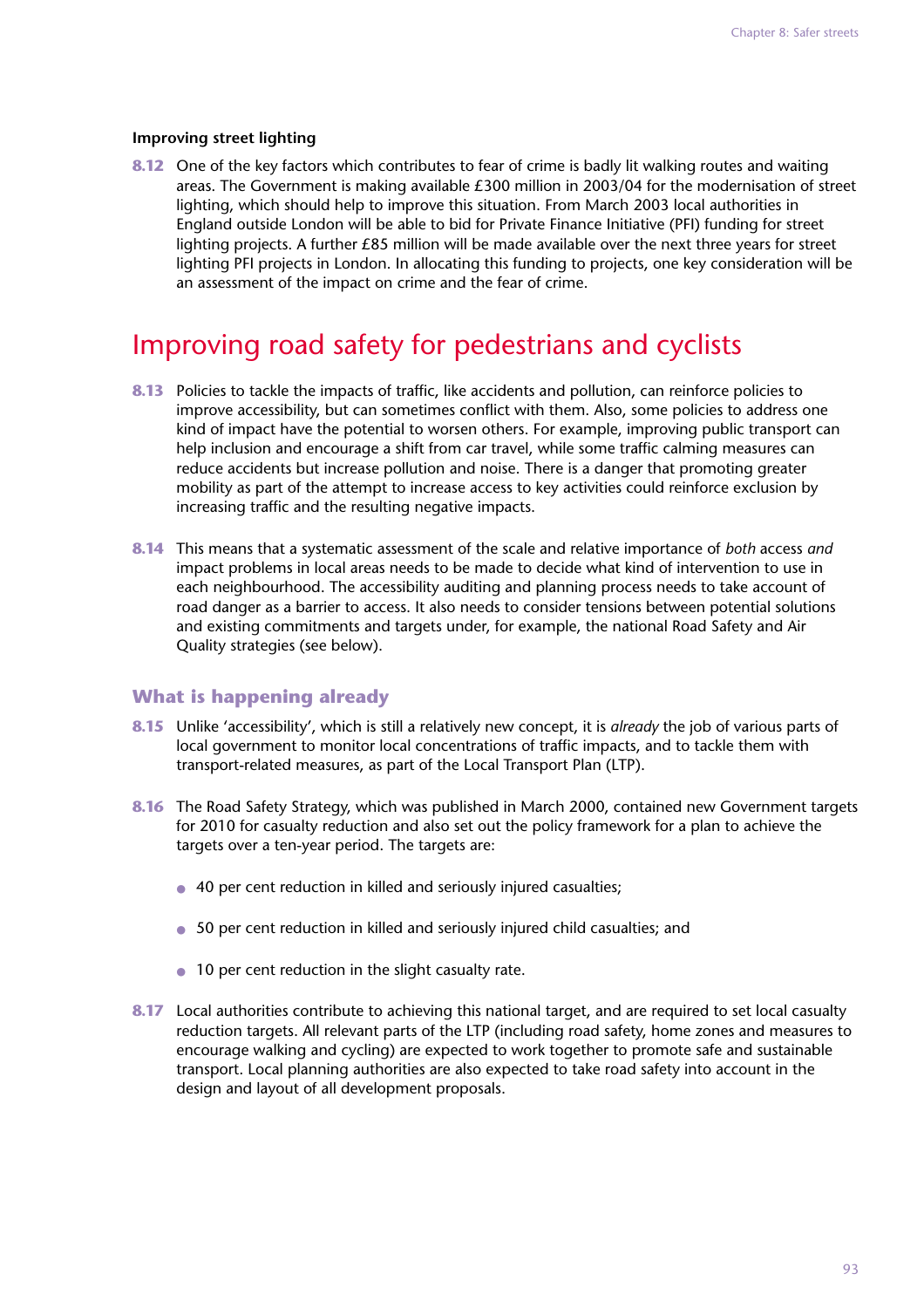#### Improving street lighting

**8.12** One of the key factors which contributes to fear of crime is badly lit walking routes and waiting areas. The Government is making available £300 million in 2003/04 for the modernisation of street lighting, which should help to improve this situation. From March 2003 local authorities in England outside London will be able to bid for Private Finance Initiative (PFI) funding for street lighting projects. A further £85 million will be made available over the next three years for street lighting PFI projects in London. In allocating this funding to projects, one key consideration will be an assessment of the impact on crime and the fear of crime.

## Improving road safety for pedestrians and cyclists

**8.13** Policies to tackle the impacts of traffic, like accidents and pollution, can reinforce policies to improve accessibility, but can sometimes conflict with them. Also, some policies to address one kind of impact have the potential to worsen others. For example, improving public transport can help inclusion and encourage a shift from car travel, while some traffic calming measures can reduce accidents but increase pollution and noise. There is a danger that promoting greater mobility as part of the attempt to increase access to key activities could reinforce exclusion by increasing traffic and the resulting negative impacts.

**8.14** This means that a systematic assessment of the scale and relative importance of *both* access *and* impact problems in local areas needs to be made to decide what kind of intervention to use in each neighbourhood. The accessibility auditing and planning process needs to take account of road danger as a barrier to access. It also needs to consider tensions between potential solutions and existing commitments and targets under, for example, the national Road Safety and Air Quality strategies (see below).

### What is happening already

**8.15** Unlike 'accessibility', which is still a relatively new concept, it is *already* the job of various parts of local government to monitor local concentrations of traffic impacts, and to tackle them with transport-related measures, as part of the Local Transport Plan (LTP).

**8.16** The Road Safety Strategy, which was published in March 2000, contained new Government targets for 2010 for casualty reduction and also set out the policy framework for a plan to achieve the targets over a ten-year period. The targets are:

- 40 per cent reduction in killed and seriously injured casualties;
- 50 per cent reduction in killed and seriously injured child casualties; and
- 10 per cent reduction in the slight casualty rate.

**8.17** Local authorities contribute to achieving this national target, and are required to set local casualty reduction targets. All relevant parts of the LTP (including road safety, home zones and measures to encourage walking and cycling) are expected to work together to promote safe and sustainable transport. Local planning authorities are also expected to take road safety into account in the design and layout of all development proposals.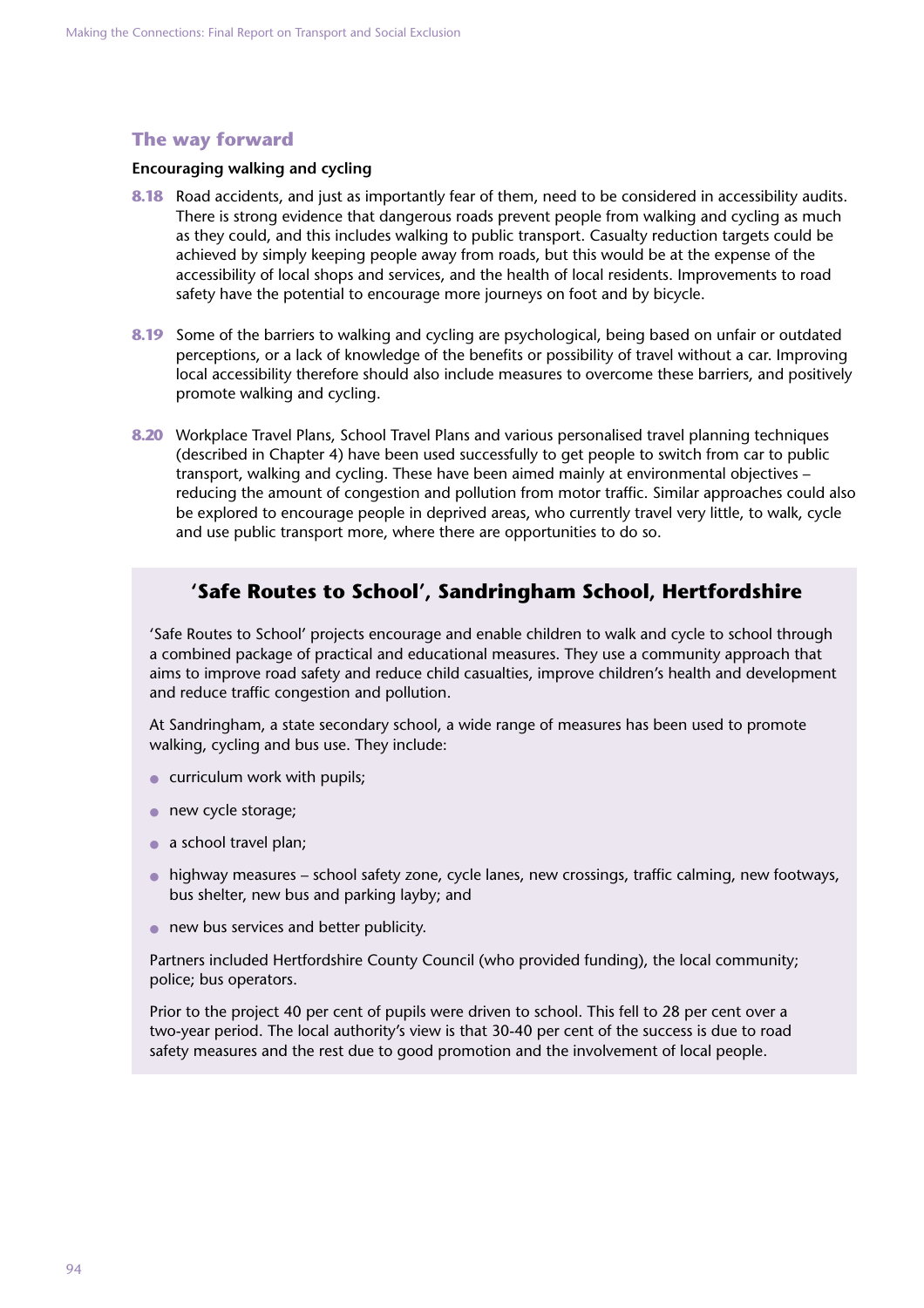## The way forward

### Encouraging walking and cycling

**8.18** Road accidents, and just as importantly fear of them, need to be considered in accessibility audits. There is strong evidence that dangerous roads prevent people from walking and cycling as much as they could, and this includes walking to public transport. Casualty reduction targets could be achieved by simply keeping people away from roads, but this would be at the expense of the accessibility of local shops and services, and the health of local residents. Improvements to road safety have the potential to encourage more journeys on foot and by bicycle.

**8.19** Some of the barriers to walking and cycling are psychological, being based on unfair or outdated perceptions, or a lack of knowledge of the benefits or possibility of travel without a car. Improving local accessibility therefore should also include measures to overcome these barriers, and positively promote walking and cycling.

**8.20** Workplace Travel Plans, School Travel Plans and various personalised travel planning techniques (described in Chapter 4) have been used successfully to get people to switch from car to public transport, walking and cycling. These have been aimed mainly at environmental objectives – reducing the amount of congestion and pollution from motor traffic. Similar approaches could also be explored to encourage people in deprived areas, who currently travel very little, to walk, cycle and use public transport more, where there are opportunities to do so.

### 'Safe Routes to School', Sandringham School, Hertfordshire

'Safe Routes to School' projects encourage and enable children to walk and cycle to school through a combined package of practical and educational measures. They use a community approach that aims to improve road safety and reduce child casualties, improve children's health and development and reduce traffic congestion and pollution.

At Sandringham, a state secondary school, a wide range of measures has been used to promote walking, cycling and bus use. They include:

- curriculum work with pupils;
- new cycle storage;
- a school travel plan;
- highway measures – school safety zone, cycle lanes, new crossings, traffic calming, new footways, bus shelter, new bus and parking layby; and
- new bus services and better publicity.

Partners included Hertfordshire County Council (who provided funding), the local community; police; bus operators.

Prior to the project 40 per cent of pupils were driven to school. This fell to 28 per cent over a two-year period. The local authority's view is that 30-40 per cent of the success is due to road safety measures and the rest due to good promotion and the involvement of local people.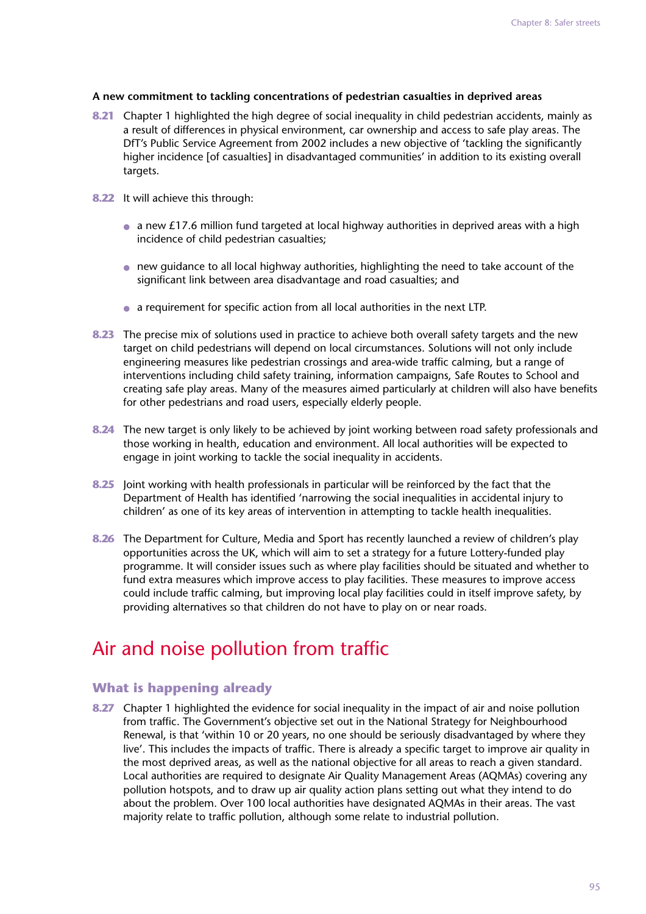**A new commitment to tackling concentrations of pedestrian casualties in deprived areas**

**8.21** Chapter 1 highlighted the high degree of social inequality in child pedestrian accidents, mainly as a result of differences in physical environment, car ownership and access to safe play areas. The DfT's Public Service Agreement from 2002 includes a new objective of 'tackling the significantly higher incidence [of casualties] in disadvantaged communities' in addition to its existing overall targets.

**8.22** It will achieve this through:

- a new £17.6 million fund targeted at local highway authorities in deprived areas with a high incidence of child pedestrian casualties;
- new guidance to all local highway authorities, highlighting the need to take account of the significant link between area disadvantage and road casualties; and
- a requirement for specific action from all local authorities in the next LTP.

**8.23** The precise mix of solutions used in practice to achieve both overall safety targets and the new target on child pedestrians will depend on local circumstances. Solutions will not only include engineering measures like pedestrian crossings and area-wide traffic calming, but a range of interventions including child safety training, information campaigns, Safe Routes to School and creating safe play areas. Many of the measures aimed particularly at children will also have benefits for other pedestrians and road users, especially elderly people.

**8.24** The new target is only likely to be achieved by joint working between road safety professionals and those working in health, education and environment. All local authorities will be expected to engage in joint working to tackle the social inequality in accidents.

**8.25** Joint working with health professionals in particular will be reinforced by the fact that the Department of Health has identified 'narrowing the social inequalities in accidental injury to children' as one of its key areas of intervention in attempting to tackle health inequalities.

**8.26** The Department for Culture, Media and Sport has recently launched a review of children's play opportunities across the UK, which will aim to set a strategy for a future Lottery-funded play programme. It will consider issues such as where play facilities should be situated and whether to fund extra measures which improve access to play facilities. These measures to improve access could include traffic calming, but improving local play facilities could in itself improve safety, by providing alternatives so that children do not have to play on or near roads.

# Air and noise pollution from traffic

## What is happening already

**8.27** Chapter 1 highlighted the evidence for social inequality in the impact of air and noise pollution from traffic. The Government's objective set out in the National Strategy for Neighbourhood Renewal, is that 'within 10 or 20 years, no one should be seriously disadvantaged by where they live'. This includes the impacts of traffic. There is already a specific target to improve air quality in the most deprived areas, as well as the national objective for all areas to reach a given standard. Local authorities are required to designate Air Quality Management Areas (AQMAs) covering any pollution hotspots, and to draw up air quality action plans setting out what they intend to do about the problem. Over 100 local authorities have designated AQMAs in their areas. The vast majority relate to traffic pollution, although some relate to industrial pollution.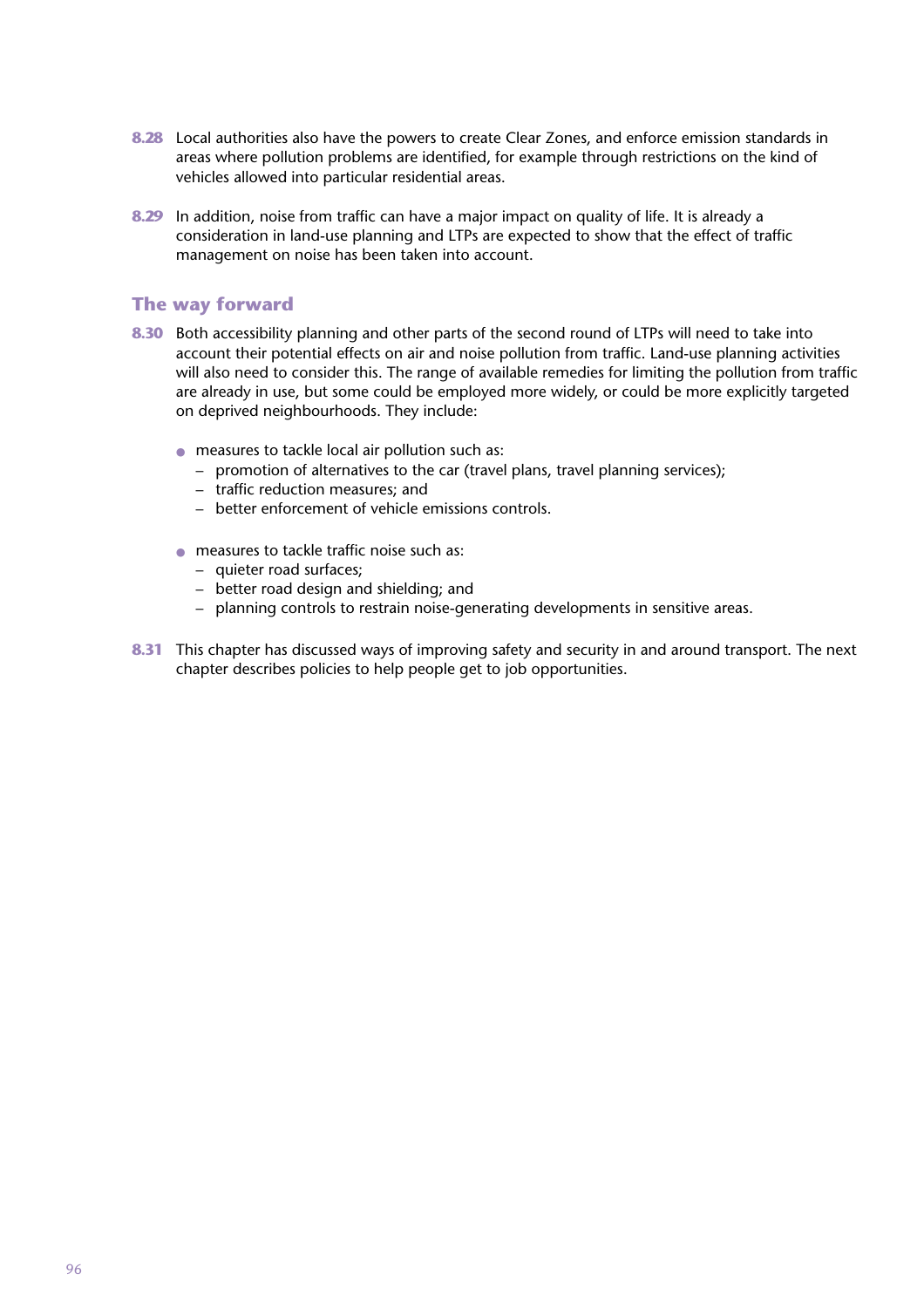**8.28** Local authorities also have the powers to create Clear Zones, and enforce emission standards in areas where pollution problems are identified, for example through restrictions on the kind of vehicles allowed into particular residential areas.

**8.29** In addition, noise from traffic can have a major impact on quality of life. It is already a consideration in land-use planning and LTPs are expected to show that the effect of traffic management on noise has been taken into account.

## The way forward

**8.30** Both accessibility planning and other parts of the second round of LTPs will need to take into account their potential effects on air and noise pollution from traffic. Land-use planning activities will also need to consider this. The range of available remedies for limiting the pollution from traffic are already in use, but some could be employed more widely, or could be more explicitly targeted on deprived neighbourhoods. They include:

- measures to tackle local air pollution such as:
  - promotion of alternatives to the car (travel plans, travel planning services);
  - traffic reduction measures; and
  - better enforcement of vehicle emissions controls.

- measures to tackle traffic noise such as:
  - quieter road surfaces;
  - better road design and shielding; and
  - planning controls to restrain noise-generating developments in sensitive areas.

**8.31** This chapter has discussed ways of improving safety and security in and around transport. The next chapter describes policies to help people get to job opportunities.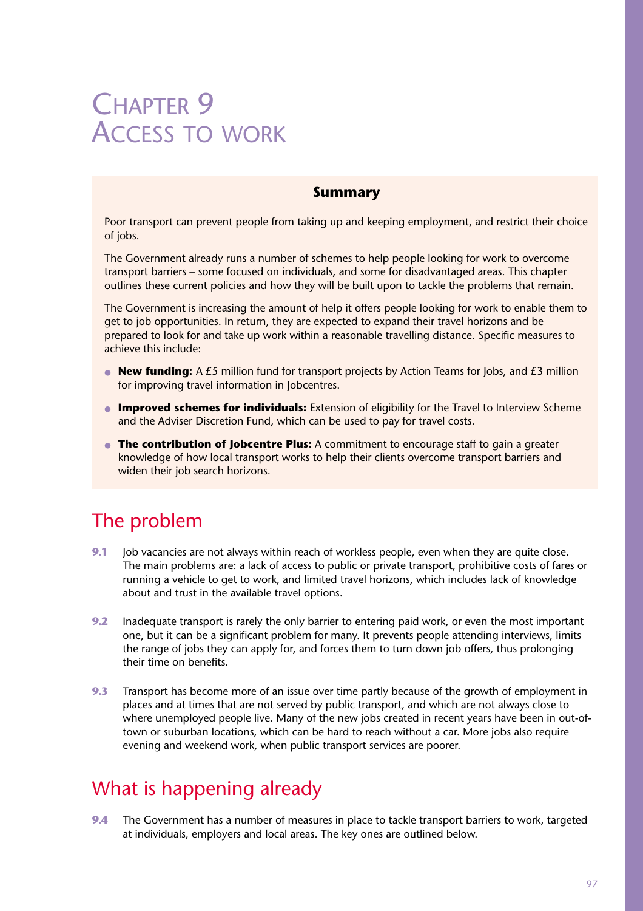# Chapter 9
# Access to work

**Summary**

Poor transport can prevent people from taking up and keeping employment, and restrict their choice of jobs.

The Government already runs a number of schemes to help people looking for work to overcome transport barriers – some focused on individuals, and some for disadvantaged areas. This chapter outlines these current policies and how they will be built upon to tackle the problems that remain.

The Government is increasing the amount of help it offers people looking for work to enable them to get to job opportunities. In return, they are expected to expand their travel horizons and be prepared to look for and take up work within a reasonable travelling distance. Specific measures to achieve this include:

- **New funding:** A £5 million fund for transport projects by Action Teams for Jobs, and £3 million for improving travel information in Jobcentres.
- **Improved schemes for individuals:** Extension of eligibility for the Travel to Interview Scheme and the Adviser Discretion Fund, which can be used to pay for travel costs.
- **The contribution of Jobcentre Plus:** A commitment to encourage staff to gain a greater knowledge of how local transport works to help their clients overcome transport barriers and widen their job search horizons.

## The problem

**9.1** Job vacancies are not always within reach of workless people, even when they are quite close. The main problems are: a lack of access to public or private transport, prohibitive costs of fares or running a vehicle to get to work, and limited travel horizons, which includes lack of knowledge about and trust in the available travel options.

**9.2** Inadequate transport is rarely the only barrier to entering paid work, or even the most important one, but it can be a significant problem for many. It prevents people attending interviews, limits the range of jobs they can apply for, and forces them to turn down job offers, thus prolonging their time on benefits.

**9.3** Transport has become more of an issue over time partly because of the growth of employment in places and at times that are not served by public transport, and which are not always close to where unemployed people live. Many of the new jobs created in recent years have been in out-of-town or suburban locations, which can be hard to reach without a car. More jobs also require evening and weekend work, when public transport services are poorer.

## What is happening already

**9.4** The Government has a number of measures in place to tackle transport barriers to work, targeted at individuals, employers and local areas. The key ones are outlined below.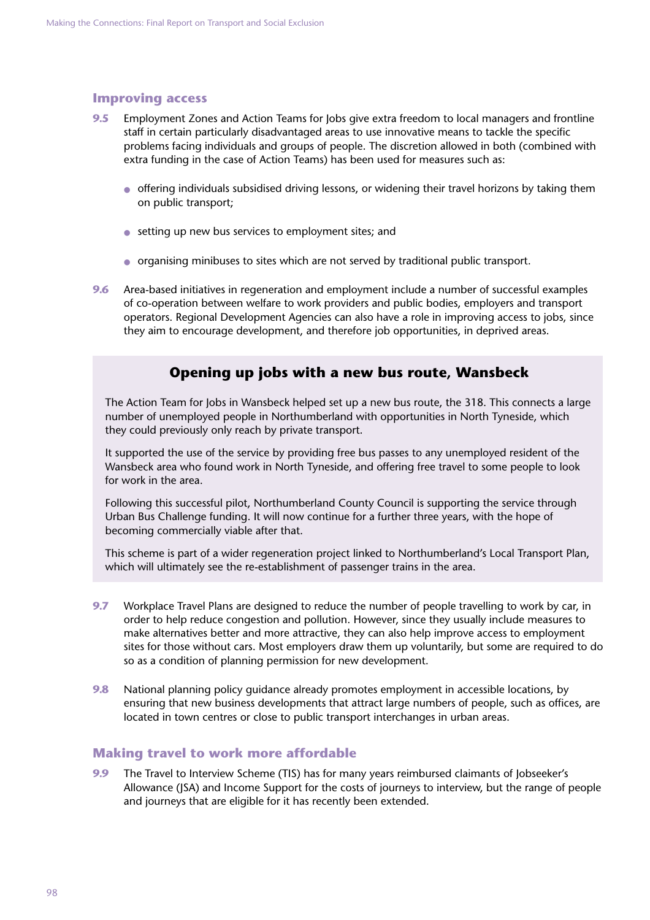## Improving access

**9.5** Employment Zones and Action Teams for Jobs give extra freedom to local managers and frontline staff in certain particularly disadvantaged areas to use innovative means to tackle the specific problems facing individuals and groups of people. The discretion allowed in both (combined with extra funding in the case of Action Teams) has been used for measures such as:

- offering individuals subsidised driving lessons, or widening their travel horizons by taking them on public transport;
- setting up new bus services to employment sites; and
- organising minibuses to sites which are not served by traditional public transport.

**9.6** Area-based initiatives in regeneration and employment include a number of successful examples of co-operation between welfare to work providers and public bodies, employers and transport operators. Regional Development Agencies can also have a role in improving access to jobs, since they aim to encourage development, and therefore job opportunities, in deprived areas.

### Opening up jobs with a new bus route, Wansbeck

The Action Team for Jobs in Wansbeck helped set up a new bus route, the 318. This connects a large number of unemployed people in Northumberland with opportunities in North Tyneside, which they could previously only reach by private transport.

It supported the use of the service by providing free bus passes to any unemployed resident of the Wansbeck area who found work in North Tyneside, and offering free travel to some people to look for work in the area.

Following this successful pilot, Northumberland County Council is supporting the service through Urban Bus Challenge funding. It will now continue for a further three years, with the hope of becoming commercially viable after that.

This scheme is part of a wider regeneration project linked to Northumberland's Local Transport Plan, which will ultimately see the re-establishment of passenger trains in the area.

**9.7** Workplace Travel Plans are designed to reduce the number of people travelling to work by car, in order to help reduce congestion and pollution. However, since they usually include measures to make alternatives better and more attractive, they can also help improve access to employment sites for those without cars. Most employers draw them up voluntarily, but some are required to do so as a condition of planning permission for new development.

**9.8** National planning policy guidance already promotes employment in accessible locations, by ensuring that new business developments that attract large numbers of people, such as offices, are located in town centres or close to public transport interchanges in urban areas.

## Making travel to work more affordable

**9.9** The Travel to Interview Scheme (TIS) has for many years reimbursed claimants of Jobseeker's Allowance (JSA) and Income Support for the costs of journeys to interview, but the range of people and journeys that are eligible for it has recently been extended.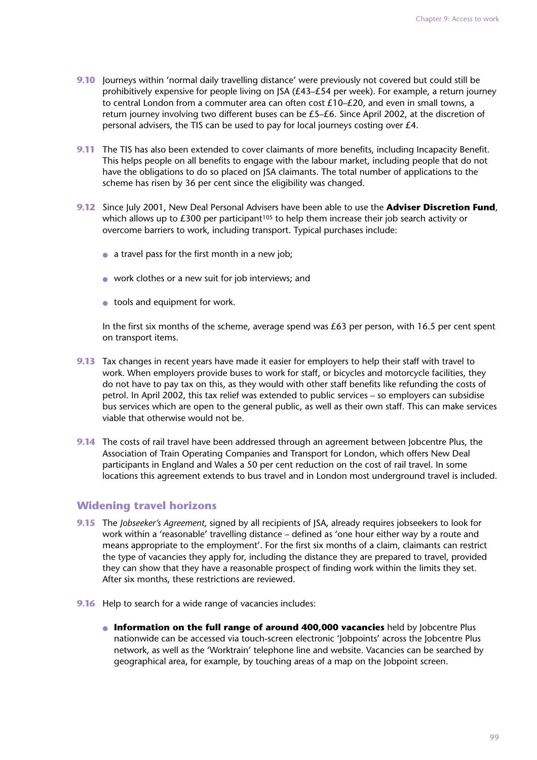**9.10** Journeys within 'normal daily travelling distance' were previously not covered but could still be prohibitively expensive for people living on JSA (£43–£54 per week). For example, a return journey to central London from a commuter area can often cost £10–£20, and even in small towns, a return journey involving two different buses can be £5–£6. Since April 2002, at the discretion of personal advisers, the TIS can be used to pay for local journeys costing over £4.

**9.11** The TIS has also been extended to cover claimants of more benefits, including Incapacity Benefit. This helps people on all benefits to engage with the labour market, including people that do not have the obligations to do so placed on JSA claimants. The total number of applications to the scheme has risen by 36 per cent since the eligibility was changed.

**9.12** Since July 2001, New Deal Personal Advisers have been able to use the **Adviser Discretion Fund**, which allows up to £300 per participant[105] to help them increase their job search activity or overcome barriers to work, including transport. Typical purchases include:

- a travel pass for the first month in a new job;
- work clothes or a new suit for job interviews; and
- tools and equipment for work.

In the first six months of the scheme, average spend was £63 per person, with 16.5 per cent spent on transport items.

**9.13** Tax changes in recent years have made it easier for employers to help their staff with travel to work. When employers provide buses to work for staff, or bicycles and motorcycle facilities, they do not have to pay tax on this, as they would with other staff benefits like refunding the costs of petrol. In April 2002, this tax relief was extended to public services – so employers can subsidise bus services which are open to the general public, as well as their own staff. This can make services viable that otherwise would not be.

**9.14** The costs of rail travel have been addressed through an agreement between Jobcentre Plus, the Association of Train Operating Companies and Transport for London, which offers New Deal participants in England and Wales a 50 per cent reduction on the cost of rail travel. In some locations this agreement extends to bus travel and in London most underground travel is included.

## Widening travel horizons

**9.15** The *Jobseeker's Agreement*, signed by all recipients of JSA, already requires jobseekers to look for work within a 'reasonable' travelling distance – defined as 'one hour either way by a route and means appropriate to the employment'. For the first six months of a claim, claimants can restrict the type of vacancies they apply for, including the distance they are prepared to travel, provided they can show that they have a reasonable prospect of finding work within the limits they set. After six months, these restrictions are reviewed.

**9.16** Help to search for a wide range of vacancies includes:

- **Information on the full range of around 400,000 vacancies** held by Jobcentre Plus nationwide can be accessed via touch-screen electronic 'Jobpoints' across the Jobcentre Plus network, as well as the 'Worktrain' telephone line and website. Vacancies can be searched by geographical area, for example, by touching areas of a map on the Jobpoint screen.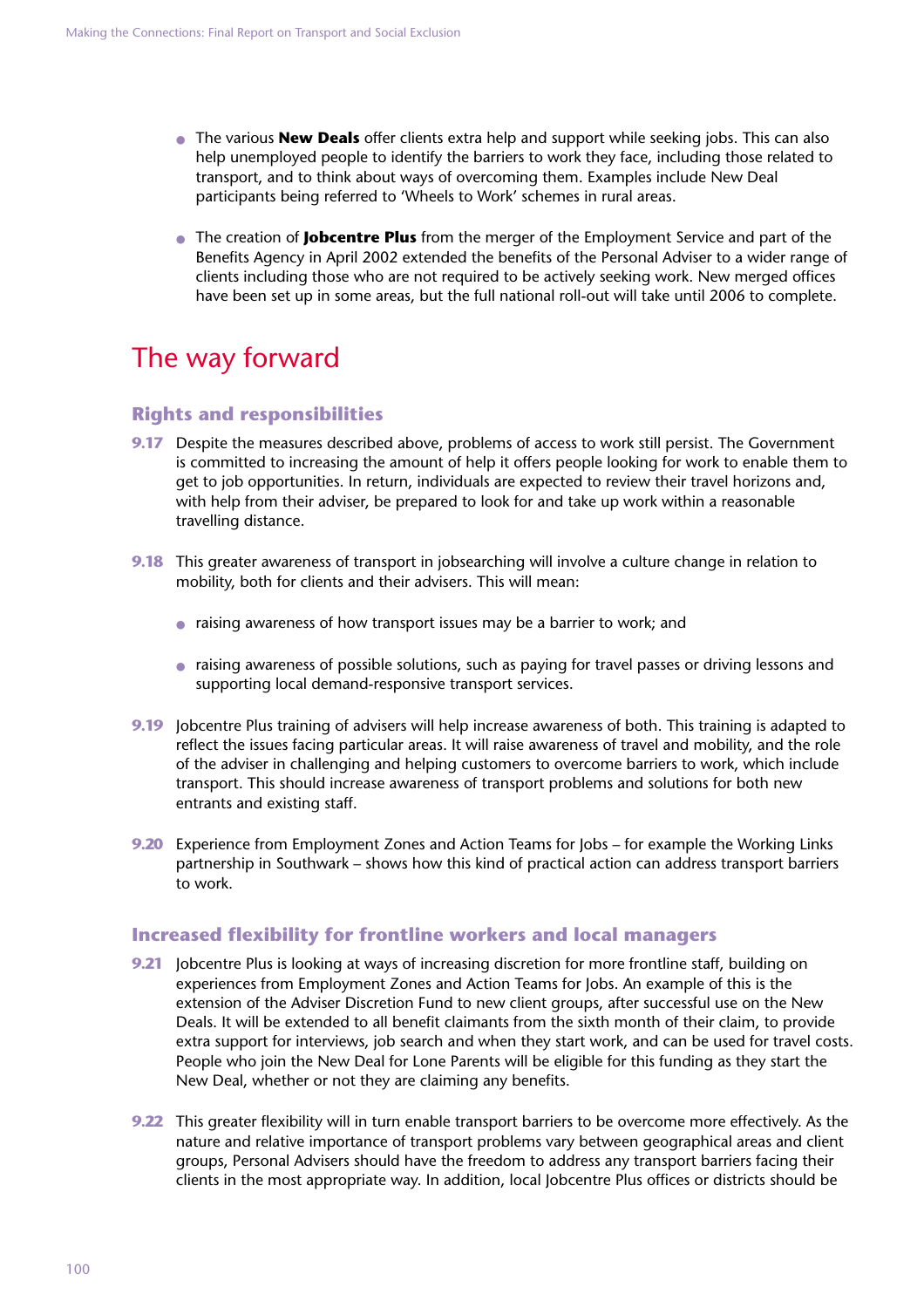- The various **New Deals** offer clients extra help and support while seeking jobs. This can also help unemployed people to identify the barriers to work they face, including those related to transport, and to think about ways of overcoming them. Examples include New Deal participants being referred to 'Wheels to Work' schemes in rural areas.

- The creation of **Jobcentre Plus** from the merger of the Employment Service and part of the Benefits Agency in April 2002 extended the benefits of the Personal Adviser to a wider range of clients including those who are not required to be actively seeking work. New merged offices have been set up in some areas, but the full national roll-out will take until 2006 to complete.

## The way forward

### Rights and responsibilities

**9.17** Despite the measures described above, problems of access to work still persist. The Government is committed to increasing the amount of help it offers people looking for work to enable them to get to job opportunities. In return, individuals are expected to review their travel horizons and, with help from their adviser, be prepared to look for and take up work within a reasonable travelling distance.

**9.18** This greater awareness of transport in jobsearching will involve a culture change in relation to mobility, both for clients and their advisers. This will mean:

- raising awareness of how transport issues may be a barrier to work; and

- raising awareness of possible solutions, such as paying for travel passes or driving lessons and supporting local demand-responsive transport services.

**9.19** Jobcentre Plus training of advisers will help increase awareness of both. This training is adapted to reflect the issues facing particular areas. It will raise awareness of travel and mobility, and the role of the adviser in challenging and helping customers to overcome barriers to work, which include transport. This should increase awareness of transport problems and solutions for both new entrants and existing staff.

**9.20** Experience from Employment Zones and Action Teams for Jobs – for example the Working Links partnership in Southwark – shows how this kind of practical action can address transport barriers to work.

### Increased flexibility for frontline workers and local managers

**9.21** Jobcentre Plus is looking at ways of increasing discretion for more frontline staff, building on experiences from Employment Zones and Action Teams for Jobs. An example of this is the extension of the Adviser Discretion Fund to new client groups, after successful use on the New Deals. It will be extended to all benefit claimants from the sixth month of their claim, to provide extra support for interviews, job search and when they start work, and can be used for travel costs. People who join the New Deal for Lone Parents will be eligible for this funding as they start the New Deal, whether or not they are claiming any benefits.

**9.22** This greater flexibility will in turn enable transport barriers to be overcome more effectively. As the nature and relative importance of transport problems vary between geographical areas and client groups, Personal Advisers should have the freedom to address any transport barriers facing their clients in the most appropriate way. In addition, local Jobcentre Plus offices or districts should be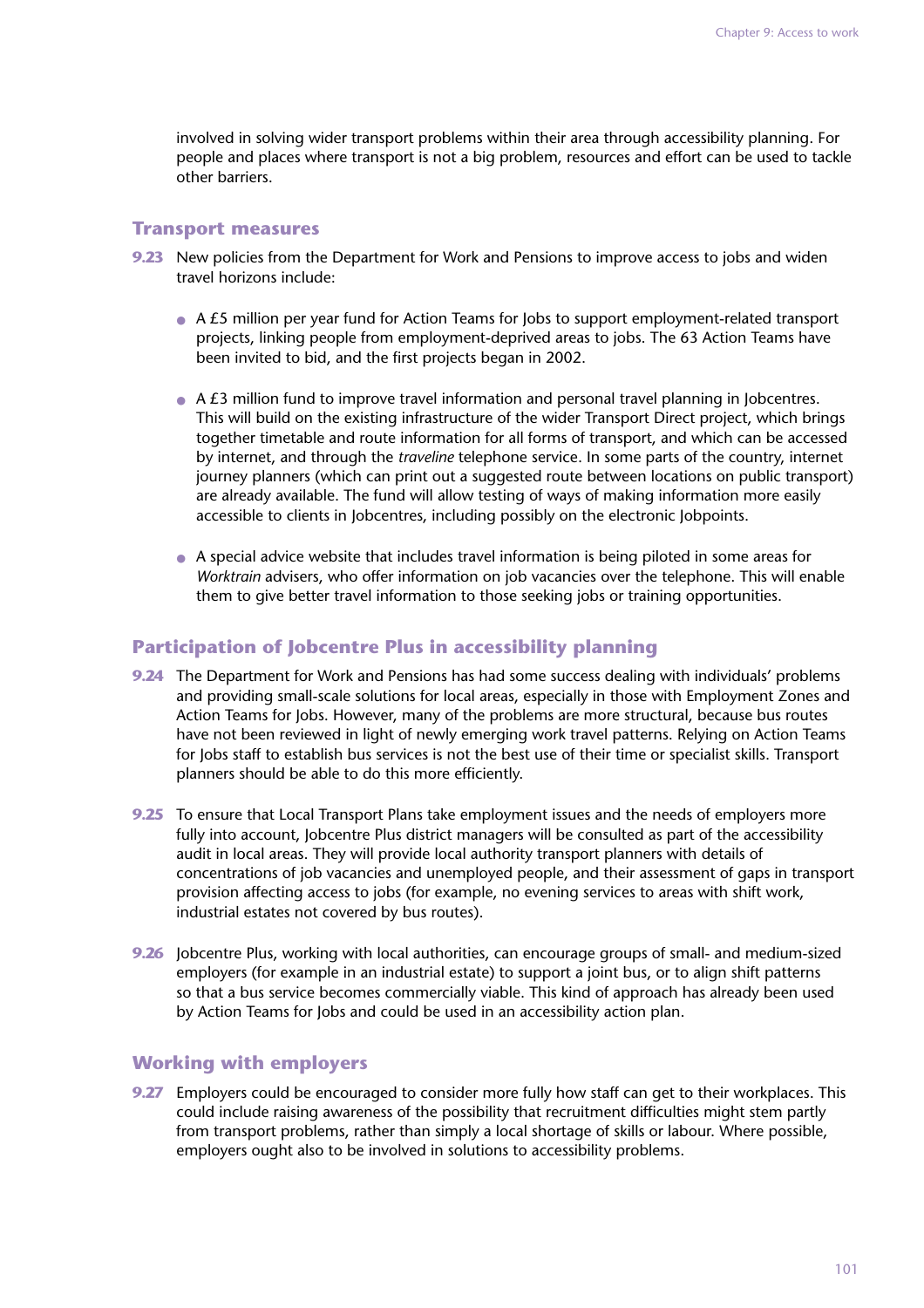involved in solving wider transport problems within their area through accessibility planning. For people and places where transport is not a big problem, resources and effort can be used to tackle other barriers.

## Transport measures

**9.23** New policies from the Department for Work and Pensions to improve access to jobs and widen travel horizons include:

- A £5 million per year fund for Action Teams for Jobs to support employment-related transport projects, linking people from employment-deprived areas to jobs. The 63 Action Teams have been invited to bid, and the first projects began in 2002.

- A £3 million fund to improve travel information and personal travel planning in Jobcentres. This will build on the existing infrastructure of the wider Transport Direct project, which brings together timetable and route information for all forms of transport, and which can be accessed by internet, and through the *traveline* telephone service. In some parts of the country, internet journey planners (which can print out a suggested route between locations on public transport) are already available. The fund will allow testing of ways of making information more easily accessible to clients in Jobcentres, including possibly on the electronic Jobpoints.

- A special advice website that includes travel information is being piloted in some areas for *Worktrain* advisers, who offer information on job vacancies over the telephone. This will enable them to give better travel information to those seeking jobs or training opportunities.

## Participation of Jobcentre Plus in accessibility planning

**9.24** The Department for Work and Pensions has had some success dealing with individuals' problems and providing small-scale solutions for local areas, especially in those with Employment Zones and Action Teams for Jobs. However, many of the problems are more structural, because bus routes have not been reviewed in light of newly emerging work travel patterns. Relying on Action Teams for Jobs staff to establish bus services is not the best use of their time or specialist skills. Transport planners should be able to do this more efficiently.

**9.25** To ensure that Local Transport Plans take employment issues and the needs of employers more fully into account, Jobcentre Plus district managers will be consulted as part of the accessibility audit in local areas. They will provide local authority transport planners with details of concentrations of job vacancies and unemployed people, and their assessment of gaps in transport provision affecting access to jobs (for example, no evening services to areas with shift work, industrial estates not covered by bus routes).

**9.26** Jobcentre Plus, working with local authorities, can encourage groups of small- and medium-sized employers (for example in an industrial estate) to support a joint bus, or to align shift patterns so that a bus service becomes commercially viable. This kind of approach has already been used by Action Teams for Jobs and could be used in an accessibility action plan.

## Working with employers

**9.27** Employers could be encouraged to consider more fully how staff can get to their workplaces. This could include raising awareness of the possibility that recruitment difficulties might stem partly from transport problems, rather than simply a local shortage of skills or labour. Where possible, employers ought also to be involved in solutions to accessibility problems.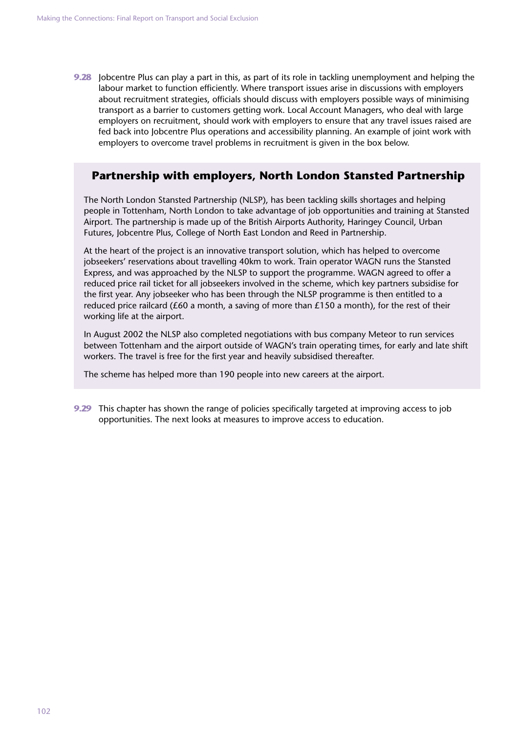**9.28** Jobcentre Plus can play a part in this, as part of its role in tackling unemployment and helping the labour market to function efficiently. Where transport issues arise in discussions with employers about recruitment strategies, officials should discuss with employers possible ways of minimising transport as a barrier to customers getting work. Local Account Managers, who deal with large employers on recruitment, should work with employers to ensure that any travel issues raised are fed back into Jobcentre Plus operations and accessibility planning. An example of joint work with employers to overcome travel problems in recruitment is given in the box below.

## Partnership with employers, North London Stansted Partnership

The North London Stansted Partnership (NLSP), has been tackling skills shortages and helping people in Tottenham, North London to take advantage of job opportunities and training at Stansted Airport. The partnership is made up of the British Airports Authority, Haringey Council, Urban Futures, Jobcentre Plus, College of North East London and Reed in Partnership.

At the heart of the project is an innovative transport solution, which has helped to overcome jobseekers' reservations about travelling 40km to work. Train operator WAGN runs the Stansted Express, and was approached by the NLSP to support the programme. WAGN agreed to offer a reduced price rail ticket for all jobseekers involved in the scheme, which key partners subsidise for the first year. Any jobseeker who has been through the NLSP programme is then entitled to a reduced price railcard (£60 a month, a saving of more than £150 a month), for the rest of their working life at the airport.

In August 2002 the NLSP also completed negotiations with bus company Meteor to run services between Tottenham and the airport outside of WAGN's train operating times, for early and late shift workers. The travel is free for the first year and heavily subsidised thereafter.

The scheme has helped more than 190 people into new careers at the airport.

**9.29** This chapter has shown the range of policies specifically targeted at improving access to job opportunities. The next looks at measures to improve access to education.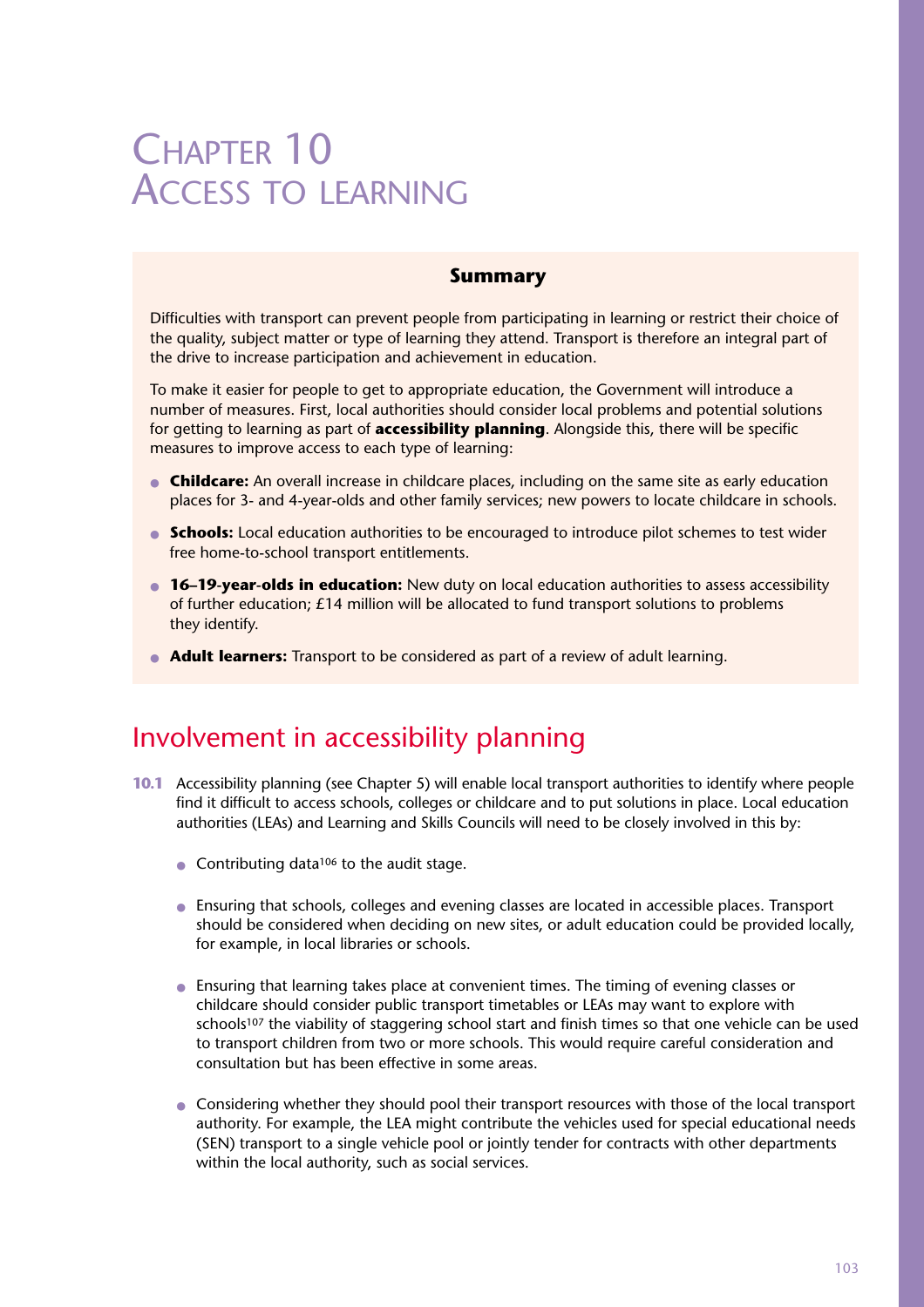# Chapter 10
# Access to learning

**Summary**

Difficulties with transport can prevent people from participating in learning or restrict their choice of the quality, subject matter or type of learning they attend. Transport is therefore an integral part of the drive to increase participation and achievement in education.

To make it easier for people to get to appropriate education, the Government will introduce a number of measures. First, local authorities should consider local problems and potential solutions for getting to learning as part of **accessibility planning**. Alongside this, there will be specific measures to improve access to each type of learning:

- **Childcare:** An overall increase in childcare places, including on the same site as early education places for 3- and 4-year-olds and other family services; new powers to locate childcare in schools.
- **Schools:** Local education authorities to be encouraged to introduce pilot schemes to test wider free home-to-school transport entitlements.
- **16–19-year-olds in education:** New duty on local education authorities to assess accessibility of further education; £14 million will be allocated to fund transport solutions to problems they identify.
- **Adult learners:** Transport to be considered as part of a review of adult learning.

## Involvement in accessibility planning

**10.1** Accessibility planning (see Chapter 5) will enable local transport authorities to identify where people find it difficult to access schools, colleges or childcare and to put solutions in place. Local education authorities (LEAs) and Learning and Skills Councils will need to be closely involved in this by:

- Contributing data[106] to the audit stage.
- Ensuring that schools, colleges and evening classes are located in accessible places. Transport should be considered when deciding on new sites, or adult education could be provided locally, for example, in local libraries or schools.
- Ensuring that learning takes place at convenient times. The timing of evening classes or childcare should consider public transport timetables or LEAs may want to explore with schools[107] the viability of staggering school start and finish times so that one vehicle can be used to transport children from two or more schools. This would require careful consideration and consultation but has been effective in some areas.
- Considering whether they should pool their transport resources with those of the local transport authority. For example, the LEA might contribute the vehicles used for special educational needs (SEN) transport to a single vehicle pool or jointly tender for contracts with other departments within the local authority, such as social services.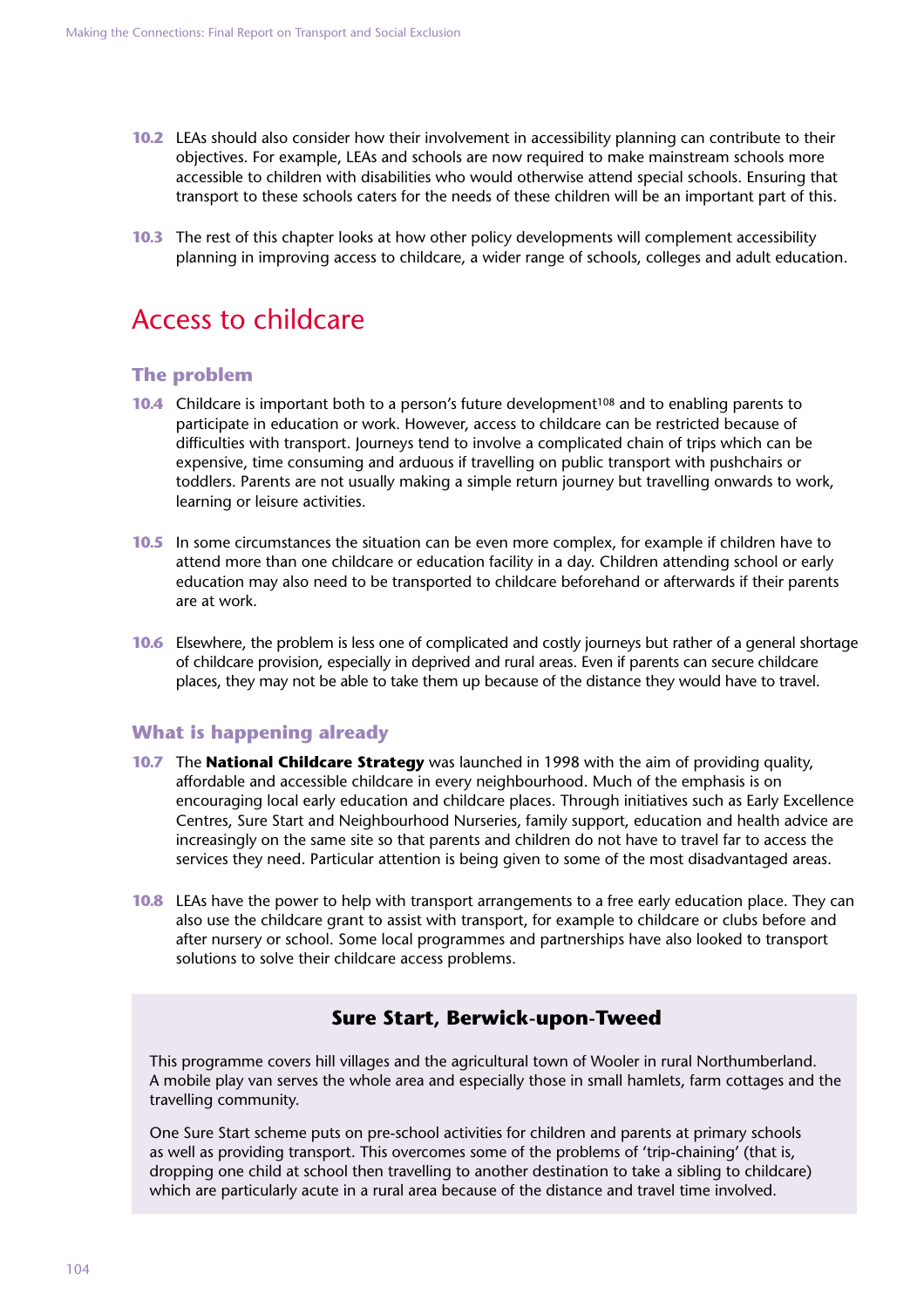**10.2** LEAs should also consider how their involvement in accessibility planning can contribute to their objectives. For example, LEAs and schools are now required to make mainstream schools more accessible to children with disabilities who would otherwise attend special schools. Ensuring that transport to these schools caters for the needs of these children will be an important part of this.

**10.3** The rest of this chapter looks at how other policy developments will complement accessibility planning in improving access to childcare, a wider range of schools, colleges and adult education.

## Access to childcare

### The problem

**10.4** Childcare is important both to a person's future development[108] and to enabling parents to participate in education or work. However, access to childcare can be restricted because of difficulties with transport. Journeys tend to involve a complicated chain of trips which can be expensive, time consuming and arduous if travelling on public transport with pushchairs or toddlers. Parents are not usually making a simple return journey but travelling onwards to work, learning or leisure activities.

**10.5** In some circumstances the situation can be even more complex, for example if children have to attend more than one childcare or education facility in a day. Children attending school or early education may also need to be transported to childcare beforehand or afterwards if their parents are at work.

**10.6** Elsewhere, the problem is less one of complicated and costly journeys but rather of a general shortage of childcare provision, especially in deprived and rural areas. Even if parents can secure childcare places, they may not be able to take them up because of the distance they would have to travel.

### What is happening already

**10.7** The **National Childcare Strategy** was launched in 1998 with the aim of providing quality, affordable and accessible childcare in every neighbourhood. Much of the emphasis is on encouraging local early education and childcare places. Through initiatives such as Early Excellence Centres, Sure Start and Neighbourhood Nurseries, family support, education and health advice are increasingly on the same site so that parents and children do not have to travel far to access the services they need. Particular attention is being given to some of the most disadvantaged areas.

**10.8** LEAs have the power to help with transport arrangements to a free early education place. They can also use the childcare grant to assist with transport, for example to childcare or clubs before and after nursery or school. Some local programmes and partnerships have also looked to transport solutions to solve their childcare access problems.

#### Sure Start, Berwick-upon-Tweed

This programme covers hill villages and the agricultural town of Wooler in rural Northumberland. A mobile play van serves the whole area and especially those in small hamlets, farm cottages and the travelling community.

One Sure Start scheme puts on pre-school activities for children and parents at primary schools as well as providing transport. This overcomes some of the problems of 'trip-chaining' (that is, dropping one child at school then travelling to another destination to take a sibling to childcare) which are particularly acute in a rural area because of the distance and travel time involved.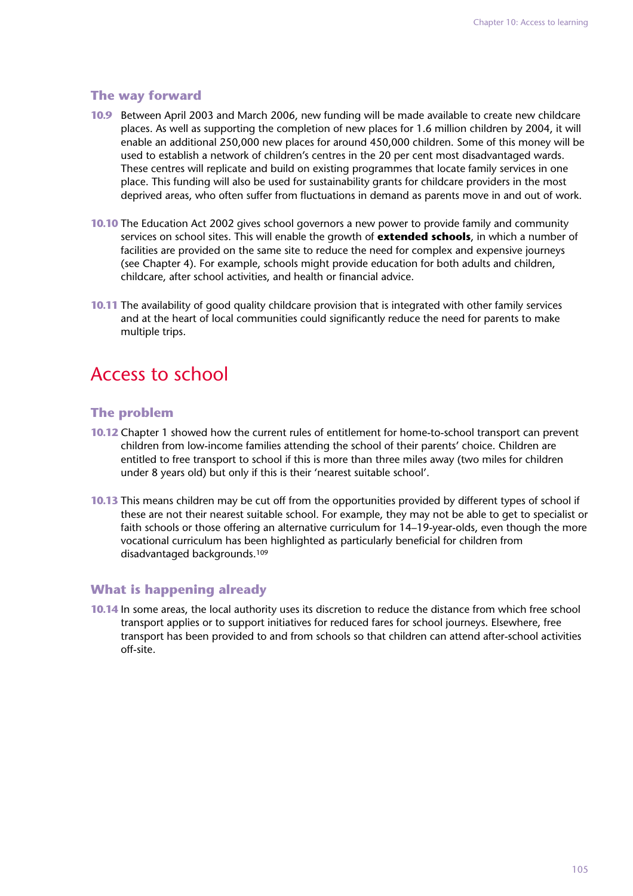### The way forward

**10.9** Between April 2003 and March 2006, new funding will be made available to create new childcare places. As well as supporting the completion of new places for 1.6 million children by 2004, it will enable an additional 250,000 new places for around 450,000 children. Some of this money will be used to establish a network of children's centres in the 20 per cent most disadvantaged wards. These centres will replicate and build on existing programmes that locate family services in one place. This funding will also be used for sustainability grants for childcare providers in the most deprived areas, who often suffer from fluctuations in demand as parents move in and out of work.

**10.10** The Education Act 2002 gives school governors a new power to provide family and community services on school sites. This will enable the growth of **extended schools**, in which a number of facilities are provided on the same site to reduce the need for complex and expensive journeys (see Chapter 4). For example, schools might provide education for both adults and children, childcare, after school activities, and health or financial advice.

**10.11** The availability of good quality childcare provision that is integrated with other family services and at the heart of local communities could significantly reduce the need for parents to make multiple trips.

## Access to school

### The problem

**10.12** Chapter 1 showed how the current rules of entitlement for home-to-school transport can prevent children from low-income families attending the school of their parents' choice. Children are entitled to free transport to school if this is more than three miles away (two miles for children under 8 years old) but only if this is their 'nearest suitable school'.

**10.13** This means children may be cut off from the opportunities provided by different types of school if these are not their nearest suitable school. For example, they may not be able to get to specialist or faith schools or those offering an alternative curriculum for 14–19-year-olds, even though the more vocational curriculum has been highlighted as particularly beneficial for children from disadvantaged backgrounds.[109]

### What is happening already

**10.14** In some areas, the local authority uses its discretion to reduce the distance from which free school transport applies or to support initiatives for reduced fares for school journeys. Elsewhere, free transport has been provided to and from schools so that children can attend after-school activities off-site.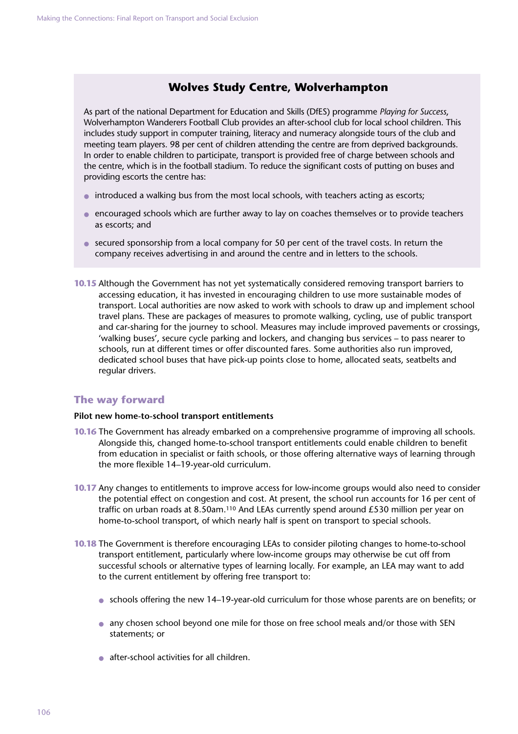### Wolves Study Centre, Wolverhampton

As part of the national Department for Education and Skills (DfES) programme *Playing for Success*, Wolverhampton Wanderers Football Club provides an after-school club for local school children. This includes study support in computer training, literacy and numeracy alongside tours of the club and meeting team players. 98 per cent of children attending the centre are from deprived backgrounds. In order to enable children to participate, transport is provided free of charge between schools and the centre, which is in the football stadium. To reduce the significant costs of putting on buses and providing escorts the centre has:

- introduced a walking bus from the most local schools, with teachers acting as escorts;
- encouraged schools which are further away to lay on coaches themselves or to provide teachers as escorts; and
- secured sponsorship from a local company for 50 per cent of the travel costs. In return the company receives advertising in and around the centre and in letters to the schools.

**10.15** Although the Government has not yet systematically considered removing transport barriers to accessing education, it has invested in encouraging children to use more sustainable modes of transport. Local authorities are now asked to work with schools to draw up and implement school travel plans. These are packages of measures to promote walking, cycling, use of public transport and car-sharing for the journey to school. Measures may include improved pavements or crossings, 'walking buses', secure cycle parking and lockers, and changing bus services – to pass nearer to schools, run at different times or offer discounted fares. Some authorities also run improved, dedicated school buses that have pick-up points close to home, allocated seats, seatbelts and regular drivers.

## The way forward

**Pilot new home-to-school transport entitlements**

**10.16** The Government has already embarked on a comprehensive programme of improving all schools. Alongside this, changed home-to-school transport entitlements could enable children to benefit from education in specialist or faith schools, or those offering alternative ways of learning through the more flexible 14–19-year-old curriculum.

**10.17** Any changes to entitlements to improve access for low-income groups would also need to consider the potential effect on congestion and cost. At present, the school run accounts for 16 per cent of traffic on urban roads at 8.50am.[110] And LEAs currently spend around £530 million per year on home-to-school transport, of which nearly half is spent on transport to special schools.

**10.18** The Government is therefore encouraging LEAs to consider piloting changes to home-to-school transport entitlement, particularly where low-income groups may otherwise be cut off from successful schools or alternative types of learning locally. For example, an LEA may want to add to the current entitlement by offering free transport to:

- schools offering the new 14–19-year-old curriculum for those whose parents are on benefits; or
- any chosen school beyond one mile for those on free school meals and/or those with SEN statements; or
- after-school activities for all children.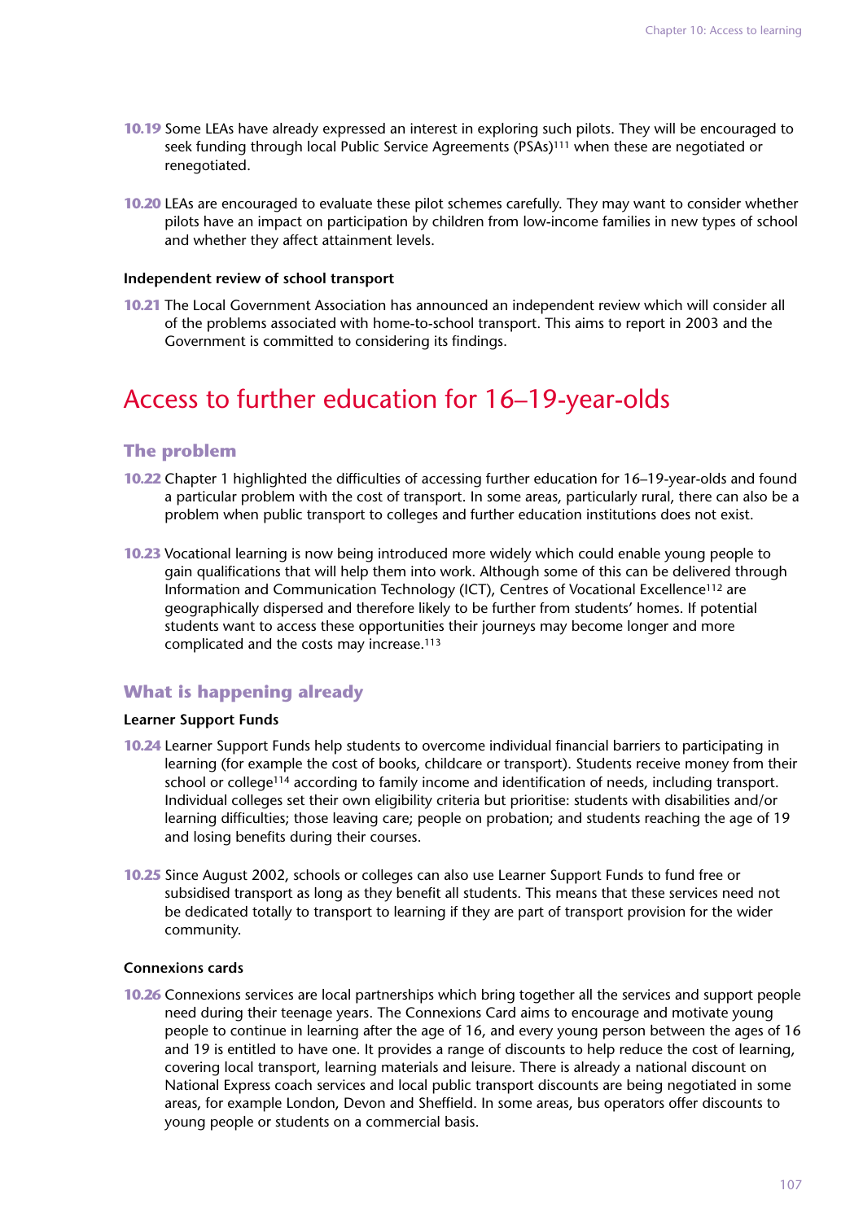**10.19** Some LEAs have already expressed an interest in exploring such pilots. They will be encouraged to seek funding through local Public Service Agreements (PSAs)[111] when these are negotiated or renegotiated.

**10.20** LEAs are encouraged to evaluate these pilot schemes carefully. They may want to consider whether pilots have an impact on participation by children from low-income families in new types of school and whether they affect attainment levels.

**Independent review of school transport**

**10.21** The Local Government Association has announced an independent review which will consider all of the problems associated with home-to-school transport. This aims to report in 2003 and the Government is committed to considering its findings.

# Access to further education for 16–19-year-olds

## The problem

**10.22** Chapter 1 highlighted the difficulties of accessing further education for 16–19-year-olds and found a particular problem with the cost of transport. In some areas, particularly rural, there can also be a problem when public transport to colleges and further education institutions does not exist.

**10.23** Vocational learning is now being introduced more widely which could enable young people to gain qualifications that will help them into work. Although some of this can be delivered through Information and Communication Technology (ICT), Centres of Vocational Excellence[112] are geographically dispersed and therefore likely to be further from students' homes. If potential students want to access these opportunities their journeys may become longer and more complicated and the costs may increase.[113]

## What is happening already

**Learner Support Funds**

**10.24** Learner Support Funds help students to overcome individual financial barriers to participating in learning (for example the cost of books, childcare or transport). Students receive money from their school or college[114] according to family income and identification of needs, including transport. Individual colleges set their own eligibility criteria but prioritise: students with disabilities and/or learning difficulties; those leaving care; people on probation; and students reaching the age of 19 and losing benefits during their courses.

**10.25** Since August 2002, schools or colleges can also use Learner Support Funds to fund free or subsidised transport as long as they benefit all students. This means that these services need not be dedicated totally to transport to learning if they are part of transport provision for the wider community.

**Connexions cards**

**10.26** Connexions services are local partnerships which bring together all the services and support people need during their teenage years. The Connexions Card aims to encourage and motivate young people to continue in learning after the age of 16, and every young person between the ages of 16 and 19 is entitled to have one. It provides a range of discounts to help reduce the cost of learning, covering local transport, learning materials and leisure. There is already a national discount on National Express coach services and local public transport discounts are being negotiated in some areas, for example London, Devon and Sheffield. In some areas, bus operators offer discounts to young people or students on a commercial basis.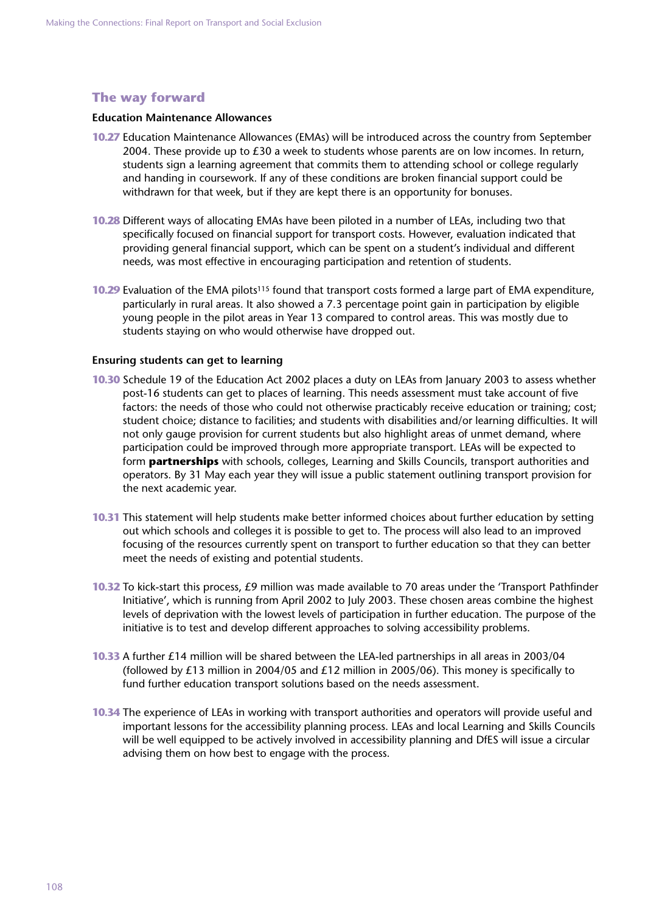## The way forward

### Education Maintenance Allowances

**10.27** Education Maintenance Allowances (EMAs) will be introduced across the country from September 2004. These provide up to £30 a week to students whose parents are on low incomes. In return, students sign a learning agreement that commits them to attending school or college regularly and handing in coursework. If any of these conditions are broken financial support could be withdrawn for that week, but if they are kept there is an opportunity for bonuses.

**10.28** Different ways of allocating EMAs have been piloted in a number of LEAs, including two that specifically focused on financial support for transport costs. However, evaluation indicated that providing general financial support, which can be spent on a student's individual and different needs, was most effective in encouraging participation and retention of students.

**10.29** Evaluation of the EMA pilots[115] found that transport costs formed a large part of EMA expenditure, particularly in rural areas. It also showed a 7.3 percentage point gain in participation by eligible young people in the pilot areas in Year 13 compared to control areas. This was mostly due to students staying on who would otherwise have dropped out.

### Ensuring students can get to learning

**10.30** Schedule 19 of the Education Act 2002 places a duty on LEAs from January 2003 to assess whether post-16 students can get to places of learning. This needs assessment must take account of five factors: the needs of those who could not otherwise practicably receive education or training; cost; student choice; distance to facilities; and students with disabilities and/or learning difficulties. It will not only gauge provision for current students but also highlight areas of unmet demand, where participation could be improved through more appropriate transport. LEAs will be expected to form **partnerships** with schools, colleges, Learning and Skills Councils, transport authorities and operators. By 31 May each year they will issue a public statement outlining transport provision for the next academic year.

**10.31** This statement will help students make better informed choices about further education by setting out which schools and colleges it is possible to get to. The process will also lead to an improved focusing of the resources currently spent on transport to further education so that they can better meet the needs of existing and potential students.

**10.32** To kick-start this process, £9 million was made available to 70 areas under the 'Transport Pathfinder Initiative', which is running from April 2002 to July 2003. These chosen areas combine the highest levels of deprivation with the lowest levels of participation in further education. The purpose of the initiative is to test and develop different approaches to solving accessibility problems.

**10.33** A further £14 million will be shared between the LEA-led partnerships in all areas in 2003/04 (followed by £13 million in 2004/05 and £12 million in 2005/06). This money is specifically to fund further education transport solutions based on the needs assessment.

**10.34** The experience of LEAs in working with transport authorities and operators will provide useful and important lessons for the accessibility planning process. LEAs and local Learning and Skills Councils will be well equipped to be actively involved in accessibility planning and DfES will issue a circular advising them on how best to engage with the process.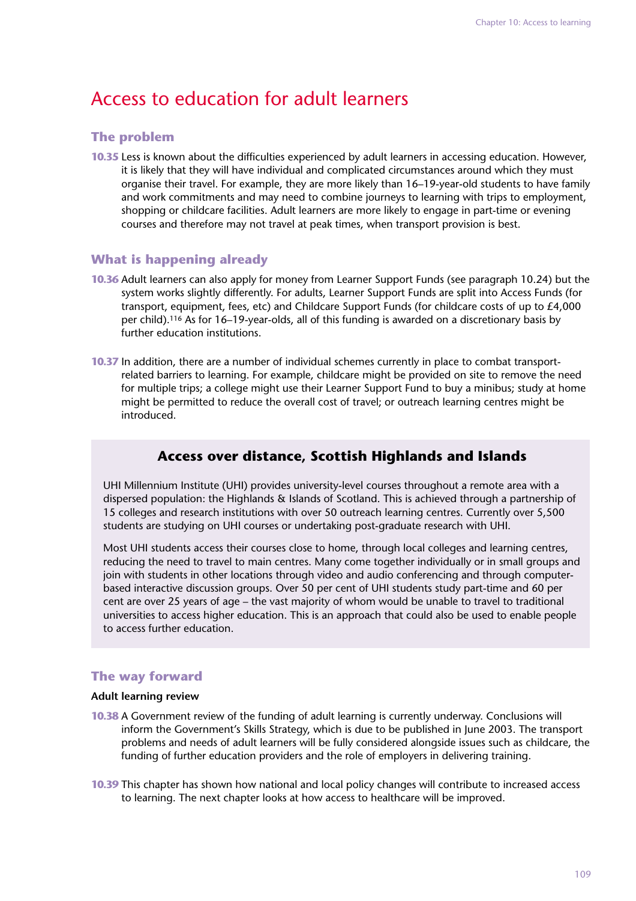# Access to education for adult learners

## The problem

**10.35** Less is known about the difficulties experienced by adult learners in accessing education. However, it is likely that they will have individual and complicated circumstances around which they must organise their travel. For example, they are more likely than 16–19-year-old students to have family and work commitments and may need to combine journeys to learning with trips to employment, shopping or childcare facilities. Adult learners are more likely to engage in part-time or evening courses and therefore may not travel at peak times, when transport provision is best.

## What is happening already

**10.36** Adult learners can also apply for money from Learner Support Funds (see paragraph 10.24) but the system works slightly differently. For adults, Learner Support Funds are split into Access Funds (for transport, equipment, fees, etc) and Childcare Support Funds (for childcare costs of up to £4,000 per child).[116] As for 16–19-year-olds, all of this funding is awarded on a discretionary basis by further education institutions.

**10.37** In addition, there are a number of individual schemes currently in place to combat transport-related barriers to learning. For example, childcare might be provided on site to remove the need for multiple trips; a college might use their Learner Support Fund to buy a minibus; study at home might be permitted to reduce the overall cost of travel; or outreach learning centres might be introduced.

### Access over distance, Scottish Highlands and Islands

UHI Millennium Institute (UHI) provides university-level courses throughout a remote area with a dispersed population: the Highlands & Islands of Scotland. This is achieved through a partnership of 15 colleges and research institutions with over 50 outreach learning centres. Currently over 5,500 students are studying on UHI courses or undertaking post-graduate research with UHI.

Most UHI students access their courses close to home, through local colleges and learning centres, reducing the need to travel to main centres. Many come together individually or in small groups and join with students in other locations through video and audio conferencing and through computer-based interactive discussion groups. Over 50 per cent of UHI students study part-time and 60 per cent are over 25 years of age – the vast majority of whom would be unable to travel to traditional universities to access higher education. This is an approach that could also be used to enable people to access further education.

## The way forward

**Adult learning review**

**10.38** A Government review of the funding of adult learning is currently underway. Conclusions will inform the Government's Skills Strategy, which is due to be published in June 2003. The transport problems and needs of adult learners will be fully considered alongside issues such as childcare, the funding of further education providers and the role of employers in delivering training.

**10.39** This chapter has shown how national and local policy changes will contribute to increased access to learning. The next chapter looks at how access to healthcare will be improved.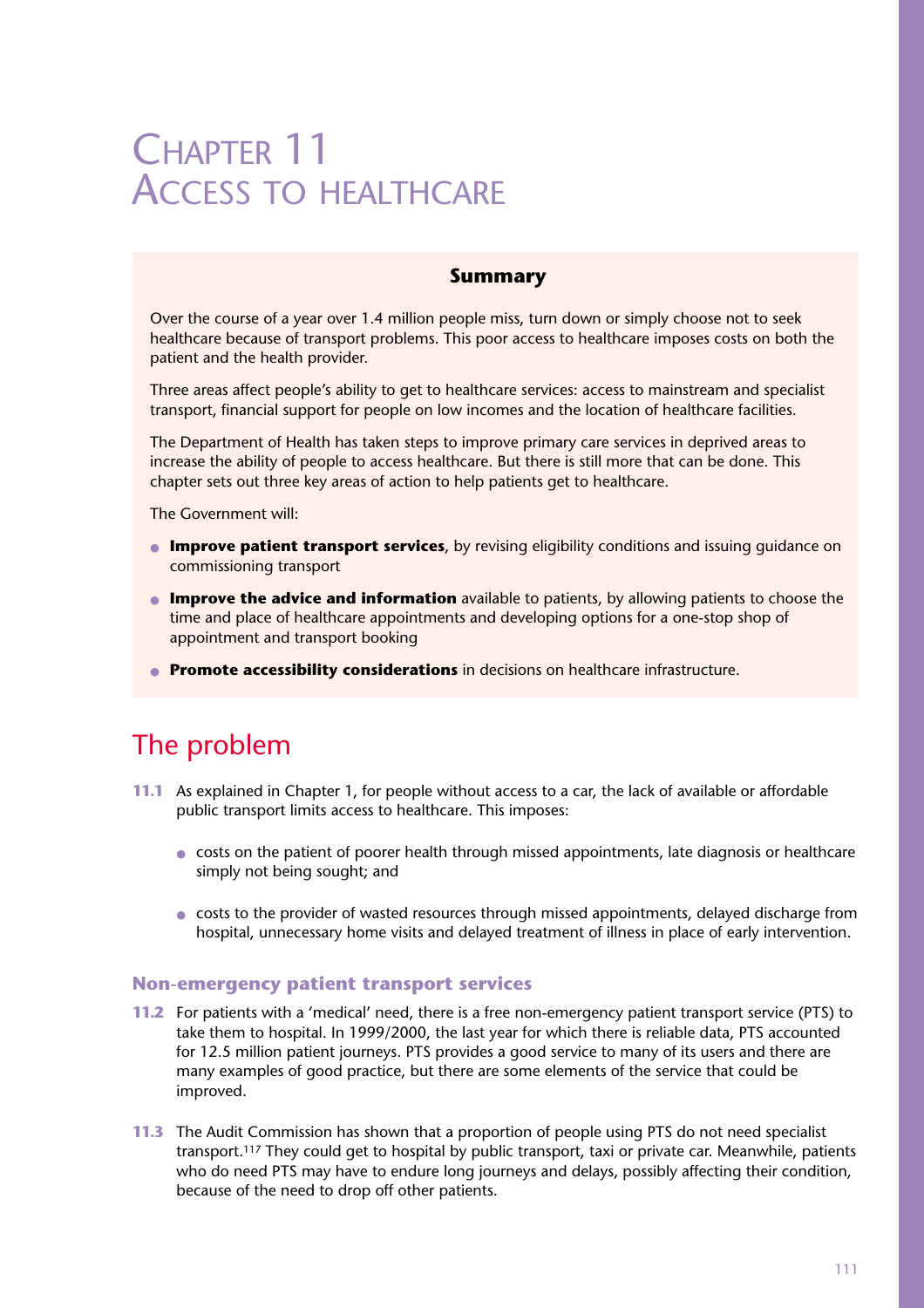# Chapter 11
# Access to healthcare

**Summary**

Over the course of a year over 1.4 million people miss, turn down or simply choose not to seek healthcare because of transport problems. This poor access to healthcare imposes costs on both the patient and the health provider.

Three areas affect people's ability to get to healthcare services: access to mainstream and specialist transport, financial support for people on low incomes and the location of healthcare facilities.

The Department of Health has taken steps to improve primary care services in deprived areas to increase the ability of people to access healthcare. But there is still more that can be done. This chapter sets out three key areas of action to help patients get to healthcare.

The Government will:

- **Improve patient transport services**, by revising eligibility conditions and issuing guidance on commissioning transport
- **Improve the advice and information** available to patients, by allowing patients to choose the time and place of healthcare appointments and developing options for a one-stop shop of appointment and transport booking
- **Promote accessibility considerations** in decisions on healthcare infrastructure.

## The problem

**11.1** As explained in Chapter 1, for people without access to a car, the lack of available or affordable public transport limits access to healthcare. This imposes:

- costs on the patient of poorer health through missed appointments, late diagnosis or healthcare simply not being sought; and
- costs to the provider of wasted resources through missed appointments, delayed discharge from hospital, unnecessary home visits and delayed treatment of illness in place of early intervention.

### Non-emergency patient transport services

**11.2** For patients with a 'medical' need, there is a free non-emergency patient transport service (PTS) to take them to hospital. In 1999/2000, the last year for which there is reliable data, PTS accounted for 12.5 million patient journeys. PTS provides a good service to many of its users and there are many examples of good practice, but there are some elements of the service that could be improved.

**11.3** The Audit Commission has shown that a proportion of people using PTS do not need specialist transport.[117] They could get to hospital by public transport, taxi or private car. Meanwhile, patients who do need PTS may have to endure long journeys and delays, possibly affecting their condition, because of the need to drop off other patients.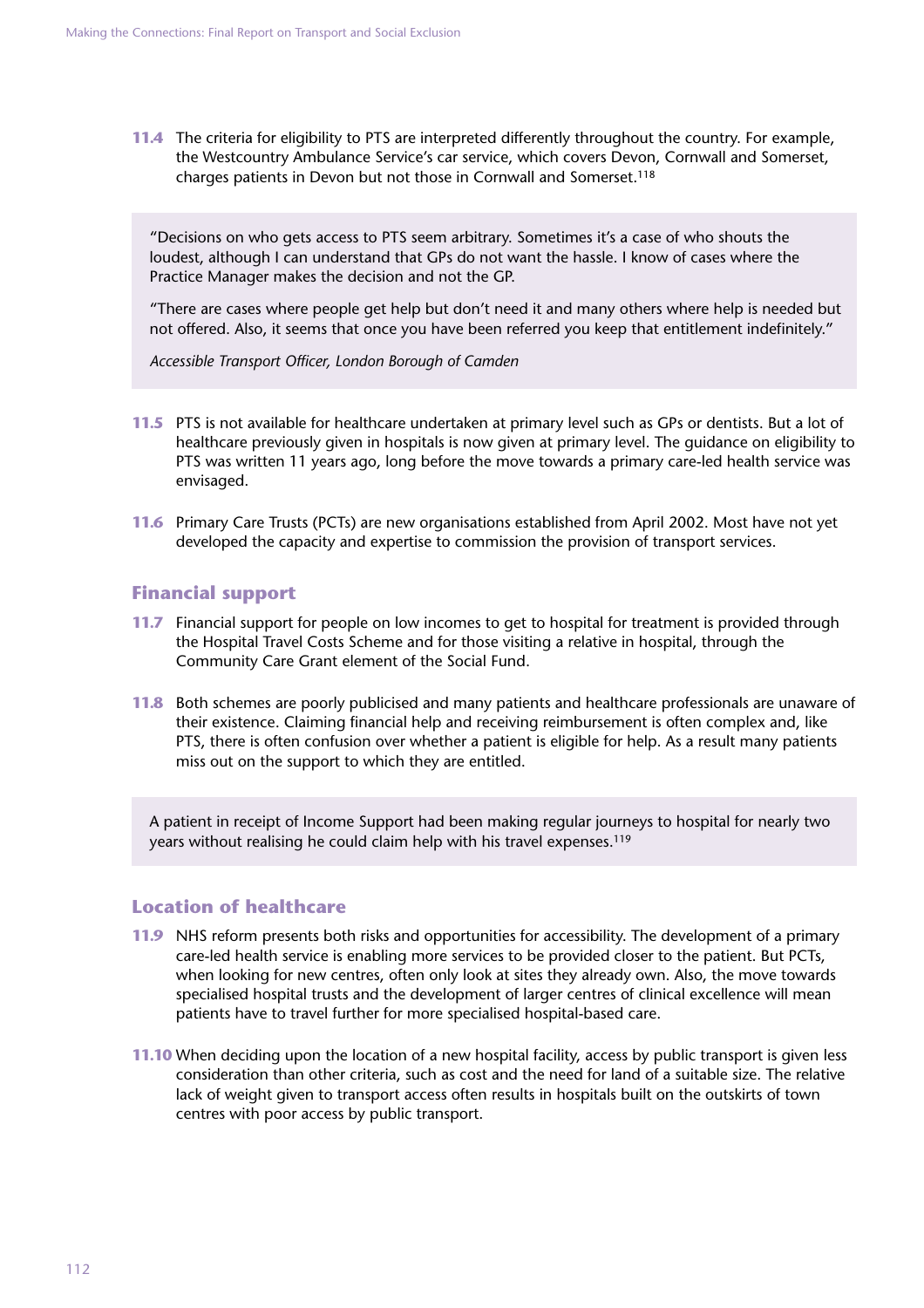**11.4** The criteria for eligibility to PTS are interpreted differently throughout the country. For example, the Westcountry Ambulance Service's car service, which covers Devon, Cornwall and Somerset, charges patients in Devon but not those in Cornwall and Somerset.[118]

> "Decisions on who gets access to PTS seem arbitrary. Sometimes it's a case of who shouts the loudest, although I can understand that GPs do not want the hassle. I know of cases where the Practice Manager makes the decision and not the GP.
>
> "There are cases where people get help but don't need it and many others where help is needed but not offered. Also, it seems that once you have been referred you keep that entitlement indefinitely."
>
> *Accessible Transport Officer, London Borough of Camden*

**11.5** PTS is not available for healthcare undertaken at primary level such as GPs or dentists. But a lot of healthcare previously given in hospitals is now given at primary level. The guidance on eligibility to PTS was written 11 years ago, long before the move towards a primary care-led health service was envisaged.

**11.6** Primary Care Trusts (PCTs) are new organisations established from April 2002. Most have not yet developed the capacity and expertise to commission the provision of transport services.

## Financial support

**11.7** Financial support for people on low incomes to get to hospital for treatment is provided through the Hospital Travel Costs Scheme and for those visiting a relative in hospital, through the Community Care Grant element of the Social Fund.

**11.8** Both schemes are poorly publicised and many patients and healthcare professionals are unaware of their existence. Claiming financial help and receiving reimbursement is often complex and, like PTS, there is often confusion over whether a patient is eligible for help. As a result many patients miss out on the support to which they are entitled.

> A patient in receipt of Income Support had been making regular journeys to hospital for nearly two years without realising he could claim help with his travel expenses.[119]

## Location of healthcare

**11.9** NHS reform presents both risks and opportunities for accessibility. The development of a primary care-led health service is enabling more services to be provided closer to the patient. But PCTs, when looking for new centres, often only look at sites they already own. Also, the move towards specialised hospital trusts and the development of larger centres of clinical excellence will mean patients have to travel further for more specialised hospital-based care.

**11.10** When deciding upon the location of a new hospital facility, access by public transport is given less consideration than other criteria, such as cost and the need for land of a suitable size. The relative lack of weight given to transport access often results in hospitals built on the outskirts of town centres with poor access by public transport.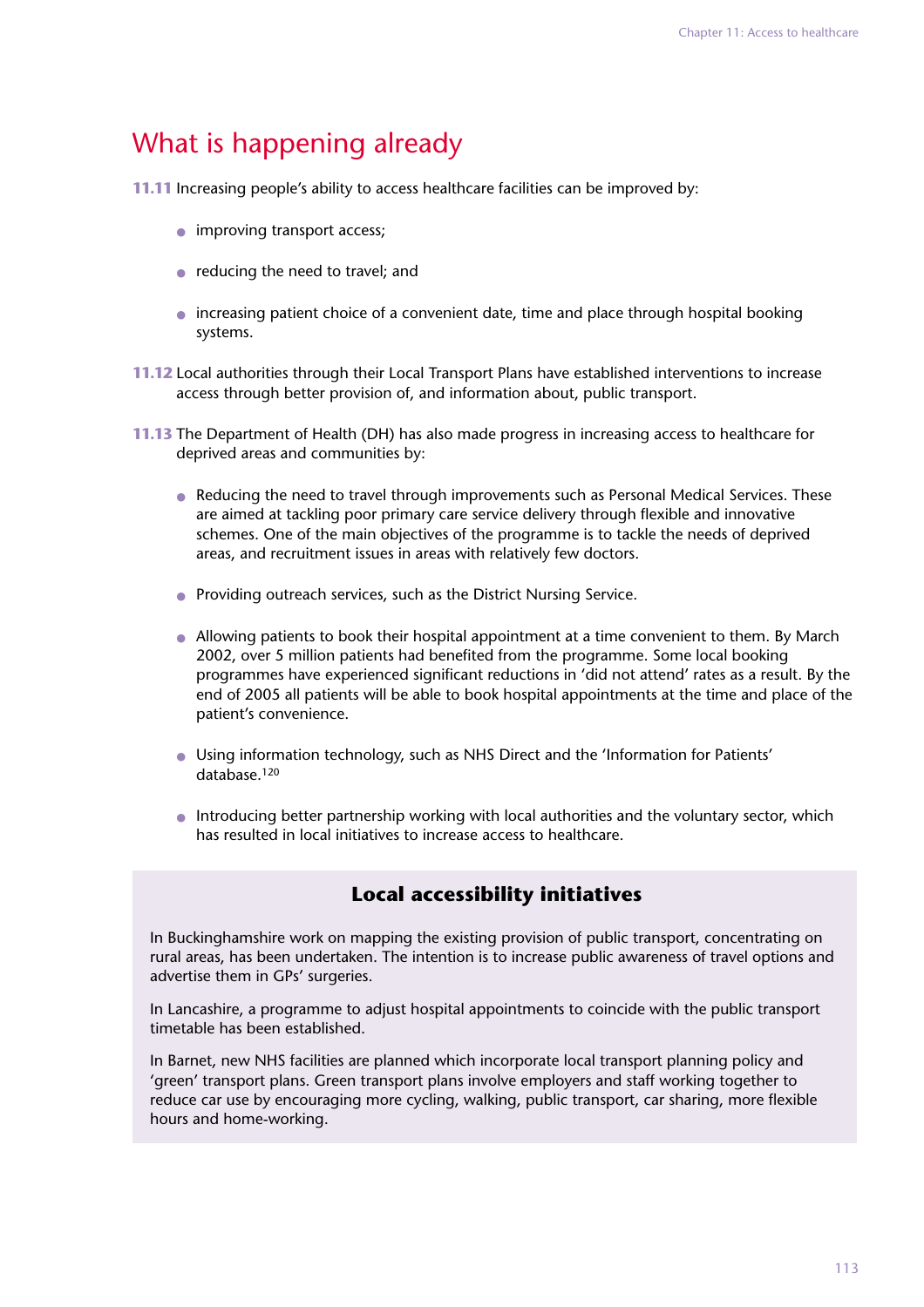## What is happening already

**11.11** Increasing people's ability to access healthcare facilities can be improved by:

- improving transport access;
- reducing the need to travel; and
- increasing patient choice of a convenient date, time and place through hospital booking systems.

**11.12** Local authorities through their Local Transport Plans have established interventions to increase access through better provision of, and information about, public transport.

**11.13** The Department of Health (DH) has also made progress in increasing access to healthcare for deprived areas and communities by:

- Reducing the need to travel through improvements such as Personal Medical Services. These are aimed at tackling poor primary care service delivery through flexible and innovative schemes. One of the main objectives of the programme is to tackle the needs of deprived areas, and recruitment issues in areas with relatively few doctors.
- Providing outreach services, such as the District Nursing Service.
- Allowing patients to book their hospital appointment at a time convenient to them. By March 2002, over 5 million patients had benefited from the programme. Some local booking programmes have experienced significant reductions in 'did not attend' rates as a result. By the end of 2005 all patients will be able to book hospital appointments at the time and place of the patient's convenience.
- Using information technology, such as NHS Direct and the 'Information for Patients' database.[120]
- Introducing better partnership working with local authorities and the voluntary sector, which has resulted in local initiatives to increase access to healthcare.

### Local accessibility initiatives

In Buckinghamshire work on mapping the existing provision of public transport, concentrating on rural areas, has been undertaken. The intention is to increase public awareness of travel options and advertise them in GPs' surgeries.

In Lancashire, a programme to adjust hospital appointments to coincide with the public transport timetable has been established.

In Barnet, new NHS facilities are planned which incorporate local transport planning policy and 'green' transport plans. Green transport plans involve employers and staff working together to reduce car use by encouraging more cycling, walking, public transport, car sharing, more flexible hours and home-working.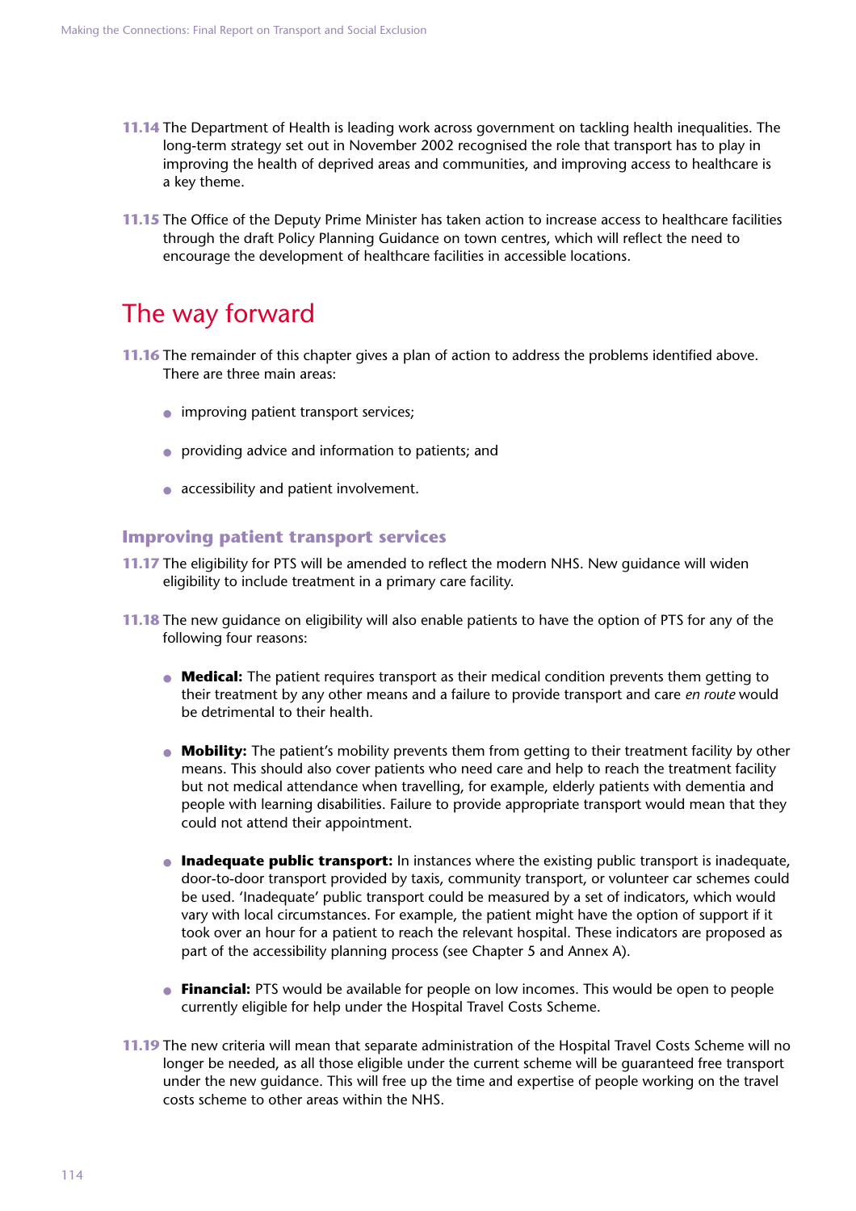**11.14** The Department of Health is leading work across government on tackling health inequalities. The long-term strategy set out in November 2002 recognised the role that transport has to play in improving the health of deprived areas and communities, and improving access to healthcare is a key theme.

**11.15** The Office of the Deputy Prime Minister has taken action to increase access to healthcare facilities through the draft Policy Planning Guidance on town centres, which will reflect the need to encourage the development of healthcare facilities in accessible locations.

## The way forward

**11.16** The remainder of this chapter gives a plan of action to address the problems identified above. There are three main areas:

- improving patient transport services;
- providing advice and information to patients; and
- accessibility and patient involvement.

### Improving patient transport services

**11.17** The eligibility for PTS will be amended to reflect the modern NHS. New guidance will widen eligibility to include treatment in a primary care facility.

**11.18** The new guidance on eligibility will also enable patients to have the option of PTS for any of the following four reasons:

- **Medical:** The patient requires transport as their medical condition prevents them getting to their treatment by any other means and a failure to provide transport and care *en route* would be detrimental to their health.
- **Mobility:** The patient's mobility prevents them from getting to their treatment facility by other means. This should also cover patients who need care and help to reach the treatment facility but not medical attendance when travelling, for example, elderly patients with dementia and people with learning disabilities. Failure to provide appropriate transport would mean that they could not attend their appointment.
- **Inadequate public transport:** In instances where the existing public transport is inadequate, door-to-door transport provided by taxis, community transport, or volunteer car schemes could be used. 'Inadequate' public transport could be measured by a set of indicators, which would vary with local circumstances. For example, the patient might have the option of support if it took over an hour for a patient to reach the relevant hospital. These indicators are proposed as part of the accessibility planning process (see Chapter 5 and Annex A).
- **Financial:** PTS would be available for people on low incomes. This would be open to people currently eligible for help under the Hospital Travel Costs Scheme.

**11.19** The new criteria will mean that separate administration of the Hospital Travel Costs Scheme will no longer be needed, as all those eligible under the current scheme will be guaranteed free transport under the new guidance. This will free up the time and expertise of people working on the travel costs scheme to other areas within the NHS.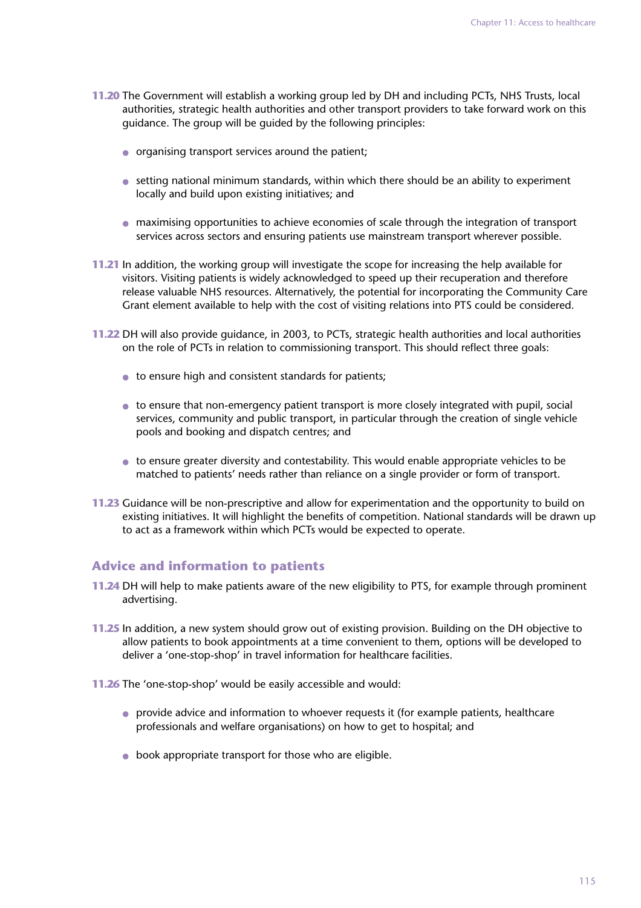**11.20** The Government will establish a working group led by DH and including PCTs, NHS Trusts, local authorities, strategic health authorities and other transport providers to take forward work on this guidance. The group will be guided by the following principles:

- organising transport services around the patient;
- setting national minimum standards, within which there should be an ability to experiment locally and build upon existing initiatives; and
- maximising opportunities to achieve economies of scale through the integration of transport services across sectors and ensuring patients use mainstream transport wherever possible.

**11.21** In addition, the working group will investigate the scope for increasing the help available for visitors. Visiting patients is widely acknowledged to speed up their recuperation and therefore release valuable NHS resources. Alternatively, the potential for incorporating the Community Care Grant element available to help with the cost of visiting relations into PTS could be considered.

**11.22** DH will also provide guidance, in 2003, to PCTs, strategic health authorities and local authorities on the role of PCTs in relation to commissioning transport. This should reflect three goals:

- to ensure high and consistent standards for patients;
- to ensure that non-emergency patient transport is more closely integrated with pupil, social services, community and public transport, in particular through the creation of single vehicle pools and booking and dispatch centres; and
- to ensure greater diversity and contestability. This would enable appropriate vehicles to be matched to patients' needs rather than reliance on a single provider or form of transport.

**11.23** Guidance will be non-prescriptive and allow for experimentation and the opportunity to build on existing initiatives. It will highlight the benefits of competition. National standards will be drawn up to act as a framework within which PCTs would be expected to operate.

## Advice and information to patients

**11.24** DH will help to make patients aware of the new eligibility to PTS, for example through prominent advertising.

**11.25** In addition, a new system should grow out of existing provision. Building on the DH objective to allow patients to book appointments at a time convenient to them, options will be developed to deliver a 'one-stop-shop' in travel information for healthcare facilities.

**11.26** The 'one-stop-shop' would be easily accessible and would:

- provide advice and information to whoever requests it (for example patients, healthcare professionals and welfare organisations) on how to get to hospital; and
- book appropriate transport for those who are eligible.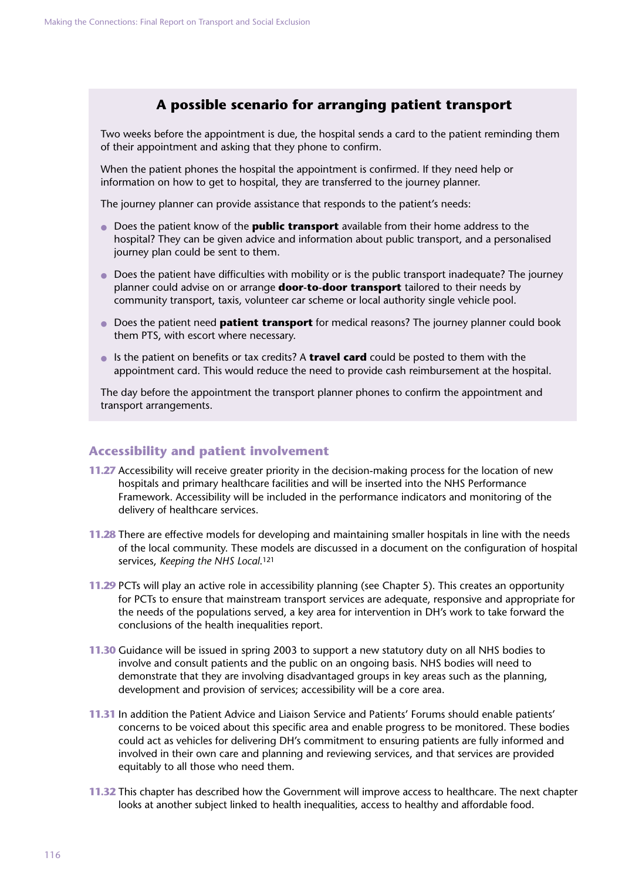## A possible scenario for arranging patient transport

Two weeks before the appointment is due, the hospital sends a card to the patient reminding them of their appointment and asking that they phone to confirm.

When the patient phones the hospital the appointment is confirmed. If they need help or information on how to get to hospital, they are transferred to the journey planner.

The journey planner can provide assistance that responds to the patient's needs:

- Does the patient know of the **public transport** available from their home address to the hospital? They can be given advice and information about public transport, and a personalised journey plan could be sent to them.
- Does the patient have difficulties with mobility or is the public transport inadequate? The journey planner could advise on or arrange **door-to-door transport** tailored to their needs by community transport, taxis, volunteer car scheme or local authority single vehicle pool.
- Does the patient need **patient transport** for medical reasons? The journey planner could book them PTS, with escort where necessary.
- Is the patient on benefits or tax credits? A **travel card** could be posted to them with the appointment card. This would reduce the need to provide cash reimbursement at the hospital.

The day before the appointment the transport planner phones to confirm the appointment and transport arrangements.

### Accessibility and patient involvement

**11.27** Accessibility will receive greater priority in the decision-making process for the location of new hospitals and primary healthcare facilities and will be inserted into the NHS Performance Framework. Accessibility will be included in the performance indicators and monitoring of the delivery of healthcare services.

**11.28** There are effective models for developing and maintaining smaller hospitals in line with the needs of the local community. These models are discussed in a document on the configuration of hospital services, *Keeping the NHS Local.*[121]

**11.29** PCTs will play an active role in accessibility planning (see Chapter 5). This creates an opportunity for PCTs to ensure that mainstream transport services are adequate, responsive and appropriate for the needs of the populations served, a key area for intervention in DH's work to take forward the conclusions of the health inequalities report.

**11.30** Guidance will be issued in spring 2003 to support a new statutory duty on all NHS bodies to involve and consult patients and the public on an ongoing basis. NHS bodies will need to demonstrate that they are involving disadvantaged groups in key areas such as the planning, development and provision of services; accessibility will be a core area.

**11.31** In addition the Patient Advice and Liaison Service and Patients' Forums should enable patients' concerns to be voiced about this specific area and enable progress to be monitored. These bodies could act as vehicles for delivering DH's commitment to ensuring patients are fully informed and involved in their own care and planning and reviewing services, and that services are provided equitably to all those who need them.

**11.32** This chapter has described how the Government will improve access to healthcare. The next chapter looks at another subject linked to health inequalities, access to healthy and affordable food.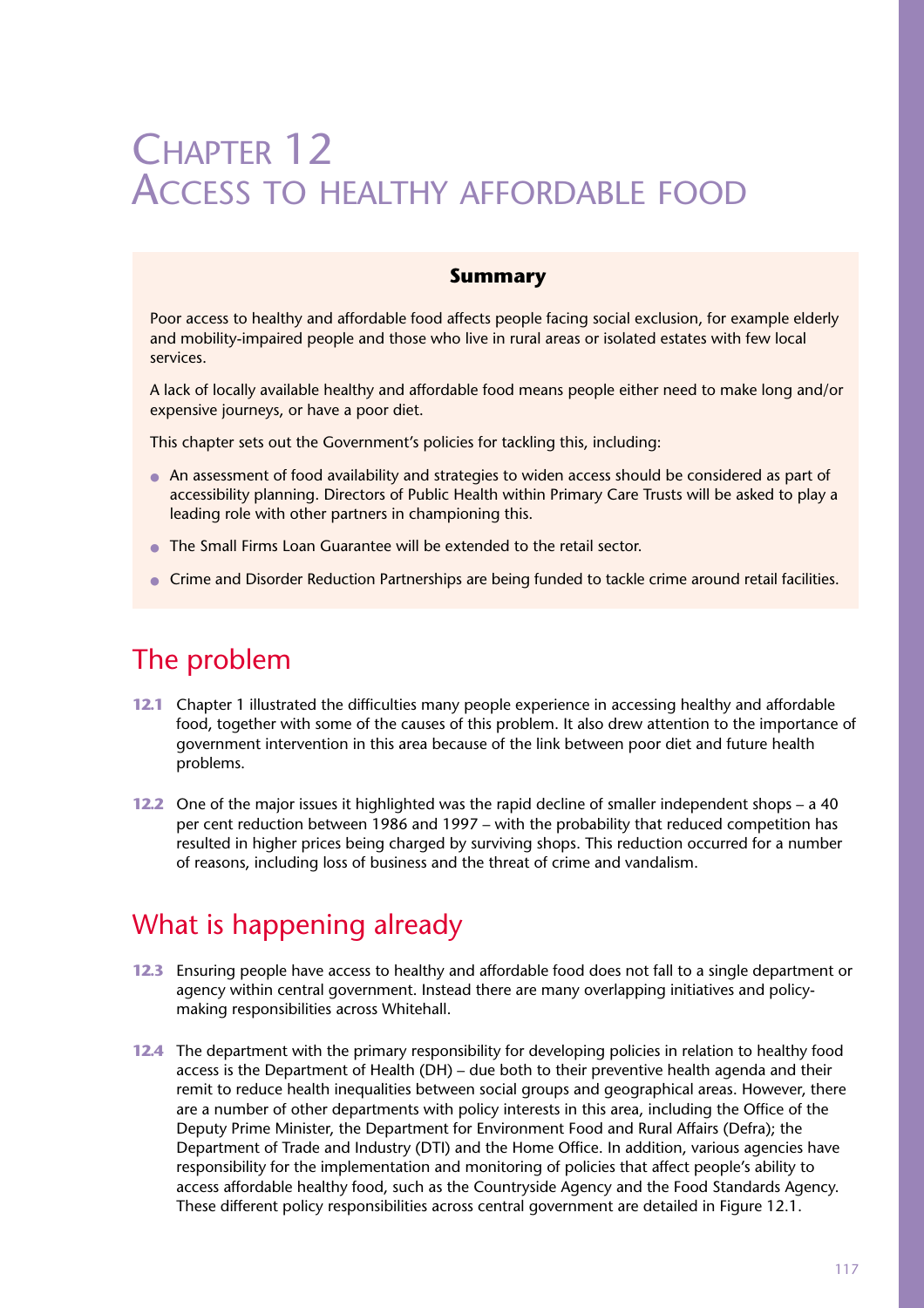# Chapter 12
# Access to healthy affordable food

**Summary**

Poor access to healthy and affordable food affects people facing social exclusion, for example elderly and mobility-impaired people and those who live in rural areas or isolated estates with few local services.

A lack of locally available healthy and affordable food means people either need to make long and/or expensive journeys, or have a poor diet.

This chapter sets out the Government's policies for tackling this, including:

- An assessment of food availability and strategies to widen access should be considered as part of accessibility planning. Directors of Public Health within Primary Care Trusts will be asked to play a leading role with other partners in championing this.
- The Small Firms Loan Guarantee will be extended to the retail sector.
- Crime and Disorder Reduction Partnerships are being funded to tackle crime around retail facilities.

## The problem

**12.1** Chapter 1 illustrated the difficulties many people experience in accessing healthy and affordable food, together with some of the causes of this problem. It also drew attention to the importance of government intervention in this area because of the link between poor diet and future health problems.

**12.2** One of the major issues it highlighted was the rapid decline of smaller independent shops – a 40 per cent reduction between 1986 and 1997 – with the probability that reduced competition has resulted in higher prices being charged by surviving shops. This reduction occurred for a number of reasons, including loss of business and the threat of crime and vandalism.

## What is happening already

**12.3** Ensuring people have access to healthy and affordable food does not fall to a single department or agency within central government. Instead there are many overlapping initiatives and policy-making responsibilities across Whitehall.

**12.4** The department with the primary responsibility for developing policies in relation to healthy food access is the Department of Health (DH) – due both to their preventive health agenda and their remit to reduce health inequalities between social groups and geographical areas. However, there are a number of other departments with policy interests in this area, including the Office of the Deputy Prime Minister, the Department for Environment Food and Rural Affairs (Defra); the Department of Trade and Industry (DTI) and the Home Office. In addition, various agencies have responsibility for the implementation and monitoring of policies that affect people's ability to access affordable healthy food, such as the Countryside Agency and the Food Standards Agency. These different policy responsibilities across central government are detailed in Figure 12.1.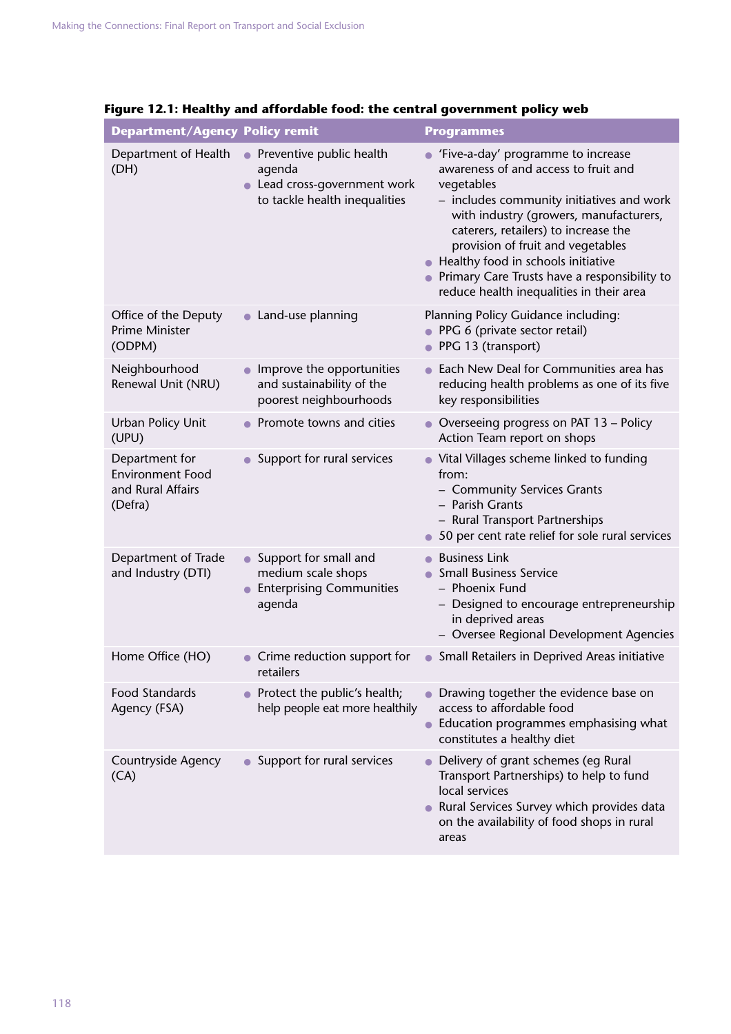**Figure 12.1: Healthy and affordable food: the central government policy web**

| Department/Agency | Policy remit | Programmes |
|---|---|---|
| Department of Health (DH) | • Preventive public health agenda<br>• Lead cross-government work to tackle health inequalities | • 'Five-a-day' programme to increase awareness of and access to fruit and vegetables<br>– includes community initiatives and work with industry (growers, manufacturers, caterers, retailers) to increase the provision of fruit and vegetables<br>• Healthy food in schools initiative<br>• Primary Care Trusts have a responsibility to reduce health inequalities in their area |
| Office of the Deputy Prime Minister (ODPM) | • Land-use planning | Planning Policy Guidance including:<br>• PPG 6 (private sector retail)<br>• PPG 13 (transport) |
| Neighbourhood Renewal Unit (NRU) | • Improve the opportunities and sustainability of the poorest neighbourhoods | • Each New Deal for Communities area has reducing health problems as one of its five key responsibilities |
| Urban Policy Unit (UPU) | • Promote towns and cities | • Overseeing progress on PAT 13 – Policy Action Team report on shops |
| Department for Environment Food and Rural Affairs (Defra) | • Support for rural services | • Vital Villages scheme linked to funding from:<br>– Community Services Grants<br>– Parish Grants<br>– Rural Transport Partnerships<br>• 50 per cent rate relief for sole rural services |
| Department of Trade and Industry (DTI) | • Support for small and medium scale shops<br>• Enterprising Communities agenda | • Business Link<br>• Small Business Service<br>– Phoenix Fund<br>– Designed to encourage entrepreneurship in deprived areas<br>– Oversee Regional Development Agencies |
| Home Office (HO) | • Crime reduction support for retailers | • Small Retailers in Deprived Areas initiative |
| Food Standards Agency (FSA) | • Protect the public's health; help people eat more healthily | • Drawing together the evidence base on access to affordable food<br>• Education programmes emphasising what constitutes a healthy diet |
| Countryside Agency (CA) | • Support for rural services | • Delivery of grant schemes (eg Rural Transport Partnerships) to help to fund local services<br>• Rural Services Survey which provides data on the availability of food shops in rural areas |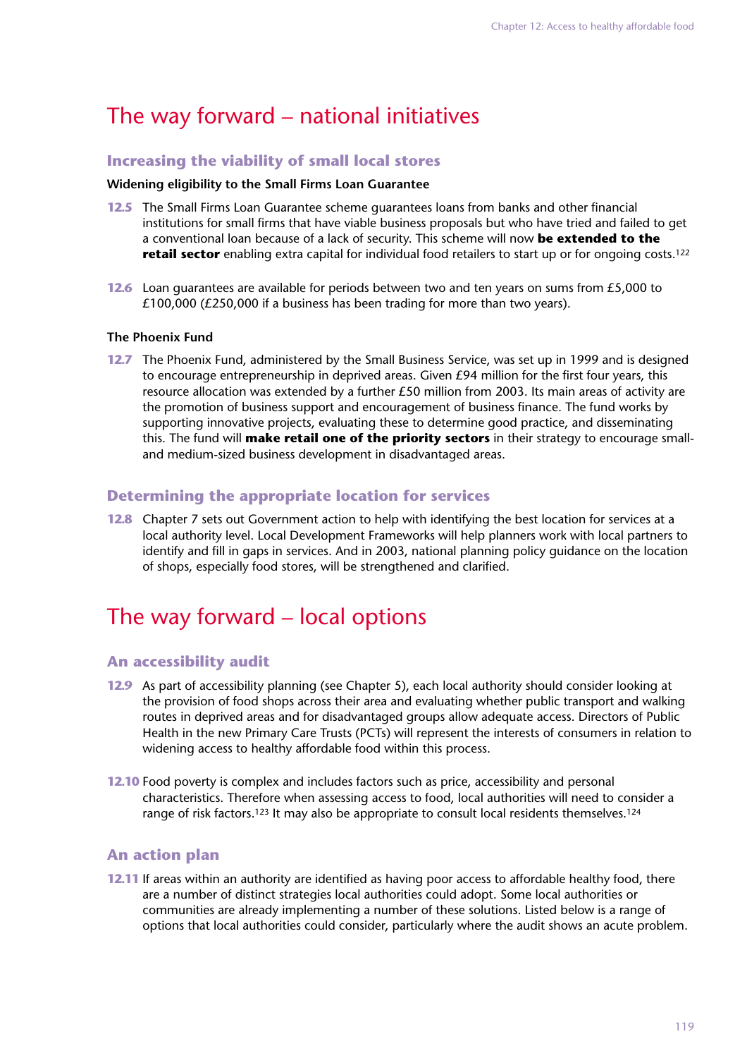# The way forward – national initiatives

## Increasing the viability of small local stores

### Widening eligibility to the Small Firms Loan Guarantee

**12.5** The Small Firms Loan Guarantee scheme guarantees loans from banks and other financial institutions for small firms that have viable business proposals but who have tried and failed to get a conventional loan because of a lack of security. This scheme will now **be extended to the retail sector** enabling extra capital for individual food retailers to start up or for ongoing costs.[122]

**12.6** Loan guarantees are available for periods between two and ten years on sums from £5,000 to £100,000 (£250,000 if a business has been trading for more than two years).

### The Phoenix Fund

**12.7** The Phoenix Fund, administered by the Small Business Service, was set up in 1999 and is designed to encourage entrepreneurship in deprived areas. Given £94 million for the first four years, this resource allocation was extended by a further £50 million from 2003. Its main areas of activity are the promotion of business support and encouragement of business finance. The fund works by supporting innovative projects, evaluating these to determine good practice, and disseminating this. The fund will **make retail one of the priority sectors** in their strategy to encourage small- and medium-sized business development in disadvantaged areas.

## Determining the appropriate location for services

**12.8** Chapter 7 sets out Government action to help with identifying the best location for services at a local authority level. Local Development Frameworks will help planners work with local partners to identify and fill in gaps in services. And in 2003, national planning policy guidance on the location of shops, especially food stores, will be strengthened and clarified.

# The way forward – local options

## An accessibility audit

**12.9** As part of accessibility planning (see Chapter 5), each local authority should consider looking at the provision of food shops across their area and evaluating whether public transport and walking routes in deprived areas and for disadvantaged groups allow adequate access. Directors of Public Health in the new Primary Care Trusts (PCTs) will represent the interests of consumers in relation to widening access to healthy affordable food within this process.

**12.10** Food poverty is complex and includes factors such as price, accessibility and personal characteristics. Therefore when assessing access to food, local authorities will need to consider a range of risk factors.[123] It may also be appropriate to consult local residents themselves.[124]

## An action plan

**12.11** If areas within an authority are identified as having poor access to affordable healthy food, there are a number of distinct strategies local authorities could adopt. Some local authorities or communities are already implementing a number of these solutions. Listed below is a range of options that local authorities could consider, particularly where the audit shows an acute problem.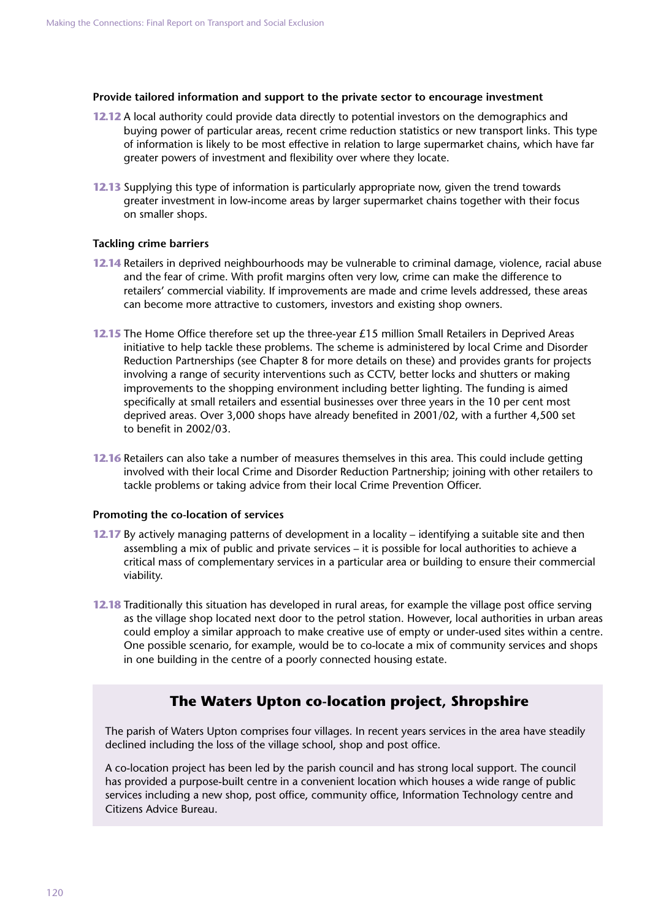**Provide tailored information and support to the private sector to encourage investment**

**12.12** A local authority could provide data directly to potential investors on the demographics and buying power of particular areas, recent crime reduction statistics or new transport links. This type of information is likely to be most effective in relation to large supermarket chains, which have far greater powers of investment and flexibility over where they locate.

**12.13** Supplying this type of information is particularly appropriate now, given the trend towards greater investment in low-income areas by larger supermarket chains together with their focus on smaller shops.

**Tackling crime barriers**

**12.14** Retailers in deprived neighbourhoods may be vulnerable to criminal damage, violence, racial abuse and the fear of crime. With profit margins often very low, crime can make the difference to retailers' commercial viability. If improvements are made and crime levels addressed, these areas can become more attractive to customers, investors and existing shop owners.

**12.15** The Home Office therefore set up the three-year £15 million Small Retailers in Deprived Areas initiative to help tackle these problems. The scheme is administered by local Crime and Disorder Reduction Partnerships (see Chapter 8 for more details on these) and provides grants for projects involving a range of security interventions such as CCTV, better locks and shutters or making improvements to the shopping environment including better lighting. The funding is aimed specifically at small retailers and essential businesses over three years in the 10 per cent most deprived areas. Over 3,000 shops have already benefited in 2001/02, with a further 4,500 set to benefit in 2002/03.

**12.16** Retailers can also take a number of measures themselves in this area. This could include getting involved with their local Crime and Disorder Reduction Partnership; joining with other retailers to tackle problems or taking advice from their local Crime Prevention Officer.

**Promoting the co-location of services**

**12.17** By actively managing patterns of development in a locality – identifying a suitable site and then assembling a mix of public and private services – it is possible for local authorities to achieve a critical mass of complementary services in a particular area or building to ensure their commercial viability.

**12.18** Traditionally this situation has developed in rural areas, for example the village post office serving as the village shop located next door to the petrol station. However, local authorities in urban areas could employ a similar approach to make creative use of empty or under-used sites within a centre. One possible scenario, for example, would be to co-locate a mix of community services and shops in one building in the centre of a poorly connected housing estate.

### The Waters Upton co-location project, Shropshire

The parish of Waters Upton comprises four villages. In recent years services in the area have steadily declined including the loss of the village school, shop and post office.

A co-location project has been led by the parish council and has strong local support. The council has provided a purpose-built centre in a convenient location which houses a wide range of public services including a new shop, post office, community office, Information Technology centre and Citizens Advice Bureau.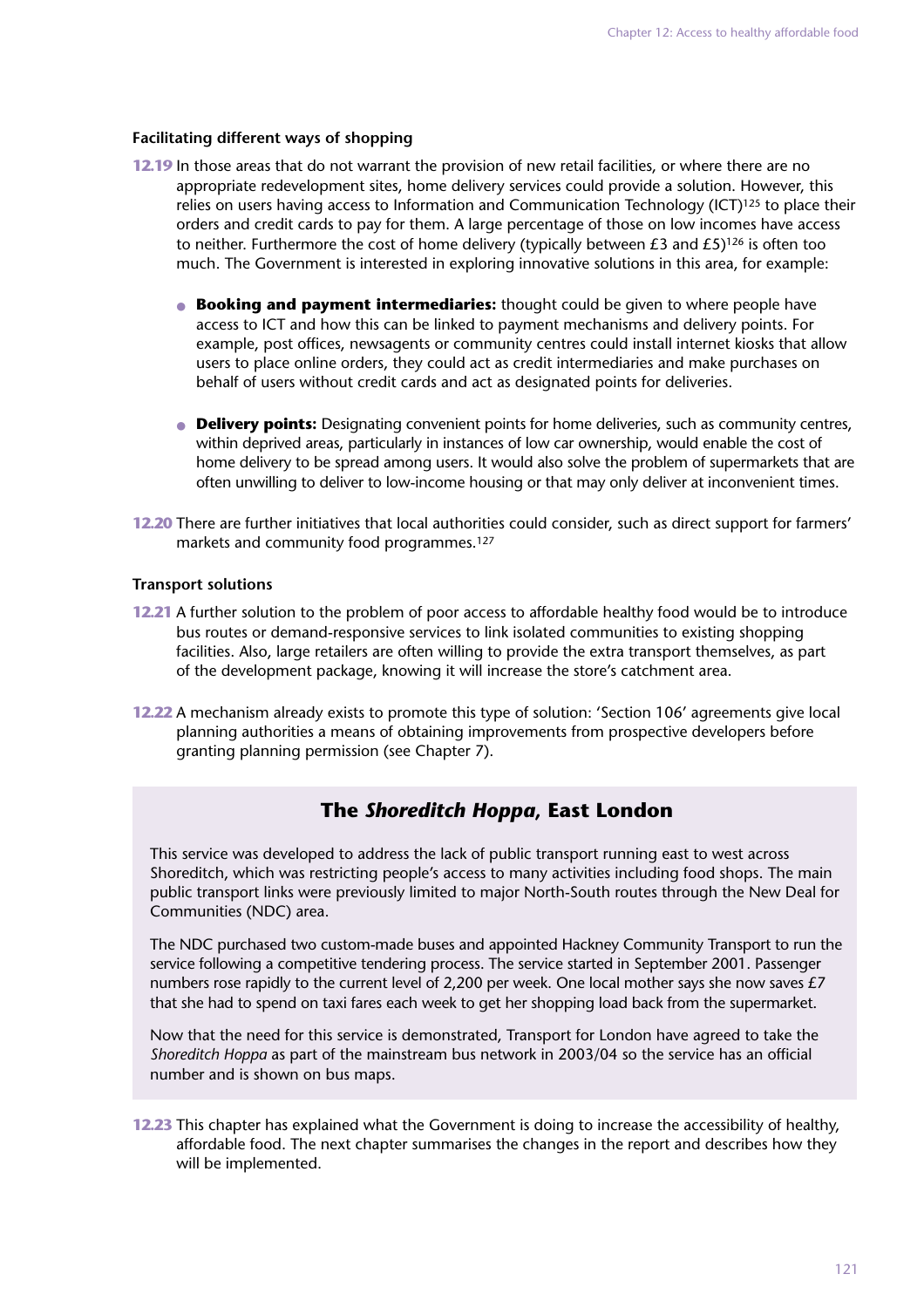### Facilitating different ways of shopping

**12.19** In those areas that do not warrant the provision of new retail facilities, or where there are no appropriate redevelopment sites, home delivery services could provide a solution. However, this relies on users having access to Information and Communication Technology (ICT)[125] to place their orders and credit cards to pay for them. A large percentage of those on low incomes have access to neither. Furthermore the cost of home delivery (typically between £3 and £5)[126] is often too much. The Government is interested in exploring innovative solutions in this area, for example:

- **Booking and payment intermediaries:** thought could be given to where people have access to ICT and how this can be linked to payment mechanisms and delivery points. For example, post offices, newsagents or community centres could install internet kiosks that allow users to place online orders, they could act as credit intermediaries and make purchases on behalf of users without credit cards and act as designated points for deliveries.

- **Delivery points:** Designating convenient points for home deliveries, such as community centres, within deprived areas, particularly in instances of low car ownership, would enable the cost of home delivery to be spread among users. It would also solve the problem of supermarkets that are often unwilling to deliver to low-income housing or that may only deliver at inconvenient times.

**12.20** There are further initiatives that local authorities could consider, such as direct support for farmers' markets and community food programmes.[127]

### Transport solutions

**12.21** A further solution to the problem of poor access to affordable healthy food would be to introduce bus routes or demand-responsive services to link isolated communities to existing shopping facilities. Also, large retailers are often willing to provide the extra transport themselves, as part of the development package, knowing it will increase the store's catchment area.

**12.22** A mechanism already exists to promote this type of solution: 'Section 106' agreements give local planning authorities a means of obtaining improvements from prospective developers before granting planning permission (see Chapter 7).

## The *Shoreditch Hoppa*, East London

This service was developed to address the lack of public transport running east to west across Shoreditch, which was restricting people's access to many activities including food shops. The main public transport links were previously limited to major North-South routes through the New Deal for Communities (NDC) area.

The NDC purchased two custom-made buses and appointed Hackney Community Transport to run the service following a competitive tendering process. The service started in September 2001. Passenger numbers rose rapidly to the current level of 2,200 per week. One local mother says she now saves £7 that she had to spend on taxi fares each week to get her shopping load back from the supermarket.

Now that the need for this service is demonstrated, Transport for London have agreed to take the *Shoreditch Hoppa* as part of the mainstream bus network in 2003/04 so the service has an official number and is shown on bus maps.

**12.23** This chapter has explained what the Government is doing to increase the accessibility of healthy, affordable food. The next chapter summarises the changes in the report and describes how they will be implemented.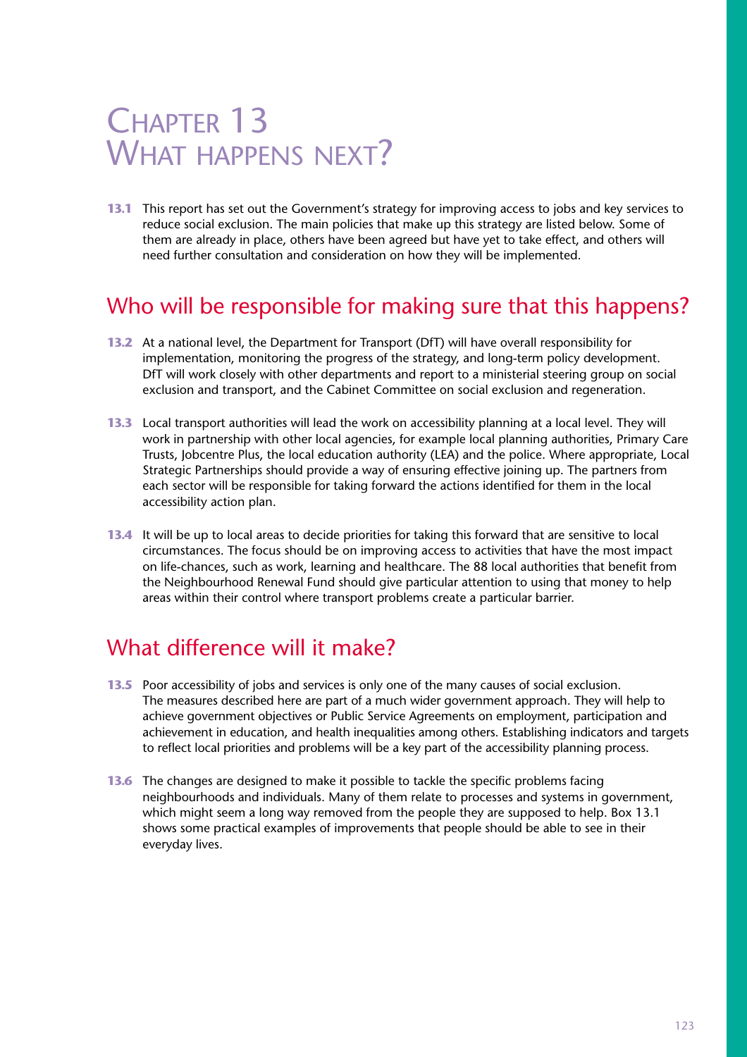# Chapter 13
# What happens next?

**13.1** This report has set out the Government's strategy for improving access to jobs and key services to reduce social exclusion. The main policies that make up this strategy are listed below. Some of them are already in place, others have been agreed but have yet to take effect, and others will need further consultation and consideration on how they will be implemented.

## Who will be responsible for making sure that this happens?

**13.2** At a national level, the Department for Transport (DfT) will have overall responsibility for implementation, monitoring the progress of the strategy, and long-term policy development. DfT will work closely with other departments and report to a ministerial steering group on social exclusion and transport, and the Cabinet Committee on social exclusion and regeneration.

**13.3** Local transport authorities will lead the work on accessibility planning at a local level. They will work in partnership with other local agencies, for example local planning authorities, Primary Care Trusts, Jobcentre Plus, the local education authority (LEA) and the police. Where appropriate, Local Strategic Partnerships should provide a way of ensuring effective joining up. The partners from each sector will be responsible for taking forward the actions identified for them in the local accessibility action plan.

**13.4** It will be up to local areas to decide priorities for taking this forward that are sensitive to local circumstances. The focus should be on improving access to activities that have the most impact on life-chances, such as work, learning and healthcare. The 88 local authorities that benefit from the Neighbourhood Renewal Fund should give particular attention to using that money to help areas within their control where transport problems create a particular barrier.

## What difference will it make?

**13.5** Poor accessibility of jobs and services is only one of the many causes of social exclusion. The measures described here are part of a much wider government approach. They will help to achieve government objectives or Public Service Agreements on employment, participation and achievement in education, and health inequalities among others. Establishing indicators and targets to reflect local priorities and problems will be a key part of the accessibility planning process.

**13.6** The changes are designed to make it possible to tackle the specific problems facing neighbourhoods and individuals. Many of them relate to processes and systems in government, which might seem a long way removed from the people they are supposed to help. Box 13.1 shows some practical examples of improvements that people should be able to see in their everyday lives.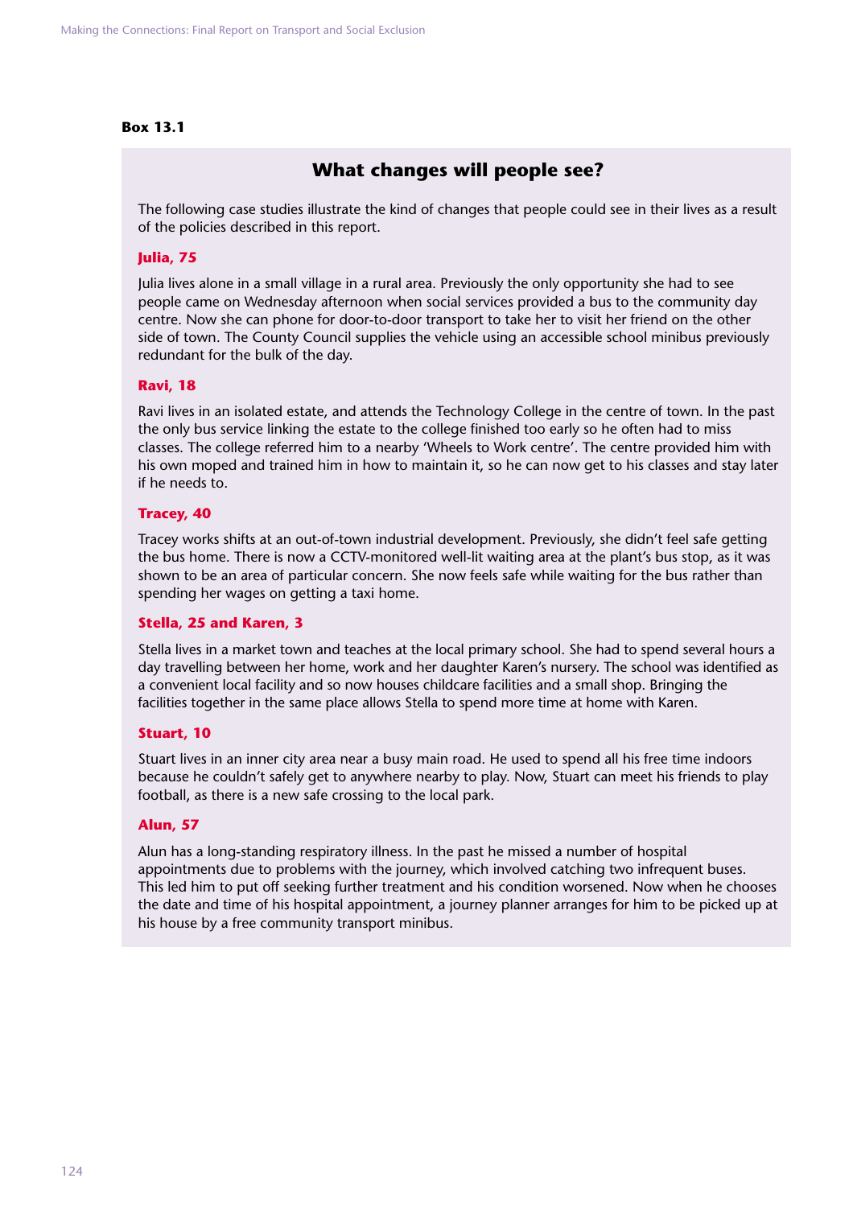**Box 13.1**

## What changes will people see?

The following case studies illustrate the kind of changes that people could see in their lives as a result of the policies described in this report.

### Julia, 75

Julia lives alone in a small village in a rural area. Previously the only opportunity she had to see people came on Wednesday afternoon when social services provided a bus to the community day centre. Now she can phone for door-to-door transport to take her to visit her friend on the other side of town. The County Council supplies the vehicle using an accessible school minibus previously redundant for the bulk of the day.

### Ravi, 18

Ravi lives in an isolated estate, and attends the Technology College in the centre of town. In the past the only bus service linking the estate to the college finished too early so he often had to miss classes. The college referred him to a nearby 'Wheels to Work centre'. The centre provided him with his own moped and trained him in how to maintain it, so he can now get to his classes and stay later if he needs to.

### Tracey, 40

Tracey works shifts at an out-of-town industrial development. Previously, she didn't feel safe getting the bus home. There is now a CCTV-monitored well-lit waiting area at the plant's bus stop, as it was shown to be an area of particular concern. She now feels safe while waiting for the bus rather than spending her wages on getting a taxi home.

### Stella, 25 and Karen, 3

Stella lives in a market town and teaches at the local primary school. She had to spend several hours a day travelling between her home, work and her daughter Karen's nursery. The school was identified as a convenient local facility and so now houses childcare facilities and a small shop. Bringing the facilities together in the same place allows Stella to spend more time at home with Karen.

### Stuart, 10

Stuart lives in an inner city area near a busy main road. He used to spend all his free time indoors because he couldn't safely get to anywhere nearby to play. Now, Stuart can meet his friends to play football, as there is a new safe crossing to the local park.

### Alun, 57

Alun has a long-standing respiratory illness. In the past he missed a number of hospital appointments due to problems with the journey, which involved catching two infrequent buses. This led him to put off seeking further treatment and his condition worsened. Now when he chooses the date and time of his hospital appointment, a journey planner arranges for him to be picked up at his house by a free community transport minibus.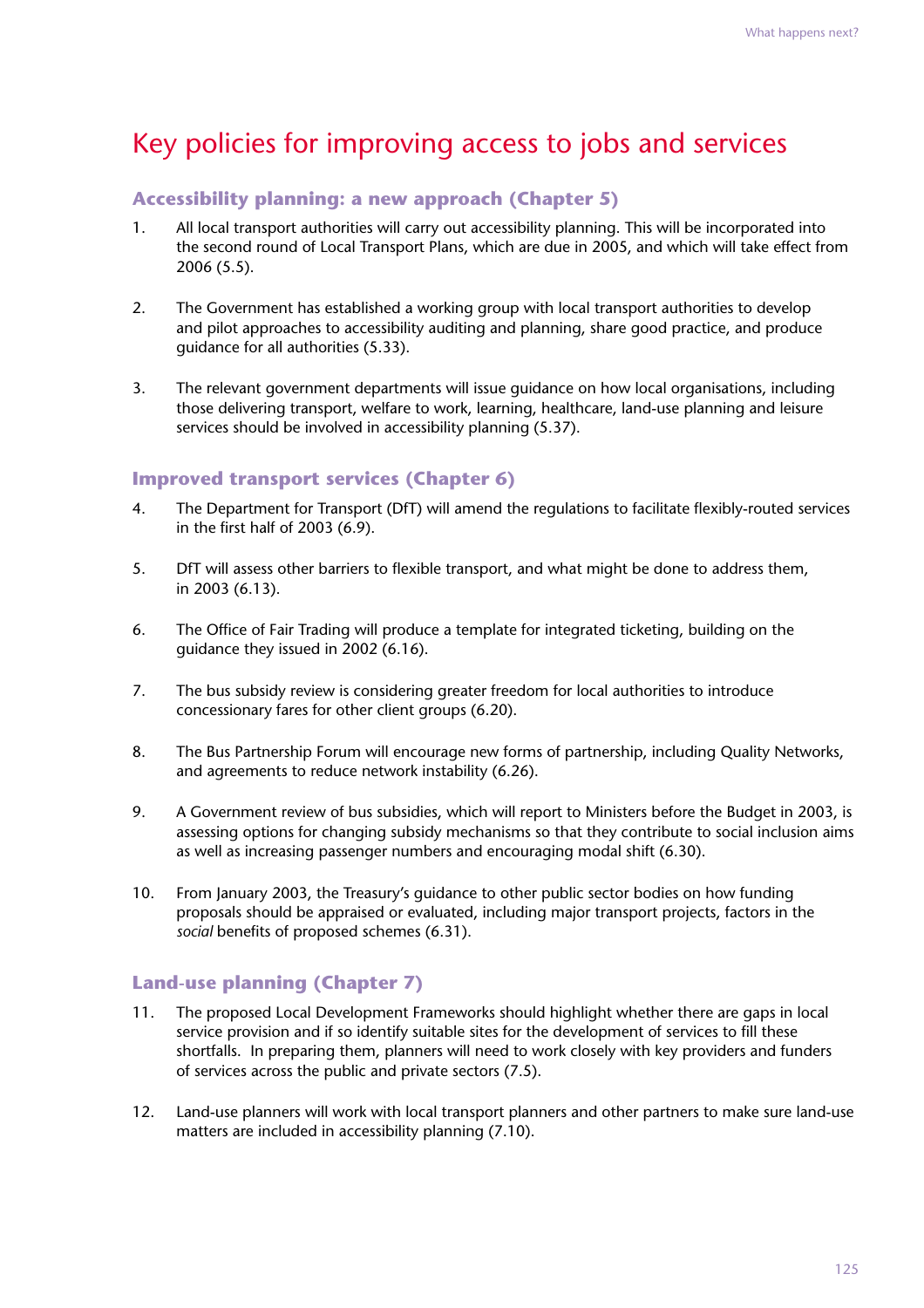# Key policies for improving access to jobs and services

## Accessibility planning: a new approach (Chapter 5)

1. All local transport authorities will carry out accessibility planning. This will be incorporated into the second round of Local Transport Plans, which are due in 2005, and which will take effect from 2006 (5.5).

2. The Government has established a working group with local transport authorities to develop and pilot approaches to accessibility auditing and planning, share good practice, and produce guidance for all authorities (5.33).

3. The relevant government departments will issue guidance on how local organisations, including those delivering transport, welfare to work, learning, healthcare, land-use planning and leisure services should be involved in accessibility planning (5.37).

## Improved transport services (Chapter 6)

4. The Department for Transport (DfT) will amend the regulations to facilitate flexibly-routed services in the first half of 2003 (6.9).

5. DfT will assess other barriers to flexible transport, and what might be done to address them, in 2003 (6.13).

6. The Office of Fair Trading will produce a template for integrated ticketing, building on the guidance they issued in 2002 (6.16).

7. The bus subsidy review is considering greater freedom for local authorities to introduce concessionary fares for other client groups (6.20).

8. The Bus Partnership Forum will encourage new forms of partnership, including Quality Networks, and agreements to reduce network instability (6.26).

9. A Government review of bus subsidies, which will report to Ministers before the Budget in 2003, is assessing options for changing subsidy mechanisms so that they contribute to social inclusion aims as well as increasing passenger numbers and encouraging modal shift (6.30).

10. From January 2003, the Treasury's guidance to other public sector bodies on how funding proposals should be appraised or evaluated, including major transport projects, factors in the *social* benefits of proposed schemes (6.31).

## Land-use planning (Chapter 7)

11. The proposed Local Development Frameworks should highlight whether there are gaps in local service provision and if so identify suitable sites for the development of services to fill these shortfalls. In preparing them, planners will need to work closely with key providers and funders of services across the public and private sectors (7.5).

12. Land-use planners will work with local transport planners and other partners to make sure land-use matters are included in accessibility planning (7.10).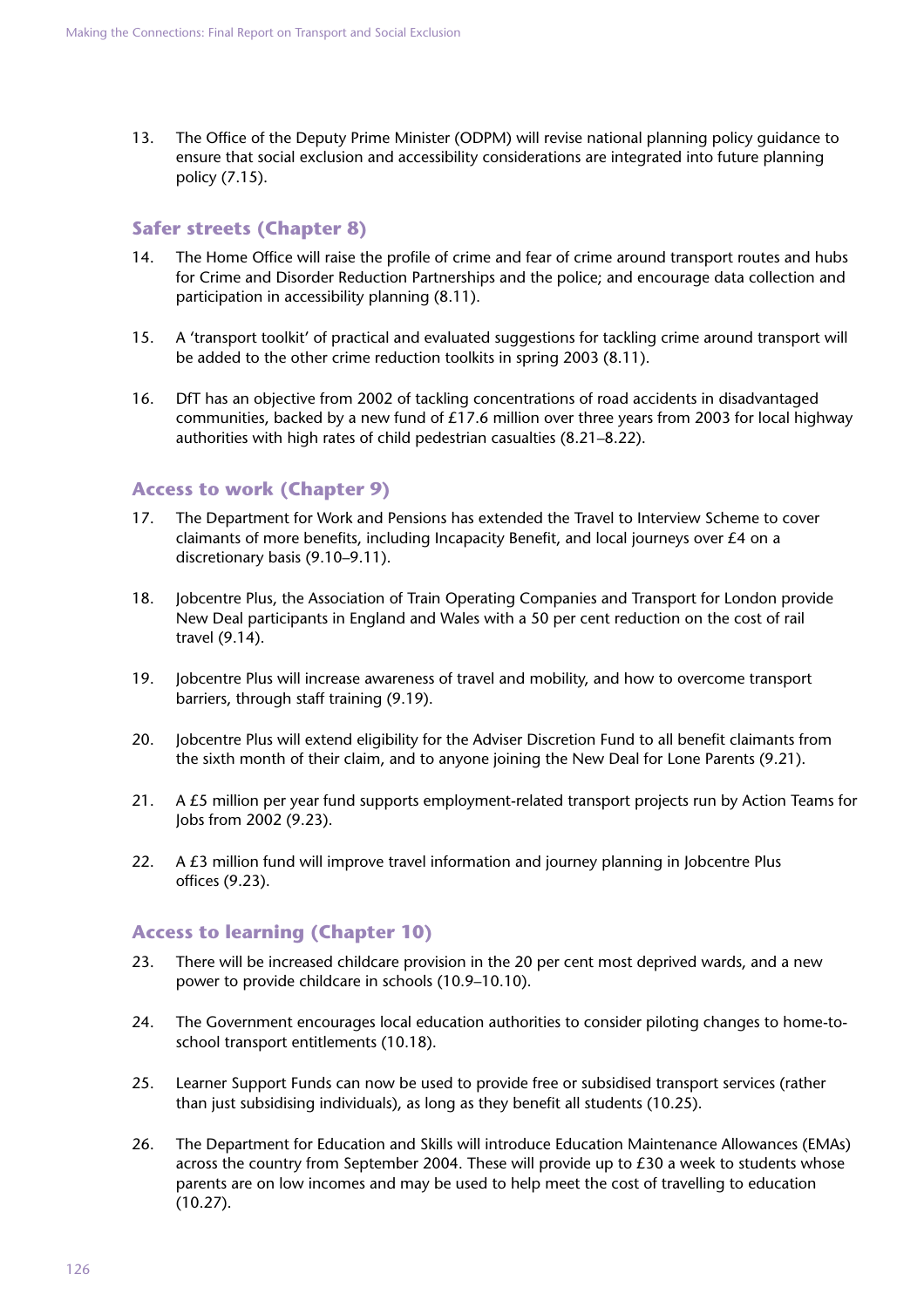13. The Office of the Deputy Prime Minister (ODPM) will revise national planning policy guidance to ensure that social exclusion and accessibility considerations are integrated into future planning policy (7.15).

## Safer streets (Chapter 8)

14. The Home Office will raise the profile of crime and fear of crime around transport routes and hubs for Crime and Disorder Reduction Partnerships and the police; and encourage data collection and participation in accessibility planning (8.11).

15. A 'transport toolkit' of practical and evaluated suggestions for tackling crime around transport will be added to the other crime reduction toolkits in spring 2003 (8.11).

16. DfT has an objective from 2002 of tackling concentrations of road accidents in disadvantaged communities, backed by a new fund of £17.6 million over three years from 2003 for local highway authorities with high rates of child pedestrian casualties (8.21–8.22).

## Access to work (Chapter 9)

17. The Department for Work and Pensions has extended the Travel to Interview Scheme to cover claimants of more benefits, including Incapacity Benefit, and local journeys over £4 on a discretionary basis (9.10–9.11).

18. Jobcentre Plus, the Association of Train Operating Companies and Transport for London provide New Deal participants in England and Wales with a 50 per cent reduction on the cost of rail travel (9.14).

19. Jobcentre Plus will increase awareness of travel and mobility, and how to overcome transport barriers, through staff training (9.19).

20. Jobcentre Plus will extend eligibility for the Adviser Discretion Fund to all benefit claimants from the sixth month of their claim, and to anyone joining the New Deal for Lone Parents (9.21).

21. A £5 million per year fund supports employment-related transport projects run by Action Teams for Jobs from 2002 (9.23).

22. A £3 million fund will improve travel information and journey planning in Jobcentre Plus offices (9.23).

## Access to learning (Chapter 10)

23. There will be increased childcare provision in the 20 per cent most deprived wards, and a new power to provide childcare in schools (10.9–10.10).

24. The Government encourages local education authorities to consider piloting changes to home-to-school transport entitlements (10.18).

25. Learner Support Funds can now be used to provide free or subsidised transport services (rather than just subsidising individuals), as long as they benefit all students (10.25).

26. The Department for Education and Skills will introduce Education Maintenance Allowances (EMAs) across the country from September 2004. These will provide up to £30 a week to students whose parents are on low incomes and may be used to help meet the cost of travelling to education (10.27).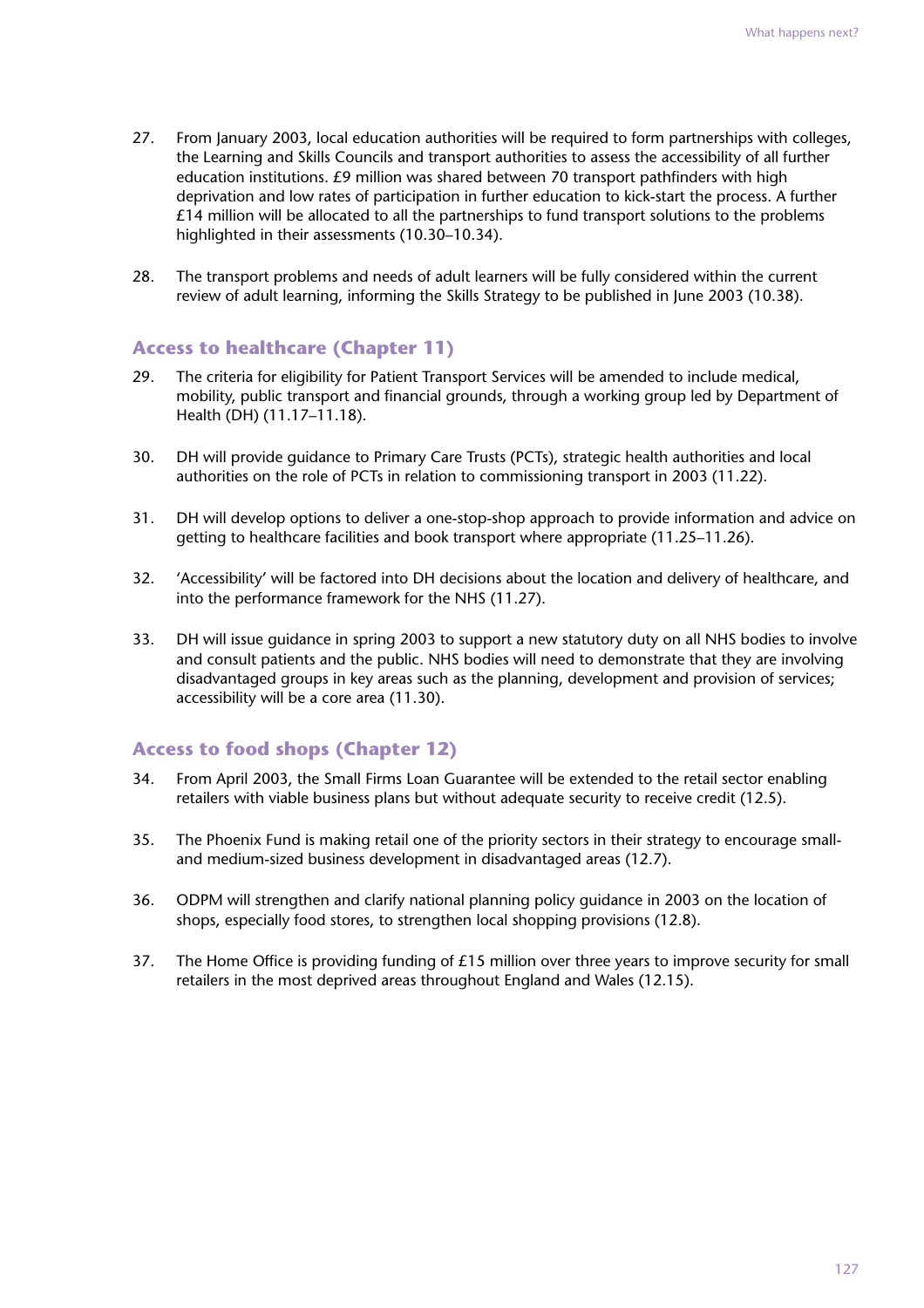27. From January 2003, local education authorities will be required to form partnerships with colleges, the Learning and Skills Councils and transport authorities to assess the accessibility of all further education institutions. £9 million was shared between 70 transport pathfinders with high deprivation and low rates of participation in further education to kick-start the process. A further £14 million will be allocated to all the partnerships to fund transport solutions to the problems highlighted in their assessments (10.30–10.34).

28. The transport problems and needs of adult learners will be fully considered within the current review of adult learning, informing the Skills Strategy to be published in June 2003 (10.38).

## Access to healthcare (Chapter 11)

29. The criteria for eligibility for Patient Transport Services will be amended to include medical, mobility, public transport and financial grounds, through a working group led by Department of Health (DH) (11.17–11.18).

30. DH will provide guidance to Primary Care Trusts (PCTs), strategic health authorities and local authorities on the role of PCTs in relation to commissioning transport in 2003 (11.22).

31. DH will develop options to deliver a one-stop-shop approach to provide information and advice on getting to healthcare facilities and book transport where appropriate (11.25–11.26).

32. 'Accessibility' will be factored into DH decisions about the location and delivery of healthcare, and into the performance framework for the NHS (11.27).

33. DH will issue guidance in spring 2003 to support a new statutory duty on all NHS bodies to involve and consult patients and the public. NHS bodies will need to demonstrate that they are involving disadvantaged groups in key areas such as the planning, development and provision of services; accessibility will be a core area (11.30).

## Access to food shops (Chapter 12)

34. From April 2003, the Small Firms Loan Guarantee will be extended to the retail sector enabling retailers with viable business plans but without adequate security to receive credit (12.5).

35. The Phoenix Fund is making retail one of the priority sectors in their strategy to encourage small- and medium-sized business development in disadvantaged areas (12.7).

36. ODPM will strengthen and clarify national planning policy guidance in 2003 on the location of shops, especially food stores, to strengthen local shopping provisions (12.8).

37. The Home Office is providing funding of £15 million over three years to improve security for small retailers in the most deprived areas throughout England and Wales (12.15).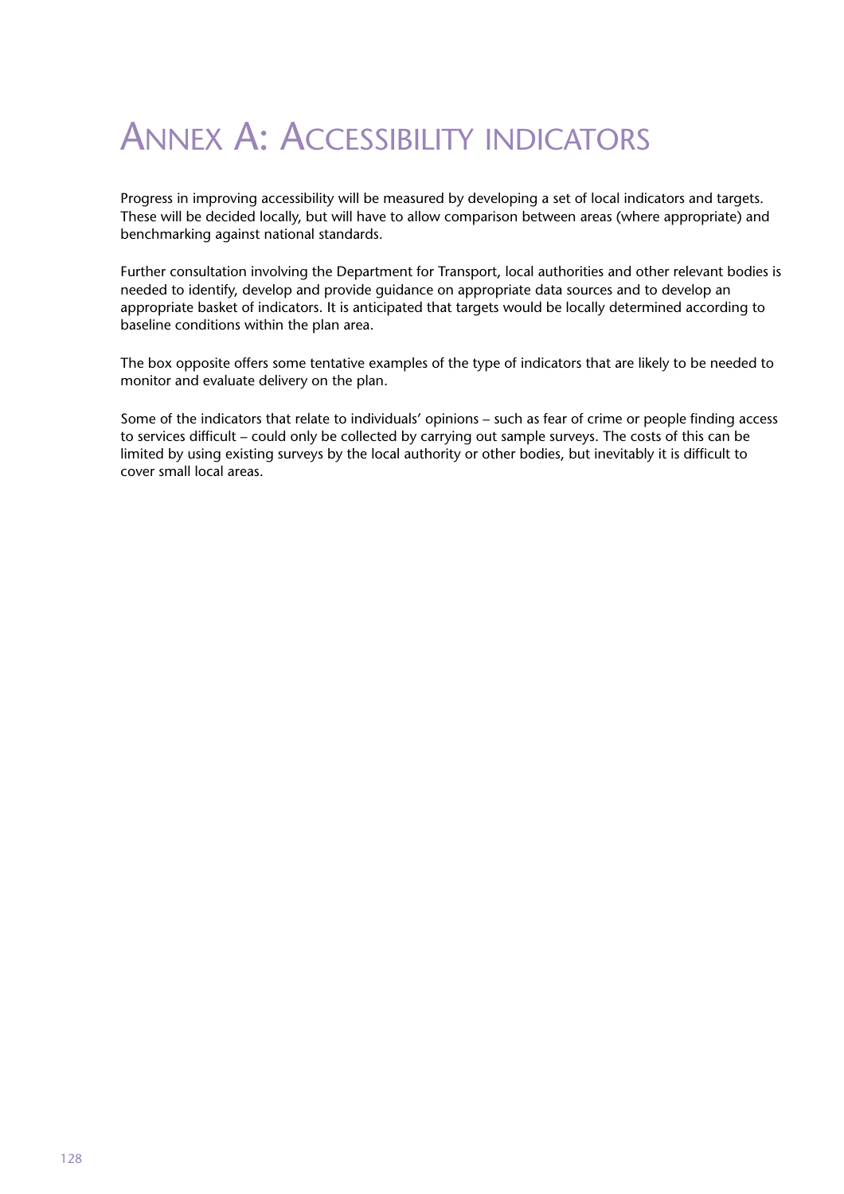# Annex A: Accessibility indicators

Progress in improving accessibility will be measured by developing a set of local indicators and targets. These will be decided locally, but will have to allow comparison between areas (where appropriate) and benchmarking against national standards.

Further consultation involving the Department for Transport, local authorities and other relevant bodies is needed to identify, develop and provide guidance on appropriate data sources and to develop an appropriate basket of indicators. It is anticipated that targets would be locally determined according to baseline conditions within the plan area.

The box opposite offers some tentative examples of the type of indicators that are likely to be needed to monitor and evaluate delivery on the plan.

Some of the indicators that relate to individuals' opinions – such as fear of crime or people finding access to services difficult – could only be collected by carrying out sample surveys. The costs of this can be limited by using existing surveys by the local authority or other bodies, but inevitably it is difficult to cover small local areas.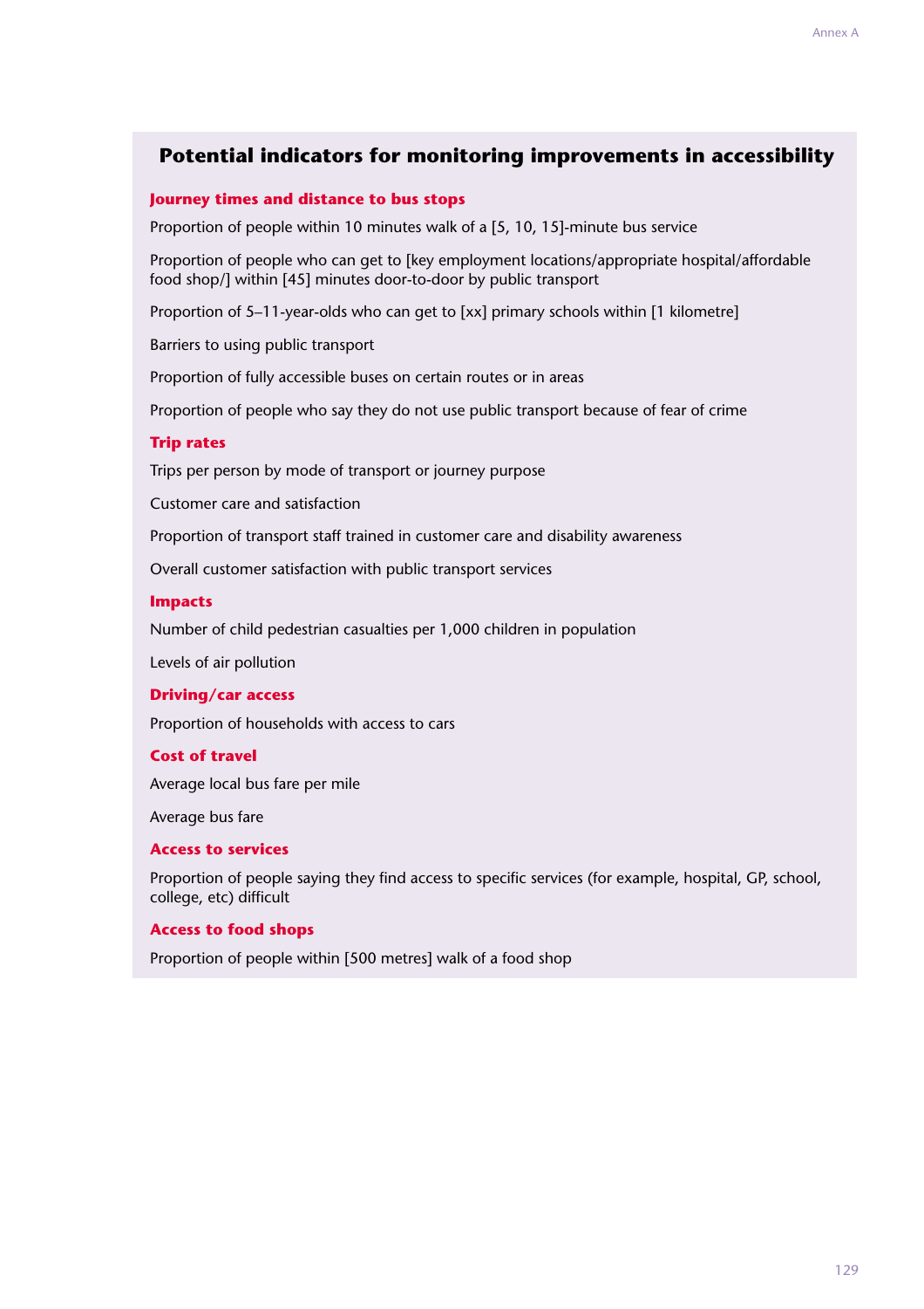## Potential indicators for monitoring improvements in accessibility

### Journey times and distance to bus stops

Proportion of people within 10 minutes walk of a [5, 10, 15]-minute bus service

Proportion of people who can get to [key employment locations/appropriate hospital/affordable food shop/] within [45] minutes door-to-door by public transport

Proportion of 5–11-year-olds who can get to [xx] primary schools within [1 kilometre]

Barriers to using public transport

Proportion of fully accessible buses on certain routes or in areas

Proportion of people who say they do not use public transport because of fear of crime

### Trip rates

Trips per person by mode of transport or journey purpose

Customer care and satisfaction

Proportion of transport staff trained in customer care and disability awareness

Overall customer satisfaction with public transport services

### Impacts

Number of child pedestrian casualties per 1,000 children in population

Levels of air pollution

### Driving/car access

Proportion of households with access to cars

### Cost of travel

Average local bus fare per mile

Average bus fare

### Access to services

Proportion of people saying they find access to specific services (for example, hospital, GP, school, college, etc) difficult

### Access to food shops

Proportion of people within [500 metres] walk of a food shop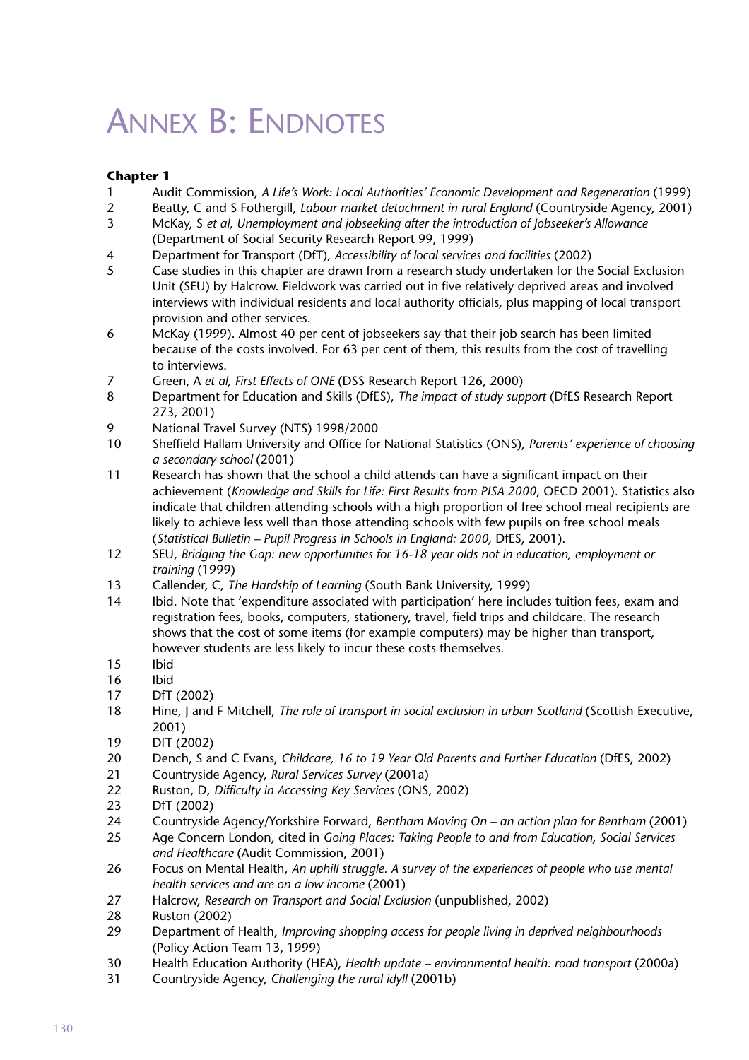# Annex B: Endnotes

**Chapter 1**

1. Audit Commission, *A Life's Work: Local Authorities' Economic Development and Regeneration* (1999)
2. Beatty, C and S Fothergill, *Labour market detachment in rural England* (Countryside Agency, 2001)
3. McKay, S *et al, Unemployment and jobseeking after the introduction of Jobseeker's Allowance* (Department of Social Security Research Report 99, 1999)
4. Department for Transport (DfT), *Accessibility of local services and facilities* (2002)
5. Case studies in this chapter are drawn from a research study undertaken for the Social Exclusion Unit (SEU) by Halcrow. Fieldwork was carried out in five relatively deprived areas and involved interviews with individual residents and local authority officials, plus mapping of local transport provision and other services.
6. McKay (1999). Almost 40 per cent of jobseekers say that their job search has been limited because of the costs involved. For 63 per cent of them, this results from the cost of travelling to interviews.
7. Green, A *et al, First Effects of ONE* (DSS Research Report 126, 2000)
8. Department for Education and Skills (DfES), *The impact of study support* (DfES Research Report 273, 2001)
9. National Travel Survey (NTS) 1998/2000
10. Sheffield Hallam University and Office for National Statistics (ONS), *Parents' experience of choosing a secondary school* (2001)
11. Research has shown that the school a child attends can have a significant impact on their achievement (*Knowledge and Skills for Life: First Results from PISA 2000*, OECD 2001). Statistics also indicate that children attending schools with a high proportion of free school meal recipients are likely to achieve less well than those attending schools with few pupils on free school meals (*Statistical Bulletin – Pupil Progress in Schools in England: 2000,* DfES, 2001).
12. SEU, *Bridging the Gap: new opportunities for 16-18 year olds not in education, employment or training* (1999)
13. Callender, C, *The Hardship of Learning* (South Bank University, 1999)
14. Ibid. Note that 'expenditure associated with participation' here includes tuition fees, exam and registration fees, books, computers, stationery, travel, field trips and childcare. The research shows that the cost of some items (for example computers) may be higher than transport, however students are less likely to incur these costs themselves.
15. Ibid
16. Ibid
17. DfT (2002)
18. Hine, J and F Mitchell, *The role of transport in social exclusion in urban Scotland* (Scottish Executive, 2001)
19. DfT (2002)
20. Dench, S and C Evans, *Childcare, 16 to 19 Year Old Parents and Further Education* (DfES, 2002)
21. Countryside Agency, *Rural Services Survey* (2001a)
22. Ruston, D, *Difficulty in Accessing Key Services* (ONS, 2002)
23. DfT (2002)
24. Countryside Agency/Yorkshire Forward, *Bentham Moving On – an action plan for Bentham* (2001)
25. Age Concern London, cited in *Going Places: Taking People to and from Education, Social Services and Healthcare* (Audit Commission, 2001)
26. Focus on Mental Health, *An uphill struggle. A survey of the experiences of people who use mental health services and are on a low income* (2001)
27. Halcrow, *Research on Transport and Social Exclusion* (unpublished, 2002)
28. Ruston (2002)
29. Department of Health, *Improving shopping access for people living in deprived neighbourhoods* (Policy Action Team 13, 1999)
30. Health Education Authority (HEA), *Health update – environmental health: road transport* (2000a)
31. Countryside Agency, *Challenging the rural idyll* (2001b)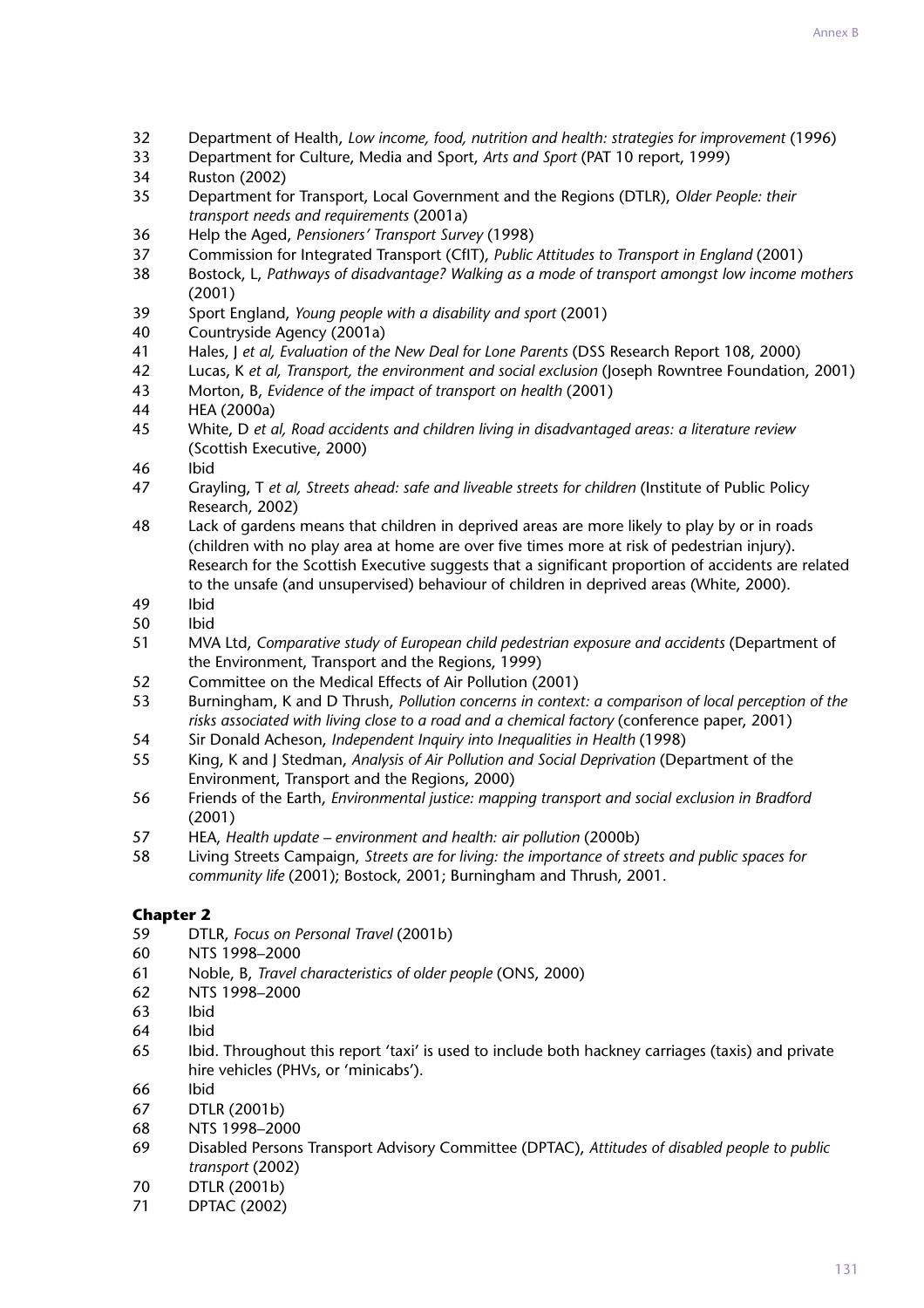32 Department of Health, *Low income, food, nutrition and health: strategies for improvement* (1996)
33 Department for Culture, Media and Sport, *Arts and Sport* (PAT 10 report, 1999)
34 Ruston (2002)
35 Department for Transport, Local Government and the Regions (DTLR), *Older People: their transport needs and requirements* (2001a)
36 Help the Aged, *Pensioners' Transport Survey* (1998)
37 Commission for Integrated Transport (CfIT), *Public Attitudes to Transport in England* (2001)
38 Bostock, L, *Pathways of disadvantage? Walking as a mode of transport amongst low income mothers* (2001)
39 Sport England, *Young people with a disability and sport* (2001)
40 Countryside Agency (2001a)
41 Hales, J *et al, Evaluation of the New Deal for Lone Parents* (DSS Research Report 108, 2000)
42 Lucas, K *et al, Transport, the environment and social exclusion* (Joseph Rowntree Foundation, 2001)
43 Morton, B, *Evidence of the impact of transport on health* (2001)
44 HEA (2000a)
45 White, D *et al, Road accidents and children living in disadvantaged areas: a literature review* (Scottish Executive, 2000)
46 Ibid
47 Grayling, T *et al, Streets ahead: safe and liveable streets for children* (Institute of Public Policy Research, 2002)
48 Lack of gardens means that children in deprived areas are more likely to play by or in roads (children with no play area at home are over five times more at risk of pedestrian injury). Research for the Scottish Executive suggests that a significant proportion of accidents are related to the unsafe (and unsupervised) behaviour of children in deprived areas (White, 2000).
49 Ibid
50 Ibid
51 MVA Ltd, *Comparative study of European child pedestrian exposure and accidents* (Department of the Environment, Transport and the Regions, 1999)
52 Committee on the Medical Effects of Air Pollution (2001)
53 Burningham, K and D Thrush, *Pollution concerns in context: a comparison of local perception of the risks associated with living close to a road and a chemical factory* (conference paper, 2001)
54 Sir Donald Acheson, *Independent Inquiry into Inequalities in Health* (1998)
55 King, K and J Stedman, *Analysis of Air Pollution and Social Deprivation* (Department of the Environment, Transport and the Regions, 2000)
56 Friends of the Earth, *Environmental justice: mapping transport and social exclusion in Bradford* (2001)
57 HEA, *Health update – environment and health: air pollution* (2000b)
58 Living Streets Campaign, *Streets are for living: the importance of streets and public spaces for community life* (2001); Bostock, 2001; Burningham and Thrush, 2001.

**Chapter 2**

59 DTLR, *Focus on Personal Travel* (2001b)
60 NTS 1998–2000
61 Noble, B, *Travel characteristics of older people* (ONS, 2000)
62 NTS 1998–2000
63 Ibid
64 Ibid
65 Ibid. Throughout this report 'taxi' is used to include both hackney carriages (taxis) and private hire vehicles (PHVs, or 'minicabs').
66 Ibid
67 DTLR (2001b)
68 NTS 1998–2000
69 Disabled Persons Transport Advisory Committee (DPTAC), *Attitudes of disabled people to public transport* (2002)
70 DTLR (2001b)
71 DPTAC (2002)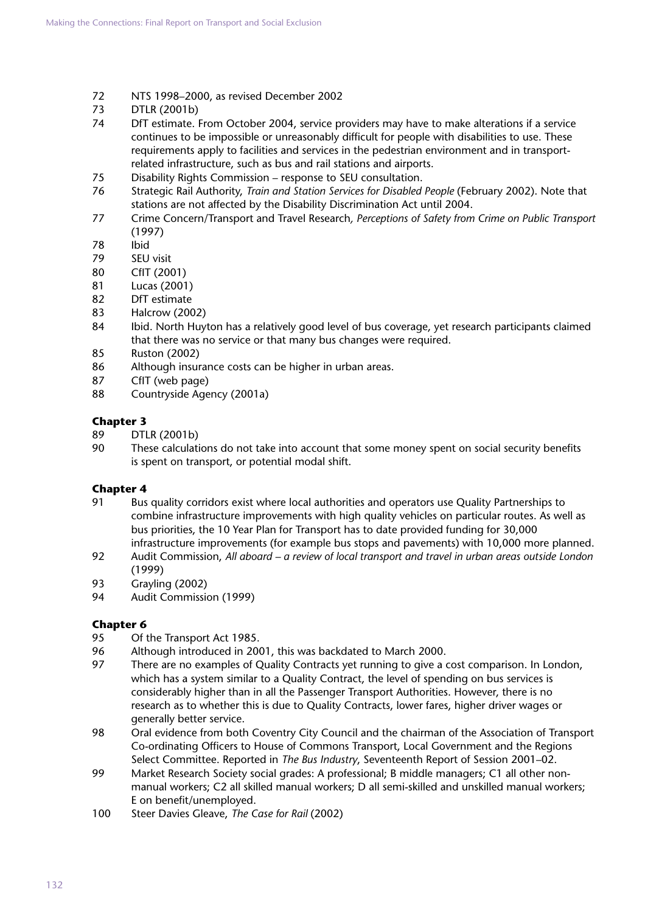72 NTS 1998–2000, as revised December 2002

73 DTLR (2001b)

74 DfT estimate. From October 2004, service providers may have to make alterations if a service continues to be impossible or unreasonably difficult for people with disabilities to use. These requirements apply to facilities and services in the pedestrian environment and in transport-related infrastructure, such as bus and rail stations and airports.

75 Disability Rights Commission – response to SEU consultation.

76 Strategic Rail Authority, *Train and Station Services for Disabled People* (February 2002). Note that stations are not affected by the Disability Discrimination Act until 2004.

77 Crime Concern/Transport and Travel Research, *Perceptions of Safety from Crime on Public Transport* (1997)

78 Ibid

79 SEU visit

80 CfIT (2001)

81 Lucas (2001)

82 DfT estimate

83 Halcrow (2002)

84 Ibid. North Huyton has a relatively good level of bus coverage, yet research participants claimed that there was no service or that many bus changes were required.

85 Ruston (2002)

86 Although insurance costs can be higher in urban areas.

87 CfIT (web page)

88 Countryside Agency (2001a)

**Chapter 3**

89 DTLR (2001b)

90 These calculations do not take into account that some money spent on social security benefits is spent on transport, or potential modal shift.

**Chapter 4**

91 Bus quality corridors exist where local authorities and operators use Quality Partnerships to combine infrastructure improvements with high quality vehicles on particular routes. As well as bus priorities, the 10 Year Plan for Transport has to date provided funding for 30,000 infrastructure improvements (for example bus stops and pavements) with 10,000 more planned.

92 Audit Commission, *All aboard – a review of local transport and travel in urban areas outside London* (1999)

93 Grayling (2002)

94 Audit Commission (1999)

**Chapter 6**

95 Of the Transport Act 1985.

96 Although introduced in 2001, this was backdated to March 2000.

97 There are no examples of Quality Contracts yet running to give a cost comparison. In London, which has a system similar to a Quality Contract, the level of spending on bus services is considerably higher than in all the Passenger Transport Authorities. However, there is no research as to whether this is due to Quality Contracts, lower fares, higher driver wages or generally better service.

98 Oral evidence from both Coventry City Council and the chairman of the Association of Transport Co-ordinating Officers to House of Commons Transport, Local Government and the Regions Select Committee. Reported in *The Bus Industry*, Seventeenth Report of Session 2001–02.

99 Market Research Society social grades: A professional; B middle managers; C1 all other non-manual workers; C2 all skilled manual workers; D all semi-skilled and unskilled manual workers; E on benefit/unemployed.

100 Steer Davies Gleave, *The Case for Rail* (2002)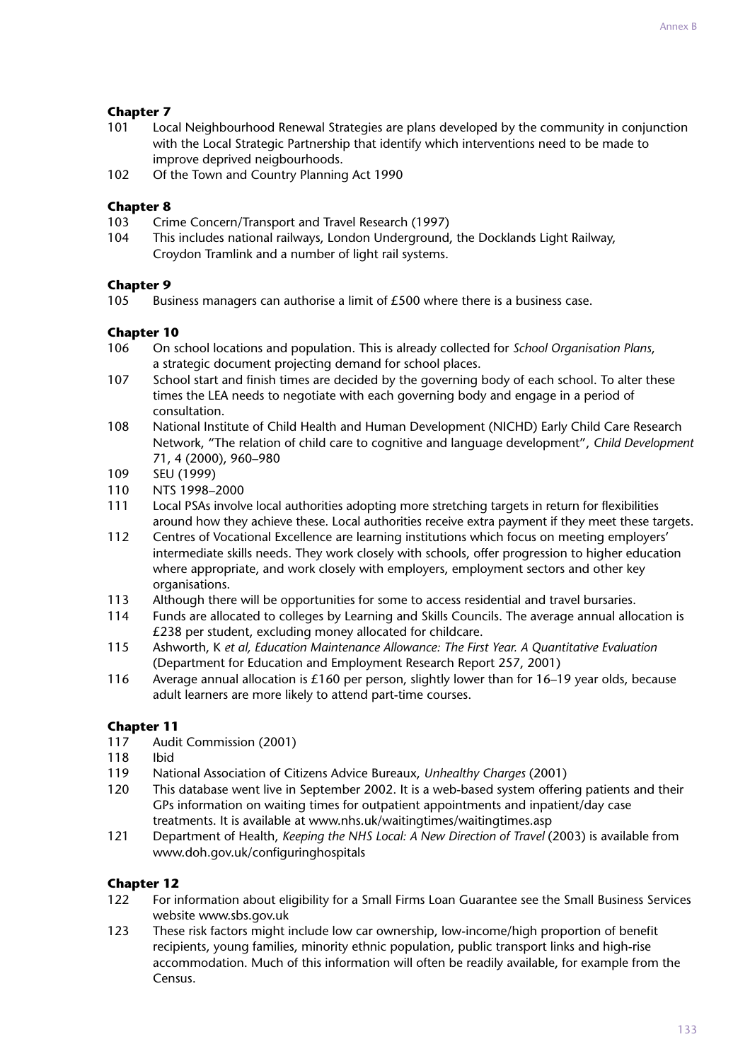**Chapter 7**

101 Local Neighbourhood Renewal Strategies are plans developed by the community in conjunction with the Local Strategic Partnership that identify which interventions need to be made to improve deprived neigbourhoods.

102 Of the Town and Country Planning Act 1990

**Chapter 8**

103 Crime Concern/Transport and Travel Research (1997)

104 This includes national railways, London Underground, the Docklands Light Railway, Croydon Tramlink and a number of light rail systems.

**Chapter 9**

105 Business managers can authorise a limit of £500 where there is a business case.

**Chapter 10**

106 On school locations and population. This is already collected for *School Organisation Plans*, a strategic document projecting demand for school places.

107 School start and finish times are decided by the governing body of each school. To alter these times the LEA needs to negotiate with each governing body and engage in a period of consultation.

108 National Institute of Child Health and Human Development (NICHD) Early Child Care Research Network, "The relation of child care to cognitive and language development", *Child Development* 71, 4 (2000), 960–980

109 SEU (1999)

110 NTS 1998–2000

111 Local PSAs involve local authorities adopting more stretching targets in return for flexibilities around how they achieve these. Local authorities receive extra payment if they meet these targets.

112 Centres of Vocational Excellence are learning institutions which focus on meeting employers' intermediate skills needs. They work closely with schools, offer progression to higher education where appropriate, and work closely with employers, employment sectors and other key organisations.

113 Although there will be opportunities for some to access residential and travel bursaries.

114 Funds are allocated to colleges by Learning and Skills Councils. The average annual allocation is £238 per student, excluding money allocated for childcare.

115 Ashworth, K *et al, Education Maintenance Allowance: The First Year. A Quantitative Evaluation* (Department for Education and Employment Research Report 257, 2001)

116 Average annual allocation is £160 per person, slightly lower than for 16–19 year olds, because adult learners are more likely to attend part-time courses.

**Chapter 11**

117 Audit Commission (2001)

118 Ibid

119 National Association of Citizens Advice Bureaux, *Unhealthy Charges* (2001)

120 This database went live in September 2002. It is a web-based system offering patients and their GPs information on waiting times for outpatient appointments and inpatient/day case treatments. It is available at www.nhs.uk/waitingtimes/waitingtimes.asp

121 Department of Health, *Keeping the NHS Local: A New Direction of Travel* (2003) is available from www.doh.gov.uk/configuringhospitals

**Chapter 12**

122 For information about eligibility for a Small Firms Loan Guarantee see the Small Business Services website www.sbs.gov.uk

123 These risk factors might include low car ownership, low-income/high proportion of benefit recipients, young families, minority ethnic population, public transport links and high-rise accommodation. Much of this information will often be readily available, for example from the Census.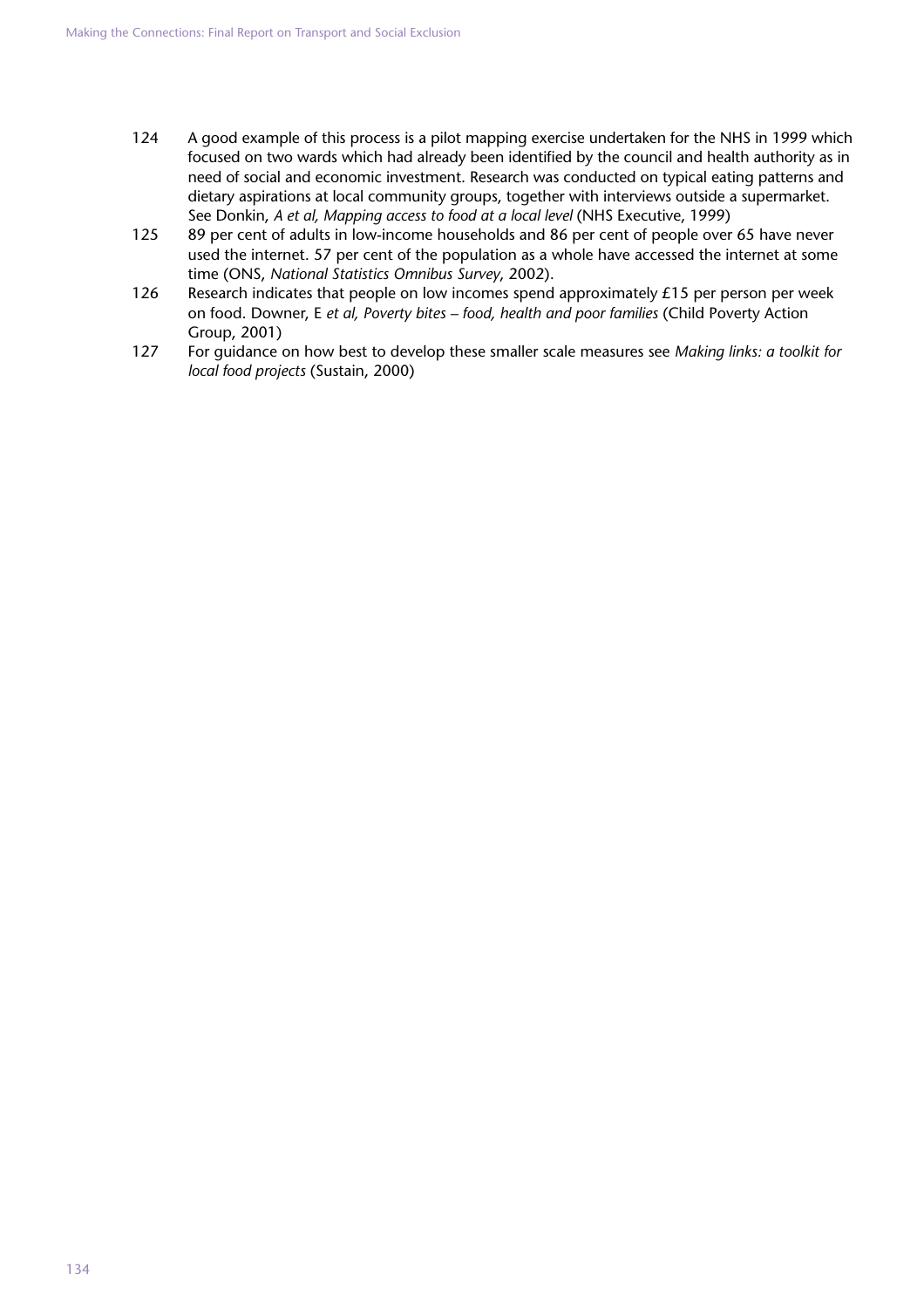124 A good example of this process is a pilot mapping exercise undertaken for the NHS in 1999 which focused on two wards which had already been identified by the council and health authority as in need of social and economic investment. Research was conducted on typical eating patterns and dietary aspirations at local community groups, together with interviews outside a supermarket. See Donkin, *A et al, Mapping access to food at a local level* (NHS Executive, 1999)

125 89 per cent of adults in low-income households and 86 per cent of people over 65 have never used the internet. 57 per cent of the population as a whole have accessed the internet at some time (ONS, *National Statistics Omnibus Survey*, 2002).

126 Research indicates that people on low incomes spend approximately £15 per person per week on food. Downer, E *et al, Poverty bites – food, health and poor families* (Child Poverty Action Group, 2001)

127 For guidance on how best to develop these smaller scale measures see *Making links: a toolkit for local food projects* (Sustain, 2000)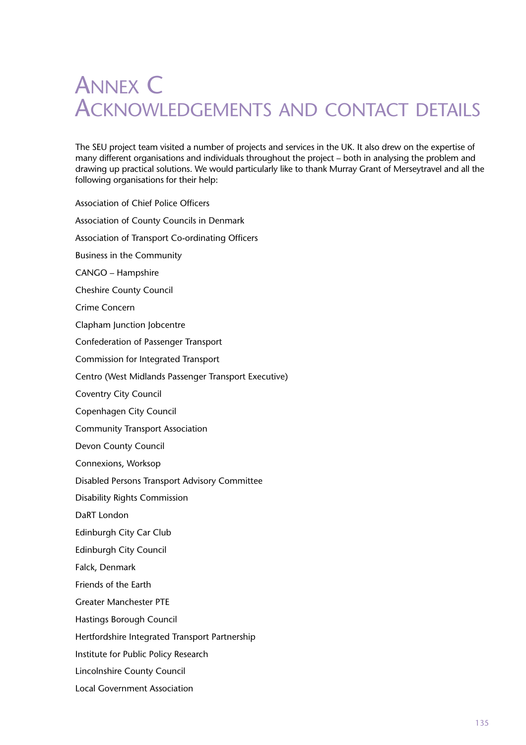# Annex C
# Acknowledgements and contact details

The SEU project team visited a number of projects and services in the UK. It also drew on the expertise of many different organisations and individuals throughout the project – both in analysing the problem and drawing up practical solutions. We would particularly like to thank Murray Grant of Merseytravel and all the following organisations for their help:

Association of Chief Police Officers

Association of County Councils in Denmark

Association of Transport Co-ordinating Officers

Business in the Community

CANGO – Hampshire

Cheshire County Council

Crime Concern

Clapham Junction Jobcentre

Confederation of Passenger Transport

Commission for Integrated Transport

Centro (West Midlands Passenger Transport Executive)

Coventry City Council

Copenhagen City Council

Community Transport Association

Devon County Council

Connexions, Worksop

Disabled Persons Transport Advisory Committee

Disability Rights Commission

DaRT London

Edinburgh City Car Club

Edinburgh City Council

Falck, Denmark

Friends of the Earth

Greater Manchester PTE

Hastings Borough Council

Hertfordshire Integrated Transport Partnership

Institute for Public Policy Research

Lincolnshire County Council

Local Government Association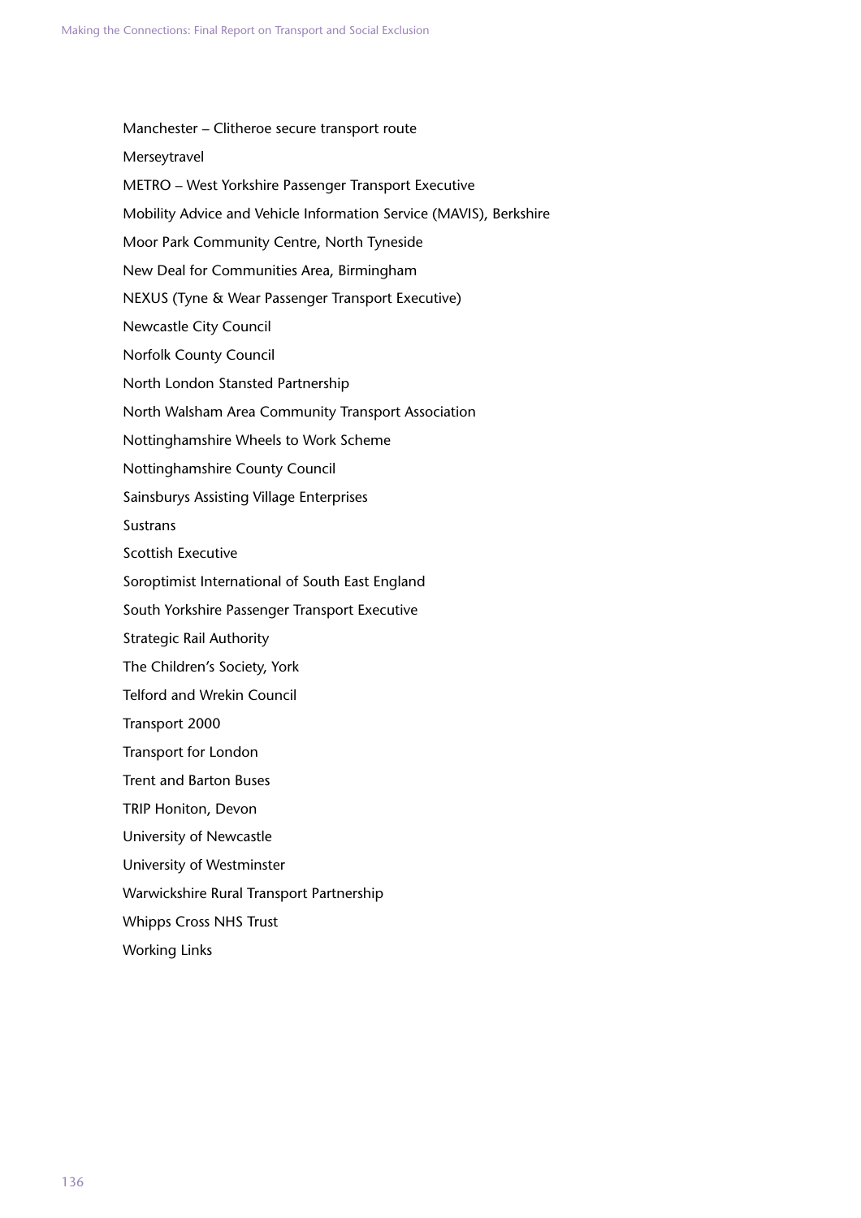Manchester – Clitheroe secure transport route

Merseytravel

METRO – West Yorkshire Passenger Transport Executive

Mobility Advice and Vehicle Information Service (MAVIS), Berkshire

Moor Park Community Centre, North Tyneside

New Deal for Communities Area, Birmingham

NEXUS (Tyne & Wear Passenger Transport Executive)

Newcastle City Council

Norfolk County Council

North London Stansted Partnership

North Walsham Area Community Transport Association

Nottinghamshire Wheels to Work Scheme

Nottinghamshire County Council

Sainsburys Assisting Village Enterprises

Sustrans

Scottish Executive

Soroptimist International of South East England

South Yorkshire Passenger Transport Executive

Strategic Rail Authority

The Children's Society, York

Telford and Wrekin Council

Transport 2000

Transport for London

Trent and Barton Buses

TRIP Honiton, Devon

University of Newcastle

University of Westminster

Warwickshire Rural Transport Partnership

Whipps Cross NHS Trust

Working Links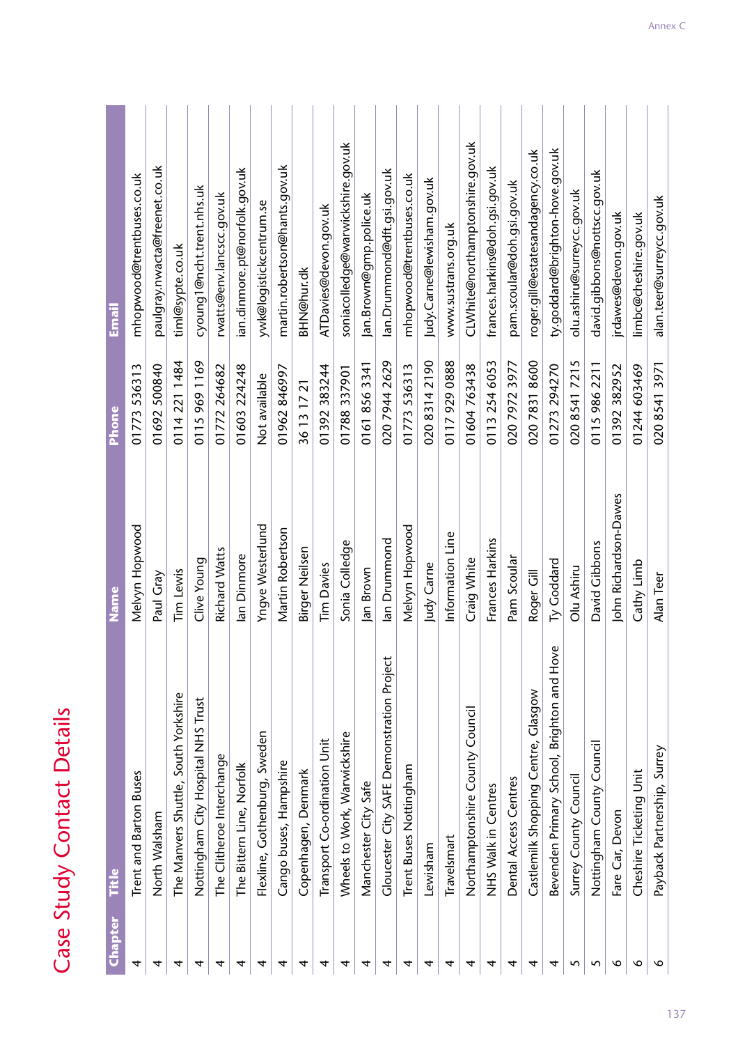# Case Study Contact Details

| Chapter | Title | Name | Phone | Email |
|---|---|---|---|---|
| 4 | Trent and Barton Buses | Melvyn Hopwood | 01773 536313 | mhopwood@trentbuses.co.uk |
| 4 | North Walsham | Paul Gray | 01692 500840 | paulgray.nwacta@freenet.co.uk |
| 4 | The Manvers Shuttle, South Yorkshire | Tim Lewis | 0114 221 1484 | timl@sypte.co.uk |
| 4 | Nottingham City Hospital NHS Trust | Clive Young | 0115 969 1169 | cyoung1@ncht.trent.nhs.uk |
| 4 | The Clitheroe Interchange | Richard Watts | 01772 264682 | rwatts@env.lancscc.gov.uk |
| 4 | The Bittern Line, Norfolk | Ian Dinmore | 01603 224248 | ian.dinmore.pt@norfolk.gov.uk |
| 4 | Flexline, Gothenburg, Sweden | Yngve Westerlund | Not available | ywk@logistickcentrum.se |
| 4 | Cango buses, Hampshire | Martin Robertson | 01962 846997 | martin.robertson@hants.gov.uk |
| 4 | Copenhagen, Denmark | Birger Neilsen | 36 13 17 21 | BHN@hur.dk |
| 4 | Transport Co-ordination Unit | Tim Davies | 01392 383244 | ATDavies@devon.gov.uk |
| 4 | Wheels to Work, Warwickshire | Sonia Colledge | 01788 337901 | soniacolledge@warwickshire.gov.uk |
| 4 | Manchester City Safe | Jan Brown | 0161 856 3341 | Jan.Brown@gmp.police.uk |
| 4 | Gloucester City SAFE Demonstration Project | Ian Drummond | 020 7944 2629 | Ian.Drummond@dft.gsi.gov.uk |
| 4 | Trent Buses Nottingham | Melvyn Hopwood | 01773 536313 | mhopwood@trentbuses.co.uk |
| 4 | Lewisham | Judy Carne | 020 8314 2190 | Judy.Carne@lewisham.gov.uk |
| 4 | Travelsmart | Information Line | 0117 929 0888 | www.sustrans.org.uk |
| 4 | Northamptonshire County Council | Craig White | 01604 763438 | CLWhite@northamptonshire.gov.uk |
| 4 | NHS Walk in Centres | Frances Harkins | 0113 254 6053 | frances.harkins@doh.gsi.gov.uk |
| 4 | Dental Access Centres | Pam Scoular | 020 7972 3977 | pam.scoular@doh.gsi.gov.uk |
| 4 | Castlemilk Shopping Centre, Glasgow | Roger Gill | 020 7831 8600 | roger.gill@estatesandagency.co.uk |
| 4 | Bevenden Primary School, Brighton and Hove | Ty Goddard | 01273 294270 | ty.goddard@brighton-hove.gov.uk |
| 5 | Surrey County Council | Olu Ashiru | 020 8541 7215 | olu.ashiru@surreycc.gov.uk |
| 5 | Nottingham County Council | David Gibbons | 0115 986 2211 | david.gibbons@nottscc.gov.uk |
| 6 | Fare Car, Devon | John Richardson-Dawes | 01392 382952 | jrdawes@devon.gov.uk |
| 6 | Cheshire Ticketing Unit | Cathy Limb | 01244 603469 | limbc@cheshire.gov.uk |
| 6 | Payback Partnership, Surrey | Alan Teer | 020 8541 3971 | alan.teer@surreycc.gov.uk |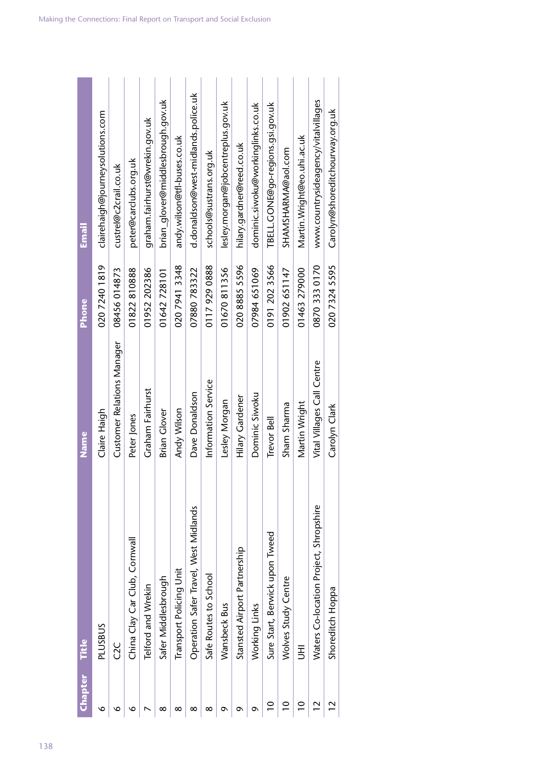| Chapter | Title | Name | Phone | Email |
|---|---|---|---|---|
| 6 | PLUSBUS | Claire Haigh | 020 7240 1819 | clairehaigh@journeysolutions.com |
| 6 | C2C | Customer Relations Manager | 08456 014873 | custrel@c2crail.co.uk |
| 6 | China Clay Car Club, Cornwall | Peter Jones | 01822 810888 | peter@carclubs.org.uk |
| 7 | Telford and Wrekin | Graham Fairhurst | 01952 202386 | graham.fairhurst@wrekin.gov.uk |
| 8 | Safer Middlesbrough | Brian Glover | 01642 728101 | brian_glover@middlesbrough.gov.uk |
| 8 | Transport Policing Unit | Andy Wilson | 020 7941 3348 | andy.wilson@tfl-buses.co.uk |
| 8 | Operation Safer Travel, West Midlands | Dave Donaldson | 07880 783322 | d.donaldson@west-midlands.police.uk |
| 8 | Safe Routes to School | Information Service | 0117 929 0888 | schools@sustrans.org.uk |
| 9 | Wansbeck Bus | Lesley Morgan | 01670 811356 | lesley.morgan@jobcentreplus.gov.uk |
| 9 | Stansted Airport Partnership | Hilary Gardener | 020 8885 5596 | hilary.gardner@reed.co.uk |
| 9 | Working Links | Dominic Siwoku | 07984 651069 | dominic.siwoku@workinglinks.co.uk |
| 10 | Sure Start, Berwick upon Tweed | Trevor Bell | 0191 202 3566 | TBELL.GONE@go-regions.gsi.gov.uk |
| 10 | Wolves Study Centre | Sham Sharma | 01902 651147 | SHAMSHARMA@aol.com |
| 10 | UHI | Martin Wright | 01463 279000 | Martin.Wright@eo.uhi.ac.uk |
| 12 | Waters Co-location Project, Shropshire | Vital Villages Call Centre | 0870 333 0170 | www.countrysideagency/vitalvillages |
| 12 | Shoreditch Hoppa | Carolyn Clark | 020 7324 5595 | Carolyn@shoreditchourway.org.uk |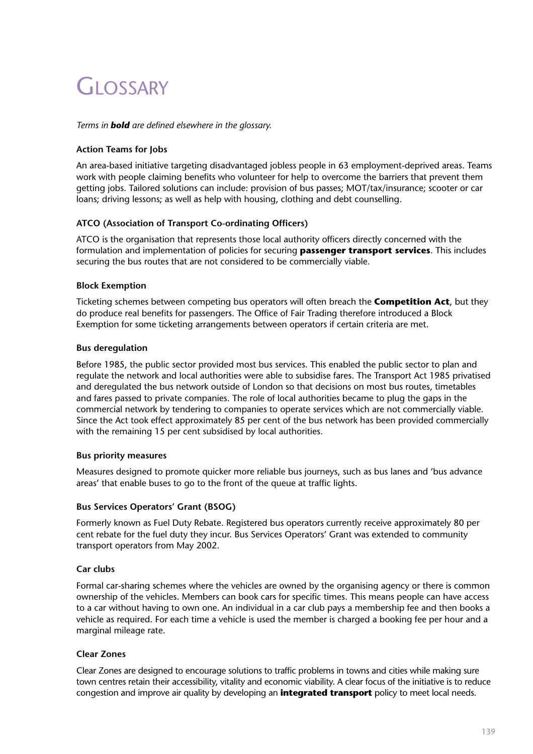# Glossary

*Terms in **bold** are defined elsewhere in the glossary.*

**Action Teams for Jobs**

An area-based initiative targeting disadvantaged jobless people in 63 employment-deprived areas. Teams work with people claiming benefits who volunteer for help to overcome the barriers that prevent them getting jobs. Tailored solutions can include: provision of bus passes; MOT/tax/insurance; scooter or car loans; driving lessons; as well as help with housing, clothing and debt counselling.

**ATCO (Association of Transport Co-ordinating Officers)**

ATCO is the organisation that represents those local authority officers directly concerned with the formulation and implementation of policies for securing **passenger transport services**. This includes securing the bus routes that are not considered to be commercially viable.

**Block Exemption**

Ticketing schemes between competing bus operators will often breach the **Competition Act**, but they do produce real benefits for passengers. The Office of Fair Trading therefore introduced a Block Exemption for some ticketing arrangements between operators if certain criteria are met.

**Bus deregulation**

Before 1985, the public sector provided most bus services. This enabled the public sector to plan and regulate the network and local authorities were able to subsidise fares. The Transport Act 1985 privatised and deregulated the bus network outside of London so that decisions on most bus routes, timetables and fares passed to private companies. The role of local authorities became to plug the gaps in the commercial network by tendering to companies to operate services which are not commercially viable. Since the Act took effect approximately 85 per cent of the bus network has been provided commercially with the remaining 15 per cent subsidised by local authorities.

**Bus priority measures**

Measures designed to promote quicker more reliable bus journeys, such as bus lanes and 'bus advance areas' that enable buses to go to the front of the queue at traffic lights.

**Bus Services Operators' Grant (BSOG)**

Formerly known as Fuel Duty Rebate. Registered bus operators currently receive approximately 80 per cent rebate for the fuel duty they incur. Bus Services Operators' Grant was extended to community transport operators from May 2002.

**Car clubs**

Formal car-sharing schemes where the vehicles are owned by the organising agency or there is common ownership of the vehicles. Members can book cars for specific times. This means people can have access to a car without having to own one. An individual in a car club pays a membership fee and then books a vehicle as required. For each time a vehicle is used the member is charged a booking fee per hour and a marginal mileage rate.

**Clear Zones**

Clear Zones are designed to encourage solutions to traffic problems in towns and cities while making sure town centres retain their accessibility, vitality and economic viability. A clear focus of the initiative is to reduce congestion and improve air quality by developing an **integrated transport** policy to meet local needs.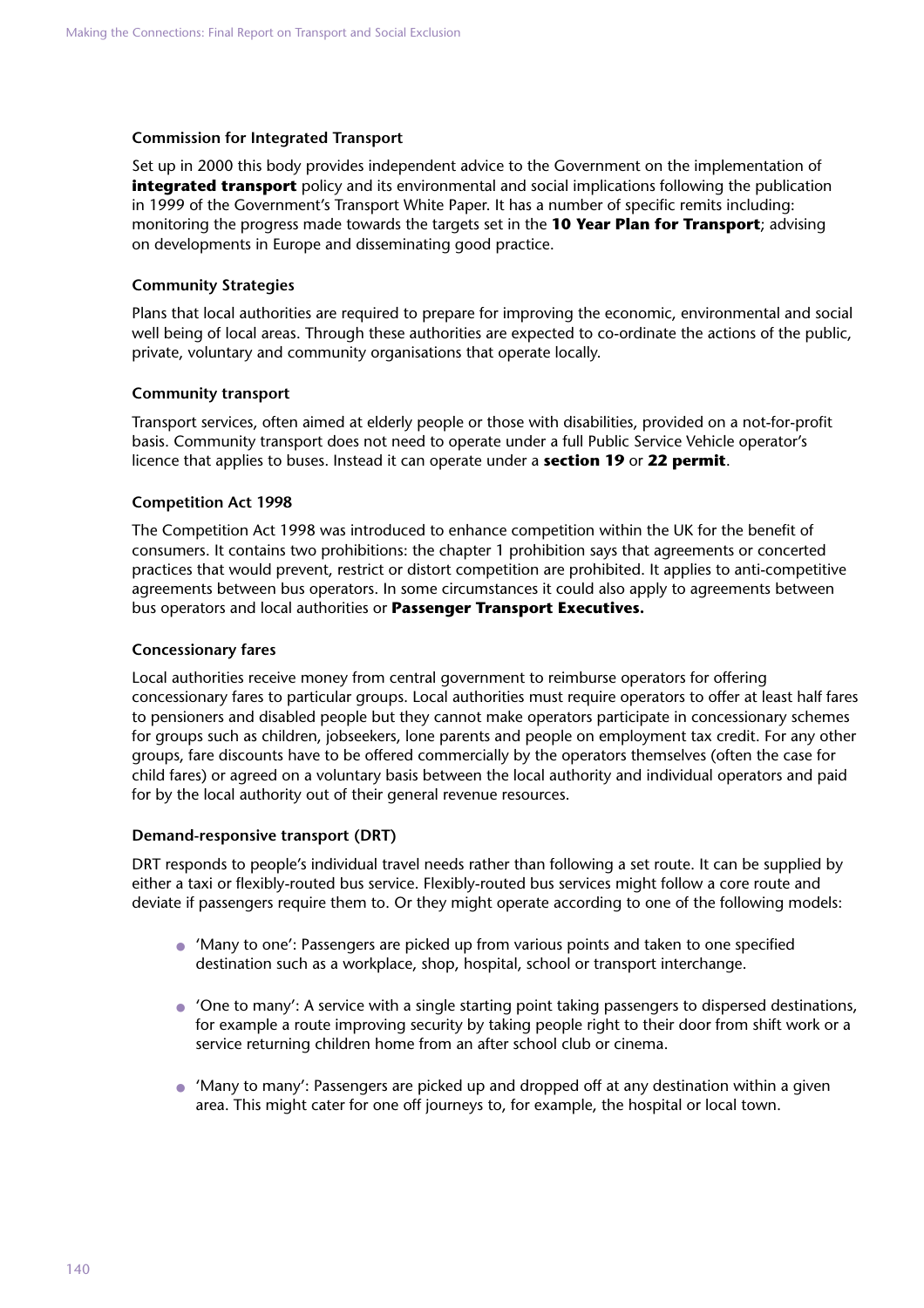### Commission for Integrated Transport

Set up in 2000 this body provides independent advice to the Government on the implementation of **integrated transport** policy and its environmental and social implications following the publication in 1999 of the Government's Transport White Paper. It has a number of specific remits including: monitoring the progress made towards the targets set in the **10 Year Plan for Transport**; advising on developments in Europe and disseminating good practice.

### Community Strategies

Plans that local authorities are required to prepare for improving the economic, environmental and social well being of local areas. Through these authorities are expected to co-ordinate the actions of the public, private, voluntary and community organisations that operate locally.

### Community transport

Transport services, often aimed at elderly people or those with disabilities, provided on a not-for-profit basis. Community transport does not need to operate under a full Public Service Vehicle operator's licence that applies to buses. Instead it can operate under a **section 19** or **22 permit**.

### Competition Act 1998

The Competition Act 1998 was introduced to enhance competition within the UK for the benefit of consumers. It contains two prohibitions: the chapter 1 prohibition says that agreements or concerted practices that would prevent, restrict or distort competition are prohibited. It applies to anti-competitive agreements between bus operators. In some circumstances it could also apply to agreements between bus operators and local authorities or **Passenger Transport Executives.**

### Concessionary fares

Local authorities receive money from central government to reimburse operators for offering concessionary fares to particular groups. Local authorities must require operators to offer at least half fares to pensioners and disabled people but they cannot make operators participate in concessionary schemes for groups such as children, jobseekers, lone parents and people on employment tax credit. For any other groups, fare discounts have to be offered commercially by the operators themselves (often the case for child fares) or agreed on a voluntary basis between the local authority and individual operators and paid for by the local authority out of their general revenue resources.

### Demand-responsive transport (DRT)

DRT responds to people's individual travel needs rather than following a set route. It can be supplied by either a taxi or flexibly-routed bus service. Flexibly-routed bus services might follow a core route and deviate if passengers require them to. Or they might operate according to one of the following models:

- 'Many to one': Passengers are picked up from various points and taken to one specified destination such as a workplace, shop, hospital, school or transport interchange.
- 'One to many': A service with a single starting point taking passengers to dispersed destinations, for example a route improving security by taking people right to their door from shift work or a service returning children home from an after school club or cinema.
- 'Many to many': Passengers are picked up and dropped off at any destination within a given area. This might cater for one off journeys to, for example, the hospital or local town.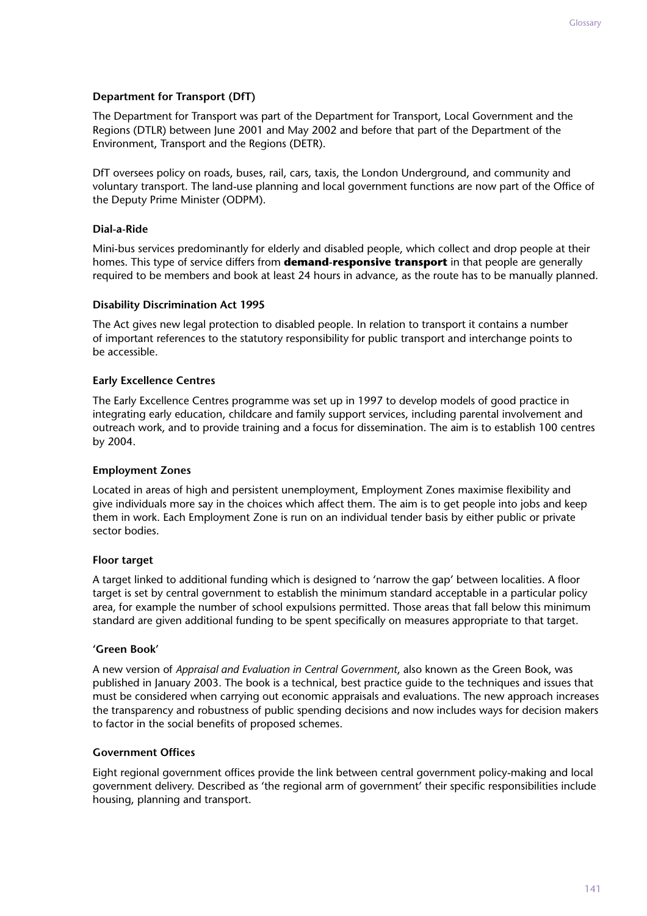**Department for Transport (DfT)**

The Department for Transport was part of the Department for Transport, Local Government and the Regions (DTLR) between June 2001 and May 2002 and before that part of the Department of the Environment, Transport and the Regions (DETR).

DfT oversees policy on roads, buses, rail, cars, taxis, the London Underground, and community and voluntary transport. The land-use planning and local government functions are now part of the Office of the Deputy Prime Minister (ODPM).

**Dial-a-Ride**

Mini-bus services predominantly for elderly and disabled people, which collect and drop people at their homes. This type of service differs from **demand-responsive transport** in that people are generally required to be members and book at least 24 hours in advance, as the route has to be manually planned.

**Disability Discrimination Act 1995**

The Act gives new legal protection to disabled people. In relation to transport it contains a number of important references to the statutory responsibility for public transport and interchange points to be accessible.

**Early Excellence Centres**

The Early Excellence Centres programme was set up in 1997 to develop models of good practice in integrating early education, childcare and family support services, including parental involvement and outreach work, and to provide training and a focus for dissemination. The aim is to establish 100 centres by 2004.

**Employment Zones**

Located in areas of high and persistent unemployment, Employment Zones maximise flexibility and give individuals more say in the choices which affect them. The aim is to get people into jobs and keep them in work. Each Employment Zone is run on an individual tender basis by either public or private sector bodies.

**Floor target**

A target linked to additional funding which is designed to 'narrow the gap' between localities. A floor target is set by central government to establish the minimum standard acceptable in a particular policy area, for example the number of school expulsions permitted. Those areas that fall below this minimum standard are given additional funding to be spent specifically on measures appropriate to that target.

**'Green Book'**

A new version of *Appraisal and Evaluation in Central Government*, also known as the Green Book, was published in January 2003. The book is a technical, best practice guide to the techniques and issues that must be considered when carrying out economic appraisals and evaluations. The new approach increases the transparency and robustness of public spending decisions and now includes ways for decision makers to factor in the social benefits of proposed schemes.

**Government Offices**

Eight regional government offices provide the link between central government policy-making and local government delivery. Described as 'the regional arm of government' their specific responsibilities include housing, planning and transport.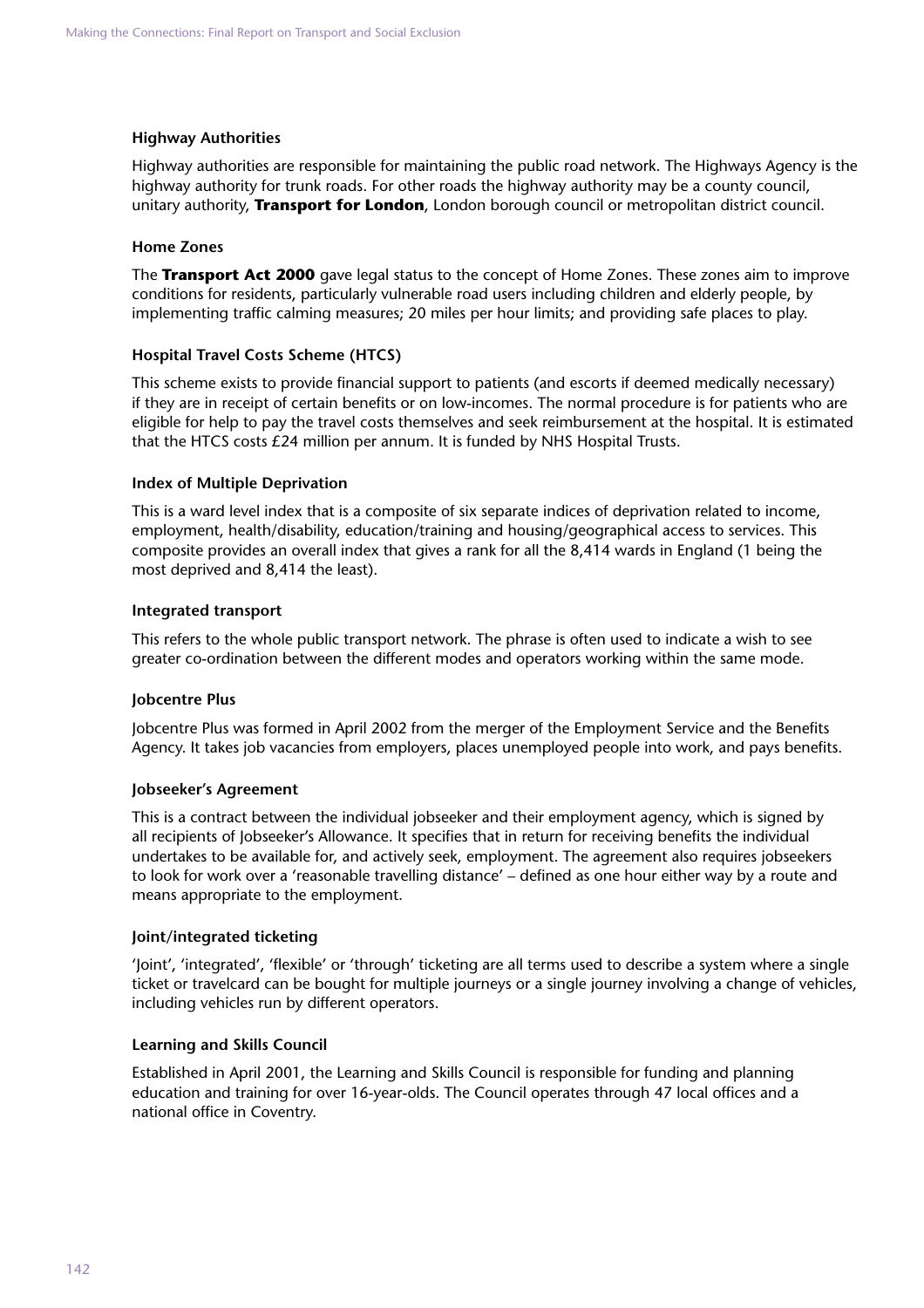### Highway Authorities

Highway authorities are responsible for maintaining the public road network. The Highways Agency is the highway authority for trunk roads. For other roads the highway authority may be a county council, unitary authority, **Transport for London**, London borough council or metropolitan district council.

### Home Zones

The **Transport Act 2000** gave legal status to the concept of Home Zones. These zones aim to improve conditions for residents, particularly vulnerable road users including children and elderly people, by implementing traffic calming measures; 20 miles per hour limits; and providing safe places to play.

### Hospital Travel Costs Scheme (HTCS)

This scheme exists to provide financial support to patients (and escorts if deemed medically necessary) if they are in receipt of certain benefits or on low-incomes. The normal procedure is for patients who are eligible for help to pay the travel costs themselves and seek reimbursement at the hospital. It is estimated that the HTCS costs £24 million per annum. It is funded by NHS Hospital Trusts.

### Index of Multiple Deprivation

This is a ward level index that is a composite of six separate indices of deprivation related to income, employment, health/disability, education/training and housing/geographical access to services. This composite provides an overall index that gives a rank for all the 8,414 wards in England (1 being the most deprived and 8,414 the least).

### Integrated transport

This refers to the whole public transport network. The phrase is often used to indicate a wish to see greater co-ordination between the different modes and operators working within the same mode.

### Jobcentre Plus

Jobcentre Plus was formed in April 2002 from the merger of the Employment Service and the Benefits Agency. It takes job vacancies from employers, places unemployed people into work, and pays benefits.

### Jobseeker's Agreement

This is a contract between the individual jobseeker and their employment agency, which is signed by all recipients of Jobseeker's Allowance. It specifies that in return for receiving benefits the individual undertakes to be available for, and actively seek, employment. The agreement also requires jobseekers to look for work over a 'reasonable travelling distance' – defined as one hour either way by a route and means appropriate to the employment.

### Joint/integrated ticketing

'Joint', 'integrated', 'flexible' or 'through' ticketing are all terms used to describe a system where a single ticket or travelcard can be bought for multiple journeys or a single journey involving a change of vehicles, including vehicles run by different operators.

### Learning and Skills Council

Established in April 2001, the Learning and Skills Council is responsible for funding and planning education and training for over 16-year-olds. The Council operates through 47 local offices and a national office in Coventry.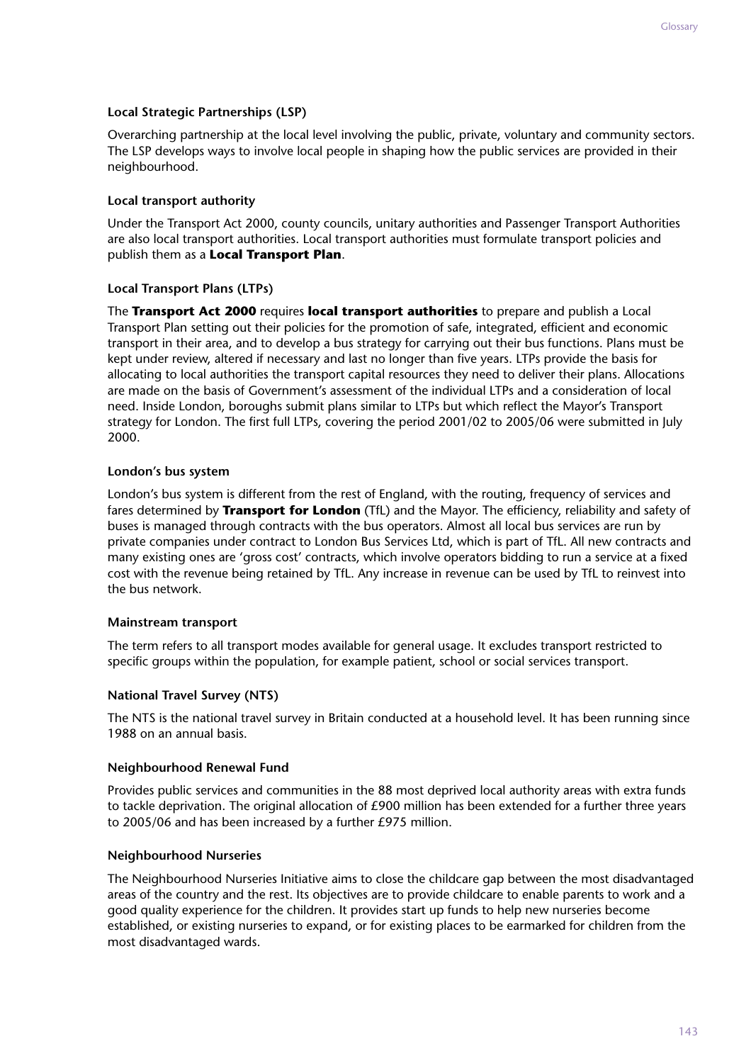### Local Strategic Partnerships (LSP)

Overarching partnership at the local level involving the public, private, voluntary and community sectors. The LSP develops ways to involve local people in shaping how the public services are provided in their neighbourhood.

### Local transport authority

Under the Transport Act 2000, county councils, unitary authorities and Passenger Transport Authorities are also local transport authorities. Local transport authorities must formulate transport policies and publish them as a **Local Transport Plan**.

### Local Transport Plans (LTPs)

The **Transport Act 2000** requires **local transport authorities** to prepare and publish a Local Transport Plan setting out their policies for the promotion of safe, integrated, efficient and economic transport in their area, and to develop a bus strategy for carrying out their bus functions. Plans must be kept under review, altered if necessary and last no longer than five years. LTPs provide the basis for allocating to local authorities the transport capital resources they need to deliver their plans. Allocations are made on the basis of Government's assessment of the individual LTPs and a consideration of local need. Inside London, boroughs submit plans similar to LTPs but which reflect the Mayor's Transport strategy for London. The first full LTPs, covering the period 2001/02 to 2005/06 were submitted in July 2000.

### London's bus system

London's bus system is different from the rest of England, with the routing, frequency of services and fares determined by **Transport for London** (TfL) and the Mayor. The efficiency, reliability and safety of buses is managed through contracts with the bus operators. Almost all local bus services are run by private companies under contract to London Bus Services Ltd, which is part of TfL. All new contracts and many existing ones are 'gross cost' contracts, which involve operators bidding to run a service at a fixed cost with the revenue being retained by TfL. Any increase in revenue can be used by TfL to reinvest into the bus network.

### Mainstream transport

The term refers to all transport modes available for general usage. It excludes transport restricted to specific groups within the population, for example patient, school or social services transport.

### National Travel Survey (NTS)

The NTS is the national travel survey in Britain conducted at a household level. It has been running since 1988 on an annual basis.

### Neighbourhood Renewal Fund

Provides public services and communities in the 88 most deprived local authority areas with extra funds to tackle deprivation. The original allocation of £900 million has been extended for a further three years to 2005/06 and has been increased by a further £975 million.

### Neighbourhood Nurseries

The Neighbourhood Nurseries Initiative aims to close the childcare gap between the most disadvantaged areas of the country and the rest. Its objectives are to provide childcare to enable parents to work and a good quality experience for the children. It provides start up funds to help new nurseries become established, or existing nurseries to expand, or for existing places to be earmarked for children from the most disadvantaged wards.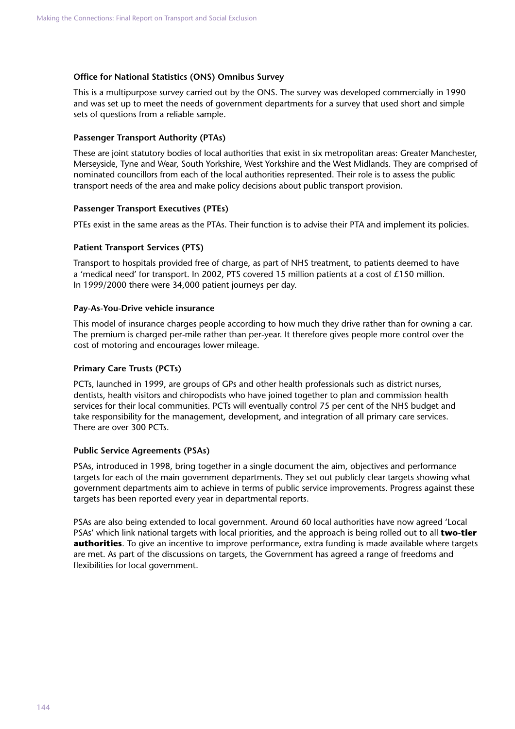**Office for National Statistics (ONS) Omnibus Survey**

This is a multipurpose survey carried out by the ONS. The survey was developed commercially in 1990 and was set up to meet the needs of government departments for a survey that used short and simple sets of questions from a reliable sample.

**Passenger Transport Authority (PTAs)**

These are joint statutory bodies of local authorities that exist in six metropolitan areas: Greater Manchester, Merseyside, Tyne and Wear, South Yorkshire, West Yorkshire and the West Midlands. They are comprised of nominated councillors from each of the local authorities represented. Their role is to assess the public transport needs of the area and make policy decisions about public transport provision.

**Passenger Transport Executives (PTEs)**

PTEs exist in the same areas as the PTAs. Their function is to advise their PTA and implement its policies.

**Patient Transport Services (PTS)**

Transport to hospitals provided free of charge, as part of NHS treatment, to patients deemed to have a 'medical need' for transport. In 2002, PTS covered 15 million patients at a cost of £150 million. In 1999/2000 there were 34,000 patient journeys per day.

**Pay-As-You-Drive vehicle insurance**

This model of insurance charges people according to how much they drive rather than for owning a car. The premium is charged per-mile rather than per-year. It therefore gives people more control over the cost of motoring and encourages lower mileage.

**Primary Care Trusts (PCTs)**

PCTs, launched in 1999, are groups of GPs and other health professionals such as district nurses, dentists, health visitors and chiropodists who have joined together to plan and commission health services for their local communities. PCTs will eventually control 75 per cent of the NHS budget and take responsibility for the management, development, and integration of all primary care services. There are over 300 PCTs.

**Public Service Agreements (PSAs)**

PSAs, introduced in 1998, bring together in a single document the aim, objectives and performance targets for each of the main government departments. They set out publicly clear targets showing what government departments aim to achieve in terms of public service improvements. Progress against these targets has been reported every year in departmental reports.

PSAs are also being extended to local government. Around 60 local authorities have now agreed 'Local PSAs' which link national targets with local priorities, and the approach is being rolled out to all **two-tier authorities**. To give an incentive to improve performance, extra funding is made available where targets are met. As part of the discussions on targets, the Government has agreed a range of freedoms and flexibilities for local government.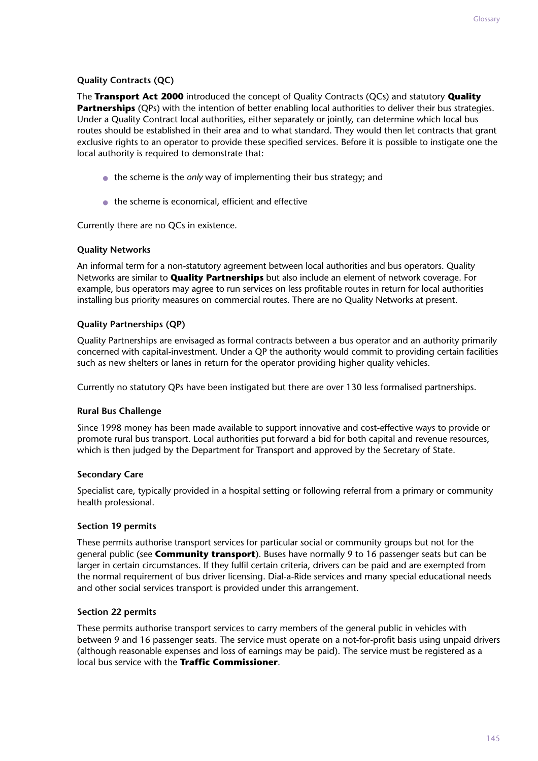### Quality Contracts (QC)

The **Transport Act 2000** introduced the concept of Quality Contracts (QCs) and statutory **Quality Partnerships** (QPs) with the intention of better enabling local authorities to deliver their bus strategies. Under a Quality Contract local authorities, either separately or jointly, can determine which local bus routes should be established in their area and to what standard. They would then let contracts that grant exclusive rights to an operator to provide these specified services. Before it is possible to instigate one the local authority is required to demonstrate that:

- the scheme is the *only* way of implementing their bus strategy; and
- the scheme is economical, efficient and effective

Currently there are no QCs in existence.

### Quality Networks

An informal term for a non-statutory agreement between local authorities and bus operators. Quality Networks are similar to **Quality Partnerships** but also include an element of network coverage. For example, bus operators may agree to run services on less profitable routes in return for local authorities installing bus priority measures on commercial routes. There are no Quality Networks at present.

### Quality Partnerships (QP)

Quality Partnerships are envisaged as formal contracts between a bus operator and an authority primarily concerned with capital-investment. Under a QP the authority would commit to providing certain facilities such as new shelters or lanes in return for the operator providing higher quality vehicles.

Currently no statutory QPs have been instigated but there are over 130 less formalised partnerships.

### Rural Bus Challenge

Since 1998 money has been made available to support innovative and cost-effective ways to provide or promote rural bus transport. Local authorities put forward a bid for both capital and revenue resources, which is then judged by the Department for Transport and approved by the Secretary of State.

### Secondary Care

Specialist care, typically provided in a hospital setting or following referral from a primary or community health professional.

### Section 19 permits

These permits authorise transport services for particular social or community groups but not for the general public (see **Community transport**). Buses have normally 9 to 16 passenger seats but can be larger in certain circumstances. If they fulfil certain criteria, drivers can be paid and are exempted from the normal requirement of bus driver licensing. Dial-a-Ride services and many special educational needs and other social services transport is provided under this arrangement.

### Section 22 permits

These permits authorise transport services to carry members of the general public in vehicles with between 9 and 16 passenger seats. The service must operate on a not-for-profit basis using unpaid drivers (although reasonable expenses and loss of earnings may be paid). The service must be registered as a local bus service with the **Traffic Commissioner**.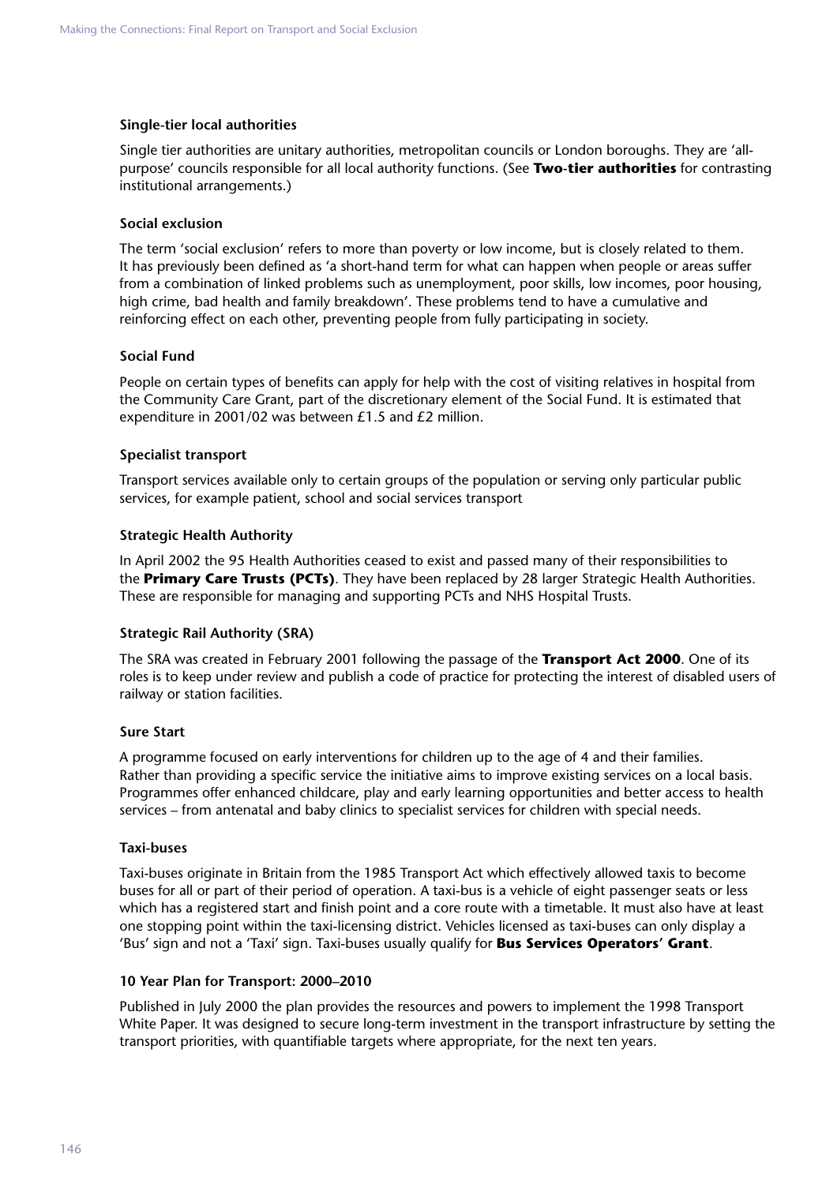**Single-tier local authorities**

Single tier authorities are unitary authorities, metropolitan councils or London boroughs. They are 'all-purpose' councils responsible for all local authority functions. (See **Two-tier authorities** for contrasting institutional arrangements.)

**Social exclusion**

The term 'social exclusion' refers to more than poverty or low income, but is closely related to them. It has previously been defined as 'a short-hand term for what can happen when people or areas suffer from a combination of linked problems such as unemployment, poor skills, low incomes, poor housing, high crime, bad health and family breakdown'. These problems tend to have a cumulative and reinforcing effect on each other, preventing people from fully participating in society.

**Social Fund**

People on certain types of benefits can apply for help with the cost of visiting relatives in hospital from the Community Care Grant, part of the discretionary element of the Social Fund. It is estimated that expenditure in 2001/02 was between £1.5 and £2 million.

**Specialist transport**

Transport services available only to certain groups of the population or serving only particular public services, for example patient, school and social services transport

**Strategic Health Authority**

In April 2002 the 95 Health Authorities ceased to exist and passed many of their responsibilities to the **Primary Care Trusts (PCTs)**. They have been replaced by 28 larger Strategic Health Authorities. These are responsible for managing and supporting PCTs and NHS Hospital Trusts.

**Strategic Rail Authority (SRA)**

The SRA was created in February 2001 following the passage of the **Transport Act 2000**. One of its roles is to keep under review and publish a code of practice for protecting the interest of disabled users of railway or station facilities.

**Sure Start**

A programme focused on early interventions for children up to the age of 4 and their families. Rather than providing a specific service the initiative aims to improve existing services on a local basis. Programmes offer enhanced childcare, play and early learning opportunities and better access to health services – from antenatal and baby clinics to specialist services for children with special needs.

**Taxi-buses**

Taxi-buses originate in Britain from the 1985 Transport Act which effectively allowed taxis to become buses for all or part of their period of operation. A taxi-bus is a vehicle of eight passenger seats or less which has a registered start and finish point and a core route with a timetable. It must also have at least one stopping point within the taxi-licensing district. Vehicles licensed as taxi-buses can only display a 'Bus' sign and not a 'Taxi' sign. Taxi-buses usually qualify for **Bus Services Operators' Grant**.

**10 Year Plan for Transport: 2000–2010**

Published in July 2000 the plan provides the resources and powers to implement the 1998 Transport White Paper. It was designed to secure long-term investment in the transport infrastructure by setting the transport priorities, with quantifiable targets where appropriate, for the next ten years.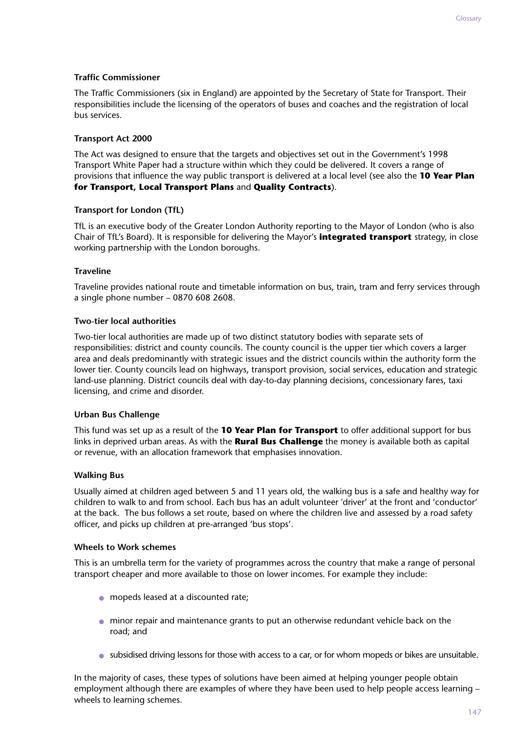### Traffic Commissioner

The Traffic Commissioners (six in England) are appointed by the Secretary of State for Transport. Their responsibilities include the licensing of the operators of buses and coaches and the registration of local bus services.

### Transport Act 2000

The Act was designed to ensure that the targets and objectives set out in the Government's 1998 Transport White Paper had a structure within which they could be delivered. It covers a range of provisions that influence the way public transport is delivered at a local level (see also the **10 Year Plan for Transport, Local Transport Plans** and **Quality Contracts**).

### Transport for London (TfL)

TfL is an executive body of the Greater London Authority reporting to the Mayor of London (who is also Chair of TfL's Board). It is responsible for delivering the Mayor's **integrated transport** strategy, in close working partnership with the London boroughs.

### Traveline

Traveline provides national route and timetable information on bus, train, tram and ferry services through a single phone number – 0870 608 2608.

### Two-tier local authorities

Two-tier local authorities are made up of two distinct statutory bodies with separate sets of responsibilities: district and county councils. The county council is the upper tier which covers a larger area and deals predominantly with strategic issues and the district councils within the authority form the lower tier. County councils lead on highways, transport provision, social services, education and strategic land-use planning. District councils deal with day-to-day planning decisions, concessionary fares, taxi licensing, and crime and disorder.

### Urban Bus Challenge

This fund was set up as a result of the **10 Year Plan for Transport** to offer additional support for bus links in deprived urban areas. As with the **Rural Bus Challenge** the money is available both as capital or revenue, with an allocation framework that emphasises innovation.

### Walking Bus

Usually aimed at children aged between 5 and 11 years old, the walking bus is a safe and healthy way for children to walk to and from school. Each bus has an adult volunteer 'driver' at the front and 'conductor' at the back. The bus follows a set route, based on where the children live and assessed by a road safety officer, and picks up children at pre-arranged 'bus stops'.

### Wheels to Work schemes

This is an umbrella term for the variety of programmes across the country that make a range of personal transport cheaper and more available to those on lower incomes. For example they include:

- mopeds leased at a discounted rate;
- minor repair and maintenance grants to put an otherwise redundant vehicle back on the road; and
- subsidised driving lessons for those with access to a car, or for whom mopeds or bikes are unsuitable.

In the majority of cases, these types of solutions have been aimed at helping younger people obtain employment although there are examples of where they have been used to help people access learning – wheels to learning schemes.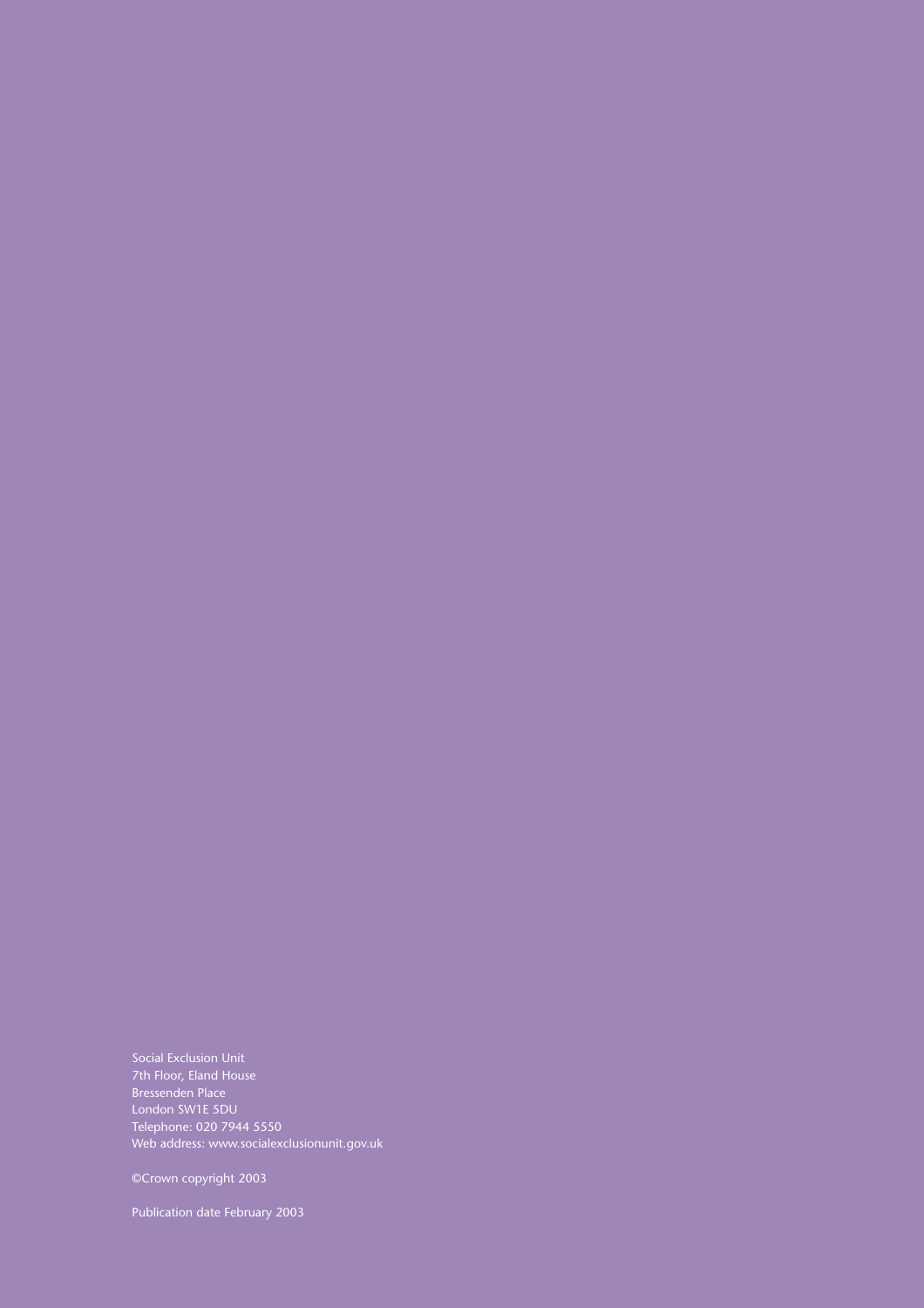Social Exclusion Unit
7th Floor, Eland House
Bressenden Place
London SW1E 5DU
Telephone: 020 7944 5550
Web address: www.socialexclusionunit.gov.uk

©Crown copyright 2003

Publication date February 2003